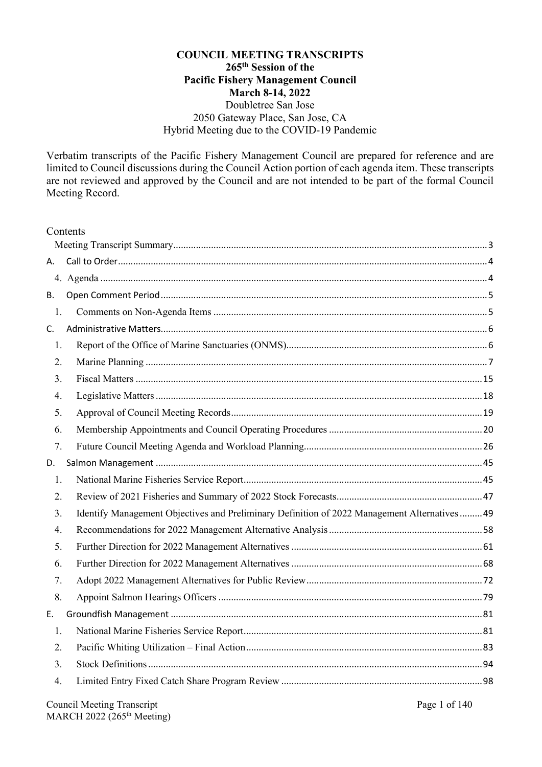**COUNCIL MEETING TRANSCRIPTS**
**265th Session of the**
**Pacific Fishery Management Council**
**March 8-14, 2022**
Doubletree San Jose
2050 Gateway Place, San Jose, CA
Hybrid Meeting due to the COVID-19 Pandemic

Verbatim transcripts of the Pacific Fishery Management Council are prepared for reference and are limited to Council discussions during the Council Action portion of each agenda item. These transcripts are not reviewed and approved by the Council and are not intended to be part of the formal Council Meeting Record.

Contents

- Meeting Transcript Summary ... 3
- A. Call to Order ... 4
  - 4. Agenda ... 4
- B. Open Comment Period ... 5
  - 1. Comments on Non-Agenda Items ... 5
- C. Administrative Matters ... 6
  - 1. Report of the Office of Marine Sanctuaries (ONMS) ... 6
  - 2. Marine Planning ... 7
  - 3. Fiscal Matters ... 15
  - 4. Legislative Matters ... 18
  - 5. Approval of Council Meeting Records ... 19
  - 6. Membership Appointments and Council Operating Procedures ... 20
  - 7. Future Council Meeting Agenda and Workload Planning ... 26
- D. Salmon Management ... 45
  - 1. National Marine Fisheries Service Report ... 45
  - 2. Review of 2021 Fisheries and Summary of 2022 Stock Forecasts ... 47
  - 3. Identify Management Objectives and Preliminary Definition of 2022 Management Alternatives ... 49
  - 4. Recommendations for 2022 Management Alternative Analysis ... 58
  - 5. Further Direction for 2022 Management Alternatives ... 61
  - 6. Further Direction for 2022 Management Alternatives ... 68
  - 7. Adopt 2022 Management Alternatives for Public Review ... 72
  - 8. Appoint Salmon Hearings Officers ... 79
- E. Groundfish Management ... 81
  - 1. National Marine Fisheries Service Report ... 81
  - 2. Pacific Whiting Utilization – Final Action ... 83
  - 3. Stock Definitions ... 94
  - 4. Limited Entry Fixed Catch Share Program Review ... 98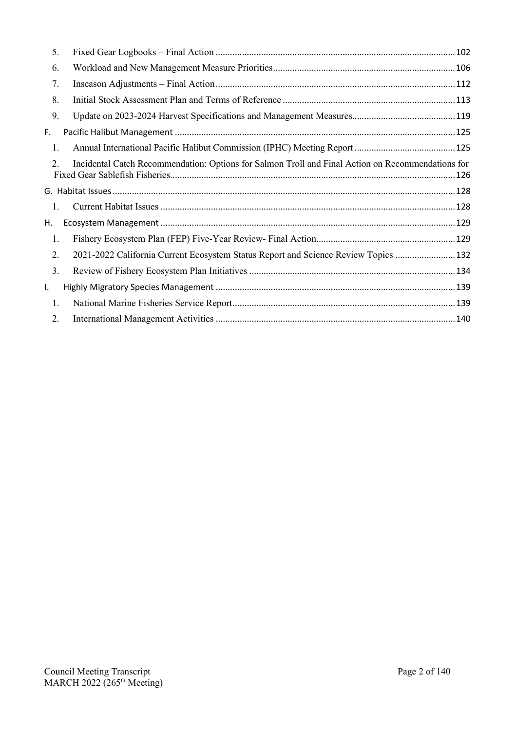5. Fixed Gear Logbooks – Final Action ........ 102
6. Workload and New Management Measure Priorities ........ 106
7. Inseason Adjustments – Final Action ........ 112
8. Initial Stock Assessment Plan and Terms of Reference ........ 113
9. Update on 2023-2024 Harvest Specifications and Management Measures ........ 119

F. Pacific Halibut Management ........ 125

1. Annual International Pacific Halibut Commission (IPHC) Meeting Report ........ 125
2. Incidental Catch Recommendation: Options for Salmon Troll and Final Action on Recommendations for Fixed Gear Sablefish Fisheries ........ 126

G. Habitat Issues ........ 128

1. Current Habitat Issues ........ 128

H. Ecosystem Management ........ 129

1. Fishery Ecosystem Plan (FEP) Five-Year Review- Final Action ........ 129
2. 2021-2022 California Current Ecosystem Status Report and Science Review Topics ........ 132
3. Review of Fishery Ecosystem Plan Initiatives ........ 134

I. Highly Migratory Species Management ........ 139

1. National Marine Fisheries Service Report ........ 139
2. International Management Activities ........ 140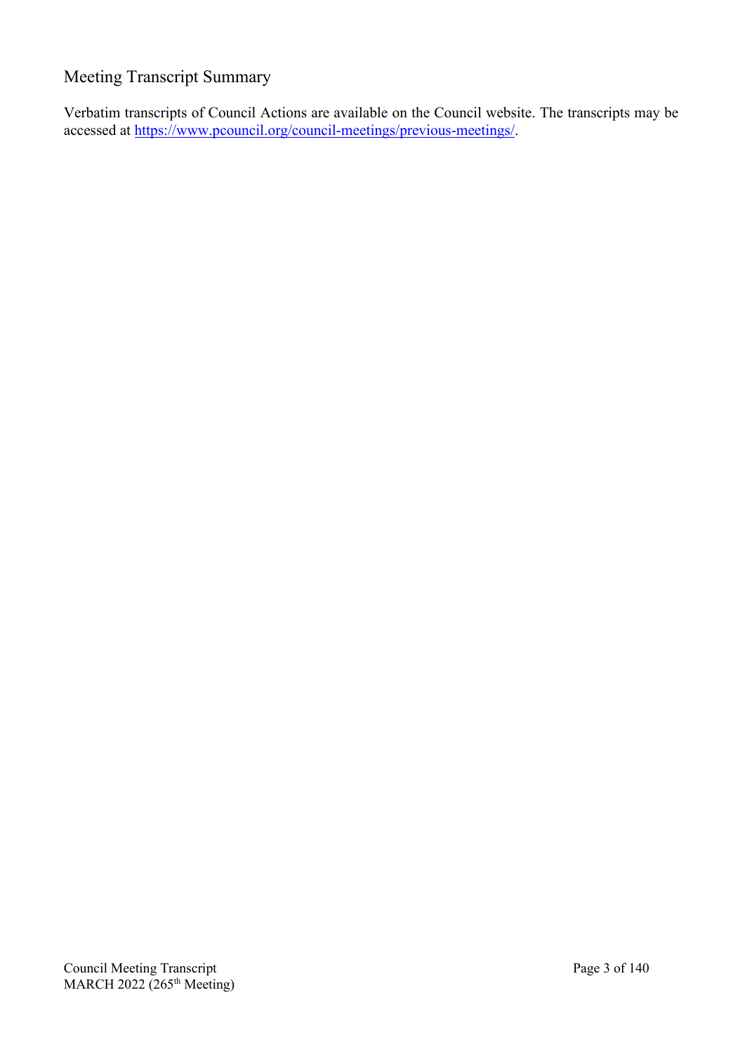## Meeting Transcript Summary

Verbatim transcripts of Council Actions are available on the Council website. The transcripts may be accessed at [https://www.pcouncil.org/council-meetings/previous-meetings/](https://www.pcouncil.org/council-meetings/previous-meetings/).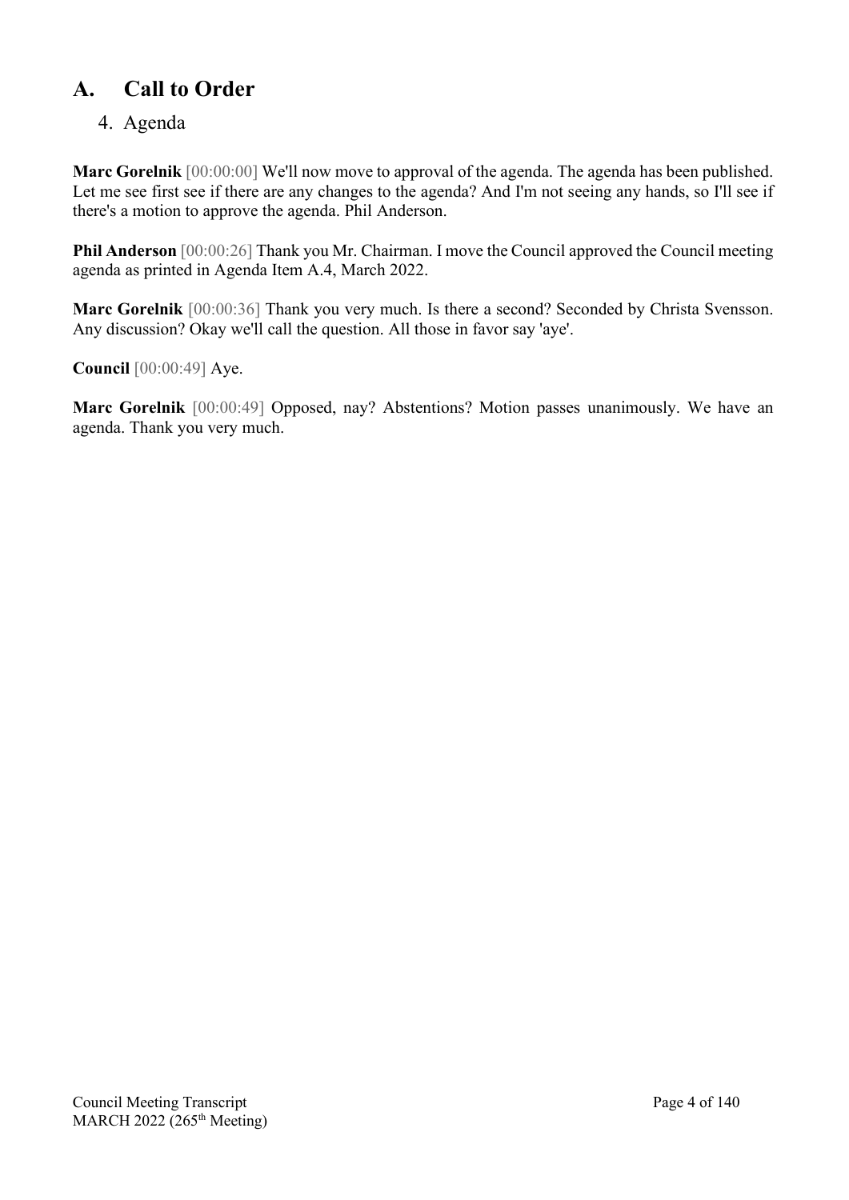# A. Call to Order

## 4. Agenda

**Marc Gorelnik** [00:00:00] We'll now move to approval of the agenda. The agenda has been published. Let me see first see if there are any changes to the agenda? And I'm not seeing any hands, so I'll see if there's a motion to approve the agenda. Phil Anderson.

**Phil Anderson** [00:00:26] Thank you Mr. Chairman. I move the Council approved the Council meeting agenda as printed in Agenda Item A.4, March 2022.

**Marc Gorelnik** [00:00:36] Thank you very much. Is there a second? Seconded by Christa Svensson. Any discussion? Okay we'll call the question. All those in favor say 'aye'.

**Council** [00:00:49] Aye.

**Marc Gorelnik** [00:00:49] Opposed, nay? Abstentions? Motion passes unanimously. We have an agenda. Thank you very much.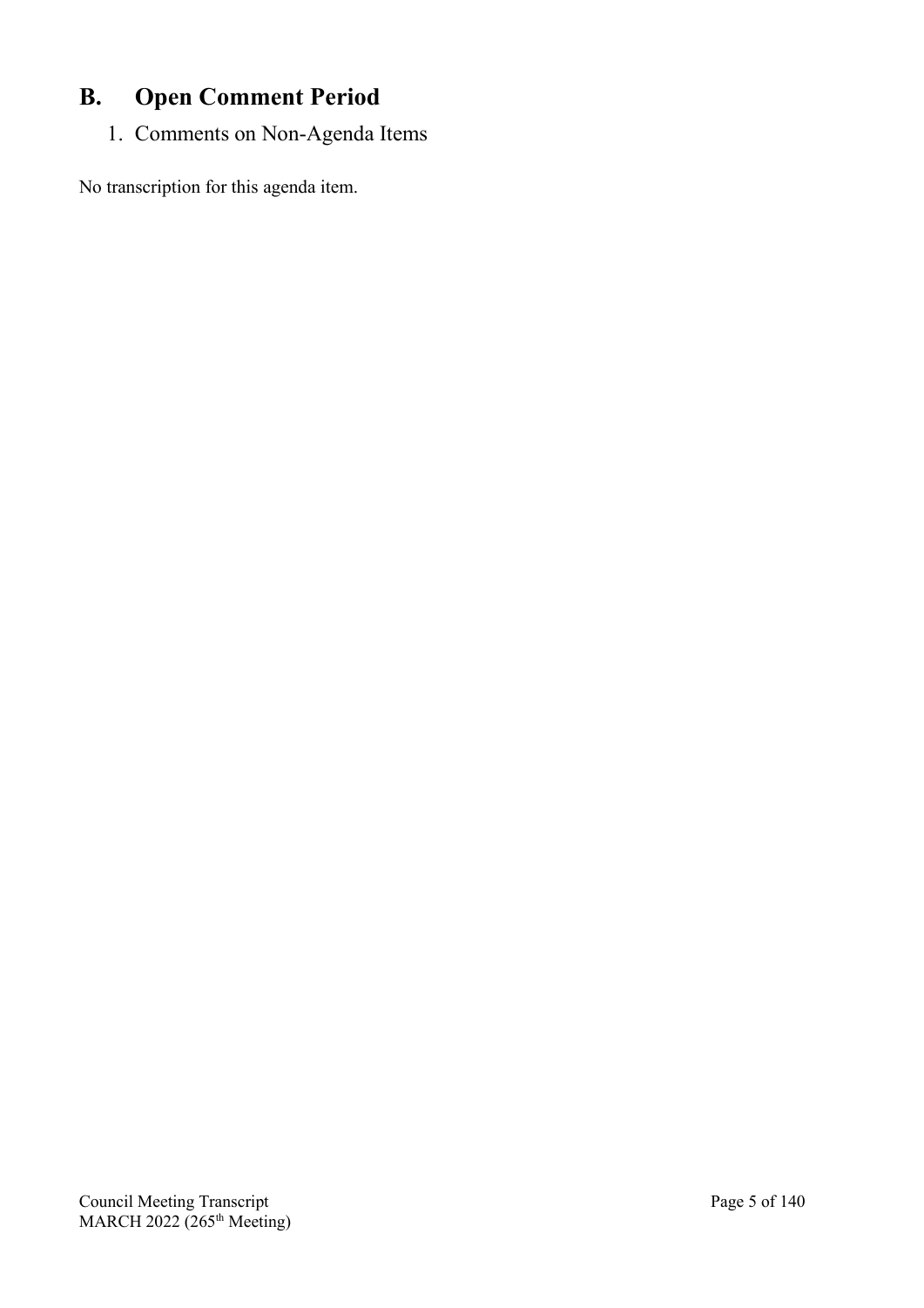# B. Open Comment Period

1. Comments on Non-Agenda Items

No transcription for this agenda item.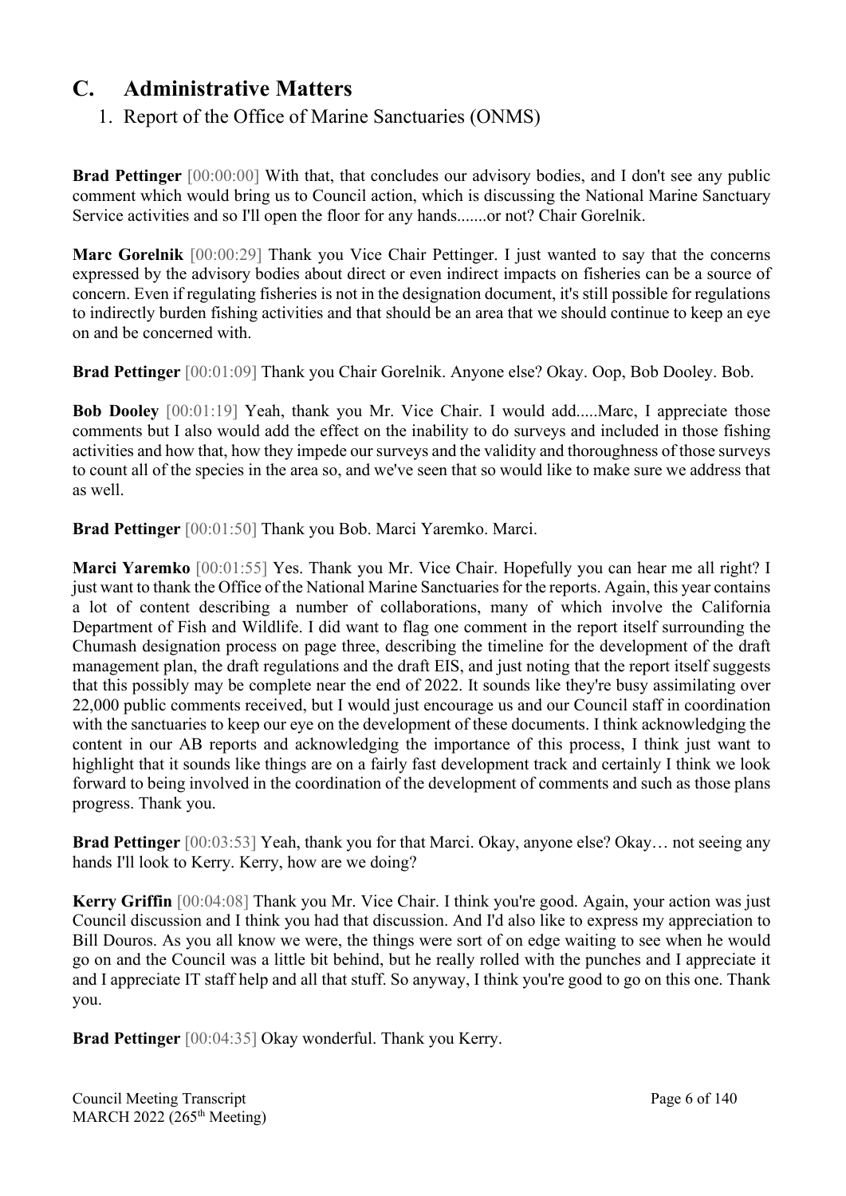# C. Administrative Matters

## 1. Report of the Office of Marine Sanctuaries (ONMS)

**Brad Pettinger** [00:00:00] With that, that concludes our advisory bodies, and I don't see any public comment which would bring us to Council action, which is discussing the National Marine Sanctuary Service activities and so I'll open the floor for any hands.......or not? Chair Gorelnik.

**Marc Gorelnik** [00:00:29] Thank you Vice Chair Pettinger. I just wanted to say that the concerns expressed by the advisory bodies about direct or even indirect impacts on fisheries can be a source of concern. Even if regulating fisheries is not in the designation document, it's still possible for regulations to indirectly burden fishing activities and that should be an area that we should continue to keep an eye on and be concerned with.

**Brad Pettinger** [00:01:09] Thank you Chair Gorelnik. Anyone else? Okay. Oop, Bob Dooley. Bob.

**Bob Dooley** [00:01:19] Yeah, thank you Mr. Vice Chair. I would add.....Marc, I appreciate those comments but I also would add the effect on the inability to do surveys and included in those fishing activities and how that, how they impede our surveys and the validity and thoroughness of those surveys to count all of the species in the area so, and we've seen that so would like to make sure we address that as well.

**Brad Pettinger** [00:01:50] Thank you Bob. Marci Yaremko. Marci.

**Marci Yaremko** [00:01:55] Yes. Thank you Mr. Vice Chair. Hopefully you can hear me all right? I just want to thank the Office of the National Marine Sanctuaries for the reports. Again, this year contains a lot of content describing a number of collaborations, many of which involve the California Department of Fish and Wildlife. I did want to flag one comment in the report itself surrounding the Chumash designation process on page three, describing the timeline for the development of the draft management plan, the draft regulations and the draft EIS, and just noting that the report itself suggests that this possibly may be complete near the end of 2022. It sounds like they're busy assimilating over 22,000 public comments received, but I would just encourage us and our Council staff in coordination with the sanctuaries to keep our eye on the development of these documents. I think acknowledging the content in our AB reports and acknowledging the importance of this process, I think just want to highlight that it sounds like things are on a fairly fast development track and certainly I think we look forward to being involved in the coordination of the development of comments and such as those plans progress. Thank you.

**Brad Pettinger** [00:03:53] Yeah, thank you for that Marci. Okay, anyone else? Okay… not seeing any hands I'll look to Kerry. Kerry, how are we doing?

**Kerry Griffin** [00:04:08] Thank you Mr. Vice Chair. I think you're good. Again, your action was just Council discussion and I think you had that discussion. And I'd also like to express my appreciation to Bill Douros. As you all know we were, the things were sort of on edge waiting to see when he would go on and the Council was a little bit behind, but he really rolled with the punches and I appreciate it and I appreciate IT staff help and all that stuff. So anyway, I think you're good to go on this one. Thank you.

**Brad Pettinger** [00:04:35] Okay wonderful. Thank you Kerry.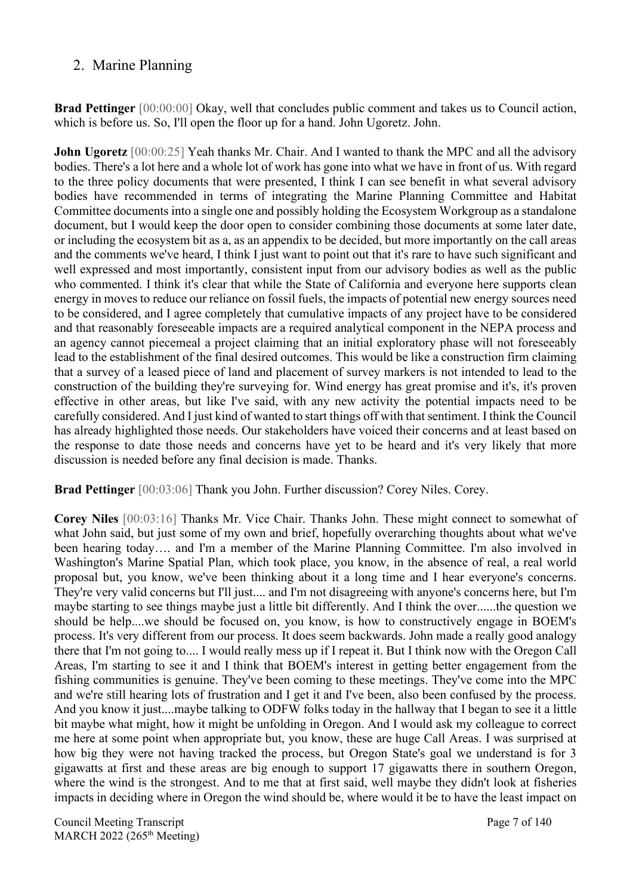## 2. Marine Planning

**Brad Pettinger** [00:00:00] Okay, well that concludes public comment and takes us to Council action, which is before us. So, I'll open the floor up for a hand. John Ugoretz. John.

**John Ugoretz** [00:00:25] Yeah thanks Mr. Chair. And I wanted to thank the MPC and all the advisory bodies. There's a lot here and a whole lot of work has gone into what we have in front of us. With regard to the three policy documents that were presented, I think I can see benefit in what several advisory bodies have recommended in terms of integrating the Marine Planning Committee and Habitat Committee documents into a single one and possibly holding the Ecosystem Workgroup as a standalone document, but I would keep the door open to consider combining those documents at some later date, or including the ecosystem bit as a, as an appendix to be decided, but more importantly on the call areas and the comments we've heard, I think I just want to point out that it's rare to have such significant and well expressed and most importantly, consistent input from our advisory bodies as well as the public who commented. I think it's clear that while the State of California and everyone here supports clean energy in moves to reduce our reliance on fossil fuels, the impacts of potential new energy sources need to be considered, and I agree completely that cumulative impacts of any project have to be considered and that reasonably foreseeable impacts are a required analytical component in the NEPA process and an agency cannot piecemeal a project claiming that an initial exploratory phase will not foreseeably lead to the establishment of the final desired outcomes. This would be like a construction firm claiming that a survey of a leased piece of land and placement of survey markers is not intended to lead to the construction of the building they're surveying for. Wind energy has great promise and it's, it's proven effective in other areas, but like I've said, with any new activity the potential impacts need to be carefully considered. And I just kind of wanted to start things off with that sentiment. I think the Council has already highlighted those needs. Our stakeholders have voiced their concerns and at least based on the response to date those needs and concerns have yet to be heard and it's very likely that more discussion is needed before any final decision is made. Thanks.

**Brad Pettinger** [00:03:06] Thank you John. Further discussion? Corey Niles. Corey.

**Corey Niles** [00:03:16] Thanks Mr. Vice Chair. Thanks John. These might connect to somewhat of what John said, but just some of my own and brief, hopefully overarching thoughts about what we've been hearing today…. and I'm a member of the Marine Planning Committee. I'm also involved in Washington's Marine Spatial Plan, which took place, you know, in the absence of real, a real world proposal but, you know, we've been thinking about it a long time and I hear everyone's concerns. They're very valid concerns but I'll just.... and I'm not disagreeing with anyone's concerns here, but I'm maybe starting to see things maybe just a little bit differently. And I think the over......the question we should be help....we should be focused on, you know, is how to constructively engage in BOEM's process. It's very different from our process. It does seem backwards. John made a really good analogy there that I'm not going to.... I would really mess up if I repeat it. But I think now with the Oregon Call Areas, I'm starting to see it and I think that BOEM's interest in getting better engagement from the fishing communities is genuine. They've been coming to these meetings. They've come into the MPC and we're still hearing lots of frustration and I get it and I've been, also been confused by the process. And you know it just....maybe talking to ODFW folks today in the hallway that I began to see it a little bit maybe what might, how it might be unfolding in Oregon. And I would ask my colleague to correct me here at some point when appropriate but, you know, these are huge Call Areas. I was surprised at how big they were not having tracked the process, but Oregon State's goal we understand is for 3 gigawatts at first and these areas are big enough to support 17 gigawatts there in southern Oregon, where the wind is the strongest. And to me that at first said, well maybe they didn't look at fisheries impacts in deciding where in Oregon the wind should be, where would it be to have the least impact on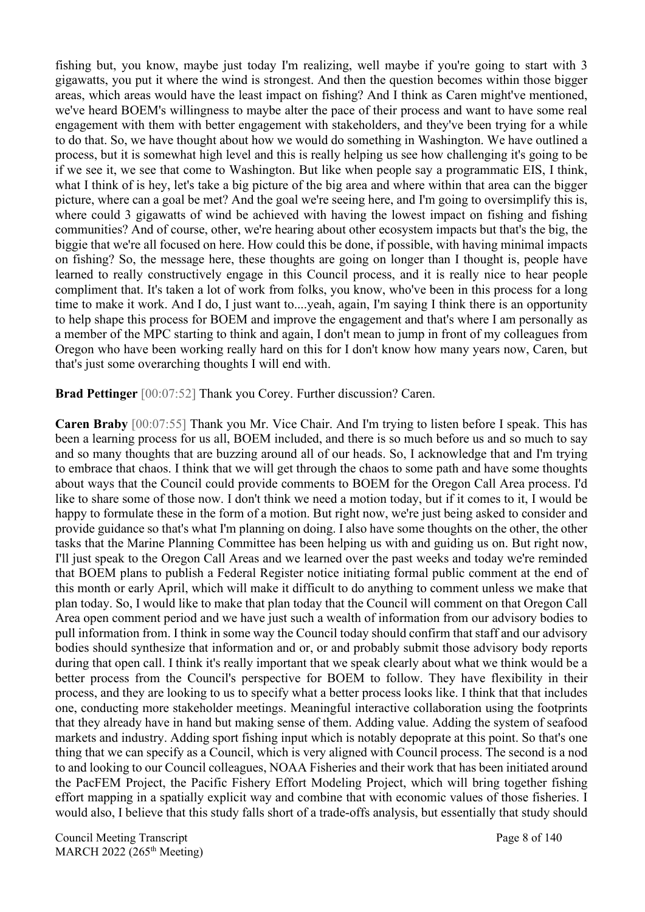fishing but, you know, maybe just today I'm realizing, well maybe if you're going to start with 3 gigawatts, you put it where the wind is strongest. And then the question becomes within those bigger areas, which areas would have the least impact on fishing? And I think as Caren might've mentioned, we've heard BOEM's willingness to maybe alter the pace of their process and want to have some real engagement with them with better engagement with stakeholders, and they've been trying for a while to do that. So, we have thought about how we would do something in Washington. We have outlined a process, but it is somewhat high level and this is really helping us see how challenging it's going to be if we see it, we see that come to Washington. But like when people say a programmatic EIS, I think, what I think of is hey, let's take a big picture of the big area and where within that area can the bigger picture, where can a goal be met? And the goal we're seeing here, and I'm going to oversimplify this is, where could 3 gigawatts of wind be achieved with having the lowest impact on fishing and fishing communities? And of course, other, we're hearing about other ecosystem impacts but that's the big, the biggie that we're all focused on here. How could this be done, if possible, with having minimal impacts on fishing? So, the message here, these thoughts are going on longer than I thought is, people have learned to really constructively engage in this Council process, and it is really nice to hear people compliment that. It's taken a lot of work from folks, you know, who've been in this process for a long time to make it work. And I do, I just want to....yeah, again, I'm saying I think there is an opportunity to help shape this process for BOEM and improve the engagement and that's where I am personally as a member of the MPC starting to think and again, I don't mean to jump in front of my colleagues from Oregon who have been working really hard on this for I don't know how many years now, Caren, but that's just some overarching thoughts I will end with.

**Brad Pettinger** [00:07:52] Thank you Corey. Further discussion? Caren.

**Caren Braby** [00:07:55] Thank you Mr. Vice Chair. And I'm trying to listen before I speak. This has been a learning process for us all, BOEM included, and there is so much before us and so much to say and so many thoughts that are buzzing around all of our heads. So, I acknowledge that and I'm trying to embrace that chaos. I think that we will get through the chaos to some path and have some thoughts about ways that the Council could provide comments to BOEM for the Oregon Call Area process. I'd like to share some of those now. I don't think we need a motion today, but if it comes to it, I would be happy to formulate these in the form of a motion. But right now, we're just being asked to consider and provide guidance so that's what I'm planning on doing. I also have some thoughts on the other, the other tasks that the Marine Planning Committee has been helping us with and guiding us on. But right now, I'll just speak to the Oregon Call Areas and we learned over the past weeks and today we're reminded that BOEM plans to publish a Federal Register notice initiating formal public comment at the end of this month or early April, which will make it difficult to do anything to comment unless we make that plan today. So, I would like to make that plan today that the Council will comment on that Oregon Call Area open comment period and we have just such a wealth of information from our advisory bodies to pull information from. I think in some way the Council today should confirm that staff and our advisory bodies should synthesize that information and or, or and probably submit those advisory body reports during that open call. I think it's really important that we speak clearly about what we think would be a better process from the Council's perspective for BOEM to follow. They have flexibility in their process, and they are looking to us to specify what a better process looks like. I think that that includes one, conducting more stakeholder meetings. Meaningful interactive collaboration using the footprints that they already have in hand but making sense of them. Adding value. Adding the system of seafood markets and industry. Adding sport fishing input which is notably depoprate at this point. So that's one thing that we can specify as a Council, which is very aligned with Council process. The second is a nod to and looking to our Council colleagues, NOAA Fisheries and their work that has been initiated around the PacFEM Project, the Pacific Fishery Effort Modeling Project, which will bring together fishing effort mapping in a spatially explicit way and combine that with economic values of those fisheries. I would also, I believe that this study falls short of a trade-offs analysis, but essentially that study should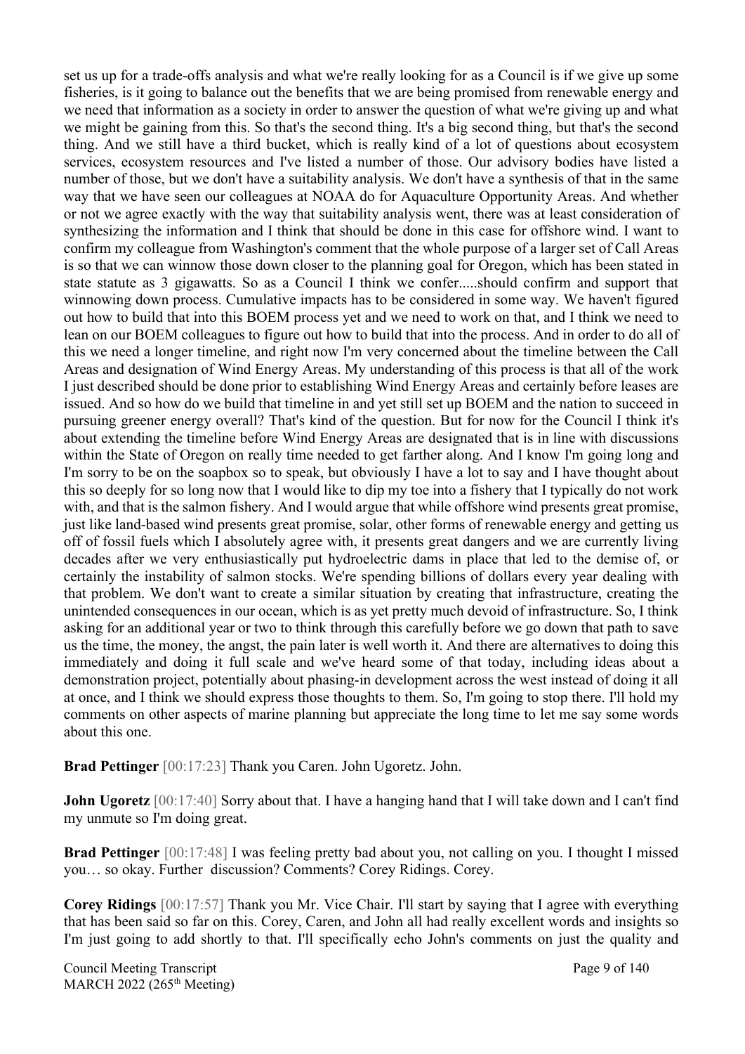set us up for a trade-offs analysis and what we're really looking for as a Council is if we give up some fisheries, is it going to balance out the benefits that we are being promised from renewable energy and we need that information as a society in order to answer the question of what we're giving up and what we might be gaining from this. So that's the second thing. It's a big second thing, but that's the second thing. And we still have a third bucket, which is really kind of a lot of questions about ecosystem services, ecosystem resources and I've listed a number of those. Our advisory bodies have listed a number of those, but we don't have a suitability analysis. We don't have a synthesis of that in the same way that we have seen our colleagues at NOAA do for Aquaculture Opportunity Areas. And whether or not we agree exactly with the way that suitability analysis went, there was at least consideration of synthesizing the information and I think that should be done in this case for offshore wind. I want to confirm my colleague from Washington's comment that the whole purpose of a larger set of Call Areas is so that we can winnow those down closer to the planning goal for Oregon, which has been stated in state statute as 3 gigawatts. So as a Council I think we confer.....should confirm and support that winnowing down process. Cumulative impacts has to be considered in some way. We haven't figured out how to build that into this BOEM process yet and we need to work on that, and I think we need to lean on our BOEM colleagues to figure out how to build that into the process. And in order to do all of this we need a longer timeline, and right now I'm very concerned about the timeline between the Call Areas and designation of Wind Energy Areas. My understanding of this process is that all of the work I just described should be done prior to establishing Wind Energy Areas and certainly before leases are issued. And so how do we build that timeline in and yet still set up BOEM and the nation to succeed in pursuing greener energy overall? That's kind of the question. But for now for the Council I think it's about extending the timeline before Wind Energy Areas are designated that is in line with discussions within the State of Oregon on really time needed to get farther along. And I know I'm going long and I'm sorry to be on the soapbox so to speak, but obviously I have a lot to say and I have thought about this so deeply for so long now that I would like to dip my toe into a fishery that I typically do not work with, and that is the salmon fishery. And I would argue that while offshore wind presents great promise, just like land-based wind presents great promise, solar, other forms of renewable energy and getting us off of fossil fuels which I absolutely agree with, it presents great dangers and we are currently living decades after we very enthusiastically put hydroelectric dams in place that led to the demise of, or certainly the instability of salmon stocks. We're spending billions of dollars every year dealing with that problem. We don't want to create a similar situation by creating that infrastructure, creating the unintended consequences in our ocean, which is as yet pretty much devoid of infrastructure. So, I think asking for an additional year or two to think through this carefully before we go down that path to save us the time, the money, the angst, the pain later is well worth it. And there are alternatives to doing this immediately and doing it full scale and we've heard some of that today, including ideas about a demonstration project, potentially about phasing-in development across the west instead of doing it all at once, and I think we should express those thoughts to them. So, I'm going to stop there. I'll hold my comments on other aspects of marine planning but appreciate the long time to let me say some words about this one.

**Brad Pettinger** [00:17:23] Thank you Caren. John Ugoretz. John.

**John Ugoretz** [00:17:40] Sorry about that. I have a hanging hand that I will take down and I can't find my unmute so I'm doing great.

**Brad Pettinger** [00:17:48] I was feeling pretty bad about you, not calling on you. I thought I missed you… so okay. Further discussion? Comments? Corey Ridings. Corey.

**Corey Ridings** [00:17:57] Thank you Mr. Vice Chair. I'll start by saying that I agree with everything that has been said so far on this. Corey, Caren, and John all had really excellent words and insights so I'm just going to add shortly to that. I'll specifically echo John's comments on just the quality and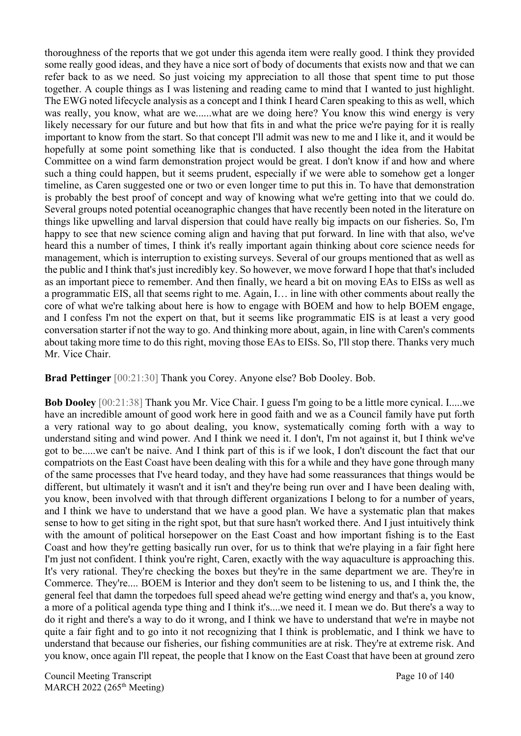thoroughness of the reports that we got under this agenda item were really good. I think they provided some really good ideas, and they have a nice sort of body of documents that exists now and that we can refer back to as we need. So just voicing my appreciation to all those that spent time to put those together. A couple things as I was listening and reading came to mind that I wanted to just highlight. The EWG noted lifecycle analysis as a concept and I think I heard Caren speaking to this as well, which was really, you know, what are we......what are we doing here? You know this wind energy is very likely necessary for our future and but how that fits in and what the price we're paying for it is really important to know from the start. So that concept I'll admit was new to me and I like it, and it would be hopefully at some point something like that is conducted. I also thought the idea from the Habitat Committee on a wind farm demonstration project would be great. I don't know if and how and where such a thing could happen, but it seems prudent, especially if we were able to somehow get a longer timeline, as Caren suggested one or two or even longer time to put this in. To have that demonstration is probably the best proof of concept and way of knowing what we're getting into that we could do. Several groups noted potential oceanographic changes that have recently been noted in the literature on things like upwelling and larval dispersion that could have really big impacts on our fisheries. So, I'm happy to see that new science coming align and having that put forward. In line with that also, we've heard this a number of times, I think it's really important again thinking about core science needs for management, which is interruption to existing surveys. Several of our groups mentioned that as well as the public and I think that's just incredibly key. So however, we move forward I hope that that's included as an important piece to remember. And then finally, we heard a bit on moving EAs to EISs as well as a programmatic EIS, all that seems right to me. Again, I… in line with other comments about really the core of what we're talking about here is how to engage with BOEM and how to help BOEM engage, and I confess I'm not the expert on that, but it seems like programmatic EIS is at least a very good conversation starter if not the way to go. And thinking more about, again, in line with Caren's comments about taking more time to do this right, moving those EAs to EISs. So, I'll stop there. Thanks very much Mr. Vice Chair.

**Brad Pettinger** [00:21:30] Thank you Corey. Anyone else? Bob Dooley. Bob.

**Bob Dooley** [00:21:38] Thank you Mr. Vice Chair. I guess I'm going to be a little more cynical. I.....we have an incredible amount of good work here in good faith and we as a Council family have put forth a very rational way to go about dealing, you know, systematically coming forth with a way to understand siting and wind power. And I think we need it. I don't, I'm not against it, but I think we've got to be.....we can't be naive. And I think part of this is if we look, I don't discount the fact that our compatriots on the East Coast have been dealing with this for a while and they have gone through many of the same processes that I've heard today, and they have had some reassurances that things would be different, but ultimately it wasn't and it isn't and they're being run over and I have been dealing with, you know, been involved with that through different organizations I belong to for a number of years, and I think we have to understand that we have a good plan. We have a systematic plan that makes sense to how to get siting in the right spot, but that sure hasn't worked there. And I just intuitively think with the amount of political horsepower on the East Coast and how important fishing is to the East Coast and how they're getting basically run over, for us to think that we're playing in a fair fight here I'm just not confident. I think you're right, Caren, exactly with the way aquaculture is approaching this. It's very rational. They're checking the boxes but they're in the same department we are. They're in Commerce. They're.... BOEM is Interior and they don't seem to be listening to us, and I think the, the general feel that damn the torpedoes full speed ahead we're getting wind energy and that's a, you know, a more of a political agenda type thing and I think it's....we need it. I mean we do. But there's a way to do it right and there's a way to do it wrong, and I think we have to understand that we're in maybe not quite a fair fight and to go into it not recognizing that I think is problematic, and I think we have to understand that because our fisheries, our fishing communities are at risk. They're at extreme risk. And you know, once again I'll repeat, the people that I know on the East Coast that have been at ground zero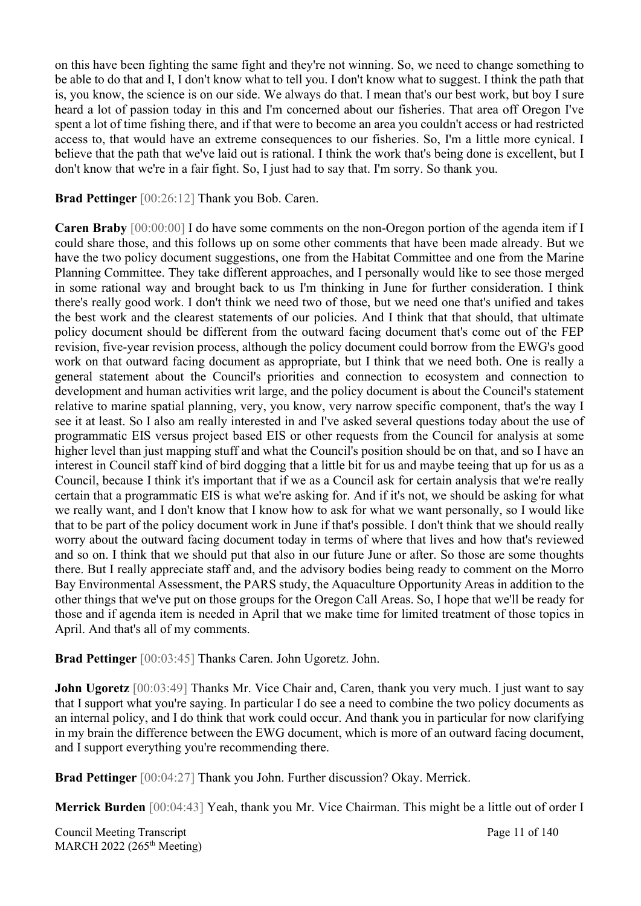on this have been fighting the same fight and they're not winning. So, we need to change something to be able to do that and I, I don't know what to tell you. I don't know what to suggest. I think the path that is, you know, the science is on our side. We always do that. I mean that's our best work, but boy I sure heard a lot of passion today in this and I'm concerned about our fisheries. That area off Oregon I've spent a lot of time fishing there, and if that were to become an area you couldn't access or had restricted access to, that would have an extreme consequences to our fisheries. So, I'm a little more cynical. I believe that the path that we've laid out is rational. I think the work that's being done is excellent, but I don't know that we're in a fair fight. So, I just had to say that. I'm sorry. So thank you.

**Brad Pettinger** [00:26:12] Thank you Bob. Caren.

**Caren Braby** [00:00:00] I do have some comments on the non-Oregon portion of the agenda item if I could share those, and this follows up on some other comments that have been made already. But we have the two policy document suggestions, one from the Habitat Committee and one from the Marine Planning Committee. They take different approaches, and I personally would like to see those merged in some rational way and brought back to us I'm thinking in June for further consideration. I think there's really good work. I don't think we need two of those, but we need one that's unified and takes the best work and the clearest statements of our policies. And I think that that should, that ultimate policy document should be different from the outward facing document that's come out of the FEP revision, five-year revision process, although the policy document could borrow from the EWG's good work on that outward facing document as appropriate, but I think that we need both. One is really a general statement about the Council's priorities and connection to ecosystem and connection to development and human activities writ large, and the policy document is about the Council's statement relative to marine spatial planning, very, you know, very narrow specific component, that's the way I see it at least. So I also am really interested in and I've asked several questions today about the use of programmatic EIS versus project based EIS or other requests from the Council for analysis at some higher level than just mapping stuff and what the Council's position should be on that, and so I have an interest in Council staff kind of bird dogging that a little bit for us and maybe teeing that up for us as a Council, because I think it's important that if we as a Council ask for certain analysis that we're really certain that a programmatic EIS is what we're asking for. And if it's not, we should be asking for what we really want, and I don't know that I know how to ask for what we want personally, so I would like that to be part of the policy document work in June if that's possible. I don't think that we should really worry about the outward facing document today in terms of where that lives and how that's reviewed and so on. I think that we should put that also in our future June or after. So those are some thoughts there. But I really appreciate staff and, and the advisory bodies being ready to comment on the Morro Bay Environmental Assessment, the PARS study, the Aquaculture Opportunity Areas in addition to the other things that we've put on those groups for the Oregon Call Areas. So, I hope that we'll be ready for those and if agenda item is needed in April that we make time for limited treatment of those topics in April. And that's all of my comments.

**Brad Pettinger** [00:03:45] Thanks Caren. John Ugoretz. John.

**John Ugoretz** [00:03:49] Thanks Mr. Vice Chair and, Caren, thank you very much. I just want to say that I support what you're saying. In particular I do see a need to combine the two policy documents as an internal policy, and I do think that work could occur. And thank you in particular for now clarifying in my brain the difference between the EWG document, which is more of an outward facing document, and I support everything you're recommending there.

**Brad Pettinger** [00:04:27] Thank you John. Further discussion? Okay. Merrick.

**Merrick Burden** [00:04:43] Yeah, thank you Mr. Vice Chairman. This might be a little out of order I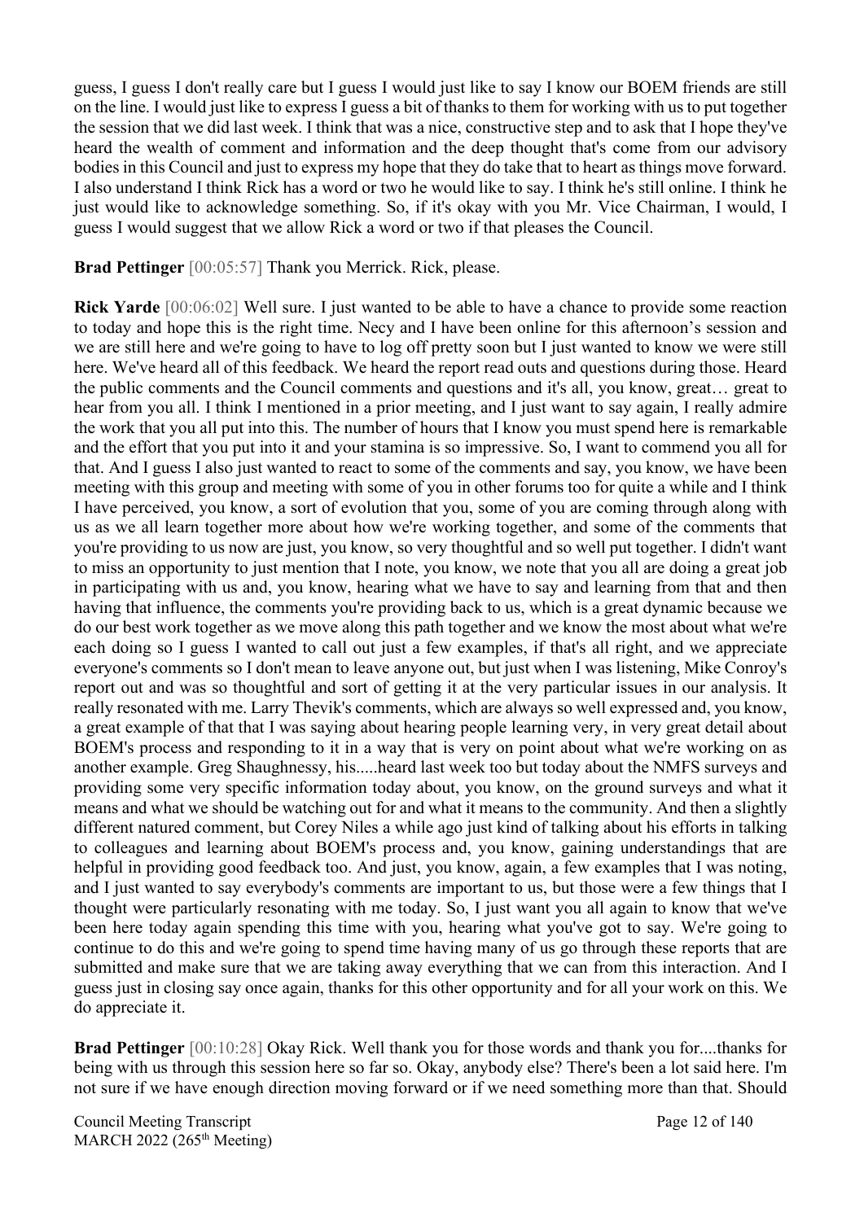guess, I guess I don't really care but I guess I would just like to say I know our BOEM friends are still on the line. I would just like to express I guess a bit of thanks to them for working with us to put together the session that we did last week. I think that was a nice, constructive step and to ask that I hope they've heard the wealth of comment and information and the deep thought that's come from our advisory bodies in this Council and just to express my hope that they do take that to heart as things move forward. I also understand I think Rick has a word or two he would like to say. I think he's still online. I think he just would like to acknowledge something. So, if it's okay with you Mr. Vice Chairman, I would, I guess I would suggest that we allow Rick a word or two if that pleases the Council.

**Brad Pettinger** [00:05:57] Thank you Merrick. Rick, please.

**Rick Yarde** [00:06:02] Well sure. I just wanted to be able to have a chance to provide some reaction to today and hope this is the right time. Necy and I have been online for this afternoon's session and we are still here and we're going to have to log off pretty soon but I just wanted to know we were still here. We've heard all of this feedback. We heard the report read outs and questions during those. Heard the public comments and the Council comments and questions and it's all, you know, great… great to hear from you all. I think I mentioned in a prior meeting, and I just want to say again, I really admire the work that you all put into this. The number of hours that I know you must spend here is remarkable and the effort that you put into it and your stamina is so impressive. So, I want to commend you all for that. And I guess I also just wanted to react to some of the comments and say, you know, we have been meeting with this group and meeting with some of you in other forums too for quite a while and I think I have perceived, you know, a sort of evolution that you, some of you are coming through along with us as we all learn together more about how we're working together, and some of the comments that you're providing to us now are just, you know, so very thoughtful and so well put together. I didn't want to miss an opportunity to just mention that I note, you know, we note that you all are doing a great job in participating with us and, you know, hearing what we have to say and learning from that and then having that influence, the comments you're providing back to us, which is a great dynamic because we do our best work together as we move along this path together and we know the most about what we're each doing so I guess I wanted to call out just a few examples, if that's all right, and we appreciate everyone's comments so I don't mean to leave anyone out, but just when I was listening, Mike Conroy's report out and was so thoughtful and sort of getting it at the very particular issues in our analysis. It really resonated with me. Larry Thevik's comments, which are always so well expressed and, you know, a great example of that that I was saying about hearing people learning very, in very great detail about BOEM's process and responding to it in a way that is very on point about what we're working on as another example. Greg Shaughnessy, his.....heard last week too but today about the NMFS surveys and providing some very specific information today about, you know, on the ground surveys and what it means and what we should be watching out for and what it means to the community. And then a slightly different natured comment, but Corey Niles a while ago just kind of talking about his efforts in talking to colleagues and learning about BOEM's process and, you know, gaining understandings that are helpful in providing good feedback too. And just, you know, again, a few examples that I was noting, and I just wanted to say everybody's comments are important to us, but those were a few things that I thought were particularly resonating with me today. So, I just want you all again to know that we've been here today again spending this time with you, hearing what you've got to say. We're going to continue to do this and we're going to spend time having many of us go through these reports that are submitted and make sure that we are taking away everything that we can from this interaction. And I guess just in closing say once again, thanks for this other opportunity and for all your work on this. We do appreciate it.

**Brad Pettinger** [00:10:28] Okay Rick. Well thank you for those words and thank you for....thanks for being with us through this session here so far so. Okay, anybody else? There's been a lot said here. I'm not sure if we have enough direction moving forward or if we need something more than that. Should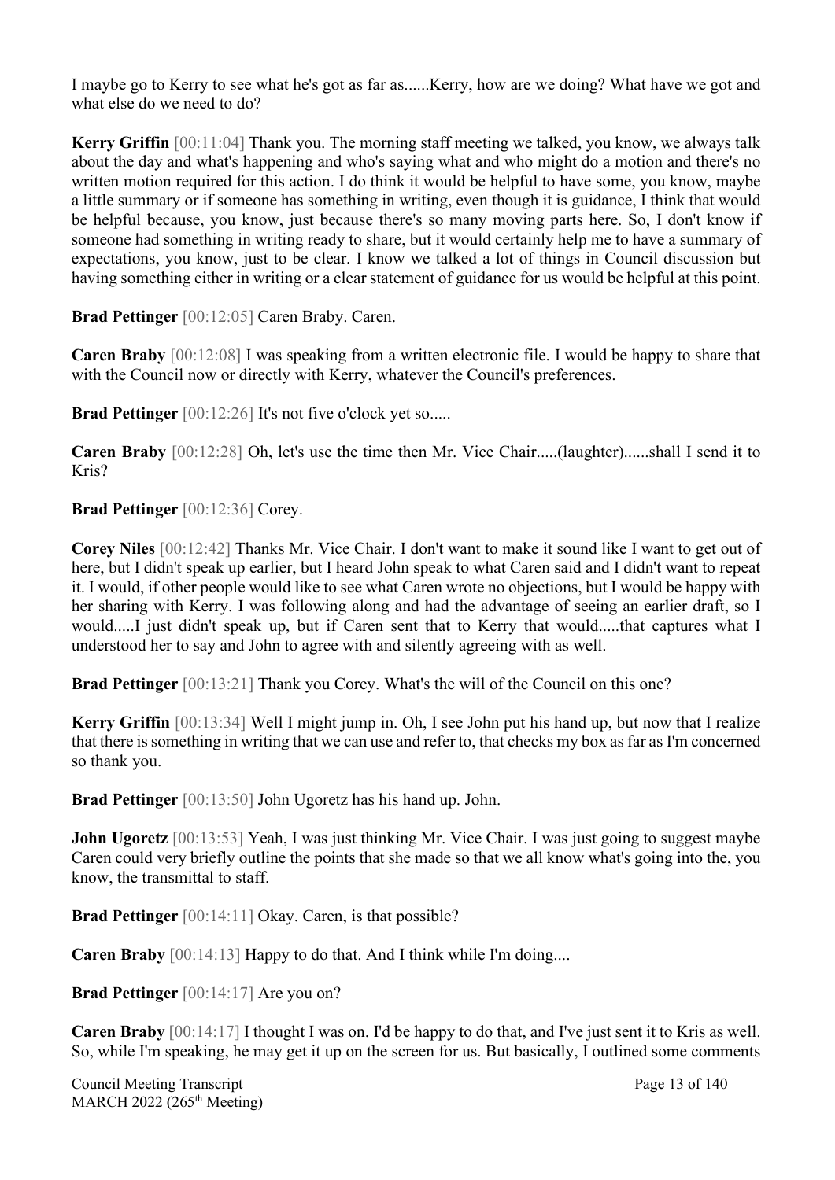I maybe go to Kerry to see what he's got as far as......Kerry, how are we doing? What have we got and what else do we need to do?

**Kerry Griffin** [00:11:04] Thank you. The morning staff meeting we talked, you know, we always talk about the day and what's happening and who's saying what and who might do a motion and there's no written motion required for this action. I do think it would be helpful to have some, you know, maybe a little summary or if someone has something in writing, even though it is guidance, I think that would be helpful because, you know, just because there's so many moving parts here. So, I don't know if someone had something in writing ready to share, but it would certainly help me to have a summary of expectations, you know, just to be clear. I know we talked a lot of things in Council discussion but having something either in writing or a clear statement of guidance for us would be helpful at this point.

**Brad Pettinger** [00:12:05] Caren Braby. Caren.

**Caren Braby** [00:12:08] I was speaking from a written electronic file. I would be happy to share that with the Council now or directly with Kerry, whatever the Council's preferences.

**Brad Pettinger** [00:12:26] It's not five o'clock yet so.....

**Caren Braby** [00:12:28] Oh, let's use the time then Mr. Vice Chair.....(laughter)......shall I send it to Kris?

**Brad Pettinger** [00:12:36] Corey.

**Corey Niles** [00:12:42] Thanks Mr. Vice Chair. I don't want to make it sound like I want to get out of here, but I didn't speak up earlier, but I heard John speak to what Caren said and I didn't want to repeat it. I would, if other people would like to see what Caren wrote no objections, but I would be happy with her sharing with Kerry. I was following along and had the advantage of seeing an earlier draft, so I would.....I just didn't speak up, but if Caren sent that to Kerry that would.....that captures what I understood her to say and John to agree with and silently agreeing with as well.

**Brad Pettinger** [00:13:21] Thank you Corey. What's the will of the Council on this one?

**Kerry Griffin** [00:13:34] Well I might jump in. Oh, I see John put his hand up, but now that I realize that there is something in writing that we can use and refer to, that checks my box as far as I'm concerned so thank you.

**Brad Pettinger** [00:13:50] John Ugoretz has his hand up. John.

**John Ugoretz** [00:13:53] Yeah, I was just thinking Mr. Vice Chair. I was just going to suggest maybe Caren could very briefly outline the points that she made so that we all know what's going into the, you know, the transmittal to staff.

**Brad Pettinger** [00:14:11] Okay. Caren, is that possible?

**Caren Braby** [00:14:13] Happy to do that. And I think while I'm doing....

**Brad Pettinger** [00:14:17] Are you on?

**Caren Braby** [00:14:17] I thought I was on. I'd be happy to do that, and I've just sent it to Kris as well. So, while I'm speaking, he may get it up on the screen for us. But basically, I outlined some comments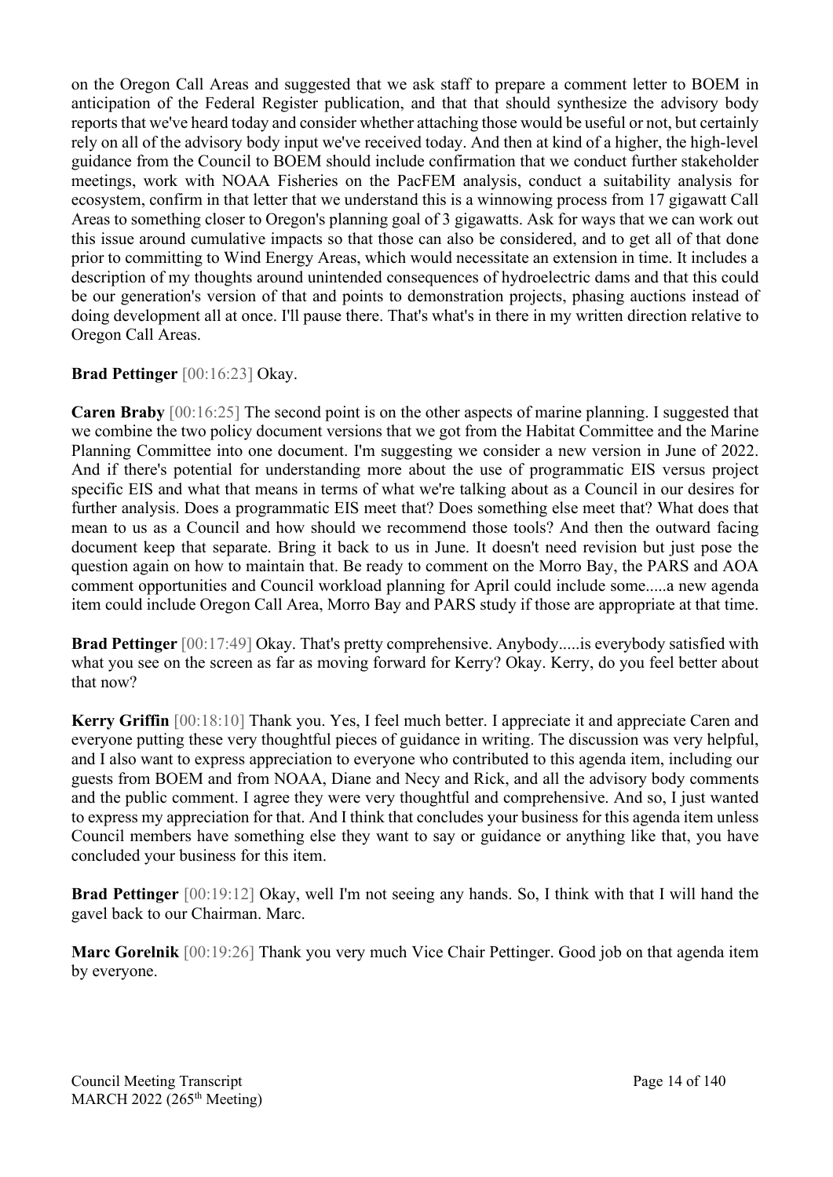on the Oregon Call Areas and suggested that we ask staff to prepare a comment letter to BOEM in anticipation of the Federal Register publication, and that that should synthesize the advisory body reports that we've heard today and consider whether attaching those would be useful or not, but certainly rely on all of the advisory body input we've received today. And then at kind of a higher, the high-level guidance from the Council to BOEM should include confirmation that we conduct further stakeholder meetings, work with NOAA Fisheries on the PacFEM analysis, conduct a suitability analysis for ecosystem, confirm in that letter that we understand this is a winnowing process from 17 gigawatt Call Areas to something closer to Oregon's planning goal of 3 gigawatts. Ask for ways that we can work out this issue around cumulative impacts so that those can also be considered, and to get all of that done prior to committing to Wind Energy Areas, which would necessitate an extension in time. It includes a description of my thoughts around unintended consequences of hydroelectric dams and that this could be our generation's version of that and points to demonstration projects, phasing auctions instead of doing development all at once. I'll pause there. That's what's in there in my written direction relative to Oregon Call Areas.

**Brad Pettinger** [00:16:23] Okay.

**Caren Braby** [00:16:25] The second point is on the other aspects of marine planning. I suggested that we combine the two policy document versions that we got from the Habitat Committee and the Marine Planning Committee into one document. I'm suggesting we consider a new version in June of 2022. And if there's potential for understanding more about the use of programmatic EIS versus project specific EIS and what that means in terms of what we're talking about as a Council in our desires for further analysis. Does a programmatic EIS meet that? Does something else meet that? What does that mean to us as a Council and how should we recommend those tools? And then the outward facing document keep that separate. Bring it back to us in June. It doesn't need revision but just pose the question again on how to maintain that. Be ready to comment on the Morro Bay, the PARS and AOA comment opportunities and Council workload planning for April could include some.....a new agenda item could include Oregon Call Area, Morro Bay and PARS study if those are appropriate at that time.

**Brad Pettinger** [00:17:49] Okay. That's pretty comprehensive. Anybody.....is everybody satisfied with what you see on the screen as far as moving forward for Kerry? Okay. Kerry, do you feel better about that now?

**Kerry Griffin** [00:18:10] Thank you. Yes, I feel much better. I appreciate it and appreciate Caren and everyone putting these very thoughtful pieces of guidance in writing. The discussion was very helpful, and I also want to express appreciation to everyone who contributed to this agenda item, including our guests from BOEM and from NOAA, Diane and Necy and Rick, and all the advisory body comments and the public comment. I agree they were very thoughtful and comprehensive. And so, I just wanted to express my appreciation for that. And I think that concludes your business for this agenda item unless Council members have something else they want to say or guidance or anything like that, you have concluded your business for this item.

**Brad Pettinger** [00:19:12] Okay, well I'm not seeing any hands. So, I think with that I will hand the gavel back to our Chairman. Marc.

**Marc Gorelnik** [00:19:26] Thank you very much Vice Chair Pettinger. Good job on that agenda item by everyone.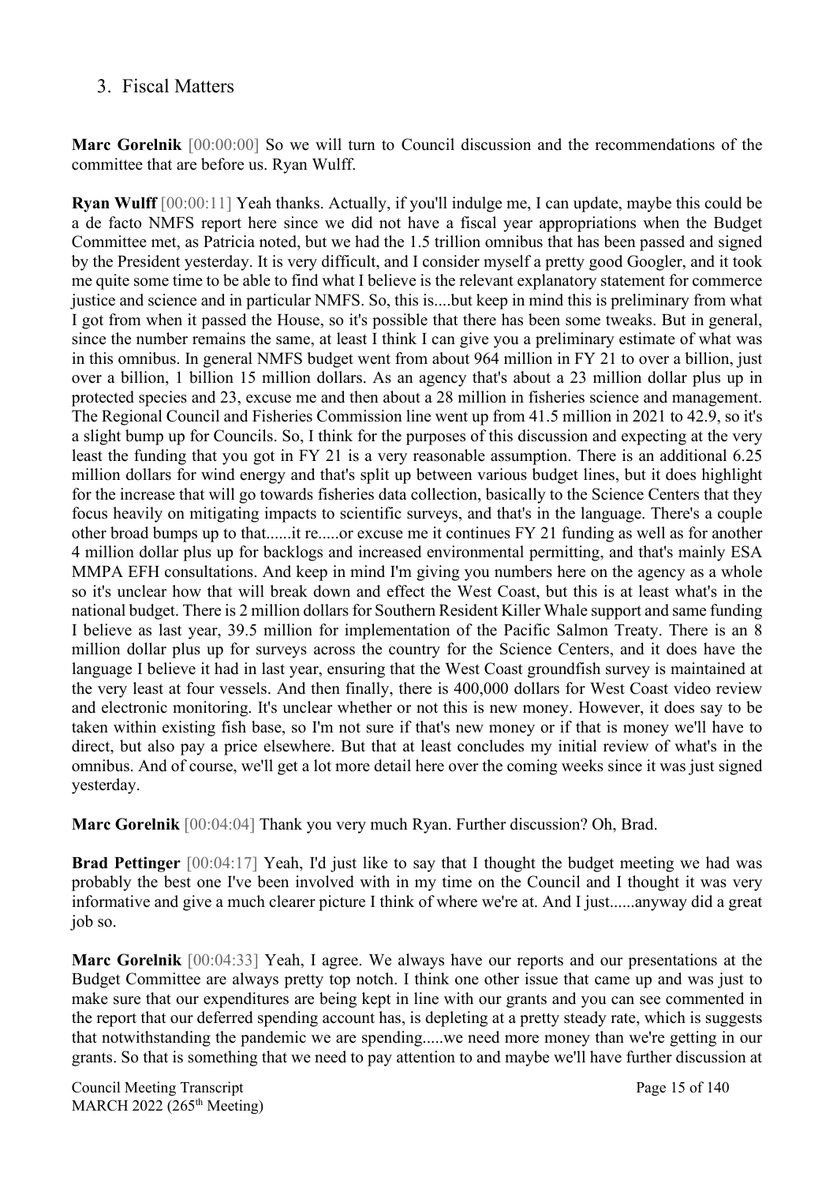## 3. Fiscal Matters

**Marc Gorelnik** [00:00:00] So we will turn to Council discussion and the recommendations of the committee that are before us. Ryan Wulff.

**Ryan Wulff** [00:00:11] Yeah thanks. Actually, if you'll indulge me, I can update, maybe this could be a de facto NMFS report here since we did not have a fiscal year appropriations when the Budget Committee met, as Patricia noted, but we had the 1.5 trillion omnibus that has been passed and signed by the President yesterday. It is very difficult, and I consider myself a pretty good Googler, and it took me quite some time to be able to find what I believe is the relevant explanatory statement for commerce justice and science and in particular NMFS. So, this is....but keep in mind this is preliminary from what I got from when it passed the House, so it's possible that there has been some tweaks. But in general, since the number remains the same, at least I think I can give you a preliminary estimate of what was in this omnibus. In general NMFS budget went from about 964 million in FY 21 to over a billion, just over a billion, 1 billion 15 million dollars. As an agency that's about a 23 million dollar plus up in protected species and 23, excuse me and then about a 28 million in fisheries science and management. The Regional Council and Fisheries Commission line went up from 41.5 million in 2021 to 42.9, so it's a slight bump up for Councils. So, I think for the purposes of this discussion and expecting at the very least the funding that you got in FY 21 is a very reasonable assumption. There is an additional 6.25 million dollars for wind energy and that's split up between various budget lines, but it does highlight for the increase that will go towards fisheries data collection, basically to the Science Centers that they focus heavily on mitigating impacts to scientific surveys, and that's in the language. There's a couple other broad bumps up to that......it re.....or excuse me it continues FY 21 funding as well as for another 4 million dollar plus up for backlogs and increased environmental permitting, and that's mainly ESA MMPA EFH consultations. And keep in mind I'm giving you numbers here on the agency as a whole so it's unclear how that will break down and effect the West Coast, but this is at least what's in the national budget. There is 2 million dollars for Southern Resident Killer Whale support and same funding I believe as last year, 39.5 million for implementation of the Pacific Salmon Treaty. There is an 8 million dollar plus up for surveys across the country for the Science Centers, and it does have the language I believe it had in last year, ensuring that the West Coast groundfish survey is maintained at the very least at four vessels. And then finally, there is 400,000 dollars for West Coast video review and electronic monitoring. It's unclear whether or not this is new money. However, it does say to be taken within existing fish base, so I'm not sure if that's new money or if that is money we'll have to direct, but also pay a price elsewhere. But that at least concludes my initial review of what's in the omnibus. And of course, we'll get a lot more detail here over the coming weeks since it was just signed yesterday.

**Marc Gorelnik** [00:04:04] Thank you very much Ryan. Further discussion? Oh, Brad.

**Brad Pettinger** [00:04:17] Yeah, I'd just like to say that I thought the budget meeting we had was probably the best one I've been involved with in my time on the Council and I thought it was very informative and give a much clearer picture I think of where we're at. And I just......anyway did a great job so.

**Marc Gorelnik** [00:04:33] Yeah, I agree. We always have our reports and our presentations at the Budget Committee are always pretty top notch. I think one other issue that came up and was just to make sure that our expenditures are being kept in line with our grants and you can see commented in the report that our deferred spending account has, is depleting at a pretty steady rate, which is suggests that notwithstanding the pandemic we are spending.....we need more money than we're getting in our grants. So that is something that we need to pay attention to and maybe we'll have further discussion at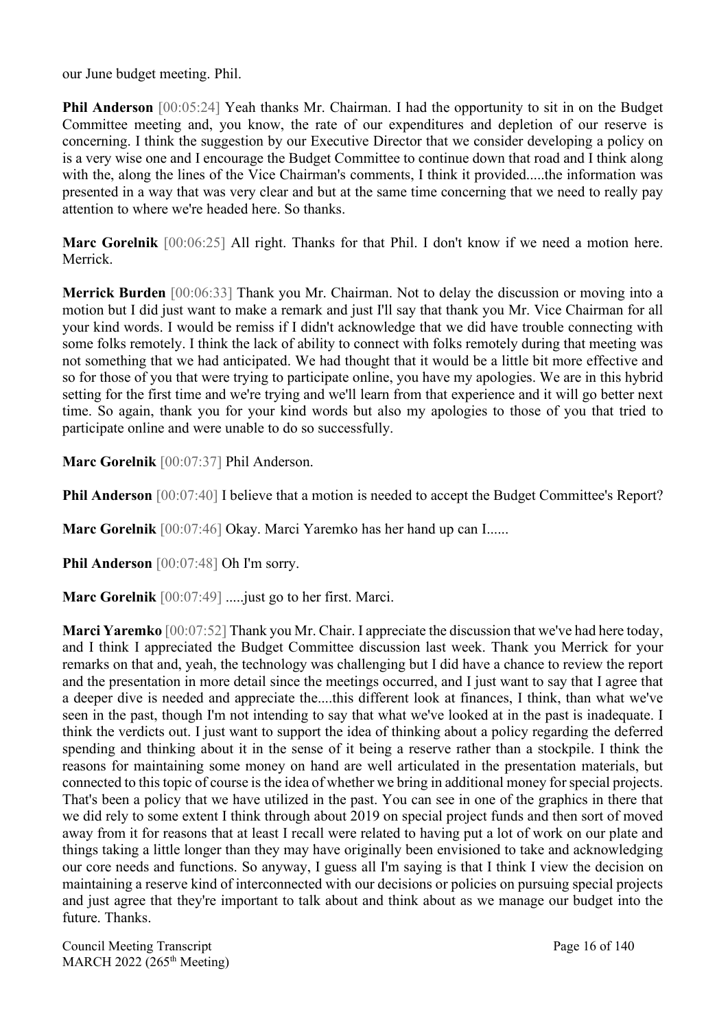our June budget meeting. Phil.

**Phil Anderson** [00:05:24] Yeah thanks Mr. Chairman. I had the opportunity to sit in on the Budget Committee meeting and, you know, the rate of our expenditures and depletion of our reserve is concerning. I think the suggestion by our Executive Director that we consider developing a policy on is a very wise one and I encourage the Budget Committee to continue down that road and I think along with the, along the lines of the Vice Chairman's comments, I think it provided.....the information was presented in a way that was very clear and but at the same time concerning that we need to really pay attention to where we're headed here. So thanks.

**Marc Gorelnik** [00:06:25] All right. Thanks for that Phil. I don't know if we need a motion here. Merrick.

**Merrick Burden** [00:06:33] Thank you Mr. Chairman. Not to delay the discussion or moving into a motion but I did just want to make a remark and just I'll say that thank you Mr. Vice Chairman for all your kind words. I would be remiss if I didn't acknowledge that we did have trouble connecting with some folks remotely. I think the lack of ability to connect with folks remotely during that meeting was not something that we had anticipated. We had thought that it would be a little bit more effective and so for those of you that were trying to participate online, you have my apologies. We are in this hybrid setting for the first time and we're trying and we'll learn from that experience and it will go better next time. So again, thank you for your kind words but also my apologies to those of you that tried to participate online and were unable to do so successfully.

**Marc Gorelnik** [00:07:37] Phil Anderson.

**Phil Anderson** [00:07:40] I believe that a motion is needed to accept the Budget Committee's Report?

**Marc Gorelnik** [00:07:46] Okay. Marci Yaremko has her hand up can I......

**Phil Anderson** [00:07:48] Oh I'm sorry.

**Marc Gorelnik** [00:07:49] .....just go to her first. Marci.

**Marci Yaremko** [00:07:52] Thank you Mr. Chair. I appreciate the discussion that we've had here today, and I think I appreciated the Budget Committee discussion last week. Thank you Merrick for your remarks on that and, yeah, the technology was challenging but I did have a chance to review the report and the presentation in more detail since the meetings occurred, and I just want to say that I agree that a deeper dive is needed and appreciate the....this different look at finances, I think, than what we've seen in the past, though I'm not intending to say that what we've looked at in the past is inadequate. I think the verdicts out. I just want to support the idea of thinking about a policy regarding the deferred spending and thinking about it in the sense of it being a reserve rather than a stockpile. I think the reasons for maintaining some money on hand are well articulated in the presentation materials, but connected to this topic of course is the idea of whether we bring in additional money for special projects. That's been a policy that we have utilized in the past. You can see in one of the graphics in there that we did rely to some extent I think through about 2019 on special project funds and then sort of moved away from it for reasons that at least I recall were related to having put a lot of work on our plate and things taking a little longer than they may have originally been envisioned to take and acknowledging our core needs and functions. So anyway, I guess all I'm saying is that I think I view the decision on maintaining a reserve kind of interconnected with our decisions or policies on pursuing special projects and just agree that they're important to talk about and think about as we manage our budget into the future. Thanks.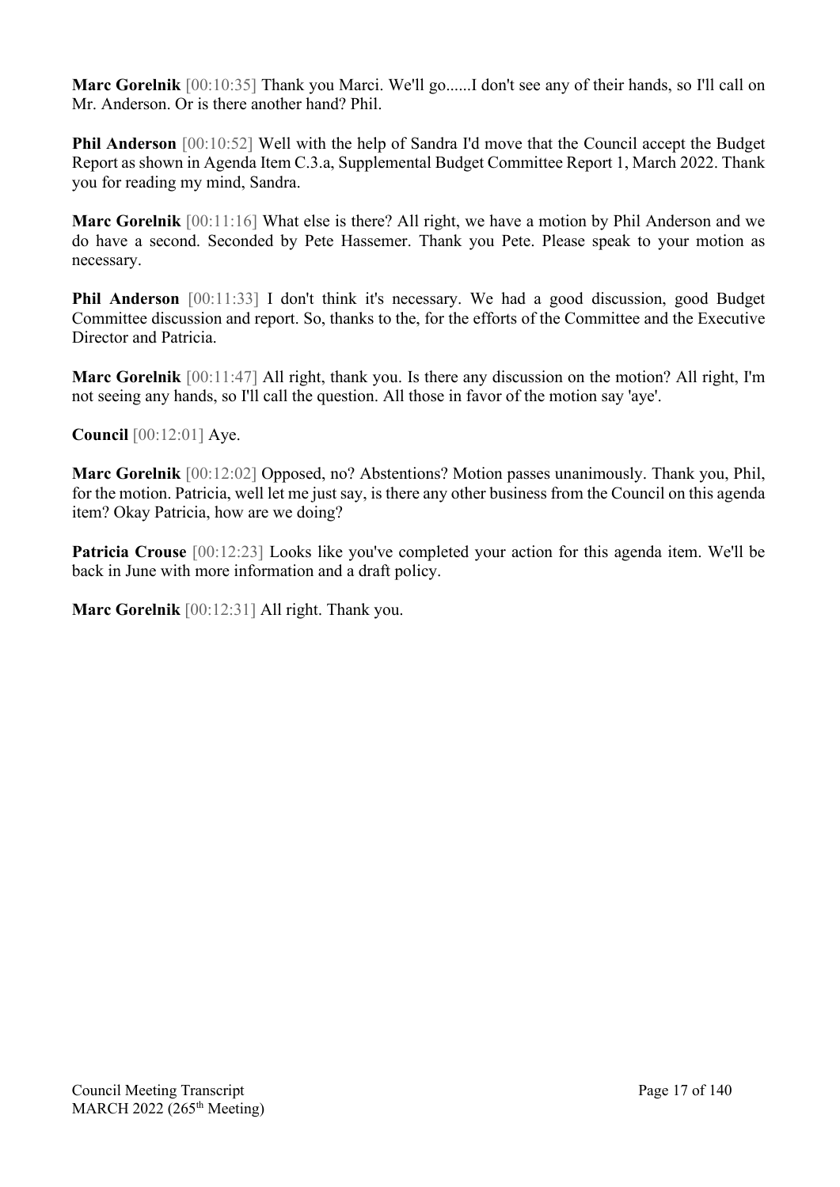**Marc Gorelnik** [00:10:35] Thank you Marci. We'll go......I don't see any of their hands, so I'll call on Mr. Anderson. Or is there another hand? Phil.

**Phil Anderson** [00:10:52] Well with the help of Sandra I'd move that the Council accept the Budget Report as shown in Agenda Item C.3.a, Supplemental Budget Committee Report 1, March 2022. Thank you for reading my mind, Sandra.

**Marc Gorelnik** [00:11:16] What else is there? All right, we have a motion by Phil Anderson and we do have a second. Seconded by Pete Hassemer. Thank you Pete. Please speak to your motion as necessary.

**Phil Anderson** [00:11:33] I don't think it's necessary. We had a good discussion, good Budget Committee discussion and report. So, thanks to the, for the efforts of the Committee and the Executive Director and Patricia.

**Marc Gorelnik** [00:11:47] All right, thank you. Is there any discussion on the motion? All right, I'm not seeing any hands, so I'll call the question. All those in favor of the motion say 'aye'.

**Council** [00:12:01] Aye.

**Marc Gorelnik** [00:12:02] Opposed, no? Abstentions? Motion passes unanimously. Thank you, Phil, for the motion. Patricia, well let me just say, is there any other business from the Council on this agenda item? Okay Patricia, how are we doing?

**Patricia Crouse** [00:12:23] Looks like you've completed your action for this agenda item. We'll be back in June with more information and a draft policy.

**Marc Gorelnik** [00:12:31] All right. Thank you.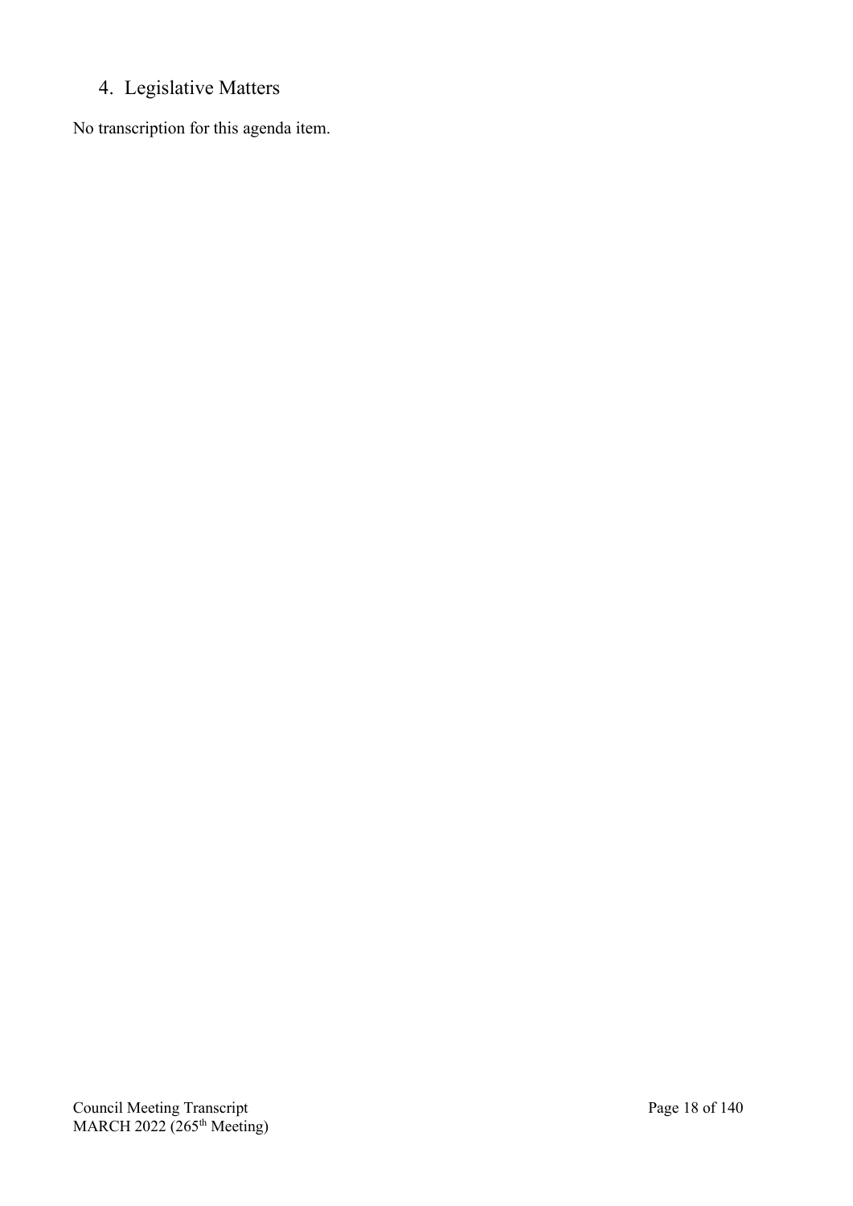## 4. Legislative Matters

No transcription for this agenda item.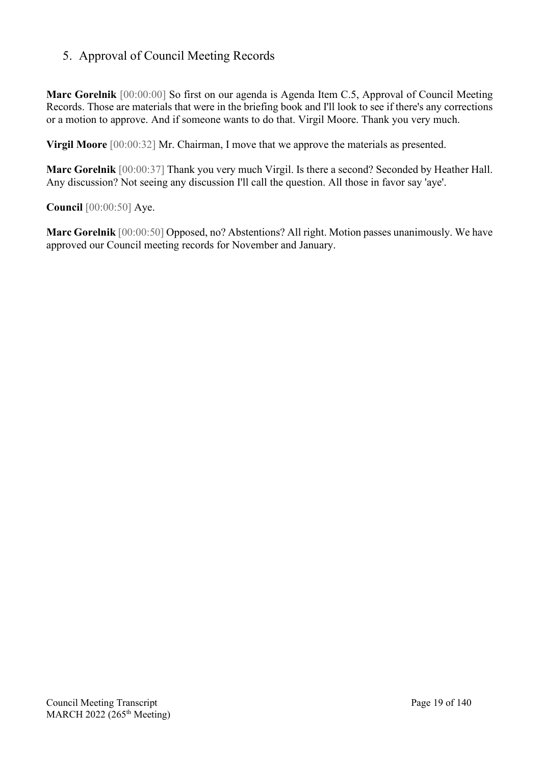## 5. Approval of Council Meeting Records

**Marc Gorelnik** [00:00:00] So first on our agenda is Agenda Item C.5, Approval of Council Meeting Records. Those are materials that were in the briefing book and I'll look to see if there's any corrections or a motion to approve. And if someone wants to do that. Virgil Moore. Thank you very much.

**Virgil Moore** [00:00:32] Mr. Chairman, I move that we approve the materials as presented.

**Marc Gorelnik** [00:00:37] Thank you very much Virgil. Is there a second? Seconded by Heather Hall. Any discussion? Not seeing any discussion I'll call the question. All those in favor say 'aye'.

**Council** [00:00:50] Aye.

**Marc Gorelnik** [00:00:50] Opposed, no? Abstentions? All right. Motion passes unanimously. We have approved our Council meeting records for November and January.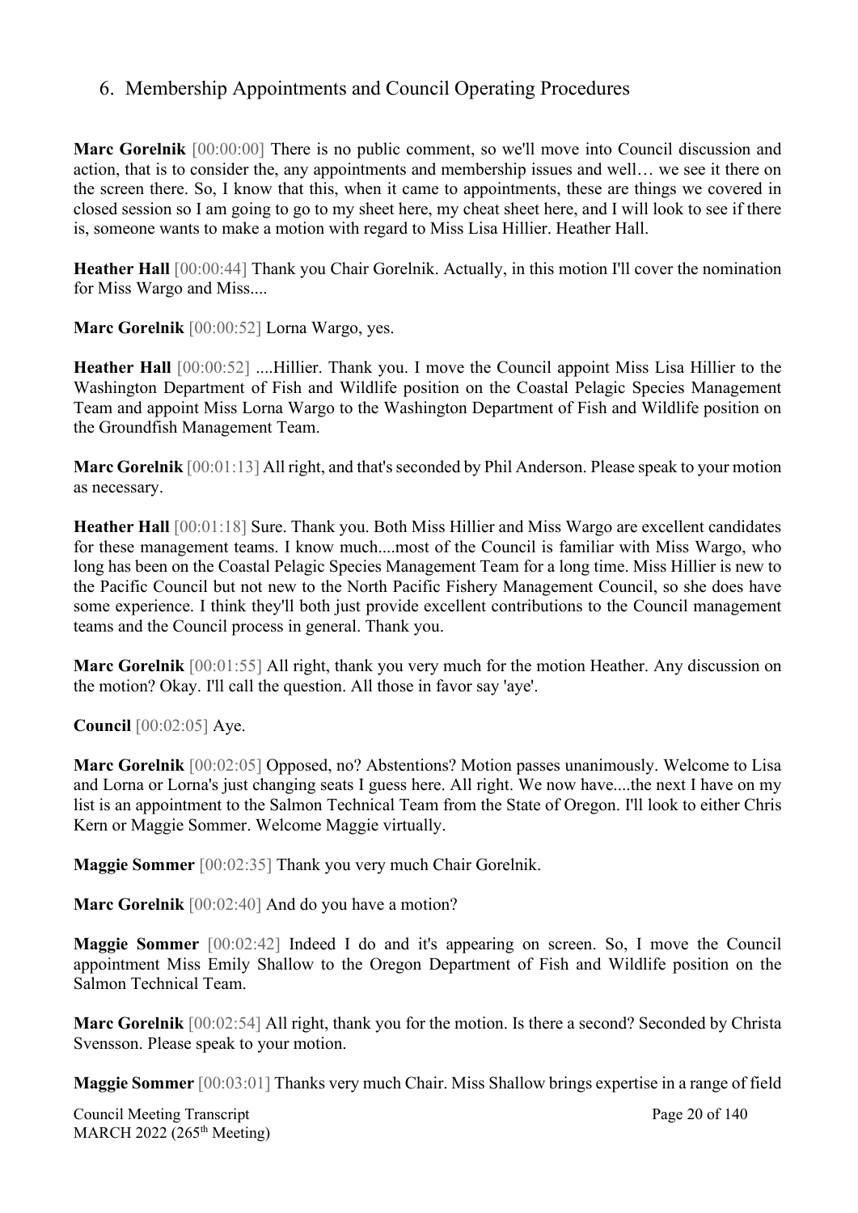## 6. Membership Appointments and Council Operating Procedures

**Marc Gorelnik** [00:00:00] There is no public comment, so we'll move into Council discussion and action, that is to consider the, any appointments and membership issues and well… we see it there on the screen there. So, I know that this, when it came to appointments, these are things we covered in closed session so I am going to go to my sheet here, my cheat sheet here, and I will look to see if there is, someone wants to make a motion with regard to Miss Lisa Hillier. Heather Hall.

**Heather Hall** [00:00:44] Thank you Chair Gorelnik. Actually, in this motion I'll cover the nomination for Miss Wargo and Miss....

**Marc Gorelnik** [00:00:52] Lorna Wargo, yes.

**Heather Hall** [00:00:52] ....Hillier. Thank you. I move the Council appoint Miss Lisa Hillier to the Washington Department of Fish and Wildlife position on the Coastal Pelagic Species Management Team and appoint Miss Lorna Wargo to the Washington Department of Fish and Wildlife position on the Groundfish Management Team.

**Marc Gorelnik** [00:01:13] All right, and that's seconded by Phil Anderson. Please speak to your motion as necessary.

**Heather Hall** [00:01:18] Sure. Thank you. Both Miss Hillier and Miss Wargo are excellent candidates for these management teams. I know much....most of the Council is familiar with Miss Wargo, who long has been on the Coastal Pelagic Species Management Team for a long time. Miss Hillier is new to the Pacific Council but not new to the North Pacific Fishery Management Council, so she does have some experience. I think they'll both just provide excellent contributions to the Council management teams and the Council process in general. Thank you.

**Marc Gorelnik** [00:01:55] All right, thank you very much for the motion Heather. Any discussion on the motion? Okay. I'll call the question. All those in favor say 'aye'.

**Council** [00:02:05] Aye.

**Marc Gorelnik** [00:02:05] Opposed, no? Abstentions? Motion passes unanimously. Welcome to Lisa and Lorna or Lorna's just changing seats I guess here. All right. We now have....the next I have on my list is an appointment to the Salmon Technical Team from the State of Oregon. I'll look to either Chris Kern or Maggie Sommer. Welcome Maggie virtually.

**Maggie Sommer** [00:02:35] Thank you very much Chair Gorelnik.

**Marc Gorelnik** [00:02:40] And do you have a motion?

**Maggie Sommer** [00:02:42] Indeed I do and it's appearing on screen. So, I move the Council appointment Miss Emily Shallow to the Oregon Department of Fish and Wildlife position on the Salmon Technical Team.

**Marc Gorelnik** [00:02:54] All right, thank you for the motion. Is there a second? Seconded by Christa Svensson. Please speak to your motion.

**Maggie Sommer** [00:03:01] Thanks very much Chair. Miss Shallow brings expertise in a range of field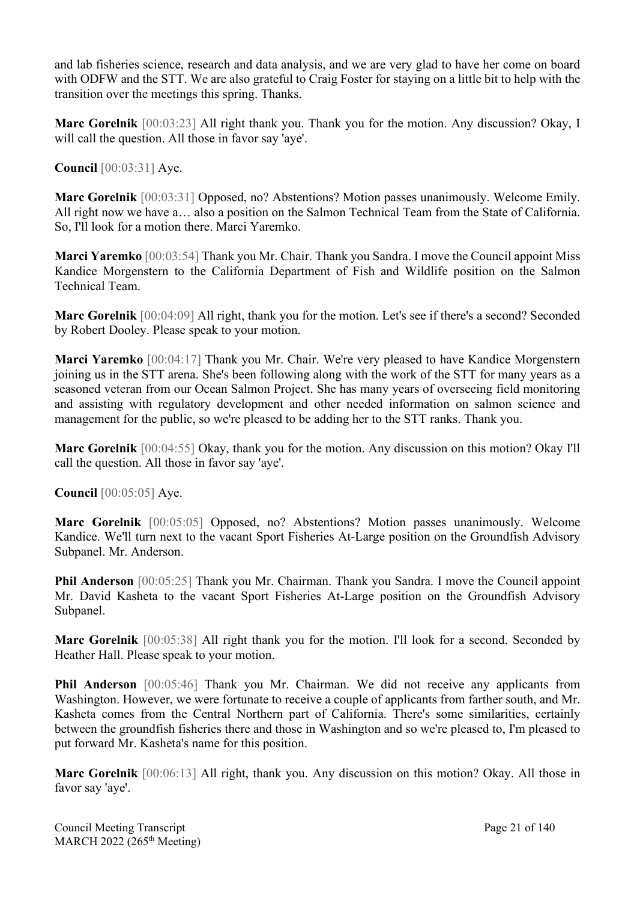and lab fisheries science, research and data analysis, and we are very glad to have her come on board with ODFW and the STT. We are also grateful to Craig Foster for staying on a little bit to help with the transition over the meetings this spring. Thanks.

**Marc Gorelnik** [00:03:23] All right thank you. Thank you for the motion. Any discussion? Okay, I will call the question. All those in favor say 'aye'.

**Council** [00:03:31] Aye.

**Marc Gorelnik** [00:03:31] Opposed, no? Abstentions? Motion passes unanimously. Welcome Emily. All right now we have a… also a position on the Salmon Technical Team from the State of California. So, I'll look for a motion there. Marci Yaremko.

**Marci Yaremko** [00:03:54] Thank you Mr. Chair. Thank you Sandra. I move the Council appoint Miss Kandice Morgenstern to the California Department of Fish and Wildlife position on the Salmon Technical Team.

**Marc Gorelnik** [00:04:09] All right, thank you for the motion. Let's see if there's a second? Seconded by Robert Dooley. Please speak to your motion.

**Marci Yaremko** [00:04:17] Thank you Mr. Chair. We're very pleased to have Kandice Morgenstern joining us in the STT arena. She's been following along with the work of the STT for many years as a seasoned veteran from our Ocean Salmon Project. She has many years of overseeing field monitoring and assisting with regulatory development and other needed information on salmon science and management for the public, so we're pleased to be adding her to the STT ranks. Thank you.

**Marc Gorelnik** [00:04:55] Okay, thank you for the motion. Any discussion on this motion? Okay I'll call the question. All those in favor say 'aye'.

**Council** [00:05:05] Aye.

**Marc Gorelnik** [00:05:05] Opposed, no? Abstentions? Motion passes unanimously. Welcome Kandice. We'll turn next to the vacant Sport Fisheries At-Large position on the Groundfish Advisory Subpanel. Mr. Anderson.

**Phil Anderson** [00:05:25] Thank you Mr. Chairman. Thank you Sandra. I move the Council appoint Mr. David Kasheta to the vacant Sport Fisheries At-Large position on the Groundfish Advisory Subpanel.

**Marc Gorelnik** [00:05:38] All right thank you for the motion. I'll look for a second. Seconded by Heather Hall. Please speak to your motion.

**Phil Anderson** [00:05:46] Thank you Mr. Chairman. We did not receive any applicants from Washington. However, we were fortunate to receive a couple of applicants from farther south, and Mr. Kasheta comes from the Central Northern part of California. There's some similarities, certainly between the groundfish fisheries there and those in Washington and so we're pleased to, I'm pleased to put forward Mr. Kasheta's name for this position.

**Marc Gorelnik** [00:06:13] All right, thank you. Any discussion on this motion? Okay. All those in favor say 'aye'.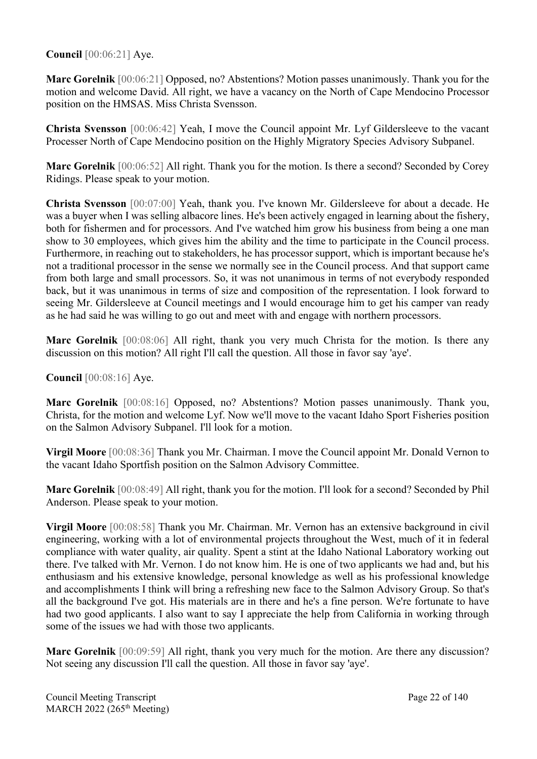**Council** [00:06:21] Aye.

**Marc Gorelnik** [00:06:21] Opposed, no? Abstentions? Motion passes unanimously. Thank you for the motion and welcome David. All right, we have a vacancy on the North of Cape Mendocino Processor position on the HMSAS. Miss Christa Svensson.

**Christa Svensson** [00:06:42] Yeah, I move the Council appoint Mr. Lyf Gildersleeve to the vacant Processer North of Cape Mendocino position on the Highly Migratory Species Advisory Subpanel.

**Marc Gorelnik** [00:06:52] All right. Thank you for the motion. Is there a second? Seconded by Corey Ridings. Please speak to your motion.

**Christa Svensson** [00:07:00] Yeah, thank you. I've known Mr. Gildersleeve for about a decade. He was a buyer when I was selling albacore lines. He's been actively engaged in learning about the fishery, both for fishermen and for processors. And I've watched him grow his business from being a one man show to 30 employees, which gives him the ability and the time to participate in the Council process. Furthermore, in reaching out to stakeholders, he has processor support, which is important because he's not a traditional processor in the sense we normally see in the Council process. And that support came from both large and small processors. So, it was not unanimous in terms of not everybody responded back, but it was unanimous in terms of size and composition of the representation. I look forward to seeing Mr. Gildersleeve at Council meetings and I would encourage him to get his camper van ready as he had said he was willing to go out and meet with and engage with northern processors.

**Marc Gorelnik** [00:08:06] All right, thank you very much Christa for the motion. Is there any discussion on this motion? All right I'll call the question. All those in favor say 'aye'.

**Council** [00:08:16] Aye.

**Marc Gorelnik** [00:08:16] Opposed, no? Abstentions? Motion passes unanimously. Thank you, Christa, for the motion and welcome Lyf. Now we'll move to the vacant Idaho Sport Fisheries position on the Salmon Advisory Subpanel. I'll look for a motion.

**Virgil Moore** [00:08:36] Thank you Mr. Chairman. I move the Council appoint Mr. Donald Vernon to the vacant Idaho Sportfish position on the Salmon Advisory Committee.

**Marc Gorelnik** [00:08:49] All right, thank you for the motion. I'll look for a second? Seconded by Phil Anderson. Please speak to your motion.

**Virgil Moore** [00:08:58] Thank you Mr. Chairman. Mr. Vernon has an extensive background in civil engineering, working with a lot of environmental projects throughout the West, much of it in federal compliance with water quality, air quality. Spent a stint at the Idaho National Laboratory working out there. I've talked with Mr. Vernon. I do not know him. He is one of two applicants we had and, but his enthusiasm and his extensive knowledge, personal knowledge as well as his professional knowledge and accomplishments I think will bring a refreshing new face to the Salmon Advisory Group. So that's all the background I've got. His materials are in there and he's a fine person. We're fortunate to have had two good applicants. I also want to say I appreciate the help from California in working through some of the issues we had with those two applicants.

**Marc Gorelnik** [00:09:59] All right, thank you very much for the motion. Are there any discussion? Not seeing any discussion I'll call the question. All those in favor say 'aye'.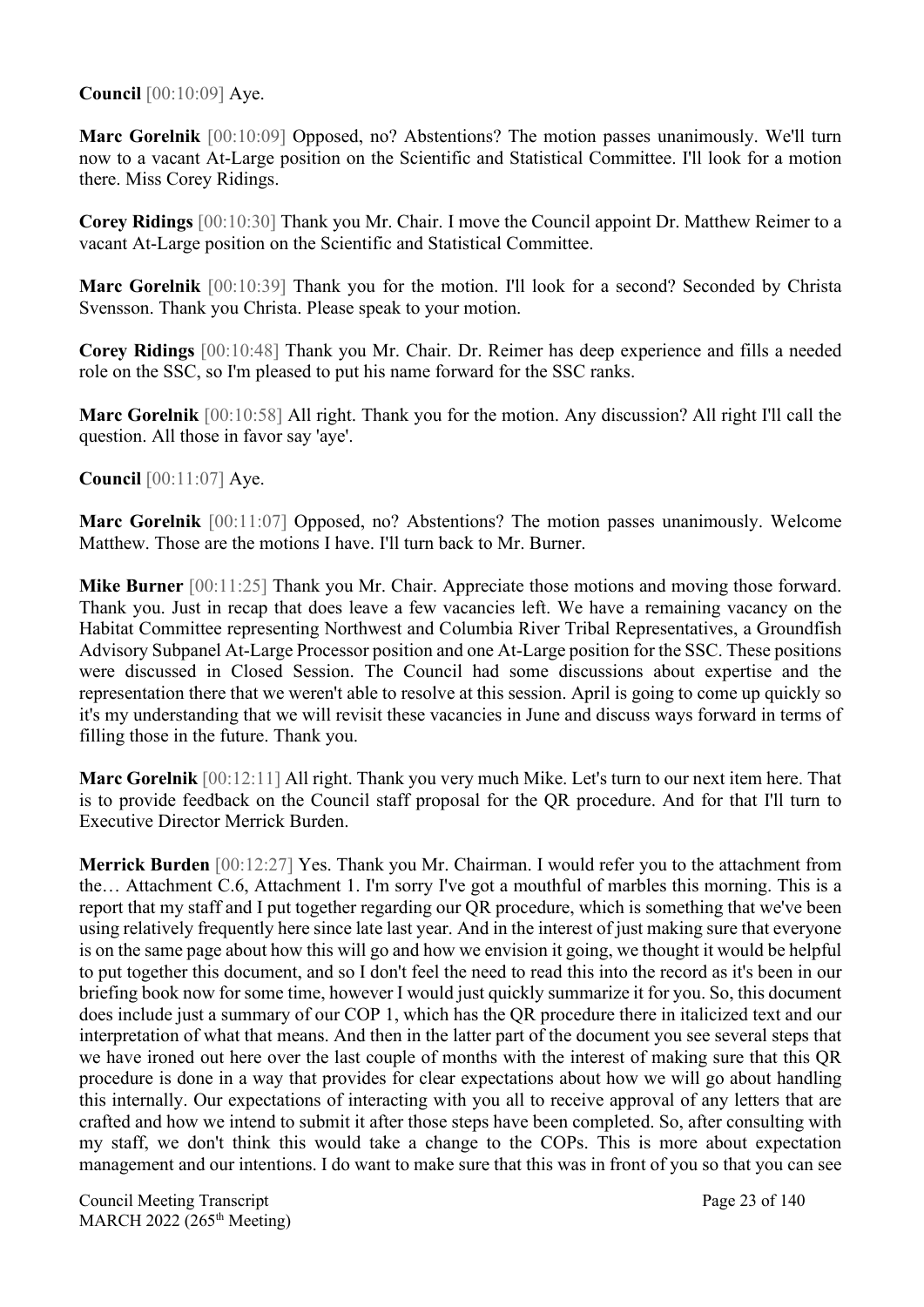**Council** [00:10:09] Aye.

**Marc Gorelnik** [00:10:09] Opposed, no? Abstentions? The motion passes unanimously. We'll turn now to a vacant At-Large position on the Scientific and Statistical Committee. I'll look for a motion there. Miss Corey Ridings.

**Corey Ridings** [00:10:30] Thank you Mr. Chair. I move the Council appoint Dr. Matthew Reimer to a vacant At-Large position on the Scientific and Statistical Committee.

**Marc Gorelnik** [00:10:39] Thank you for the motion. I'll look for a second? Seconded by Christa Svensson. Thank you Christa. Please speak to your motion.

**Corey Ridings** [00:10:48] Thank you Mr. Chair. Dr. Reimer has deep experience and fills a needed role on the SSC, so I'm pleased to put his name forward for the SSC ranks.

**Marc Gorelnik** [00:10:58] All right. Thank you for the motion. Any discussion? All right I'll call the question. All those in favor say 'aye'.

**Council** [00:11:07] Aye.

**Marc Gorelnik** [00:11:07] Opposed, no? Abstentions? The motion passes unanimously. Welcome Matthew. Those are the motions I have. I'll turn back to Mr. Burner.

**Mike Burner** [00:11:25] Thank you Mr. Chair. Appreciate those motions and moving those forward. Thank you. Just in recap that does leave a few vacancies left. We have a remaining vacancy on the Habitat Committee representing Northwest and Columbia River Tribal Representatives, a Groundfish Advisory Subpanel At-Large Processor position and one At-Large position for the SSC. These positions were discussed in Closed Session. The Council had some discussions about expertise and the representation there that we weren't able to resolve at this session. April is going to come up quickly so it's my understanding that we will revisit these vacancies in June and discuss ways forward in terms of filling those in the future. Thank you.

**Marc Gorelnik** [00:12:11] All right. Thank you very much Mike. Let's turn to our next item here. That is to provide feedback on the Council staff proposal for the QR procedure. And for that I'll turn to Executive Director Merrick Burden.

**Merrick Burden** [00:12:27] Yes. Thank you Mr. Chairman. I would refer you to the attachment from the… Attachment C.6, Attachment 1. I'm sorry I've got a mouthful of marbles this morning. This is a report that my staff and I put together regarding our QR procedure, which is something that we've been using relatively frequently here since late last year. And in the interest of just making sure that everyone is on the same page about how this will go and how we envision it going, we thought it would be helpful to put together this document, and so I don't feel the need to read this into the record as it's been in our briefing book now for some time, however I would just quickly summarize it for you. So, this document does include just a summary of our COP 1, which has the QR procedure there in italicized text and our interpretation of what that means. And then in the latter part of the document you see several steps that we have ironed out here over the last couple of months with the interest of making sure that this QR procedure is done in a way that provides for clear expectations about how we will go about handling this internally. Our expectations of interacting with you all to receive approval of any letters that are crafted and how we intend to submit it after those steps have been completed. So, after consulting with my staff, we don't think this would take a change to the COPs. This is more about expectation management and our intentions. I do want to make sure that this was in front of you so that you can see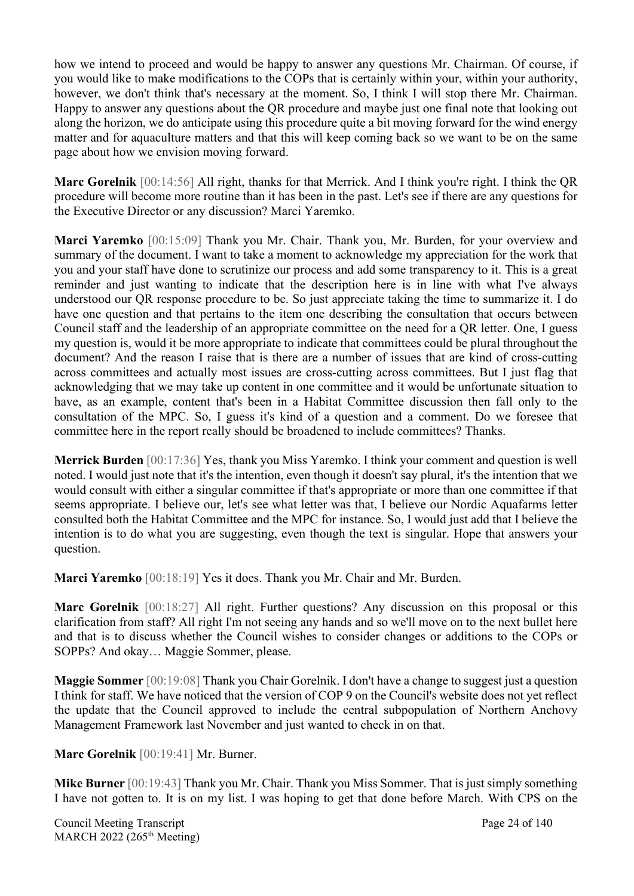how we intend to proceed and would be happy to answer any questions Mr. Chairman. Of course, if you would like to make modifications to the COPs that is certainly within your, within your authority, however, we don't think that's necessary at the moment. So, I think I will stop there Mr. Chairman. Happy to answer any questions about the QR procedure and maybe just one final note that looking out along the horizon, we do anticipate using this procedure quite a bit moving forward for the wind energy matter and for aquaculture matters and that this will keep coming back so we want to be on the same page about how we envision moving forward.

**Marc Gorelnik** [00:14:56] All right, thanks for that Merrick. And I think you're right. I think the QR procedure will become more routine than it has been in the past. Let's see if there are any questions for the Executive Director or any discussion? Marci Yaremko.

**Marci Yaremko** [00:15:09] Thank you Mr. Chair. Thank you, Mr. Burden, for your overview and summary of the document. I want to take a moment to acknowledge my appreciation for the work that you and your staff have done to scrutinize our process and add some transparency to it. This is a great reminder and just wanting to indicate that the description here is in line with what I've always understood our QR response procedure to be. So just appreciate taking the time to summarize it. I do have one question and that pertains to the item one describing the consultation that occurs between Council staff and the leadership of an appropriate committee on the need for a QR letter. One, I guess my question is, would it be more appropriate to indicate that committees could be plural throughout the document? And the reason I raise that is there are a number of issues that are kind of cross-cutting across committees and actually most issues are cross-cutting across committees. But I just flag that acknowledging that we may take up content in one committee and it would be unfortunate situation to have, as an example, content that's been in a Habitat Committee discussion then fall only to the consultation of the MPC. So, I guess it's kind of a question and a comment. Do we foresee that committee here in the report really should be broadened to include committees? Thanks.

**Merrick Burden** [00:17:36] Yes, thank you Miss Yaremko. I think your comment and question is well noted. I would just note that it's the intention, even though it doesn't say plural, it's the intention that we would consult with either a singular committee if that's appropriate or more than one committee if that seems appropriate. I believe our, let's see what letter was that, I believe our Nordic Aquafarms letter consulted both the Habitat Committee and the MPC for instance. So, I would just add that I believe the intention is to do what you are suggesting, even though the text is singular. Hope that answers your question.

**Marci Yaremko** [00:18:19] Yes it does. Thank you Mr. Chair and Mr. Burden.

**Marc Gorelnik** [00:18:27] All right. Further questions? Any discussion on this proposal or this clarification from staff? All right I'm not seeing any hands and so we'll move on to the next bullet here and that is to discuss whether the Council wishes to consider changes or additions to the COPs or SOPPs? And okay… Maggie Sommer, please.

**Maggie Sommer** [00:19:08] Thank you Chair Gorelnik. I don't have a change to suggest just a question I think for staff. We have noticed that the version of COP 9 on the Council's website does not yet reflect the update that the Council approved to include the central subpopulation of Northern Anchovy Management Framework last November and just wanted to check in on that.

**Marc Gorelnik** [00:19:41] Mr. Burner.

**Mike Burner** [00:19:43] Thank you Mr. Chair. Thank you Miss Sommer. That is just simply something I have not gotten to. It is on my list. I was hoping to get that done before March. With CPS on the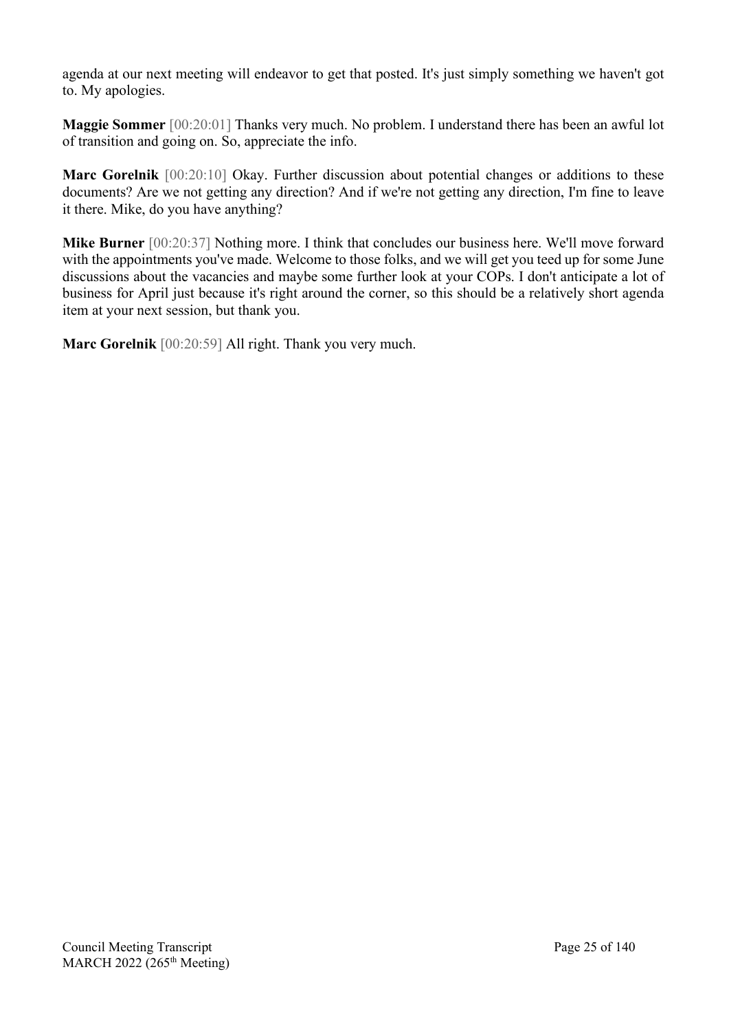agenda at our next meeting will endeavor to get that posted. It's just simply something we haven't got to. My apologies.

**Maggie Sommer** [00:20:01] Thanks very much. No problem. I understand there has been an awful lot of transition and going on. So, appreciate the info.

**Marc Gorelnik** [00:20:10] Okay. Further discussion about potential changes or additions to these documents? Are we not getting any direction? And if we're not getting any direction, I'm fine to leave it there. Mike, do you have anything?

**Mike Burner** [00:20:37] Nothing more. I think that concludes our business here. We'll move forward with the appointments you've made. Welcome to those folks, and we will get you teed up for some June discussions about the vacancies and maybe some further look at your COPs. I don't anticipate a lot of business for April just because it's right around the corner, so this should be a relatively short agenda item at your next session, but thank you.

**Marc Gorelnik** [00:20:59] All right. Thank you very much.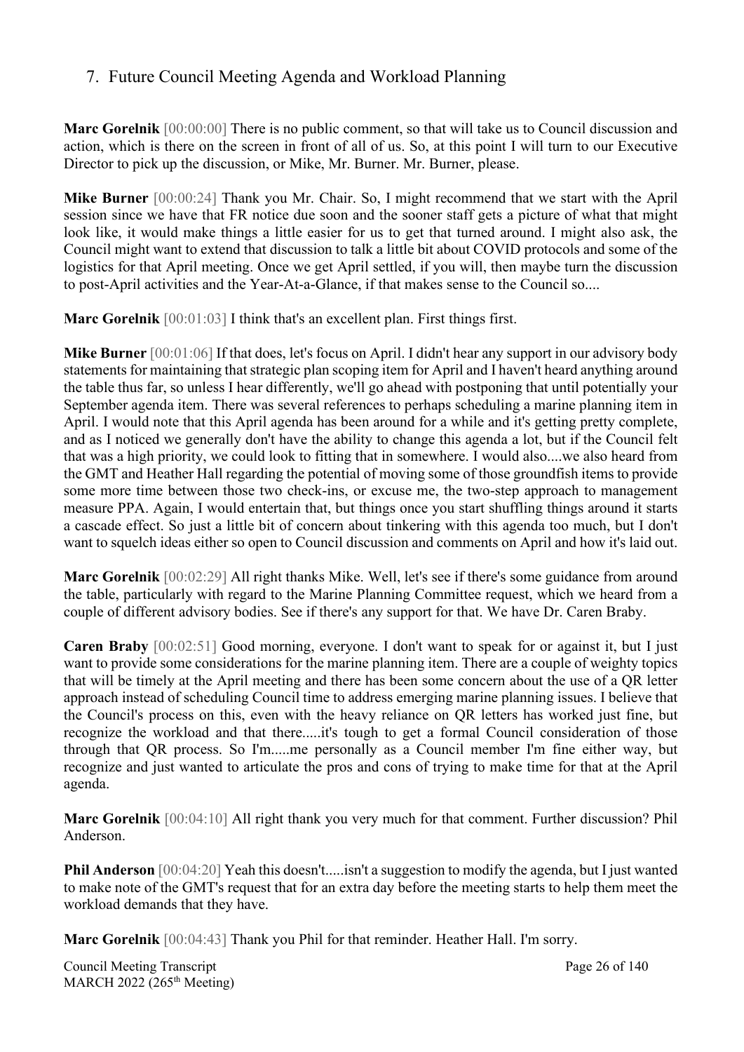## 7. Future Council Meeting Agenda and Workload Planning

**Marc Gorelnik** [00:00:00] There is no public comment, so that will take us to Council discussion and action, which is there on the screen in front of all of us. So, at this point I will turn to our Executive Director to pick up the discussion, or Mike, Mr. Burner. Mr. Burner, please.

**Mike Burner** [00:00:24] Thank you Mr. Chair. So, I might recommend that we start with the April session since we have that FR notice due soon and the sooner staff gets a picture of what that might look like, it would make things a little easier for us to get that turned around. I might also ask, the Council might want to extend that discussion to talk a little bit about COVID protocols and some of the logistics for that April meeting. Once we get April settled, if you will, then maybe turn the discussion to post-April activities and the Year-At-a-Glance, if that makes sense to the Council so....

**Marc Gorelnik** [00:01:03] I think that's an excellent plan. First things first.

**Mike Burner** [00:01:06] If that does, let's focus on April. I didn't hear any support in our advisory body statements for maintaining that strategic plan scoping item for April and I haven't heard anything around the table thus far, so unless I hear differently, we'll go ahead with postponing that until potentially your September agenda item. There was several references to perhaps scheduling a marine planning item in April. I would note that this April agenda has been around for a while and it's getting pretty complete, and as I noticed we generally don't have the ability to change this agenda a lot, but if the Council felt that was a high priority, we could look to fitting that in somewhere. I would also....we also heard from the GMT and Heather Hall regarding the potential of moving some of those groundfish items to provide some more time between those two check-ins, or excuse me, the two-step approach to management measure PPA. Again, I would entertain that, but things once you start shuffling things around it starts a cascade effect. So just a little bit of concern about tinkering with this agenda too much, but I don't want to squelch ideas either so open to Council discussion and comments on April and how it's laid out.

**Marc Gorelnik** [00:02:29] All right thanks Mike. Well, let's see if there's some guidance from around the table, particularly with regard to the Marine Planning Committee request, which we heard from a couple of different advisory bodies. See if there's any support for that. We have Dr. Caren Braby.

**Caren Braby** [00:02:51] Good morning, everyone. I don't want to speak for or against it, but I just want to provide some considerations for the marine planning item. There are a couple of weighty topics that will be timely at the April meeting and there has been some concern about the use of a QR letter approach instead of scheduling Council time to address emerging marine planning issues. I believe that the Council's process on this, even with the heavy reliance on QR letters has worked just fine, but recognize the workload and that there.....it's tough to get a formal Council consideration of those through that QR process. So I'm.....me personally as a Council member I'm fine either way, but recognize and just wanted to articulate the pros and cons of trying to make time for that at the April agenda.

**Marc Gorelnik** [00:04:10] All right thank you very much for that comment. Further discussion? Phil Anderson.

**Phil Anderson** [00:04:20] Yeah this doesn't.....isn't a suggestion to modify the agenda, but I just wanted to make note of the GMT's request that for an extra day before the meeting starts to help them meet the workload demands that they have.

**Marc Gorelnik** [00:04:43] Thank you Phil for that reminder. Heather Hall. I'm sorry.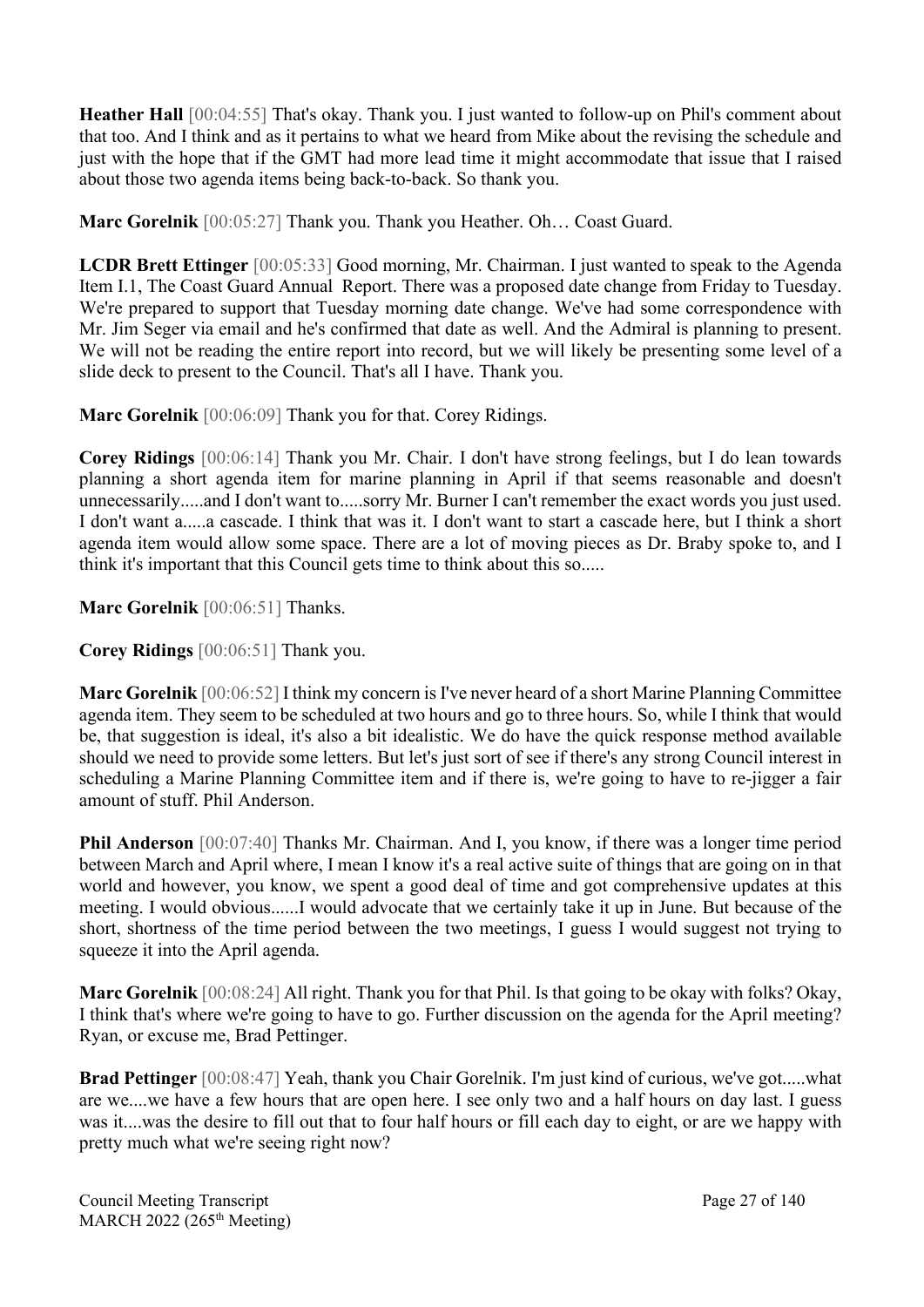**Heather Hall** [00:04:55] That's okay. Thank you. I just wanted to follow-up on Phil's comment about that too. And I think and as it pertains to what we heard from Mike about the revising the schedule and just with the hope that if the GMT had more lead time it might accommodate that issue that I raised about those two agenda items being back-to-back. So thank you.

**Marc Gorelnik** [00:05:27] Thank you. Thank you Heather. Oh… Coast Guard.

**LCDR Brett Ettinger** [00:05:33] Good morning, Mr. Chairman. I just wanted to speak to the Agenda Item I.1, The Coast Guard Annual Report. There was a proposed date change from Friday to Tuesday. We're prepared to support that Tuesday morning date change. We've had some correspondence with Mr. Jim Seger via email and he's confirmed that date as well. And the Admiral is planning to present. We will not be reading the entire report into record, but we will likely be presenting some level of a slide deck to present to the Council. That's all I have. Thank you.

**Marc Gorelnik** [00:06:09] Thank you for that. Corey Ridings.

**Corey Ridings** [00:06:14] Thank you Mr. Chair. I don't have strong feelings, but I do lean towards planning a short agenda item for marine planning in April if that seems reasonable and doesn't unnecessarily.....and I don't want to.....sorry Mr. Burner I can't remember the exact words you just used. I don't want a.....a cascade. I think that was it. I don't want to start a cascade here, but I think a short agenda item would allow some space. There are a lot of moving pieces as Dr. Braby spoke to, and I think it's important that this Council gets time to think about this so.....

**Marc Gorelnik** [00:06:51] Thanks.

**Corey Ridings** [00:06:51] Thank you.

**Marc Gorelnik** [00:06:52] I think my concern is I've never heard of a short Marine Planning Committee agenda item. They seem to be scheduled at two hours and go to three hours. So, while I think that would be, that suggestion is ideal, it's also a bit idealistic. We do have the quick response method available should we need to provide some letters. But let's just sort of see if there's any strong Council interest in scheduling a Marine Planning Committee item and if there is, we're going to have to re-jigger a fair amount of stuff. Phil Anderson.

**Phil Anderson** [00:07:40] Thanks Mr. Chairman. And I, you know, if there was a longer time period between March and April where, I mean I know it's a real active suite of things that are going on in that world and however, you know, we spent a good deal of time and got comprehensive updates at this meeting. I would obvious......I would advocate that we certainly take it up in June. But because of the short, shortness of the time period between the two meetings, I guess I would suggest not trying to squeeze it into the April agenda.

**Marc Gorelnik** [00:08:24] All right. Thank you for that Phil. Is that going to be okay with folks? Okay, I think that's where we're going to have to go. Further discussion on the agenda for the April meeting? Ryan, or excuse me, Brad Pettinger.

**Brad Pettinger** [00:08:47] Yeah, thank you Chair Gorelnik. I'm just kind of curious, we've got.....what are we....we have a few hours that are open here. I see only two and a half hours on day last. I guess was it....was the desire to fill out that to four half hours or fill each day to eight, or are we happy with pretty much what we're seeing right now?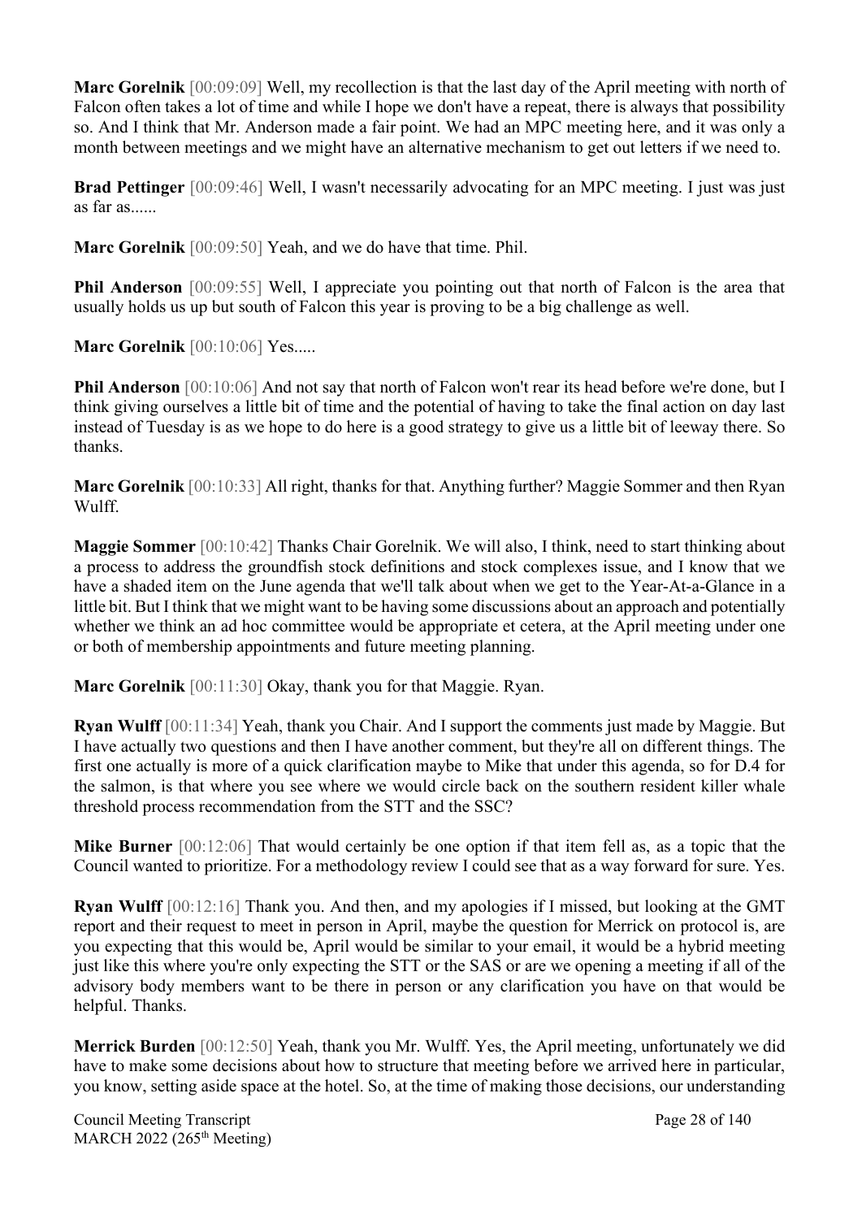**Marc Gorelnik** [00:09:09] Well, my recollection is that the last day of the April meeting with north of Falcon often takes a lot of time and while I hope we don't have a repeat, there is always that possibility so. And I think that Mr. Anderson made a fair point. We had an MPC meeting here, and it was only a month between meetings and we might have an alternative mechanism to get out letters if we need to.

**Brad Pettinger** [00:09:46] Well, I wasn't necessarily advocating for an MPC meeting. I just was just as far as......

**Marc Gorelnik** [00:09:50] Yeah, and we do have that time. Phil.

**Phil Anderson** [00:09:55] Well, I appreciate you pointing out that north of Falcon is the area that usually holds us up but south of Falcon this year is proving to be a big challenge as well.

**Marc Gorelnik** [00:10:06] Yes.....

**Phil Anderson** [00:10:06] And not say that north of Falcon won't rear its head before we're done, but I think giving ourselves a little bit of time and the potential of having to take the final action on day last instead of Tuesday is as we hope to do here is a good strategy to give us a little bit of leeway there. So thanks.

**Marc Gorelnik** [00:10:33] All right, thanks for that. Anything further? Maggie Sommer and then Ryan Wulff.

**Maggie Sommer** [00:10:42] Thanks Chair Gorelnik. We will also, I think, need to start thinking about a process to address the groundfish stock definitions and stock complexes issue, and I know that we have a shaded item on the June agenda that we'll talk about when we get to the Year-At-a-Glance in a little bit. But I think that we might want to be having some discussions about an approach and potentially whether we think an ad hoc committee would be appropriate et cetera, at the April meeting under one or both of membership appointments and future meeting planning.

**Marc Gorelnik** [00:11:30] Okay, thank you for that Maggie. Ryan.

**Ryan Wulff** [00:11:34] Yeah, thank you Chair. And I support the comments just made by Maggie. But I have actually two questions and then I have another comment, but they're all on different things. The first one actually is more of a quick clarification maybe to Mike that under this agenda, so for D.4 for the salmon, is that where you see where we would circle back on the southern resident killer whale threshold process recommendation from the STT and the SSC?

**Mike Burner** [00:12:06] That would certainly be one option if that item fell as, as a topic that the Council wanted to prioritize. For a methodology review I could see that as a way forward for sure. Yes.

**Ryan Wulff** [00:12:16] Thank you. And then, and my apologies if I missed, but looking at the GMT report and their request to meet in person in April, maybe the question for Merrick on protocol is, are you expecting that this would be, April would be similar to your email, it would be a hybrid meeting just like this where you're only expecting the STT or the SAS or are we opening a meeting if all of the advisory body members want to be there in person or any clarification you have on that would be helpful. Thanks.

**Merrick Burden** [00:12:50] Yeah, thank you Mr. Wulff. Yes, the April meeting, unfortunately we did have to make some decisions about how to structure that meeting before we arrived here in particular, you know, setting aside space at the hotel. So, at the time of making those decisions, our understanding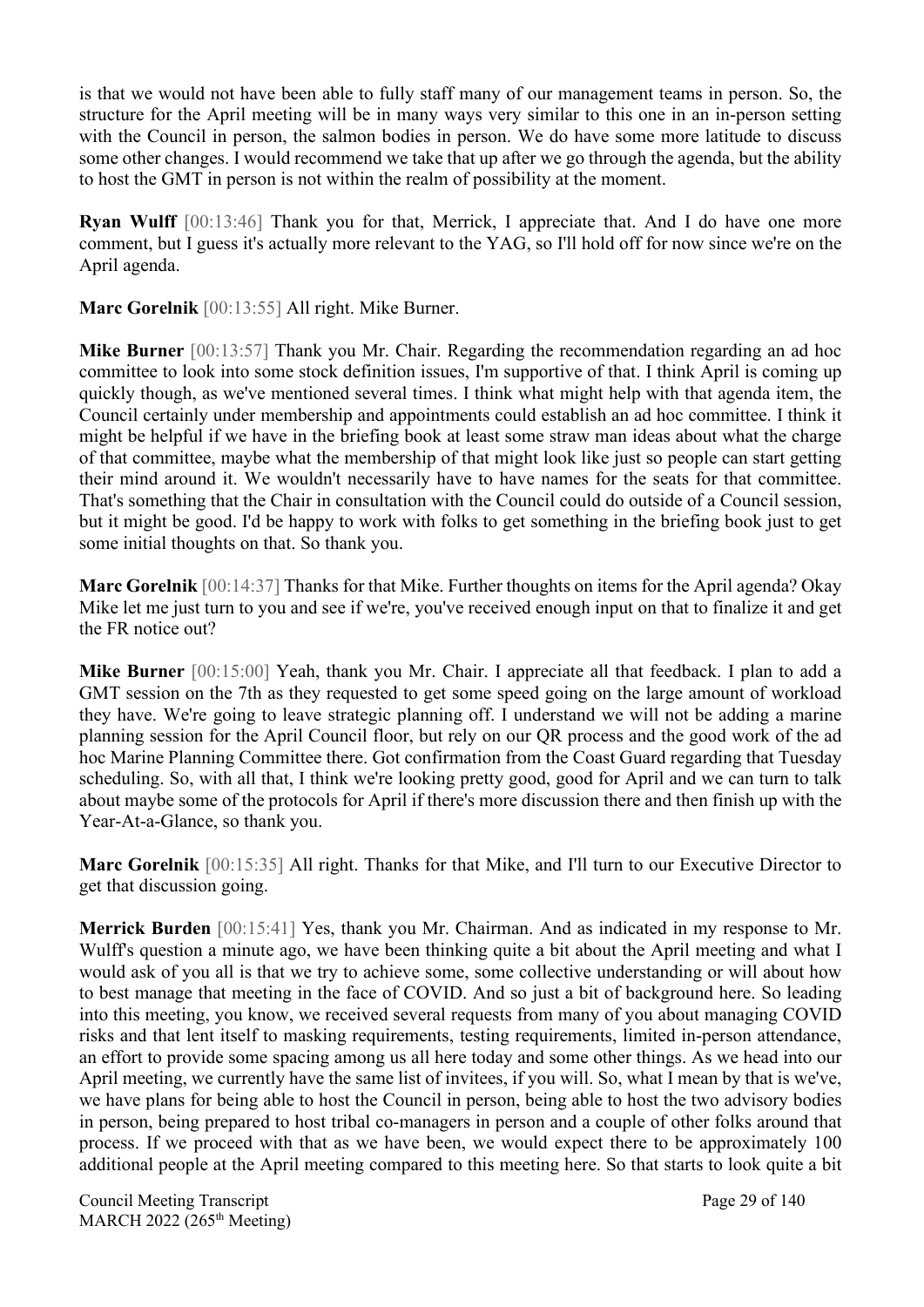is that we would not have been able to fully staff many of our management teams in person. So, the structure for the April meeting will be in many ways very similar to this one in an in-person setting with the Council in person, the salmon bodies in person. We do have some more latitude to discuss some other changes. I would recommend we take that up after we go through the agenda, but the ability to host the GMT in person is not within the realm of possibility at the moment.

**Ryan Wulff** [00:13:46] Thank you for that, Merrick, I appreciate that. And I do have one more comment, but I guess it's actually more relevant to the YAG, so I'll hold off for now since we're on the April agenda.

**Marc Gorelnik** [00:13:55] All right. Mike Burner.

**Mike Burner** [00:13:57] Thank you Mr. Chair. Regarding the recommendation regarding an ad hoc committee to look into some stock definition issues, I'm supportive of that. I think April is coming up quickly though, as we've mentioned several times. I think what might help with that agenda item, the Council certainly under membership and appointments could establish an ad hoc committee. I think it might be helpful if we have in the briefing book at least some straw man ideas about what the charge of that committee, maybe what the membership of that might look like just so people can start getting their mind around it. We wouldn't necessarily have to have names for the seats for that committee. That's something that the Chair in consultation with the Council could do outside of a Council session, but it might be good. I'd be happy to work with folks to get something in the briefing book just to get some initial thoughts on that. So thank you.

**Marc Gorelnik** [00:14:37] Thanks for that Mike. Further thoughts on items for the April agenda? Okay Mike let me just turn to you and see if we're, you've received enough input on that to finalize it and get the FR notice out?

**Mike Burner** [00:15:00] Yeah, thank you Mr. Chair. I appreciate all that feedback. I plan to add a GMT session on the 7th as they requested to get some speed going on the large amount of workload they have. We're going to leave strategic planning off. I understand we will not be adding a marine planning session for the April Council floor, but rely on our QR process and the good work of the ad hoc Marine Planning Committee there. Got confirmation from the Coast Guard regarding that Tuesday scheduling. So, with all that, I think we're looking pretty good, good for April and we can turn to talk about maybe some of the protocols for April if there's more discussion there and then finish up with the Year-At-a-Glance, so thank you.

**Marc Gorelnik** [00:15:35] All right. Thanks for that Mike, and I'll turn to our Executive Director to get that discussion going.

**Merrick Burden** [00:15:41] Yes, thank you Mr. Chairman. And as indicated in my response to Mr. Wulff's question a minute ago, we have been thinking quite a bit about the April meeting and what I would ask of you all is that we try to achieve some, some collective understanding or will about how to best manage that meeting in the face of COVID. And so just a bit of background here. So leading into this meeting, you know, we received several requests from many of you about managing COVID risks and that lent itself to masking requirements, testing requirements, limited in-person attendance, an effort to provide some spacing among us all here today and some other things. As we head into our April meeting, we currently have the same list of invitees, if you will. So, what I mean by that is we've, we have plans for being able to host the Council in person, being able to host the two advisory bodies in person, being prepared to host tribal co-managers in person and a couple of other folks around that process. If we proceed with that as we have been, we would expect there to be approximately 100 additional people at the April meeting compared to this meeting here. So that starts to look quite a bit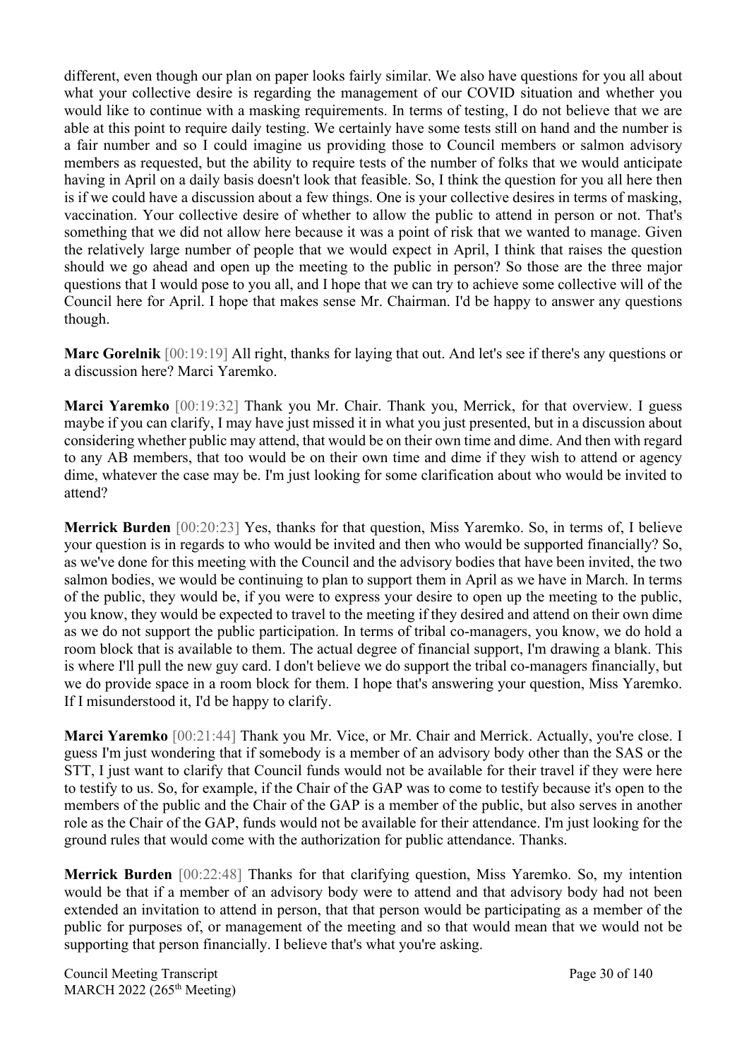different, even though our plan on paper looks fairly similar. We also have questions for you all about what your collective desire is regarding the management of our COVID situation and whether you would like to continue with a masking requirements. In terms of testing, I do not believe that we are able at this point to require daily testing. We certainly have some tests still on hand and the number is a fair number and so I could imagine us providing those to Council members or salmon advisory members as requested, but the ability to require tests of the number of folks that we would anticipate having in April on a daily basis doesn't look that feasible. So, I think the question for you all here then is if we could have a discussion about a few things. One is your collective desires in terms of masking, vaccination. Your collective desire of whether to allow the public to attend in person or not. That's something that we did not allow here because it was a point of risk that we wanted to manage. Given the relatively large number of people that we would expect in April, I think that raises the question should we go ahead and open up the meeting to the public in person? So those are the three major questions that I would pose to you all, and I hope that we can try to achieve some collective will of the Council here for April. I hope that makes sense Mr. Chairman. I'd be happy to answer any questions though.

**Marc Gorelnik** [00:19:19] All right, thanks for laying that out. And let's see if there's any questions or a discussion here? Marci Yaremko.

**Marci Yaremko** [00:19:32] Thank you Mr. Chair. Thank you, Merrick, for that overview. I guess maybe if you can clarify, I may have just missed it in what you just presented, but in a discussion about considering whether public may attend, that would be on their own time and dime. And then with regard to any AB members, that too would be on their own time and dime if they wish to attend or agency dime, whatever the case may be. I'm just looking for some clarification about who would be invited to attend?

**Merrick Burden** [00:20:23] Yes, thanks for that question, Miss Yaremko. So, in terms of, I believe your question is in regards to who would be invited and then who would be supported financially? So, as we've done for this meeting with the Council and the advisory bodies that have been invited, the two salmon bodies, we would be continuing to plan to support them in April as we have in March. In terms of the public, they would be, if you were to express your desire to open up the meeting to the public, you know, they would be expected to travel to the meeting if they desired and attend on their own dime as we do not support the public participation. In terms of tribal co-managers, you know, we do hold a room block that is available to them. The actual degree of financial support, I'm drawing a blank. This is where I'll pull the new guy card. I don't believe we do support the tribal co-managers financially, but we do provide space in a room block for them. I hope that's answering your question, Miss Yaremko. If I misunderstood it, I'd be happy to clarify.

**Marci Yaremko** [00:21:44] Thank you Mr. Vice, or Mr. Chair and Merrick. Actually, you're close. I guess I'm just wondering that if somebody is a member of an advisory body other than the SAS or the STT, I just want to clarify that Council funds would not be available for their travel if they were here to testify to us. So, for example, if the Chair of the GAP was to come to testify because it's open to the members of the public and the Chair of the GAP is a member of the public, but also serves in another role as the Chair of the GAP, funds would not be available for their attendance. I'm just looking for the ground rules that would come with the authorization for public attendance. Thanks.

**Merrick Burden** [00:22:48] Thanks for that clarifying question, Miss Yaremko. So, my intention would be that if a member of an advisory body were to attend and that advisory body had not been extended an invitation to attend in person, that that person would be participating as a member of the public for purposes of, or management of the meeting and so that would mean that we would not be supporting that person financially. I believe that's what you're asking.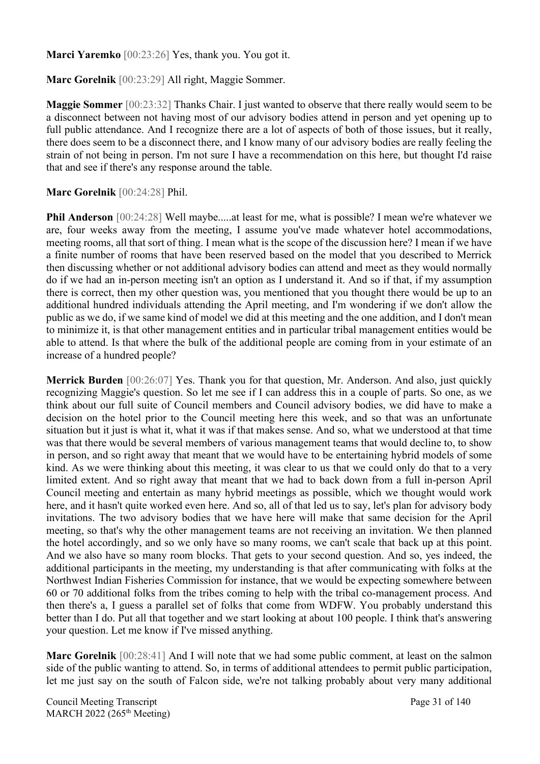**Marci Yaremko** [00:23:26] Yes, thank you. You got it.

**Marc Gorelnik** [00:23:29] All right, Maggie Sommer.

**Maggie Sommer** [00:23:32] Thanks Chair. I just wanted to observe that there really would seem to be a disconnect between not having most of our advisory bodies attend in person and yet opening up to full public attendance. And I recognize there are a lot of aspects of both of those issues, but it really, there does seem to be a disconnect there, and I know many of our advisory bodies are really feeling the strain of not being in person. I'm not sure I have a recommendation on this here, but thought I'd raise that and see if there's any response around the table.

**Marc Gorelnik** [00:24:28] Phil.

**Phil Anderson** [00:24:28] Well maybe.....at least for me, what is possible? I mean we're whatever we are, four weeks away from the meeting, I assume you've made whatever hotel accommodations, meeting rooms, all that sort of thing. I mean what is the scope of the discussion here? I mean if we have a finite number of rooms that have been reserved based on the model that you described to Merrick then discussing whether or not additional advisory bodies can attend and meet as they would normally do if we had an in-person meeting isn't an option as I understand it. And so if that, if my assumption there is correct, then my other question was, you mentioned that you thought there would be up to an additional hundred individuals attending the April meeting, and I'm wondering if we don't allow the public as we do, if we same kind of model we did at this meeting and the one addition, and I don't mean to minimize it, is that other management entities and in particular tribal management entities would be able to attend. Is that where the bulk of the additional people are coming from in your estimate of an increase of a hundred people?

**Merrick Burden** [00:26:07] Yes. Thank you for that question, Mr. Anderson. And also, just quickly recognizing Maggie's question. So let me see if I can address this in a couple of parts. So one, as we think about our full suite of Council members and Council advisory bodies, we did have to make a decision on the hotel prior to the Council meeting here this week, and so that was an unfortunate situation but it just is what it, what it was if that makes sense. And so, what we understood at that time was that there would be several members of various management teams that would decline to, to show in person, and so right away that meant that we would have to be entertaining hybrid models of some kind. As we were thinking about this meeting, it was clear to us that we could only do that to a very limited extent. And so right away that meant that we had to back down from a full in-person April Council meeting and entertain as many hybrid meetings as possible, which we thought would work here, and it hasn't quite worked even here. And so, all of that led us to say, let's plan for advisory body invitations. The two advisory bodies that we have here will make that same decision for the April meeting, so that's why the other management teams are not receiving an invitation. We then planned the hotel accordingly, and so we only have so many rooms, we can't scale that back up at this point. And we also have so many room blocks. That gets to your second question. And so, yes indeed, the additional participants in the meeting, my understanding is that after communicating with folks at the Northwest Indian Fisheries Commission for instance, that we would be expecting somewhere between 60 or 70 additional folks from the tribes coming to help with the tribal co-management process. And then there's a, I guess a parallel set of folks that come from WDFW. You probably understand this better than I do. Put all that together and we start looking at about 100 people. I think that's answering your question. Let me know if I've missed anything.

**Marc Gorelnik** [00:28:41] And I will note that we had some public comment, at least on the salmon side of the public wanting to attend. So, in terms of additional attendees to permit public participation, let me just say on the south of Falcon side, we're not talking probably about very many additional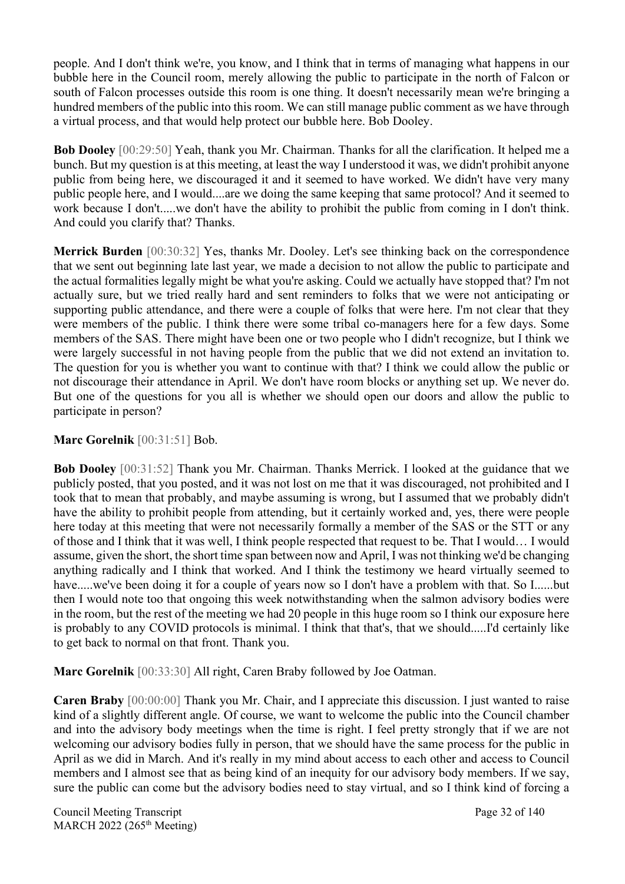people. And I don't think we're, you know, and I think that in terms of managing what happens in our bubble here in the Council room, merely allowing the public to participate in the north of Falcon or south of Falcon processes outside this room is one thing. It doesn't necessarily mean we're bringing a hundred members of the public into this room. We can still manage public comment as we have through a virtual process, and that would help protect our bubble here. Bob Dooley.

**Bob Dooley** [00:29:50] Yeah, thank you Mr. Chairman. Thanks for all the clarification. It helped me a bunch. But my question is at this meeting, at least the way I understood it was, we didn't prohibit anyone public from being here, we discouraged it and it seemed to have worked. We didn't have very many public people here, and I would....are we doing the same keeping that same protocol? And it seemed to work because I don't.....we don't have the ability to prohibit the public from coming in I don't think. And could you clarify that? Thanks.

**Merrick Burden** [00:30:32] Yes, thanks Mr. Dooley. Let's see thinking back on the correspondence that we sent out beginning late last year, we made a decision to not allow the public to participate and the actual formalities legally might be what you're asking. Could we actually have stopped that? I'm not actually sure, but we tried really hard and sent reminders to folks that we were not anticipating or supporting public attendance, and there were a couple of folks that were here. I'm not clear that they were members of the public. I think there were some tribal co-managers here for a few days. Some members of the SAS. There might have been one or two people who I didn't recognize, but I think we were largely successful in not having people from the public that we did not extend an invitation to. The question for you is whether you want to continue with that? I think we could allow the public or not discourage their attendance in April. We don't have room blocks or anything set up. We never do. But one of the questions for you all is whether we should open our doors and allow the public to participate in person?

**Marc Gorelnik** [00:31:51] Bob.

**Bob Dooley** [00:31:52] Thank you Mr. Chairman. Thanks Merrick. I looked at the guidance that we publicly posted, that you posted, and it was not lost on me that it was discouraged, not prohibited and I took that to mean that probably, and maybe assuming is wrong, but I assumed that we probably didn't have the ability to prohibit people from attending, but it certainly worked and, yes, there were people here today at this meeting that were not necessarily formally a member of the SAS or the STT or any of those and I think that it was well, I think people respected that request to be. That I would… I would assume, given the short, the short time span between now and April, I was not thinking we'd be changing anything radically and I think that worked. And I think the testimony we heard virtually seemed to have.....we've been doing it for a couple of years now so I don't have a problem with that. So I......but then I would note too that ongoing this week notwithstanding when the salmon advisory bodies were in the room, but the rest of the meeting we had 20 people in this huge room so I think our exposure here is probably to any COVID protocols is minimal. I think that that's, that we should.....I'd certainly like to get back to normal on that front. Thank you.

**Marc Gorelnik** [00:33:30] All right, Caren Braby followed by Joe Oatman.

**Caren Braby** [00:00:00] Thank you Mr. Chair, and I appreciate this discussion. I just wanted to raise kind of a slightly different angle. Of course, we want to welcome the public into the Council chamber and into the advisory body meetings when the time is right. I feel pretty strongly that if we are not welcoming our advisory bodies fully in person, that we should have the same process for the public in April as we did in March. And it's really in my mind about access to each other and access to Council members and I almost see that as being kind of an inequity for our advisory body members. If we say, sure the public can come but the advisory bodies need to stay virtual, and so I think kind of forcing a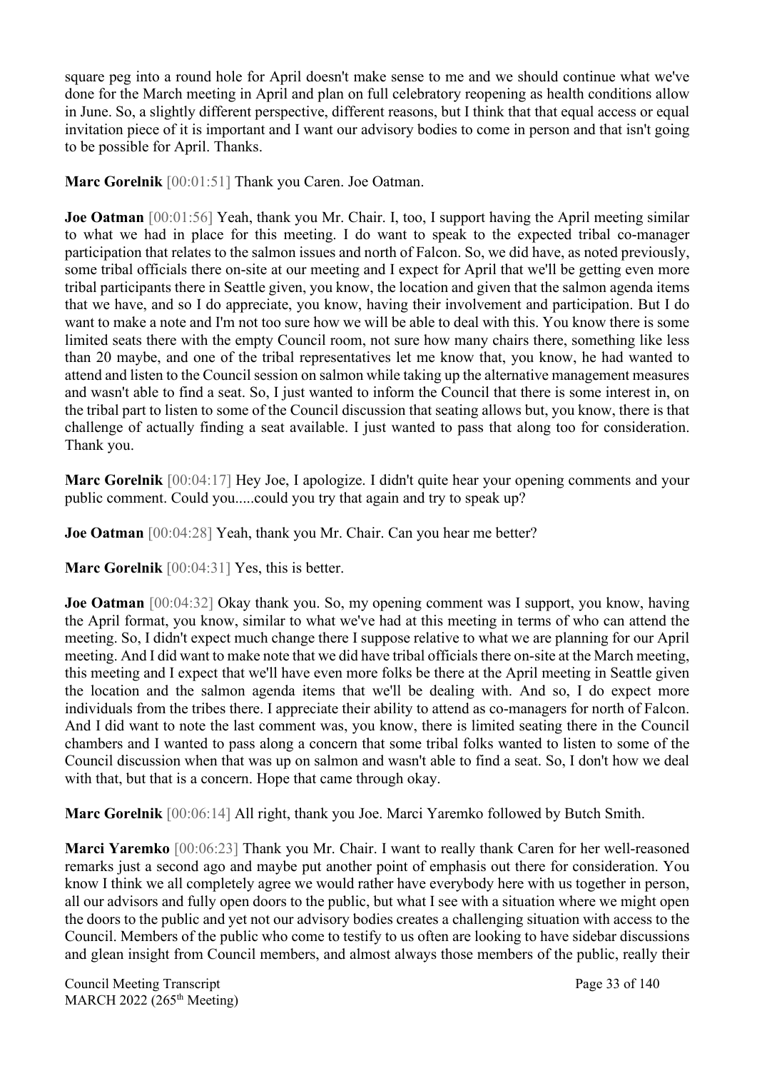square peg into a round hole for April doesn't make sense to me and we should continue what we've done for the March meeting in April and plan on full celebratory reopening as health conditions allow in June. So, a slightly different perspective, different reasons, but I think that that equal access or equal invitation piece of it is important and I want our advisory bodies to come in person and that isn't going to be possible for April. Thanks.

**Marc Gorelnik** [00:01:51] Thank you Caren. Joe Oatman.

**Joe Oatman** [00:01:56] Yeah, thank you Mr. Chair. I, too, I support having the April meeting similar to what we had in place for this meeting. I do want to speak to the expected tribal co-manager participation that relates to the salmon issues and north of Falcon. So, we did have, as noted previously, some tribal officials there on-site at our meeting and I expect for April that we'll be getting even more tribal participants there in Seattle given, you know, the location and given that the salmon agenda items that we have, and so I do appreciate, you know, having their involvement and participation. But I do want to make a note and I'm not too sure how we will be able to deal with this. You know there is some limited seats there with the empty Council room, not sure how many chairs there, something like less than 20 maybe, and one of the tribal representatives let me know that, you know, he had wanted to attend and listen to the Council session on salmon while taking up the alternative management measures and wasn't able to find a seat. So, I just wanted to inform the Council that there is some interest in, on the tribal part to listen to some of the Council discussion that seating allows but, you know, there is that challenge of actually finding a seat available. I just wanted to pass that along too for consideration. Thank you.

**Marc Gorelnik** [00:04:17] Hey Joe, I apologize. I didn't quite hear your opening comments and your public comment. Could you.....could you try that again and try to speak up?

**Joe Oatman** [00:04:28] Yeah, thank you Mr. Chair. Can you hear me better?

**Marc Gorelnik** [00:04:31] Yes, this is better.

**Joe Oatman** [00:04:32] Okay thank you. So, my opening comment was I support, you know, having the April format, you know, similar to what we've had at this meeting in terms of who can attend the meeting. So, I didn't expect much change there I suppose relative to what we are planning for our April meeting. And I did want to make note that we did have tribal officials there on-site at the March meeting, this meeting and I expect that we'll have even more folks be there at the April meeting in Seattle given the location and the salmon agenda items that we'll be dealing with. And so, I do expect more individuals from the tribes there. I appreciate their ability to attend as co-managers for north of Falcon. And I did want to note the last comment was, you know, there is limited seating there in the Council chambers and I wanted to pass along a concern that some tribal folks wanted to listen to some of the Council discussion when that was up on salmon and wasn't able to find a seat. So, I don't how we deal with that, but that is a concern. Hope that came through okay.

**Marc Gorelnik** [00:06:14] All right, thank you Joe. Marci Yaremko followed by Butch Smith.

**Marci Yaremko** [00:06:23] Thank you Mr. Chair. I want to really thank Caren for her well-reasoned remarks just a second ago and maybe put another point of emphasis out there for consideration. You know I think we all completely agree we would rather have everybody here with us together in person, all our advisors and fully open doors to the public, but what I see with a situation where we might open the doors to the public and yet not our advisory bodies creates a challenging situation with access to the Council. Members of the public who come to testify to us often are looking to have sidebar discussions and glean insight from Council members, and almost always those members of the public, really their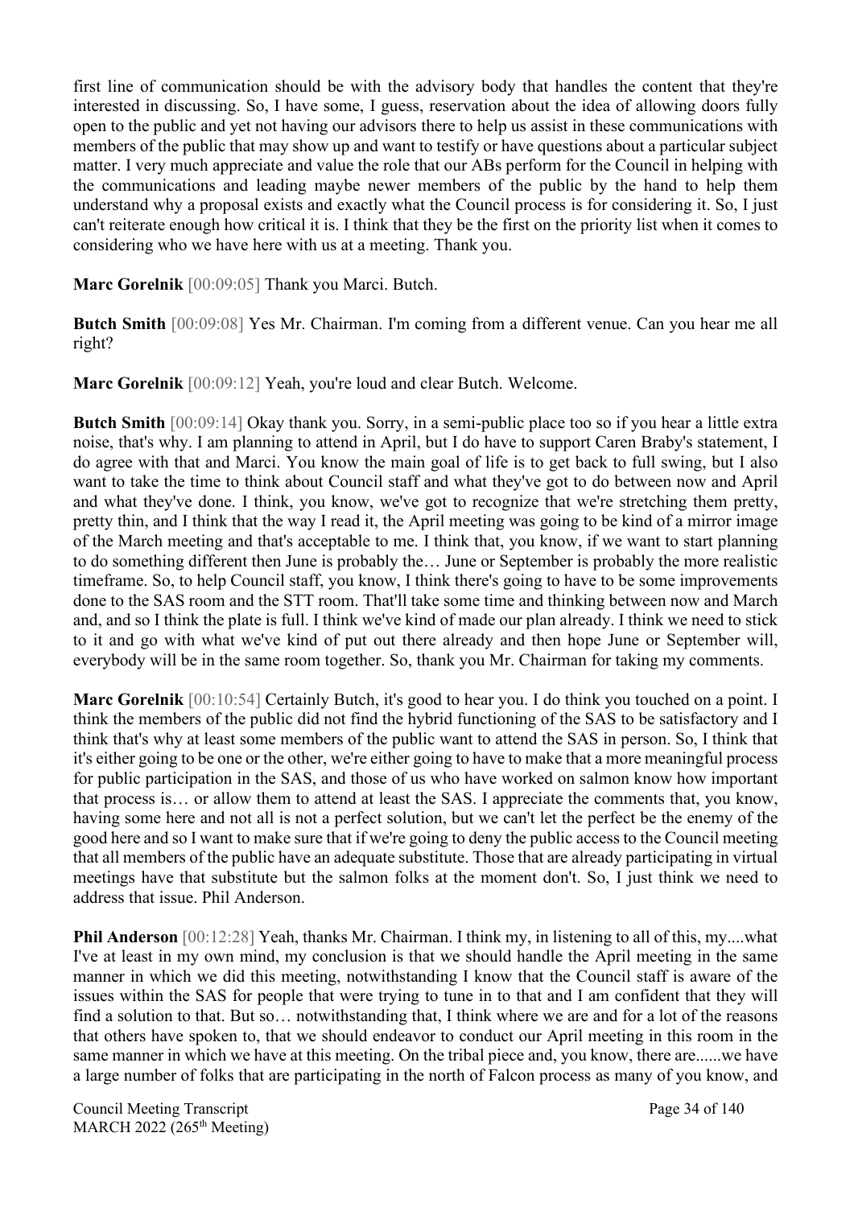first line of communication should be with the advisory body that handles the content that they're interested in discussing. So, I have some, I guess, reservation about the idea of allowing doors fully open to the public and yet not having our advisors there to help us assist in these communications with members of the public that may show up and want to testify or have questions about a particular subject matter. I very much appreciate and value the role that our ABs perform for the Council in helping with the communications and leading maybe newer members of the public by the hand to help them understand why a proposal exists and exactly what the Council process is for considering it. So, I just can't reiterate enough how critical it is. I think that they be the first on the priority list when it comes to considering who we have here with us at a meeting. Thank you.

**Marc Gorelnik** [00:09:05] Thank you Marci. Butch.

**Butch Smith** [00:09:08] Yes Mr. Chairman. I'm coming from a different venue. Can you hear me all right?

**Marc Gorelnik** [00:09:12] Yeah, you're loud and clear Butch. Welcome.

**Butch Smith** [00:09:14] Okay thank you. Sorry, in a semi-public place too so if you hear a little extra noise, that's why. I am planning to attend in April, but I do have to support Caren Braby's statement, I do agree with that and Marci. You know the main goal of life is to get back to full swing, but I also want to take the time to think about Council staff and what they've got to do between now and April and what they've done. I think, you know, we've got to recognize that we're stretching them pretty, pretty thin, and I think that the way I read it, the April meeting was going to be kind of a mirror image of the March meeting and that's acceptable to me. I think that, you know, if we want to start planning to do something different then June is probably the… June or September is probably the more realistic timeframe. So, to help Council staff, you know, I think there's going to have to be some improvements done to the SAS room and the STT room. That'll take some time and thinking between now and March and, and so I think the plate is full. I think we've kind of made our plan already. I think we need to stick to it and go with what we've kind of put out there already and then hope June or September will, everybody will be in the same room together. So, thank you Mr. Chairman for taking my comments.

**Marc Gorelnik** [00:10:54] Certainly Butch, it's good to hear you. I do think you touched on a point. I think the members of the public did not find the hybrid functioning of the SAS to be satisfactory and I think that's why at least some members of the public want to attend the SAS in person. So, I think that it's either going to be one or the other, we're either going to have to make that a more meaningful process for public participation in the SAS, and those of us who have worked on salmon know how important that process is… or allow them to attend at least the SAS. I appreciate the comments that, you know, having some here and not all is not a perfect solution, but we can't let the perfect be the enemy of the good here and so I want to make sure that if we're going to deny the public access to the Council meeting that all members of the public have an adequate substitute. Those that are already participating in virtual meetings have that substitute but the salmon folks at the moment don't. So, I just think we need to address that issue. Phil Anderson.

**Phil Anderson** [00:12:28] Yeah, thanks Mr. Chairman. I think my, in listening to all of this, my....what I've at least in my own mind, my conclusion is that we should handle the April meeting in the same manner in which we did this meeting, notwithstanding I know that the Council staff is aware of the issues within the SAS for people that were trying to tune in to that and I am confident that they will find a solution to that. But so… notwithstanding that, I think where we are and for a lot of the reasons that others have spoken to, that we should endeavor to conduct our April meeting in this room in the same manner in which we have at this meeting. On the tribal piece and, you know, there are......we have a large number of folks that are participating in the north of Falcon process as many of you know, and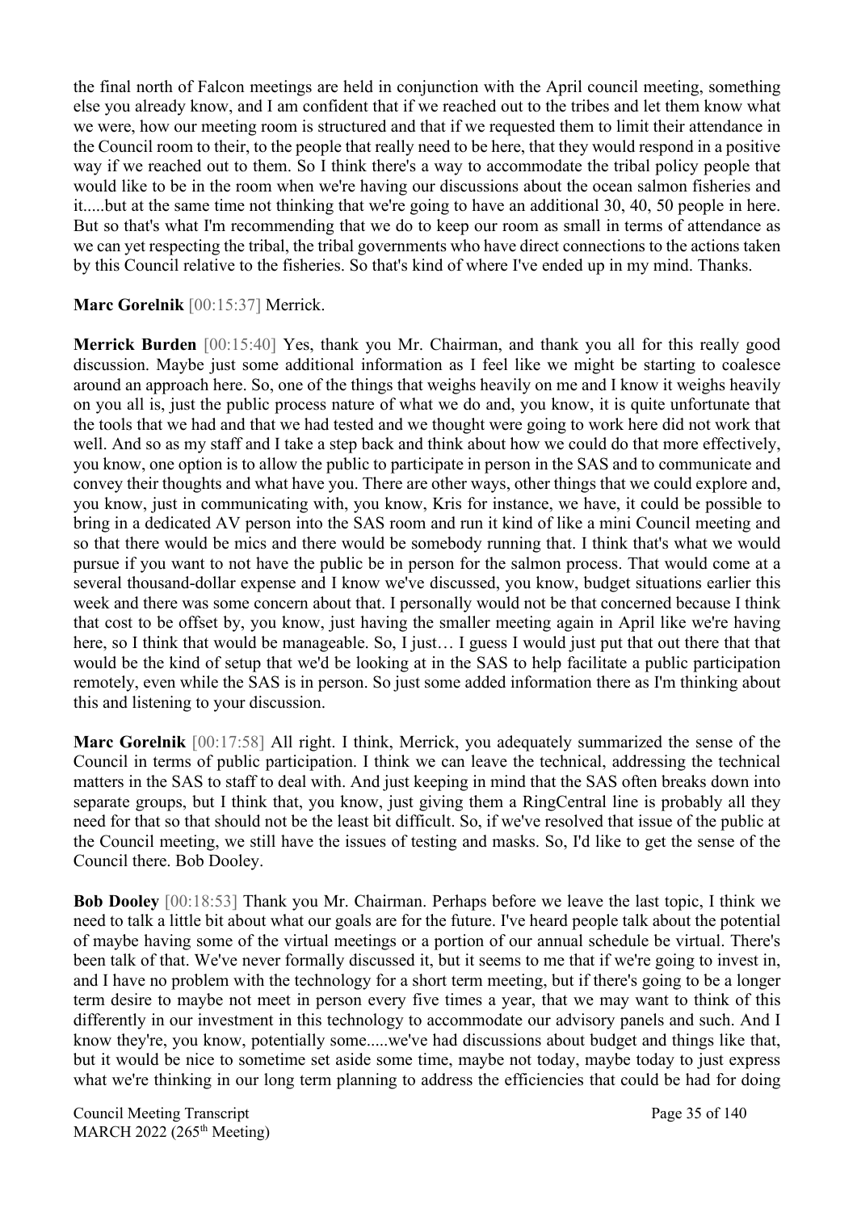the final north of Falcon meetings are held in conjunction with the April council meeting, something else you already know, and I am confident that if we reached out to the tribes and let them know what we were, how our meeting room is structured and that if we requested them to limit their attendance in the Council room to their, to the people that really need to be here, that they would respond in a positive way if we reached out to them. So I think there's a way to accommodate the tribal policy people that would like to be in the room when we're having our discussions about the ocean salmon fisheries and it.....but at the same time not thinking that we're going to have an additional 30, 40, 50 people in here. But so that's what I'm recommending that we do to keep our room as small in terms of attendance as we can yet respecting the tribal, the tribal governments who have direct connections to the actions taken by this Council relative to the fisheries. So that's kind of where I've ended up in my mind. Thanks.

**Marc Gorelnik** [00:15:37] Merrick.

**Merrick Burden** [00:15:40] Yes, thank you Mr. Chairman, and thank you all for this really good discussion. Maybe just some additional information as I feel like we might be starting to coalesce around an approach here. So, one of the things that weighs heavily on me and I know it weighs heavily on you all is, just the public process nature of what we do and, you know, it is quite unfortunate that the tools that we had and that we had tested and we thought were going to work here did not work that well. And so as my staff and I take a step back and think about how we could do that more effectively, you know, one option is to allow the public to participate in person in the SAS and to communicate and convey their thoughts and what have you. There are other ways, other things that we could explore and, you know, just in communicating with, you know, Kris for instance, we have, it could be possible to bring in a dedicated AV person into the SAS room and run it kind of like a mini Council meeting and so that there would be mics and there would be somebody running that. I think that's what we would pursue if you want to not have the public be in person for the salmon process. That would come at a several thousand-dollar expense and I know we've discussed, you know, budget situations earlier this week and there was some concern about that. I personally would not be that concerned because I think that cost to be offset by, you know, just having the smaller meeting again in April like we're having here, so I think that would be manageable. So, I just… I guess I would just put that out there that that would be the kind of setup that we'd be looking at in the SAS to help facilitate a public participation remotely, even while the SAS is in person. So just some added information there as I'm thinking about this and listening to your discussion.

**Marc Gorelnik** [00:17:58] All right. I think, Merrick, you adequately summarized the sense of the Council in terms of public participation. I think we can leave the technical, addressing the technical matters in the SAS to staff to deal with. And just keeping in mind that the SAS often breaks down into separate groups, but I think that, you know, just giving them a RingCentral line is probably all they need for that so that should not be the least bit difficult. So, if we've resolved that issue of the public at the Council meeting, we still have the issues of testing and masks. So, I'd like to get the sense of the Council there. Bob Dooley.

**Bob Dooley** [00:18:53] Thank you Mr. Chairman. Perhaps before we leave the last topic, I think we need to talk a little bit about what our goals are for the future. I've heard people talk about the potential of maybe having some of the virtual meetings or a portion of our annual schedule be virtual. There's been talk of that. We've never formally discussed it, but it seems to me that if we're going to invest in, and I have no problem with the technology for a short term meeting, but if there's going to be a longer term desire to maybe not meet in person every five times a year, that we may want to think of this differently in our investment in this technology to accommodate our advisory panels and such. And I know they're, you know, potentially some.....we've had discussions about budget and things like that, but it would be nice to sometime set aside some time, maybe not today, maybe today to just express what we're thinking in our long term planning to address the efficiencies that could be had for doing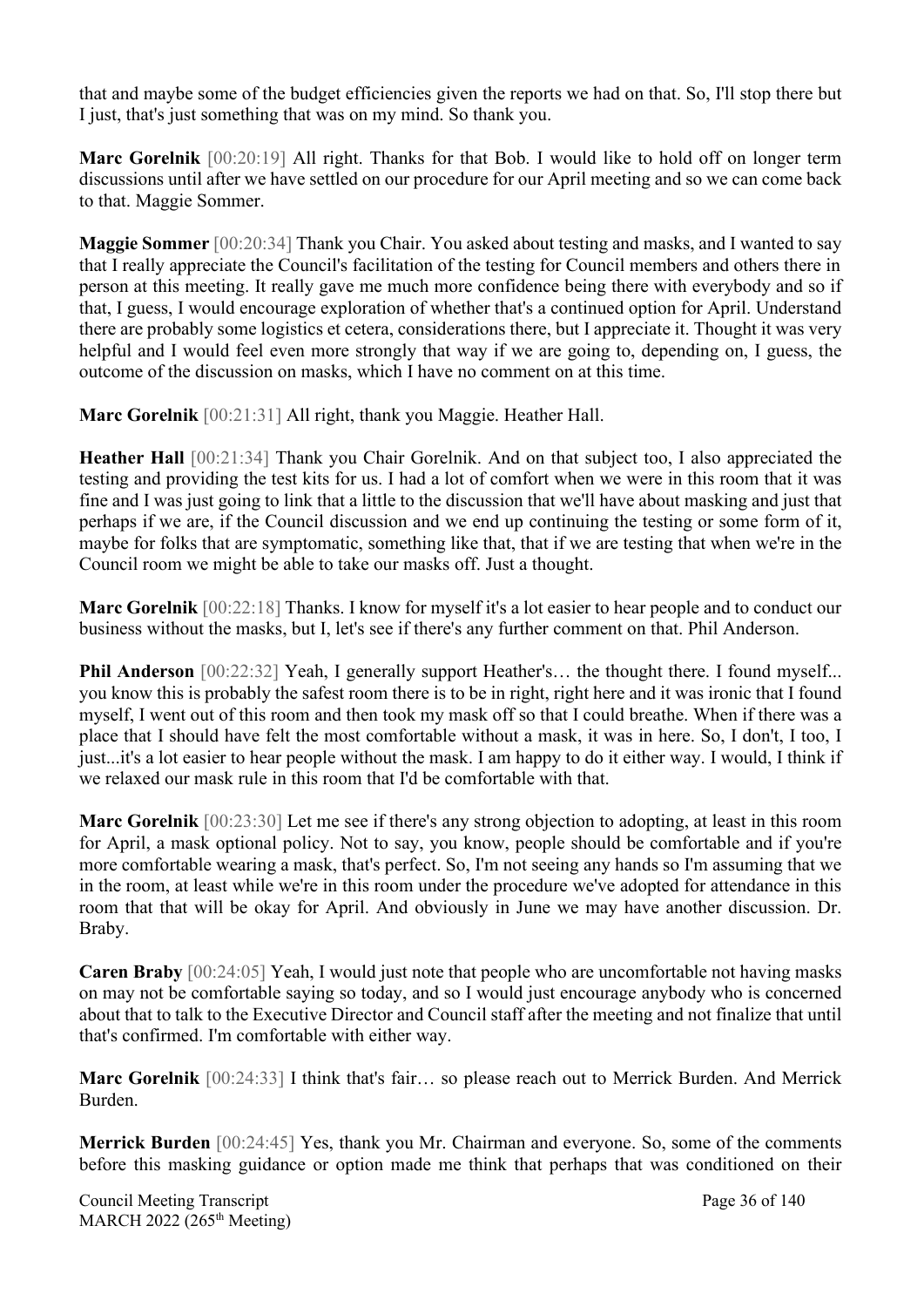that and maybe some of the budget efficiencies given the reports we had on that. So, I'll stop there but I just, that's just something that was on my mind. So thank you.

**Marc Gorelnik** [00:20:19] All right. Thanks for that Bob. I would like to hold off on longer term discussions until after we have settled on our procedure for our April meeting and so we can come back to that. Maggie Sommer.

**Maggie Sommer** [00:20:34] Thank you Chair. You asked about testing and masks, and I wanted to say that I really appreciate the Council's facilitation of the testing for Council members and others there in person at this meeting. It really gave me much more confidence being there with everybody and so if that, I guess, I would encourage exploration of whether that's a continued option for April. Understand there are probably some logistics et cetera, considerations there, but I appreciate it. Thought it was very helpful and I would feel even more strongly that way if we are going to, depending on, I guess, the outcome of the discussion on masks, which I have no comment on at this time.

**Marc Gorelnik** [00:21:31] All right, thank you Maggie. Heather Hall.

**Heather Hall** [00:21:34] Thank you Chair Gorelnik. And on that subject too, I also appreciated the testing and providing the test kits for us. I had a lot of comfort when we were in this room that it was fine and I was just going to link that a little to the discussion that we'll have about masking and just that perhaps if we are, if the Council discussion and we end up continuing the testing or some form of it, maybe for folks that are symptomatic, something like that, that if we are testing that when we're in the Council room we might be able to take our masks off. Just a thought.

**Marc Gorelnik** [00:22:18] Thanks. I know for myself it's a lot easier to hear people and to conduct our business without the masks, but I, let's see if there's any further comment on that. Phil Anderson.

**Phil Anderson** [00:22:32] Yeah, I generally support Heather's… the thought there. I found myself... you know this is probably the safest room there is to be in right, right here and it was ironic that I found myself, I went out of this room and then took my mask off so that I could breathe. When if there was a place that I should have felt the most comfortable without a mask, it was in here. So, I don't, I too, I just...it's a lot easier to hear people without the mask. I am happy to do it either way. I would, I think if we relaxed our mask rule in this room that I'd be comfortable with that.

**Marc Gorelnik** [00:23:30] Let me see if there's any strong objection to adopting, at least in this room for April, a mask optional policy. Not to say, you know, people should be comfortable and if you're more comfortable wearing a mask, that's perfect. So, I'm not seeing any hands so I'm assuming that we in the room, at least while we're in this room under the procedure we've adopted for attendance in this room that that will be okay for April. And obviously in June we may have another discussion. Dr. Braby.

**Caren Braby** [00:24:05] Yeah, I would just note that people who are uncomfortable not having masks on may not be comfortable saying so today, and so I would just encourage anybody who is concerned about that to talk to the Executive Director and Council staff after the meeting and not finalize that until that's confirmed. I'm comfortable with either way.

**Marc Gorelnik** [00:24:33] I think that's fair… so please reach out to Merrick Burden. And Merrick Burden.

**Merrick Burden** [00:24:45] Yes, thank you Mr. Chairman and everyone. So, some of the comments before this masking guidance or option made me think that perhaps that was conditioned on their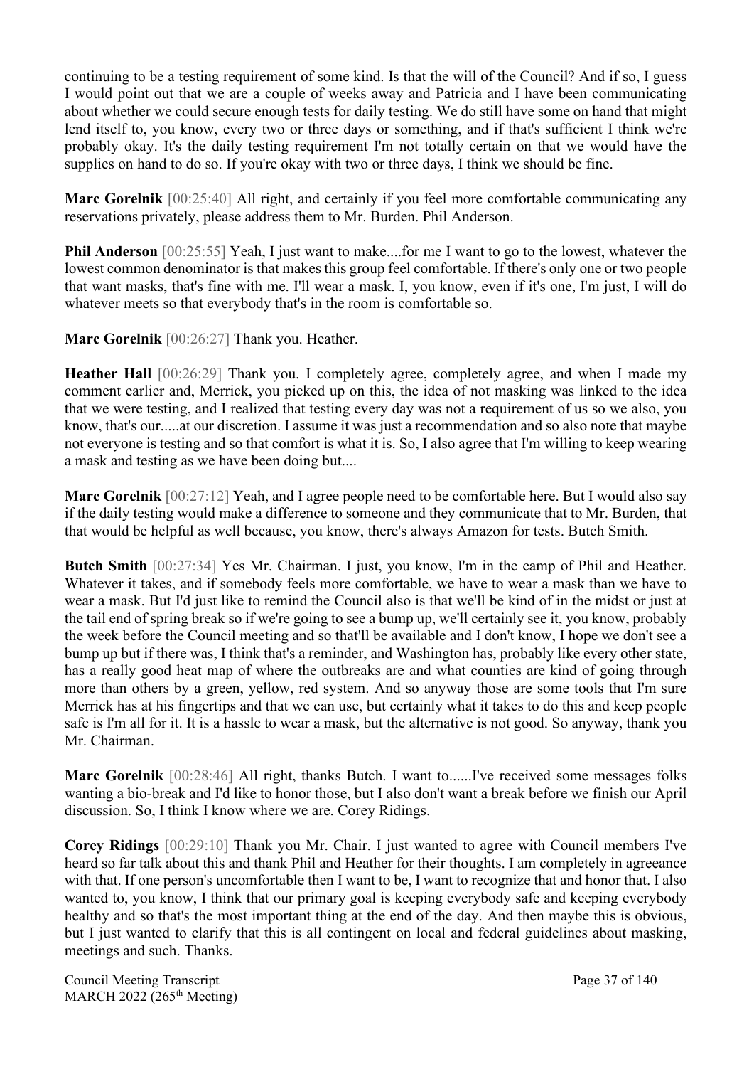continuing to be a testing requirement of some kind. Is that the will of the Council? And if so, I guess I would point out that we are a couple of weeks away and Patricia and I have been communicating about whether we could secure enough tests for daily testing. We do still have some on hand that might lend itself to, you know, every two or three days or something, and if that's sufficient I think we're probably okay. It's the daily testing requirement I'm not totally certain on that we would have the supplies on hand to do so. If you're okay with two or three days, I think we should be fine.

**Marc Gorelnik** [00:25:40] All right, and certainly if you feel more comfortable communicating any reservations privately, please address them to Mr. Burden. Phil Anderson.

**Phil Anderson** [00:25:55] Yeah, I just want to make....for me I want to go to the lowest, whatever the lowest common denominator is that makes this group feel comfortable. If there's only one or two people that want masks, that's fine with me. I'll wear a mask. I, you know, even if it's one, I'm just, I will do whatever meets so that everybody that's in the room is comfortable so.

**Marc Gorelnik** [00:26:27] Thank you. Heather.

**Heather Hall** [00:26:29] Thank you. I completely agree, completely agree, and when I made my comment earlier and, Merrick, you picked up on this, the idea of not masking was linked to the idea that we were testing, and I realized that testing every day was not a requirement of us so we also, you know, that's our.....at our discretion. I assume it was just a recommendation and so also note that maybe not everyone is testing and so that comfort is what it is. So, I also agree that I'm willing to keep wearing a mask and testing as we have been doing but....

**Marc Gorelnik** [00:27:12] Yeah, and I agree people need to be comfortable here. But I would also say if the daily testing would make a difference to someone and they communicate that to Mr. Burden, that that would be helpful as well because, you know, there's always Amazon for tests. Butch Smith.

**Butch Smith** [00:27:34] Yes Mr. Chairman. I just, you know, I'm in the camp of Phil and Heather. Whatever it takes, and if somebody feels more comfortable, we have to wear a mask than we have to wear a mask. But I'd just like to remind the Council also is that we'll be kind of in the midst or just at the tail end of spring break so if we're going to see a bump up, we'll certainly see it, you know, probably the week before the Council meeting and so that'll be available and I don't know, I hope we don't see a bump up but if there was, I think that's a reminder, and Washington has, probably like every other state, has a really good heat map of where the outbreaks are and what counties are kind of going through more than others by a green, yellow, red system. And so anyway those are some tools that I'm sure Merrick has at his fingertips and that we can use, but certainly what it takes to do this and keep people safe is I'm all for it. It is a hassle to wear a mask, but the alternative is not good. So anyway, thank you Mr. Chairman.

**Marc Gorelnik** [00:28:46] All right, thanks Butch. I want to......I've received some messages folks wanting a bio-break and I'd like to honor those, but I also don't want a break before we finish our April discussion. So, I think I know where we are. Corey Ridings.

**Corey Ridings** [00:29:10] Thank you Mr. Chair. I just wanted to agree with Council members I've heard so far talk about this and thank Phil and Heather for their thoughts. I am completely in agreeance with that. If one person's uncomfortable then I want to be, I want to recognize that and honor that. I also wanted to, you know, I think that our primary goal is keeping everybody safe and keeping everybody healthy and so that's the most important thing at the end of the day. And then maybe this is obvious, but I just wanted to clarify that this is all contingent on local and federal guidelines about masking, meetings and such. Thanks.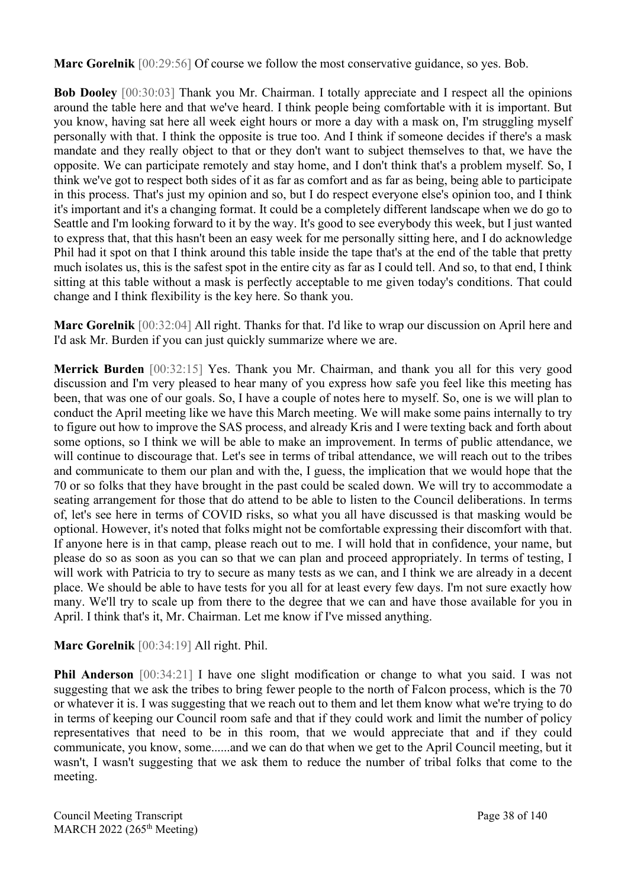**Marc Gorelnik** [00:29:56] Of course we follow the most conservative guidance, so yes. Bob.

**Bob Dooley** [00:30:03] Thank you Mr. Chairman. I totally appreciate and I respect all the opinions around the table here and that we've heard. I think people being comfortable with it is important. But you know, having sat here all week eight hours or more a day with a mask on, I'm struggling myself personally with that. I think the opposite is true too. And I think if someone decides if there's a mask mandate and they really object to that or they don't want to subject themselves to that, we have the opposite. We can participate remotely and stay home, and I don't think that's a problem myself. So, I think we've got to respect both sides of it as far as comfort and as far as being, being able to participate in this process. That's just my opinion and so, but I do respect everyone else's opinion too, and I think it's important and it's a changing format. It could be a completely different landscape when we do go to Seattle and I'm looking forward to it by the way. It's good to see everybody this week, but I just wanted to express that, that this hasn't been an easy week for me personally sitting here, and I do acknowledge Phil had it spot on that I think around this table inside the tape that's at the end of the table that pretty much isolates us, this is the safest spot in the entire city as far as I could tell. And so, to that end, I think sitting at this table without a mask is perfectly acceptable to me given today's conditions. That could change and I think flexibility is the key here. So thank you.

**Marc Gorelnik** [00:32:04] All right. Thanks for that. I'd like to wrap our discussion on April here and I'd ask Mr. Burden if you can just quickly summarize where we are.

**Merrick Burden** [00:32:15] Yes. Thank you Mr. Chairman, and thank you all for this very good discussion and I'm very pleased to hear many of you express how safe you feel like this meeting has been, that was one of our goals. So, I have a couple of notes here to myself. So, one is we will plan to conduct the April meeting like we have this March meeting. We will make some pains internally to try to figure out how to improve the SAS process, and already Kris and I were texting back and forth about some options, so I think we will be able to make an improvement. In terms of public attendance, we will continue to discourage that. Let's see in terms of tribal attendance, we will reach out to the tribes and communicate to them our plan and with the, I guess, the implication that we would hope that the 70 or so folks that they have brought in the past could be scaled down. We will try to accommodate a seating arrangement for those that do attend to be able to listen to the Council deliberations. In terms of, let's see here in terms of COVID risks, so what you all have discussed is that masking would be optional. However, it's noted that folks might not be comfortable expressing their discomfort with that. If anyone here is in that camp, please reach out to me. I will hold that in confidence, your name, but please do so as soon as you can so that we can plan and proceed appropriately. In terms of testing, I will work with Patricia to try to secure as many tests as we can, and I think we are already in a decent place. We should be able to have tests for you all for at least every few days. I'm not sure exactly how many. We'll try to scale up from there to the degree that we can and have those available for you in April. I think that's it, Mr. Chairman. Let me know if I've missed anything.

**Marc Gorelnik** [00:34:19] All right. Phil.

**Phil Anderson** [00:34:21] I have one slight modification or change to what you said. I was not suggesting that we ask the tribes to bring fewer people to the north of Falcon process, which is the 70 or whatever it is. I was suggesting that we reach out to them and let them know what we're trying to do in terms of keeping our Council room safe and that if they could work and limit the number of policy representatives that need to be in this room, that we would appreciate that and if they could communicate, you know, some......and we can do that when we get to the April Council meeting, but it wasn't, I wasn't suggesting that we ask them to reduce the number of tribal folks that come to the meeting.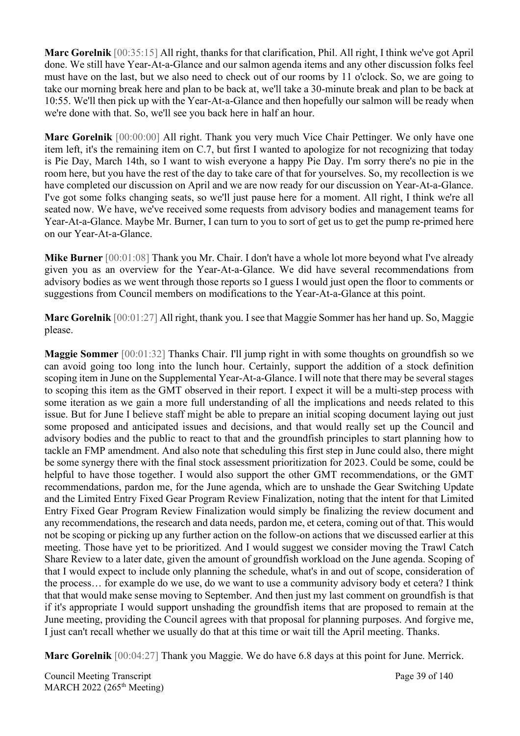**Marc Gorelnik** [00:35:15] All right, thanks for that clarification, Phil. All right, I think we've got April done. We still have Year-At-a-Glance and our salmon agenda items and any other discussion folks feel must have on the last, but we also need to check out of our rooms by 11 o'clock. So, we are going to take our morning break here and plan to be back at, we'll take a 30-minute break and plan to be back at 10:55. We'll then pick up with the Year-At-a-Glance and then hopefully our salmon will be ready when we're done with that. So, we'll see you back here in half an hour.

**Marc Gorelnik** [00:00:00] All right. Thank you very much Vice Chair Pettinger. We only have one item left, it's the remaining item on C.7, but first I wanted to apologize for not recognizing that today is Pie Day, March 14th, so I want to wish everyone a happy Pie Day. I'm sorry there's no pie in the room here, but you have the rest of the day to take care of that for yourselves. So, my recollection is we have completed our discussion on April and we are now ready for our discussion on Year-At-a-Glance. I've got some folks changing seats, so we'll just pause here for a moment. All right, I think we're all seated now. We have, we've received some requests from advisory bodies and management teams for Year-At-a-Glance. Maybe Mr. Burner, I can turn to you to sort of get us to get the pump re-primed here on our Year-At-a-Glance.

**Mike Burner** [00:01:08] Thank you Mr. Chair. I don't have a whole lot more beyond what I've already given you as an overview for the Year-At-a-Glance. We did have several recommendations from advisory bodies as we went through those reports so I guess I would just open the floor to comments or suggestions from Council members on modifications to the Year-At-a-Glance at this point.

**Marc Gorelnik** [00:01:27] All right, thank you. I see that Maggie Sommer has her hand up. So, Maggie please.

**Maggie Sommer** [00:01:32] Thanks Chair. I'll jump right in with some thoughts on groundfish so we can avoid going too long into the lunch hour. Certainly, support the addition of a stock definition scoping item in June on the Supplemental Year-At-a-Glance. I will note that there may be several stages to scoping this item as the GMT observed in their report. I expect it will be a multi-step process with some iteration as we gain a more full understanding of all the implications and needs related to this issue. But for June I believe staff might be able to prepare an initial scoping document laying out just some proposed and anticipated issues and decisions, and that would really set up the Council and advisory bodies and the public to react to that and the groundfish principles to start planning how to tackle an FMP amendment. And also note that scheduling this first step in June could also, there might be some synergy there with the final stock assessment prioritization for 2023. Could be some, could be helpful to have those together. I would also support the other GMT recommendations, or the GMT recommendations, pardon me, for the June agenda, which are to unshade the Gear Switching Update and the Limited Entry Fixed Gear Program Review Finalization, noting that the intent for that Limited Entry Fixed Gear Program Review Finalization would simply be finalizing the review document and any recommendations, the research and data needs, pardon me, et cetera, coming out of that. This would not be scoping or picking up any further action on the follow-on actions that we discussed earlier at this meeting. Those have yet to be prioritized. And I would suggest we consider moving the Trawl Catch Share Review to a later date, given the amount of groundfish workload on the June agenda. Scoping of that I would expect to include only planning the schedule, what's in and out of scope, consideration of the process… for example do we use, do we want to use a community advisory body et cetera? I think that that would make sense moving to September. And then just my last comment on groundfish is that if it's appropriate I would support unshading the groundfish items that are proposed to remain at the June meeting, providing the Council agrees with that proposal for planning purposes. And forgive me, I just can't recall whether we usually do that at this time or wait till the April meeting. Thanks.

**Marc Gorelnik** [00:04:27] Thank you Maggie. We do have 6.8 days at this point for June. Merrick.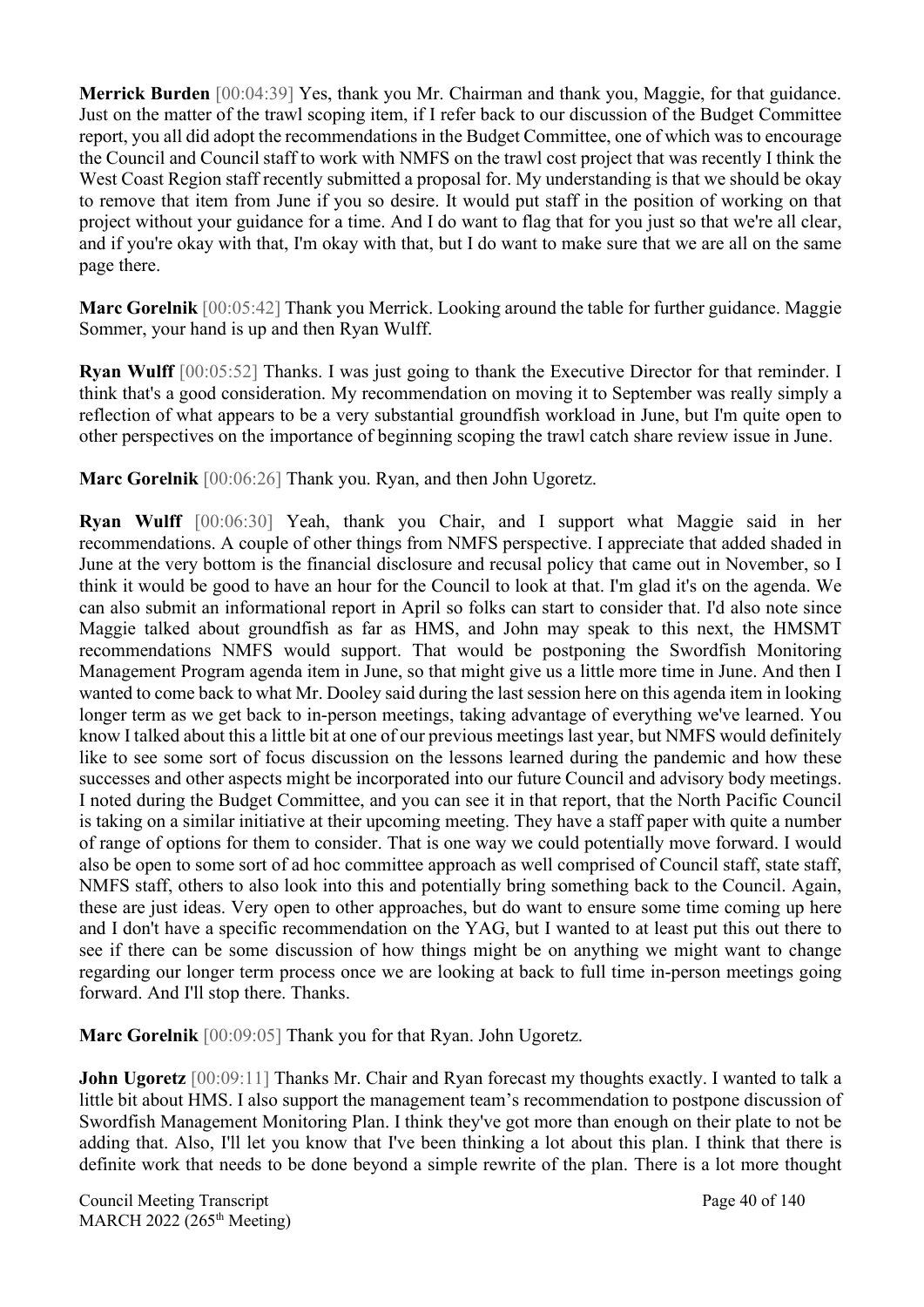**Merrick Burden** [00:04:39] Yes, thank you Mr. Chairman and thank you, Maggie, for that guidance. Just on the matter of the trawl scoping item, if I refer back to our discussion of the Budget Committee report, you all did adopt the recommendations in the Budget Committee, one of which was to encourage the Council and Council staff to work with NMFS on the trawl cost project that was recently I think the West Coast Region staff recently submitted a proposal for. My understanding is that we should be okay to remove that item from June if you so desire. It would put staff in the position of working on that project without your guidance for a time. And I do want to flag that for you just so that we're all clear, and if you're okay with that, I'm okay with that, but I do want to make sure that we are all on the same page there.

**Marc Gorelnik** [00:05:42] Thank you Merrick. Looking around the table for further guidance. Maggie Sommer, your hand is up and then Ryan Wulff.

**Ryan Wulff** [00:05:52] Thanks. I was just going to thank the Executive Director for that reminder. I think that's a good consideration. My recommendation on moving it to September was really simply a reflection of what appears to be a very substantial groundfish workload in June, but I'm quite open to other perspectives on the importance of beginning scoping the trawl catch share review issue in June.

**Marc Gorelnik** [00:06:26] Thank you. Ryan, and then John Ugoretz.

**Ryan Wulff** [00:06:30] Yeah, thank you Chair, and I support what Maggie said in her recommendations. A couple of other things from NMFS perspective. I appreciate that added shaded in June at the very bottom is the financial disclosure and recusal policy that came out in November, so I think it would be good to have an hour for the Council to look at that. I'm glad it's on the agenda. We can also submit an informational report in April so folks can start to consider that. I'd also note since Maggie talked about groundfish as far as HMS, and John may speak to this next, the HMSMT recommendations NMFS would support. That would be postponing the Swordfish Monitoring Management Program agenda item in June, so that might give us a little more time in June. And then I wanted to come back to what Mr. Dooley said during the last session here on this agenda item in looking longer term as we get back to in-person meetings, taking advantage of everything we've learned. You know I talked about this a little bit at one of our previous meetings last year, but NMFS would definitely like to see some sort of focus discussion on the lessons learned during the pandemic and how these successes and other aspects might be incorporated into our future Council and advisory body meetings. I noted during the Budget Committee, and you can see it in that report, that the North Pacific Council is taking on a similar initiative at their upcoming meeting. They have a staff paper with quite a number of range of options for them to consider. That is one way we could potentially move forward. I would also be open to some sort of ad hoc committee approach as well comprised of Council staff, state staff, NMFS staff, others to also look into this and potentially bring something back to the Council. Again, these are just ideas. Very open to other approaches, but do want to ensure some time coming up here and I don't have a specific recommendation on the YAG, but I wanted to at least put this out there to see if there can be some discussion of how things might be on anything we might want to change regarding our longer term process once we are looking at back to full time in-person meetings going forward. And I'll stop there. Thanks.

**Marc Gorelnik** [00:09:05] Thank you for that Ryan. John Ugoretz.

**John Ugoretz** [00:09:11] Thanks Mr. Chair and Ryan forecast my thoughts exactly. I wanted to talk a little bit about HMS. I also support the management team's recommendation to postpone discussion of Swordfish Management Monitoring Plan. I think they've got more than enough on their plate to not be adding that. Also, I'll let you know that I've been thinking a lot about this plan. I think that there is definite work that needs to be done beyond a simple rewrite of the plan. There is a lot more thought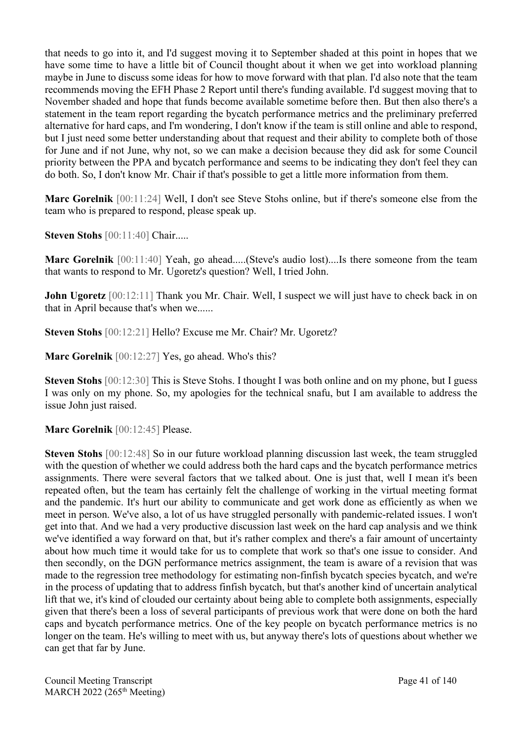that needs to go into it, and I'd suggest moving it to September shaded at this point in hopes that we have some time to have a little bit of Council thought about it when we get into workload planning maybe in June to discuss some ideas for how to move forward with that plan. I'd also note that the team recommends moving the EFH Phase 2 Report until there's funding available. I'd suggest moving that to November shaded and hope that funds become available sometime before then. But then also there's a statement in the team report regarding the bycatch performance metrics and the preliminary preferred alternative for hard caps, and I'm wondering, I don't know if the team is still online and able to respond, but I just need some better understanding about that request and their ability to complete both of those for June and if not June, why not, so we can make a decision because they did ask for some Council priority between the PPA and bycatch performance and seems to be indicating they don't feel they can do both. So, I don't know Mr. Chair if that's possible to get a little more information from them.

**Marc Gorelnik** [00:11:24] Well, I don't see Steve Stohs online, but if there's someone else from the team who is prepared to respond, please speak up.

**Steven Stohs** [00:11:40] Chair.....

**Marc Gorelnik** [00:11:40] Yeah, go ahead.....(Steve's audio lost)....Is there someone from the team that wants to respond to Mr. Ugoretz's question? Well, I tried John.

**John Ugoretz** [00:12:11] Thank you Mr. Chair. Well, I suspect we will just have to check back in on that in April because that's when we......

**Steven Stohs** [00:12:21] Hello? Excuse me Mr. Chair? Mr. Ugoretz?

**Marc Gorelnik** [00:12:27] Yes, go ahead. Who's this?

**Steven Stohs** [00:12:30] This is Steve Stohs. I thought I was both online and on my phone, but I guess I was only on my phone. So, my apologies for the technical snafu, but I am available to address the issue John just raised.

**Marc Gorelnik** [00:12:45] Please.

**Steven Stohs** [00:12:48] So in our future workload planning discussion last week, the team struggled with the question of whether we could address both the hard caps and the bycatch performance metrics assignments. There were several factors that we talked about. One is just that, well I mean it's been repeated often, but the team has certainly felt the challenge of working in the virtual meeting format and the pandemic. It's hurt our ability to communicate and get work done as efficiently as when we meet in person. We've also, a lot of us have struggled personally with pandemic-related issues. I won't get into that. And we had a very productive discussion last week on the hard cap analysis and we think we've identified a way forward on that, but it's rather complex and there's a fair amount of uncertainty about how much time it would take for us to complete that work so that's one issue to consider. And then secondly, on the DGN performance metrics assignment, the team is aware of a revision that was made to the regression tree methodology for estimating non-finfish bycatch species bycatch, and we're in the process of updating that to address finfish bycatch, but that's another kind of uncertain analytical lift that we, it's kind of clouded our certainty about being able to complete both assignments, especially given that there's been a loss of several participants of previous work that were done on both the hard caps and bycatch performance metrics. One of the key people on bycatch performance metrics is no longer on the team. He's willing to meet with us, but anyway there's lots of questions about whether we can get that far by June.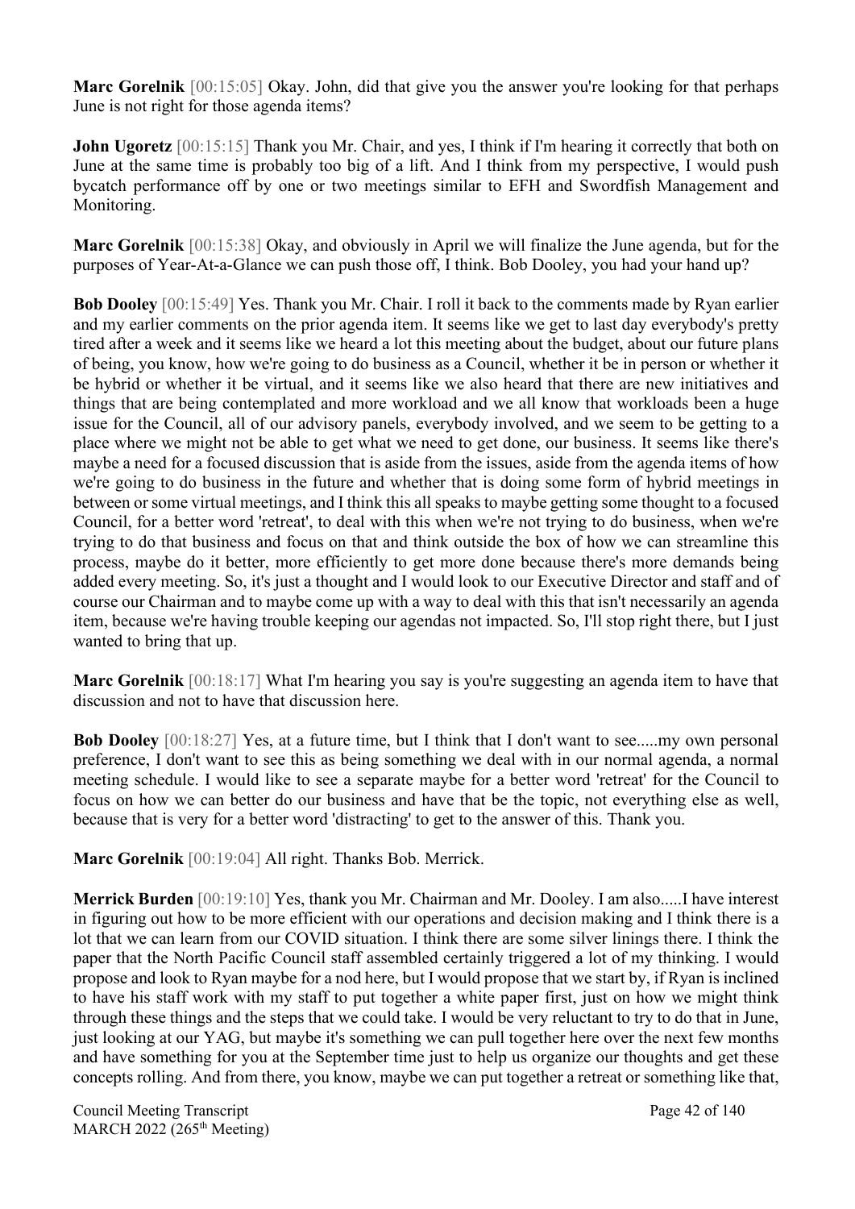**Marc Gorelnik** [00:15:05] Okay. John, did that give you the answer you're looking for that perhaps June is not right for those agenda items?

**John Ugoretz** [00:15:15] Thank you Mr. Chair, and yes, I think if I'm hearing it correctly that both on June at the same time is probably too big of a lift. And I think from my perspective, I would push bycatch performance off by one or two meetings similar to EFH and Swordfish Management and Monitoring.

**Marc Gorelnik** [00:15:38] Okay, and obviously in April we will finalize the June agenda, but for the purposes of Year-At-a-Glance we can push those off, I think. Bob Dooley, you had your hand up?

**Bob Dooley** [00:15:49] Yes. Thank you Mr. Chair. I roll it back to the comments made by Ryan earlier and my earlier comments on the prior agenda item. It seems like we get to last day everybody's pretty tired after a week and it seems like we heard a lot this meeting about the budget, about our future plans of being, you know, how we're going to do business as a Council, whether it be in person or whether it be hybrid or whether it be virtual, and it seems like we also heard that there are new initiatives and things that are being contemplated and more workload and we all know that workloads been a huge issue for the Council, all of our advisory panels, everybody involved, and we seem to be getting to a place where we might not be able to get what we need to get done, our business. It seems like there's maybe a need for a focused discussion that is aside from the issues, aside from the agenda items of how we're going to do business in the future and whether that is doing some form of hybrid meetings in between or some virtual meetings, and I think this all speaks to maybe getting some thought to a focused Council, for a better word 'retreat', to deal with this when we're not trying to do business, when we're trying to do that business and focus on that and think outside the box of how we can streamline this process, maybe do it better, more efficiently to get more done because there's more demands being added every meeting. So, it's just a thought and I would look to our Executive Director and staff and of course our Chairman and to maybe come up with a way to deal with this that isn't necessarily an agenda item, because we're having trouble keeping our agendas not impacted. So, I'll stop right there, but I just wanted to bring that up.

**Marc Gorelnik** [00:18:17] What I'm hearing you say is you're suggesting an agenda item to have that discussion and not to have that discussion here.

**Bob Dooley** [00:18:27] Yes, at a future time, but I think that I don't want to see.....my own personal preference, I don't want to see this as being something we deal with in our normal agenda, a normal meeting schedule. I would like to see a separate maybe for a better word 'retreat' for the Council to focus on how we can better do our business and have that be the topic, not everything else as well, because that is very for a better word 'distracting' to get to the answer of this. Thank you.

**Marc Gorelnik** [00:19:04] All right. Thanks Bob. Merrick.

**Merrick Burden** [00:19:10] Yes, thank you Mr. Chairman and Mr. Dooley. I am also.....I have interest in figuring out how to be more efficient with our operations and decision making and I think there is a lot that we can learn from our COVID situation. I think there are some silver linings there. I think the paper that the North Pacific Council staff assembled certainly triggered a lot of my thinking. I would propose and look to Ryan maybe for a nod here, but I would propose that we start by, if Ryan is inclined to have his staff work with my staff to put together a white paper first, just on how we might think through these things and the steps that we could take. I would be very reluctant to try to do that in June, just looking at our YAG, but maybe it's something we can pull together here over the next few months and have something for you at the September time just to help us organize our thoughts and get these concepts rolling. And from there, you know, maybe we can put together a retreat or something like that,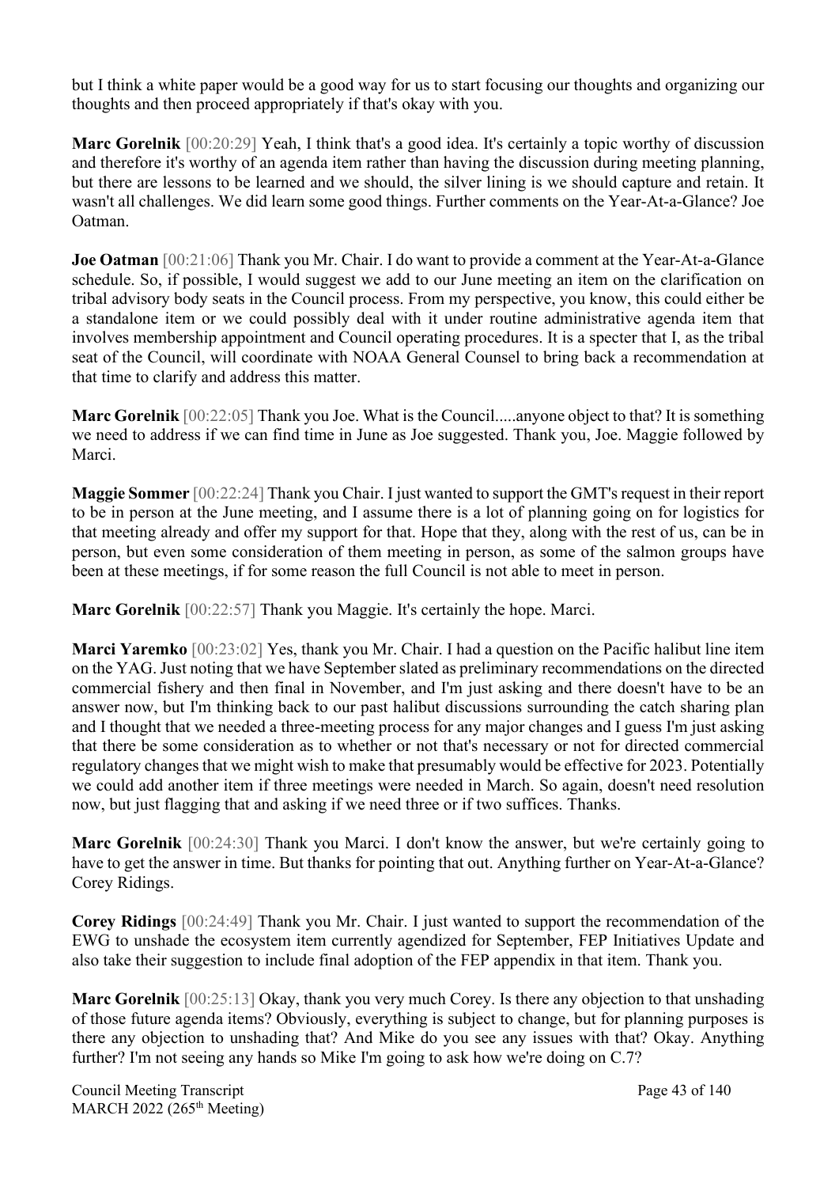but I think a white paper would be a good way for us to start focusing our thoughts and organizing our thoughts and then proceed appropriately if that's okay with you.

**Marc Gorelnik** [00:20:29] Yeah, I think that's a good idea. It's certainly a topic worthy of discussion and therefore it's worthy of an agenda item rather than having the discussion during meeting planning, but there are lessons to be learned and we should, the silver lining is we should capture and retain. It wasn't all challenges. We did learn some good things. Further comments on the Year-At-a-Glance? Joe Oatman.

**Joe Oatman** [00:21:06] Thank you Mr. Chair. I do want to provide a comment at the Year-At-a-Glance schedule. So, if possible, I would suggest we add to our June meeting an item on the clarification on tribal advisory body seats in the Council process. From my perspective, you know, this could either be a standalone item or we could possibly deal with it under routine administrative agenda item that involves membership appointment and Council operating procedures. It is a specter that I, as the tribal seat of the Council, will coordinate with NOAA General Counsel to bring back a recommendation at that time to clarify and address this matter.

**Marc Gorelnik** [00:22:05] Thank you Joe. What is the Council.....anyone object to that? It is something we need to address if we can find time in June as Joe suggested. Thank you, Joe. Maggie followed by Marci.

**Maggie Sommer** [00:22:24] Thank you Chair. I just wanted to support the GMT's request in their report to be in person at the June meeting, and I assume there is a lot of planning going on for logistics for that meeting already and offer my support for that. Hope that they, along with the rest of us, can be in person, but even some consideration of them meeting in person, as some of the salmon groups have been at these meetings, if for some reason the full Council is not able to meet in person.

**Marc Gorelnik** [00:22:57] Thank you Maggie. It's certainly the hope. Marci.

**Marci Yaremko** [00:23:02] Yes, thank you Mr. Chair. I had a question on the Pacific halibut line item on the YAG. Just noting that we have September slated as preliminary recommendations on the directed commercial fishery and then final in November, and I'm just asking and there doesn't have to be an answer now, but I'm thinking back to our past halibut discussions surrounding the catch sharing plan and I thought that we needed a three-meeting process for any major changes and I guess I'm just asking that there be some consideration as to whether or not that's necessary or not for directed commercial regulatory changes that we might wish to make that presumably would be effective for 2023. Potentially we could add another item if three meetings were needed in March. So again, doesn't need resolution now, but just flagging that and asking if we need three or if two suffices. Thanks.

**Marc Gorelnik** [00:24:30] Thank you Marci. I don't know the answer, but we're certainly going to have to get the answer in time. But thanks for pointing that out. Anything further on Year-At-a-Glance? Corey Ridings.

**Corey Ridings** [00:24:49] Thank you Mr. Chair. I just wanted to support the recommendation of the EWG to unshade the ecosystem item currently agendized for September, FEP Initiatives Update and also take their suggestion to include final adoption of the FEP appendix in that item. Thank you.

**Marc Gorelnik** [00:25:13] Okay, thank you very much Corey. Is there any objection to that unshading of those future agenda items? Obviously, everything is subject to change, but for planning purposes is there any objection to unshading that? And Mike do you see any issues with that? Okay. Anything further? I'm not seeing any hands so Mike I'm going to ask how we're doing on C.7?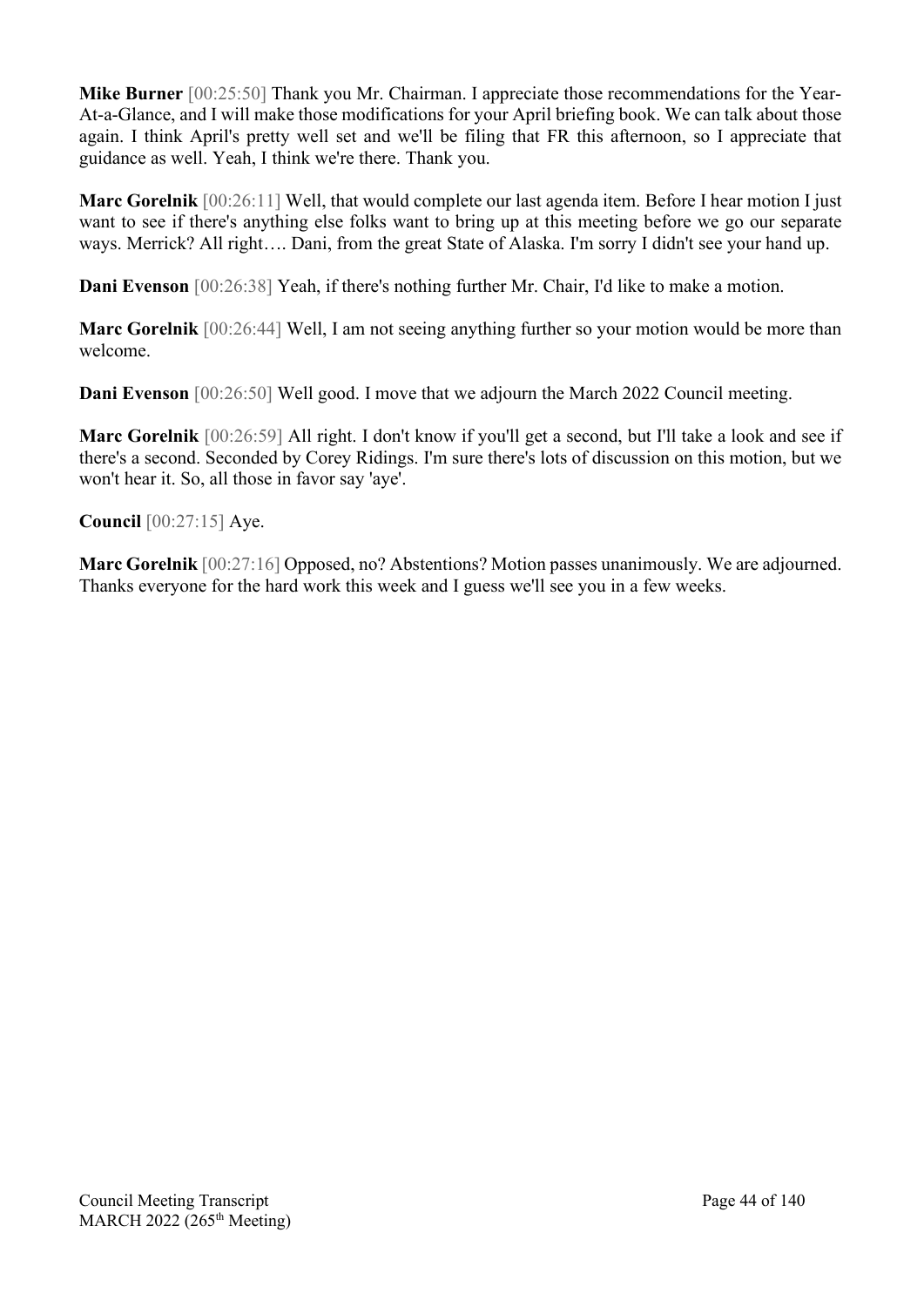**Mike Burner** [00:25:50] Thank you Mr. Chairman. I appreciate those recommendations for the Year-At-a-Glance, and I will make those modifications for your April briefing book. We can talk about those again. I think April's pretty well set and we'll be filing that FR this afternoon, so I appreciate that guidance as well. Yeah, I think we're there. Thank you.

**Marc Gorelnik** [00:26:11] Well, that would complete our last agenda item. Before I hear motion I just want to see if there's anything else folks want to bring up at this meeting before we go our separate ways. Merrick? All right…. Dani, from the great State of Alaska. I'm sorry I didn't see your hand up.

**Dani Evenson** [00:26:38] Yeah, if there's nothing further Mr. Chair, I'd like to make a motion.

**Marc Gorelnik** [00:26:44] Well, I am not seeing anything further so your motion would be more than welcome.

**Dani Evenson** [00:26:50] Well good. I move that we adjourn the March 2022 Council meeting.

**Marc Gorelnik** [00:26:59] All right. I don't know if you'll get a second, but I'll take a look and see if there's a second. Seconded by Corey Ridings. I'm sure there's lots of discussion on this motion, but we won't hear it. So, all those in favor say 'aye'.

**Council** [00:27:15] Aye.

**Marc Gorelnik** [00:27:16] Opposed, no? Abstentions? Motion passes unanimously. We are adjourned. Thanks everyone for the hard work this week and I guess we'll see you in a few weeks.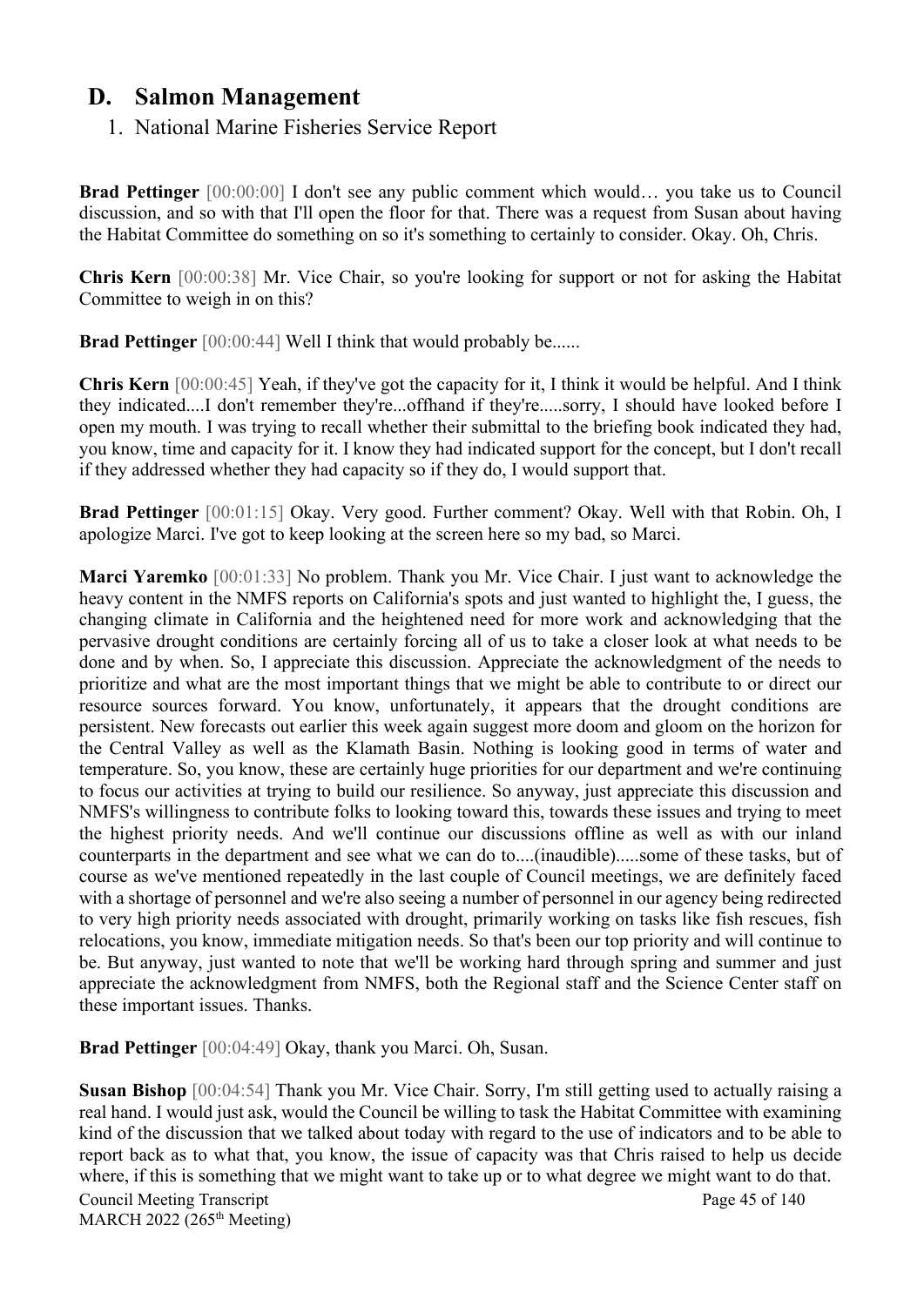## D. Salmon Management

### 1. National Marine Fisheries Service Report

**Brad Pettinger** [00:00:00] I don't see any public comment which would… you take us to Council discussion, and so with that I'll open the floor for that. There was a request from Susan about having the Habitat Committee do something on so it's something to certainly to consider. Okay. Oh, Chris.

**Chris Kern** [00:00:38] Mr. Vice Chair, so you're looking for support or not for asking the Habitat Committee to weigh in on this?

**Brad Pettinger** [00:00:44] Well I think that would probably be......

**Chris Kern** [00:00:45] Yeah, if they've got the capacity for it, I think it would be helpful. And I think they indicated....I don't remember they're...offhand if they're.....sorry, I should have looked before I open my mouth. I was trying to recall whether their submittal to the briefing book indicated they had, you know, time and capacity for it. I know they had indicated support for the concept, but I don't recall if they addressed whether they had capacity so if they do, I would support that.

**Brad Pettinger** [00:01:15] Okay. Very good. Further comment? Okay. Well with that Robin. Oh, I apologize Marci. I've got to keep looking at the screen here so my bad, so Marci.

**Marci Yaremko** [00:01:33] No problem. Thank you Mr. Vice Chair. I just want to acknowledge the heavy content in the NMFS reports on California's spots and just wanted to highlight the, I guess, the changing climate in California and the heightened need for more work and acknowledging that the pervasive drought conditions are certainly forcing all of us to take a closer look at what needs to be done and by when. So, I appreciate this discussion. Appreciate the acknowledgment of the needs to prioritize and what are the most important things that we might be able to contribute to or direct our resource sources forward. You know, unfortunately, it appears that the drought conditions are persistent. New forecasts out earlier this week again suggest more doom and gloom on the horizon for the Central Valley as well as the Klamath Basin. Nothing is looking good in terms of water and temperature. So, you know, these are certainly huge priorities for our department and we're continuing to focus our activities at trying to build our resilience. So anyway, just appreciate this discussion and NMFS's willingness to contribute folks to looking toward this, towards these issues and trying to meet the highest priority needs. And we'll continue our discussions offline as well as with our inland counterparts in the department and see what we can do to....(inaudible).....some of these tasks, but of course as we've mentioned repeatedly in the last couple of Council meetings, we are definitely faced with a shortage of personnel and we're also seeing a number of personnel in our agency being redirected to very high priority needs associated with drought, primarily working on tasks like fish rescues, fish relocations, you know, immediate mitigation needs. So that's been our top priority and will continue to be. But anyway, just wanted to note that we'll be working hard through spring and summer and just appreciate the acknowledgment from NMFS, both the Regional staff and the Science Center staff on these important issues. Thanks.

**Brad Pettinger** [00:04:49] Okay, thank you Marci. Oh, Susan.

**Susan Bishop** [00:04:54] Thank you Mr. Vice Chair. Sorry, I'm still getting used to actually raising a real hand. I would just ask, would the Council be willing to task the Habitat Committee with examining kind of the discussion that we talked about today with regard to the use of indicators and to be able to report back as to what that, you know, the issue of capacity was that Chris raised to help us decide where, if this is something that we might want to take up or to what degree we might want to do that.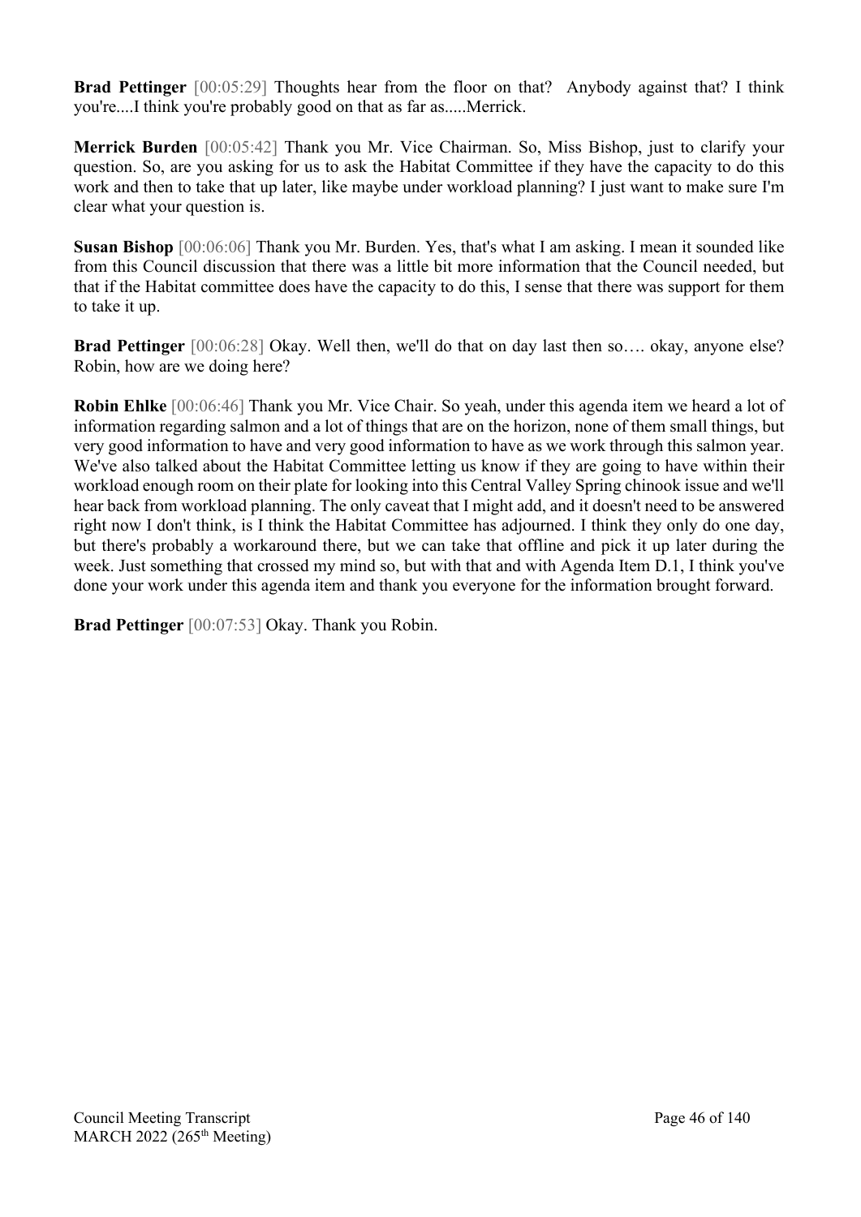**Brad Pettinger** [00:05:29] Thoughts hear from the floor on that? Anybody against that? I think you're....I think you're probably good on that as far as.....Merrick.

**Merrick Burden** [00:05:42] Thank you Mr. Vice Chairman. So, Miss Bishop, just to clarify your question. So, are you asking for us to ask the Habitat Committee if they have the capacity to do this work and then to take that up later, like maybe under workload planning? I just want to make sure I'm clear what your question is.

**Susan Bishop** [00:06:06] Thank you Mr. Burden. Yes, that's what I am asking. I mean it sounded like from this Council discussion that there was a little bit more information that the Council needed, but that if the Habitat committee does have the capacity to do this, I sense that there was support for them to take it up.

**Brad Pettinger** [00:06:28] Okay. Well then, we'll do that on day last then so…. okay, anyone else? Robin, how are we doing here?

**Robin Ehlke** [00:06:46] Thank you Mr. Vice Chair. So yeah, under this agenda item we heard a lot of information regarding salmon and a lot of things that are on the horizon, none of them small things, but very good information to have and very good information to have as we work through this salmon year. We've also talked about the Habitat Committee letting us know if they are going to have within their workload enough room on their plate for looking into this Central Valley Spring chinook issue and we'll hear back from workload planning. The only caveat that I might add, and it doesn't need to be answered right now I don't think, is I think the Habitat Committee has adjourned. I think they only do one day, but there's probably a workaround there, but we can take that offline and pick it up later during the week. Just something that crossed my mind so, but with that and with Agenda Item D.1, I think you've done your work under this agenda item and thank you everyone for the information brought forward.

**Brad Pettinger** [00:07:53] Okay. Thank you Robin.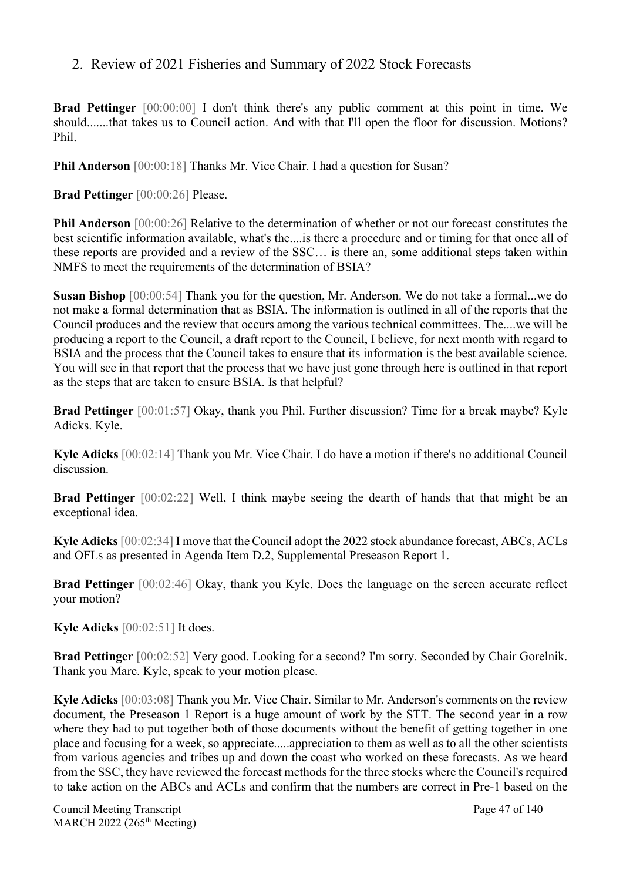## 2. Review of 2021 Fisheries and Summary of 2022 Stock Forecasts

**Brad Pettinger** [00:00:00] I don't think there's any public comment at this point in time. We should.......that takes us to Council action. And with that I'll open the floor for discussion. Motions? Phil.

**Phil Anderson** [00:00:18] Thanks Mr. Vice Chair. I had a question for Susan?

**Brad Pettinger** [00:00:26] Please.

**Phil Anderson** [00:00:26] Relative to the determination of whether or not our forecast constitutes the best scientific information available, what's the....is there a procedure and or timing for that once all of these reports are provided and a review of the SSC… is there an, some additional steps taken within NMFS to meet the requirements of the determination of BSIA?

**Susan Bishop** [00:00:54] Thank you for the question, Mr. Anderson. We do not take a formal...we do not make a formal determination that as BSIA. The information is outlined in all of the reports that the Council produces and the review that occurs among the various technical committees. The....we will be producing a report to the Council, a draft report to the Council, I believe, for next month with regard to BSIA and the process that the Council takes to ensure that its information is the best available science. You will see in that report that the process that we have just gone through here is outlined in that report as the steps that are taken to ensure BSIA. Is that helpful?

**Brad Pettinger** [00:01:57] Okay, thank you Phil. Further discussion? Time for a break maybe? Kyle Adicks. Kyle.

**Kyle Adicks** [00:02:14] Thank you Mr. Vice Chair. I do have a motion if there's no additional Council discussion.

**Brad Pettinger** [00:02:22] Well, I think maybe seeing the dearth of hands that that might be an exceptional idea.

**Kyle Adicks** [00:02:34] I move that the Council adopt the 2022 stock abundance forecast, ABCs, ACLs and OFLs as presented in Agenda Item D.2, Supplemental Preseason Report 1.

**Brad Pettinger** [00:02:46] Okay, thank you Kyle. Does the language on the screen accurate reflect your motion?

**Kyle Adicks** [00:02:51] It does.

**Brad Pettinger** [00:02:52] Very good. Looking for a second? I'm sorry. Seconded by Chair Gorelnik. Thank you Marc. Kyle, speak to your motion please.

**Kyle Adicks** [00:03:08] Thank you Mr. Vice Chair. Similar to Mr. Anderson's comments on the review document, the Preseason 1 Report is a huge amount of work by the STT. The second year in a row where they had to put together both of those documents without the benefit of getting together in one place and focusing for a week, so appreciate.....appreciation to them as well as to all the other scientists from various agencies and tribes up and down the coast who worked on these forecasts. As we heard from the SSC, they have reviewed the forecast methods for the three stocks where the Council's required to take action on the ABCs and ACLs and confirm that the numbers are correct in Pre-1 based on the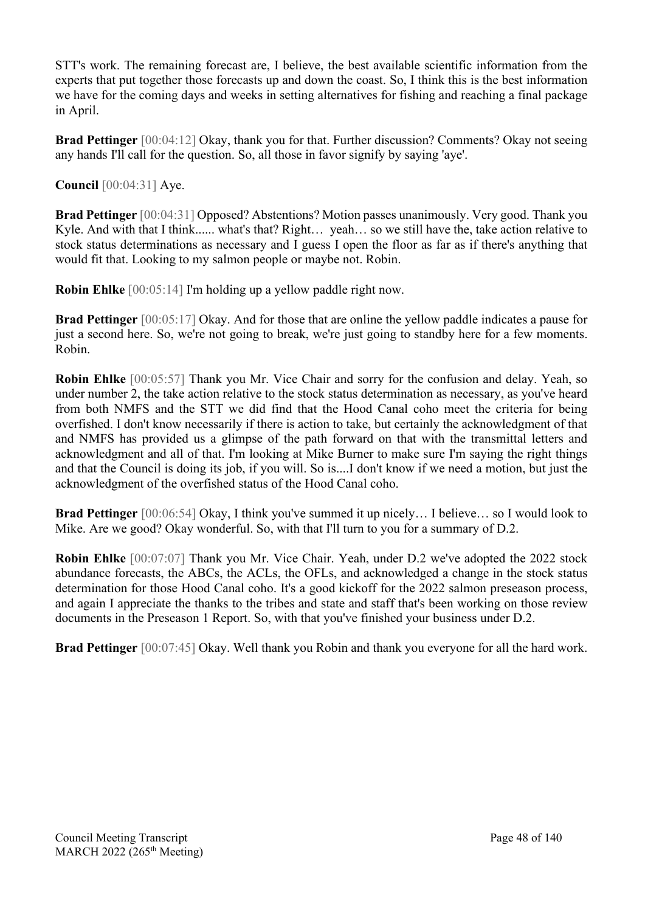STT's work. The remaining forecast are, I believe, the best available scientific information from the experts that put together those forecasts up and down the coast. So, I think this is the best information we have for the coming days and weeks in setting alternatives for fishing and reaching a final package in April.

**Brad Pettinger** [00:04:12] Okay, thank you for that. Further discussion? Comments? Okay not seeing any hands I'll call for the question. So, all those in favor signify by saying 'aye'.

**Council** [00:04:31] Aye.

**Brad Pettinger** [00:04:31] Opposed? Abstentions? Motion passes unanimously. Very good. Thank you Kyle. And with that I think...... what's that? Right… yeah… so we still have the, take action relative to stock status determinations as necessary and I guess I open the floor as far as if there's anything that would fit that. Looking to my salmon people or maybe not. Robin.

**Robin Ehlke** [00:05:14] I'm holding up a yellow paddle right now.

**Brad Pettinger** [00:05:17] Okay. And for those that are online the yellow paddle indicates a pause for just a second here. So, we're not going to break, we're just going to standby here for a few moments. Robin.

**Robin Ehlke** [00:05:57] Thank you Mr. Vice Chair and sorry for the confusion and delay. Yeah, so under number 2, the take action relative to the stock status determination as necessary, as you've heard from both NMFS and the STT we did find that the Hood Canal coho meet the criteria for being overfished. I don't know necessarily if there is action to take, but certainly the acknowledgment of that and NMFS has provided us a glimpse of the path forward on that with the transmittal letters and acknowledgment and all of that. I'm looking at Mike Burner to make sure I'm saying the right things and that the Council is doing its job, if you will. So is....I don't know if we need a motion, but just the acknowledgment of the overfished status of the Hood Canal coho.

**Brad Pettinger** [00:06:54] Okay, I think you've summed it up nicely… I believe… so I would look to Mike. Are we good? Okay wonderful. So, with that I'll turn to you for a summary of D.2.

**Robin Ehlke** [00:07:07] Thank you Mr. Vice Chair. Yeah, under D.2 we've adopted the 2022 stock abundance forecasts, the ABCs, the ACLs, the OFLs, and acknowledged a change in the stock status determination for those Hood Canal coho. It's a good kickoff for the 2022 salmon preseason process, and again I appreciate the thanks to the tribes and state and staff that's been working on those review documents in the Preseason 1 Report. So, with that you've finished your business under D.2.

**Brad Pettinger** [00:07:45] Okay. Well thank you Robin and thank you everyone for all the hard work.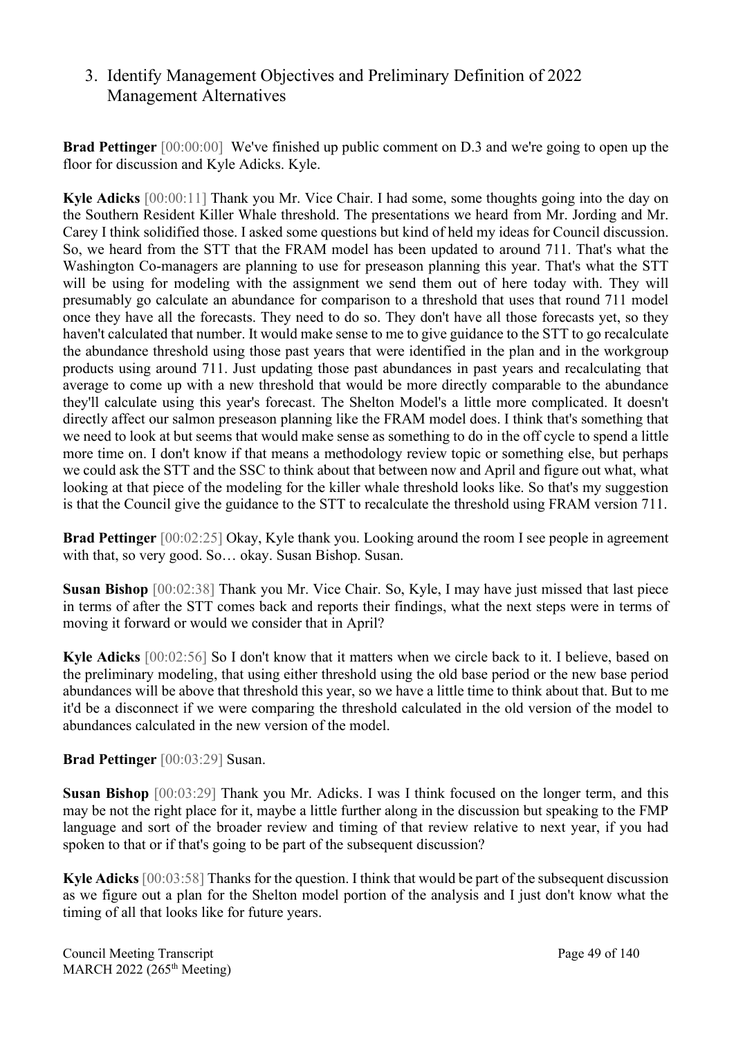## 3. Identify Management Objectives and Preliminary Definition of 2022 Management Alternatives

**Brad Pettinger** [00:00:00] We've finished up public comment on D.3 and we're going to open up the floor for discussion and Kyle Adicks. Kyle.

**Kyle Adicks** [00:00:11] Thank you Mr. Vice Chair. I had some, some thoughts going into the day on the Southern Resident Killer Whale threshold. The presentations we heard from Mr. Jording and Mr. Carey I think solidified those. I asked some questions but kind of held my ideas for Council discussion. So, we heard from the STT that the FRAM model has been updated to around 711. That's what the Washington Co-managers are planning to use for preseason planning this year. That's what the STT will be using for modeling with the assignment we send them out of here today with. They will presumably go calculate an abundance for comparison to a threshold that uses that round 711 model once they have all the forecasts. They need to do so. They don't have all those forecasts yet, so they haven't calculated that number. It would make sense to me to give guidance to the STT to go recalculate the abundance threshold using those past years that were identified in the plan and in the workgroup products using around 711. Just updating those past abundances in past years and recalculating that average to come up with a new threshold that would be more directly comparable to the abundance they'll calculate using this year's forecast. The Shelton Model's a little more complicated. It doesn't directly affect our salmon preseason planning like the FRAM model does. I think that's something that we need to look at but seems that would make sense as something to do in the off cycle to spend a little more time on. I don't know if that means a methodology review topic or something else, but perhaps we could ask the STT and the SSC to think about that between now and April and figure out what, what looking at that piece of the modeling for the killer whale threshold looks like. So that's my suggestion is that the Council give the guidance to the STT to recalculate the threshold using FRAM version 711.

**Brad Pettinger** [00:02:25] Okay, Kyle thank you. Looking around the room I see people in agreement with that, so very good. So… okay. Susan Bishop. Susan.

**Susan Bishop** [00:02:38] Thank you Mr. Vice Chair. So, Kyle, I may have just missed that last piece in terms of after the STT comes back and reports their findings, what the next steps were in terms of moving it forward or would we consider that in April?

**Kyle Adicks** [00:02:56] So I don't know that it matters when we circle back to it. I believe, based on the preliminary modeling, that using either threshold using the old base period or the new base period abundances will be above that threshold this year, so we have a little time to think about that. But to me it'd be a disconnect if we were comparing the threshold calculated in the old version of the model to abundances calculated in the new version of the model.

**Brad Pettinger** [00:03:29] Susan.

**Susan Bishop** [00:03:29] Thank you Mr. Adicks. I was I think focused on the longer term, and this may be not the right place for it, maybe a little further along in the discussion but speaking to the FMP language and sort of the broader review and timing of that review relative to next year, if you had spoken to that or if that's going to be part of the subsequent discussion?

**Kyle Adicks** [00:03:58] Thanks for the question. I think that would be part of the subsequent discussion as we figure out a plan for the Shelton model portion of the analysis and I just don't know what the timing of all that looks like for future years.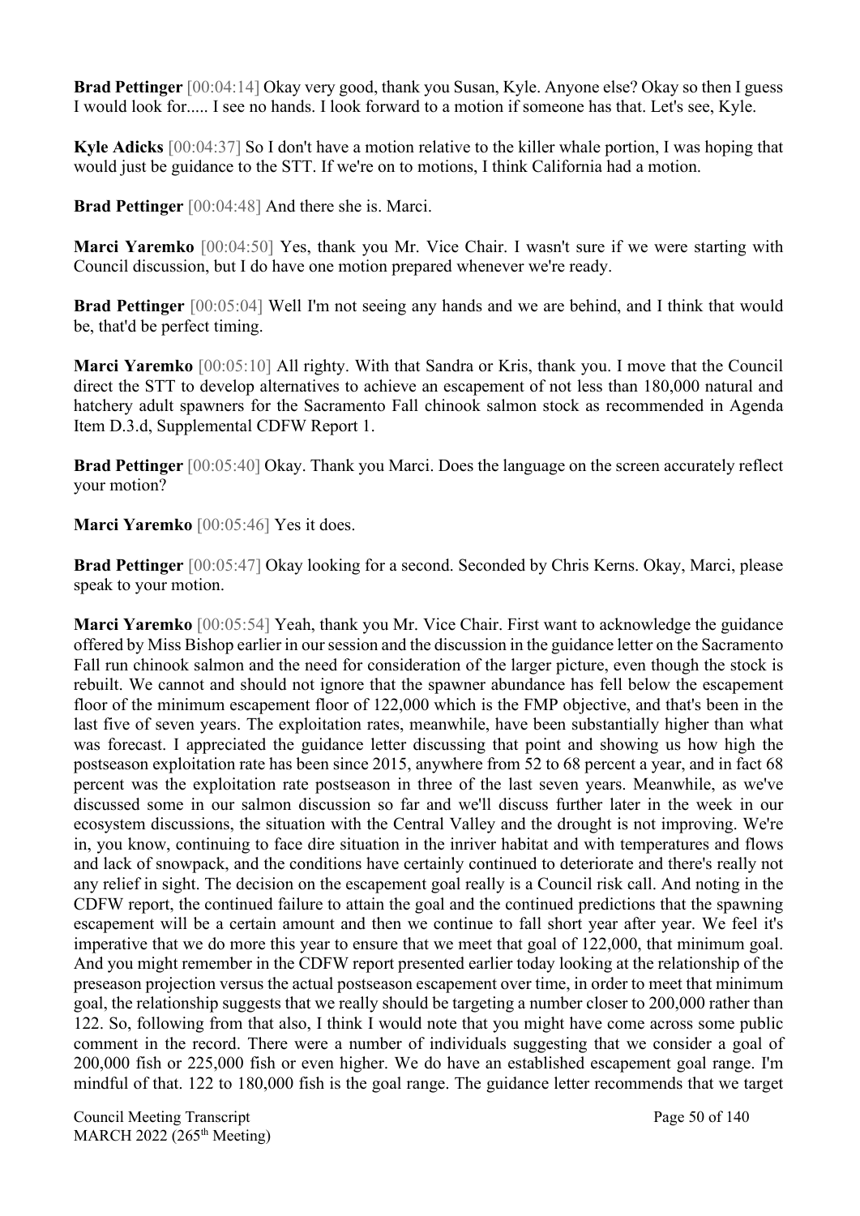**Brad Pettinger** [00:04:14] Okay very good, thank you Susan, Kyle. Anyone else? Okay so then I guess I would look for..... I see no hands. I look forward to a motion if someone has that. Let's see, Kyle.

**Kyle Adicks** [00:04:37] So I don't have a motion relative to the killer whale portion, I was hoping that would just be guidance to the STT. If we're on to motions, I think California had a motion.

**Brad Pettinger** [00:04:48] And there she is. Marci.

**Marci Yaremko** [00:04:50] Yes, thank you Mr. Vice Chair. I wasn't sure if we were starting with Council discussion, but I do have one motion prepared whenever we're ready.

**Brad Pettinger** [00:05:04] Well I'm not seeing any hands and we are behind, and I think that would be, that'd be perfect timing.

**Marci Yaremko** [00:05:10] All righty. With that Sandra or Kris, thank you. I move that the Council direct the STT to develop alternatives to achieve an escapement of not less than 180,000 natural and hatchery adult spawners for the Sacramento Fall chinook salmon stock as recommended in Agenda Item D.3.d, Supplemental CDFW Report 1.

**Brad Pettinger** [00:05:40] Okay. Thank you Marci. Does the language on the screen accurately reflect your motion?

**Marci Yaremko** [00:05:46] Yes it does.

**Brad Pettinger** [00:05:47] Okay looking for a second. Seconded by Chris Kerns. Okay, Marci, please speak to your motion.

**Marci Yaremko** [00:05:54] Yeah, thank you Mr. Vice Chair. First want to acknowledge the guidance offered by Miss Bishop earlier in our session and the discussion in the guidance letter on the Sacramento Fall run chinook salmon and the need for consideration of the larger picture, even though the stock is rebuilt. We cannot and should not ignore that the spawner abundance has fell below the escapement floor of the minimum escapement floor of 122,000 which is the FMP objective, and that's been in the last five of seven years. The exploitation rates, meanwhile, have been substantially higher than what was forecast. I appreciated the guidance letter discussing that point and showing us how high the postseason exploitation rate has been since 2015, anywhere from 52 to 68 percent a year, and in fact 68 percent was the exploitation rate postseason in three of the last seven years. Meanwhile, as we've discussed some in our salmon discussion so far and we'll discuss further later in the week in our ecosystem discussions, the situation with the Central Valley and the drought is not improving. We're in, you know, continuing to face dire situation in the inriver habitat and with temperatures and flows and lack of snowpack, and the conditions have certainly continued to deteriorate and there's really not any relief in sight. The decision on the escapement goal really is a Council risk call. And noting in the CDFW report, the continued failure to attain the goal and the continued predictions that the spawning escapement will be a certain amount and then we continue to fall short year after year. We feel it's imperative that we do more this year to ensure that we meet that goal of 122,000, that minimum goal. And you might remember in the CDFW report presented earlier today looking at the relationship of the preseason projection versus the actual postseason escapement over time, in order to meet that minimum goal, the relationship suggests that we really should be targeting a number closer to 200,000 rather than 122. So, following from that also, I think I would note that you might have come across some public comment in the record. There were a number of individuals suggesting that we consider a goal of 200,000 fish or 225,000 fish or even higher. We do have an established escapement goal range. I'm mindful of that. 122 to 180,000 fish is the goal range. The guidance letter recommends that we target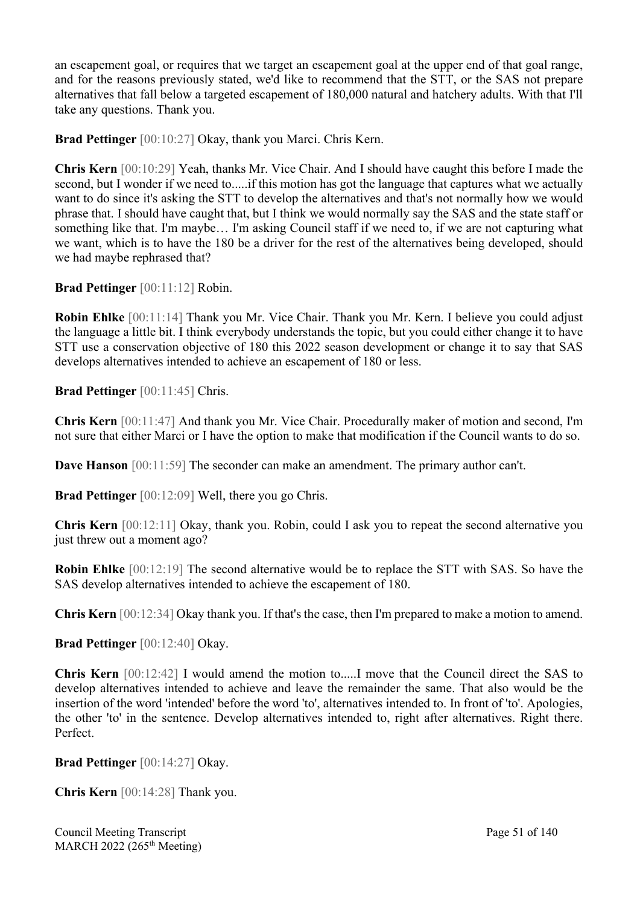an escapement goal, or requires that we target an escapement goal at the upper end of that goal range, and for the reasons previously stated, we'd like to recommend that the STT, or the SAS not prepare alternatives that fall below a targeted escapement of 180,000 natural and hatchery adults. With that I'll take any questions. Thank you.

**Brad Pettinger** [00:10:27] Okay, thank you Marci. Chris Kern.

**Chris Kern** [00:10:29] Yeah, thanks Mr. Vice Chair. And I should have caught this before I made the second, but I wonder if we need to.....if this motion has got the language that captures what we actually want to do since it's asking the STT to develop the alternatives and that's not normally how we would phrase that. I should have caught that, but I think we would normally say the SAS and the state staff or something like that. I'm maybe… I'm asking Council staff if we need to, if we are not capturing what we want, which is to have the 180 be a driver for the rest of the alternatives being developed, should we had maybe rephrased that?

**Brad Pettinger** [00:11:12] Robin.

**Robin Ehlke** [00:11:14] Thank you Mr. Vice Chair. Thank you Mr. Kern. I believe you could adjust the language a little bit. I think everybody understands the topic, but you could either change it to have STT use a conservation objective of 180 this 2022 season development or change it to say that SAS develops alternatives intended to achieve an escapement of 180 or less.

**Brad Pettinger** [00:11:45] Chris.

**Chris Kern** [00:11:47] And thank you Mr. Vice Chair. Procedurally maker of motion and second, I'm not sure that either Marci or I have the option to make that modification if the Council wants to do so.

**Dave Hanson** [00:11:59] The seconder can make an amendment. The primary author can't.

**Brad Pettinger** [00:12:09] Well, there you go Chris.

**Chris Kern** [00:12:11] Okay, thank you. Robin, could I ask you to repeat the second alternative you just threw out a moment ago?

**Robin Ehlke** [00:12:19] The second alternative would be to replace the STT with SAS. So have the SAS develop alternatives intended to achieve the escapement of 180.

**Chris Kern** [00:12:34] Okay thank you. If that's the case, then I'm prepared to make a motion to amend.

**Brad Pettinger** [00:12:40] Okay.

**Chris Kern** [00:12:42] I would amend the motion to.....I move that the Council direct the SAS to develop alternatives intended to achieve and leave the remainder the same. That also would be the insertion of the word 'intended' before the word 'to', alternatives intended to. In front of 'to'. Apologies, the other 'to' in the sentence. Develop alternatives intended to, right after alternatives. Right there. Perfect.

**Brad Pettinger** [00:14:27] Okay.

**Chris Kern** [00:14:28] Thank you.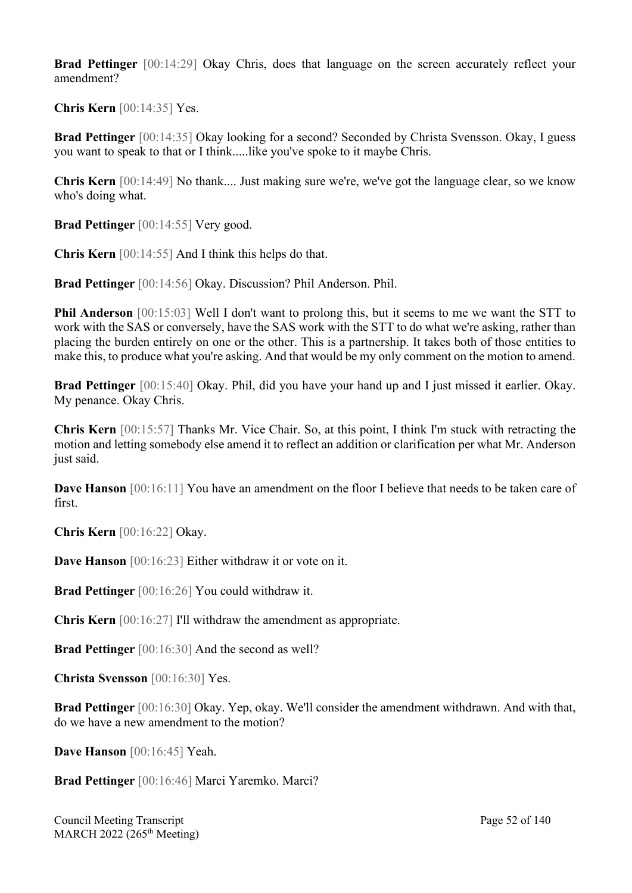**Brad Pettinger** [00:14:29] Okay Chris, does that language on the screen accurately reflect your amendment?

**Chris Kern** [00:14:35] Yes.

**Brad Pettinger** [00:14:35] Okay looking for a second? Seconded by Christa Svensson. Okay, I guess you want to speak to that or I think.....like you've spoke to it maybe Chris.

**Chris Kern** [00:14:49] No thank.... Just making sure we're, we've got the language clear, so we know who's doing what.

**Brad Pettinger** [00:14:55] Very good.

**Chris Kern** [00:14:55] And I think this helps do that.

**Brad Pettinger** [00:14:56] Okay. Discussion? Phil Anderson. Phil.

**Phil Anderson** [00:15:03] Well I don't want to prolong this, but it seems to me we want the STT to work with the SAS or conversely, have the SAS work with the STT to do what we're asking, rather than placing the burden entirely on one or the other. This is a partnership. It takes both of those entities to make this, to produce what you're asking. And that would be my only comment on the motion to amend.

**Brad Pettinger** [00:15:40] Okay. Phil, did you have your hand up and I just missed it earlier. Okay. My penance. Okay Chris.

**Chris Kern** [00:15:57] Thanks Mr. Vice Chair. So, at this point, I think I'm stuck with retracting the motion and letting somebody else amend it to reflect an addition or clarification per what Mr. Anderson just said.

**Dave Hanson** [00:16:11] You have an amendment on the floor I believe that needs to be taken care of first.

**Chris Kern** [00:16:22] Okay.

**Dave Hanson** [00:16:23] Either withdraw it or vote on it.

**Brad Pettinger** [00:16:26] You could withdraw it.

**Chris Kern** [00:16:27] I'll withdraw the amendment as appropriate.

**Brad Pettinger** [00:16:30] And the second as well?

**Christa Svensson** [00:16:30] Yes.

**Brad Pettinger** [00:16:30] Okay. Yep, okay. We'll consider the amendment withdrawn. And with that, do we have a new amendment to the motion?

**Dave Hanson** [00:16:45] Yeah.

**Brad Pettinger** [00:16:46] Marci Yaremko. Marci?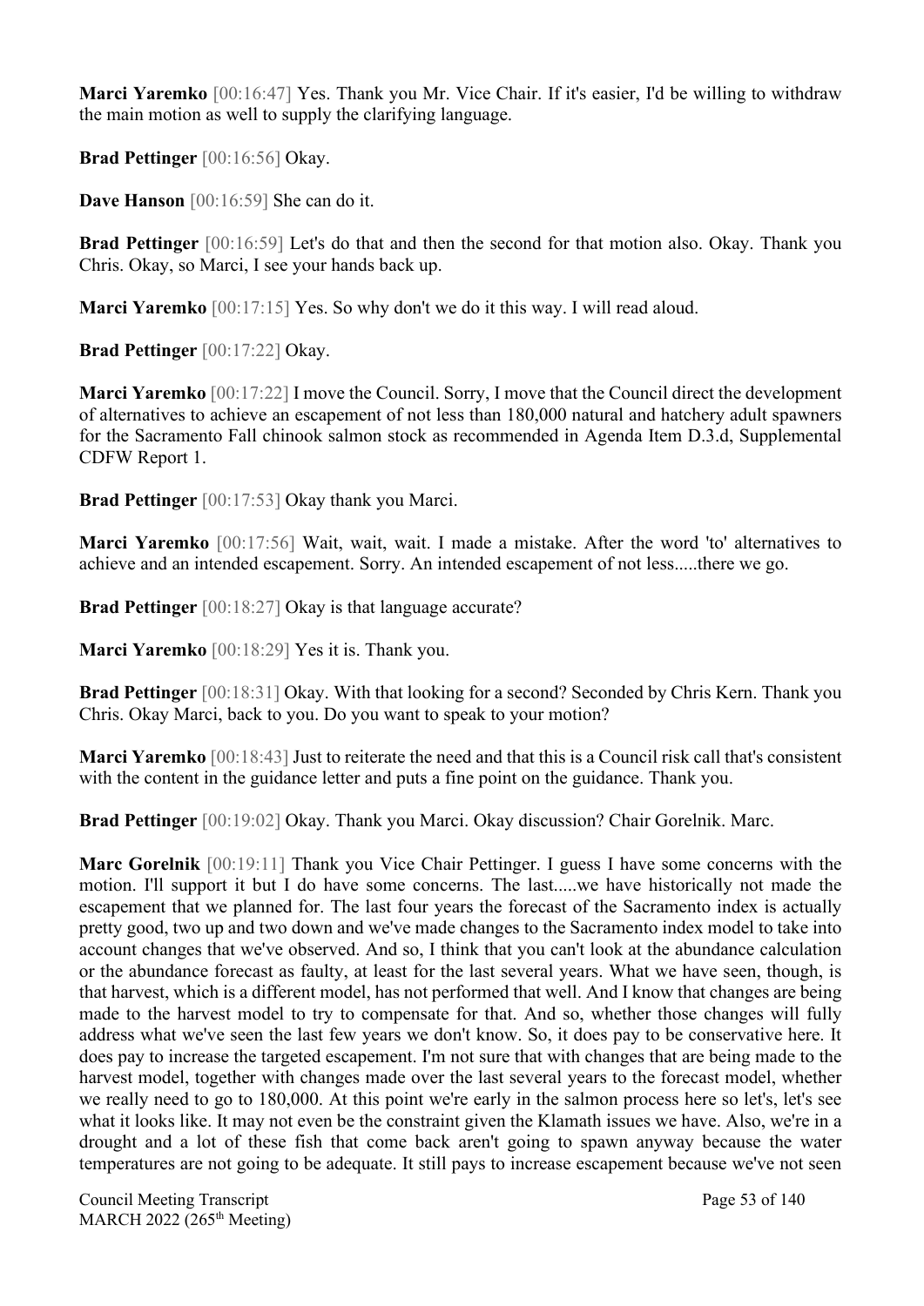**Marci Yaremko** [00:16:47] Yes. Thank you Mr. Vice Chair. If it's easier, I'd be willing to withdraw the main motion as well to supply the clarifying language.

**Brad Pettinger** [00:16:56] Okay.

**Dave Hanson** [00:16:59] She can do it.

**Brad Pettinger** [00:16:59] Let's do that and then the second for that motion also. Okay. Thank you Chris. Okay, so Marci, I see your hands back up.

**Marci Yaremko** [00:17:15] Yes. So why don't we do it this way. I will read aloud.

**Brad Pettinger** [00:17:22] Okay.

**Marci Yaremko** [00:17:22] I move the Council. Sorry, I move that the Council direct the development of alternatives to achieve an escapement of not less than 180,000 natural and hatchery adult spawners for the Sacramento Fall chinook salmon stock as recommended in Agenda Item D.3.d, Supplemental CDFW Report 1.

**Brad Pettinger** [00:17:53] Okay thank you Marci.

**Marci Yaremko** [00:17:56] Wait, wait, wait. I made a mistake. After the word 'to' alternatives to achieve and an intended escapement. Sorry. An intended escapement of not less.....there we go.

**Brad Pettinger** [00:18:27] Okay is that language accurate?

**Marci Yaremko** [00:18:29] Yes it is. Thank you.

**Brad Pettinger** [00:18:31] Okay. With that looking for a second? Seconded by Chris Kern. Thank you Chris. Okay Marci, back to you. Do you want to speak to your motion?

**Marci Yaremko** [00:18:43] Just to reiterate the need and that this is a Council risk call that's consistent with the content in the guidance letter and puts a fine point on the guidance. Thank you.

**Brad Pettinger** [00:19:02] Okay. Thank you Marci. Okay discussion? Chair Gorelnik. Marc.

**Marc Gorelnik** [00:19:11] Thank you Vice Chair Pettinger. I guess I have some concerns with the motion. I'll support it but I do have some concerns. The last.....we have historically not made the escapement that we planned for. The last four years the forecast of the Sacramento index is actually pretty good, two up and two down and we've made changes to the Sacramento index model to take into account changes that we've observed. And so, I think that you can't look at the abundance calculation or the abundance forecast as faulty, at least for the last several years. What we have seen, though, is that harvest, which is a different model, has not performed that well. And I know that changes are being made to the harvest model to try to compensate for that. And so, whether those changes will fully address what we've seen the last few years we don't know. So, it does pay to be conservative here. It does pay to increase the targeted escapement. I'm not sure that with changes that are being made to the harvest model, together with changes made over the last several years to the forecast model, whether we really need to go to 180,000. At this point we're early in the salmon process here so let's, let's see what it looks like. It may not even be the constraint given the Klamath issues we have. Also, we're in a drought and a lot of these fish that come back aren't going to spawn anyway because the water temperatures are not going to be adequate. It still pays to increase escapement because we've not seen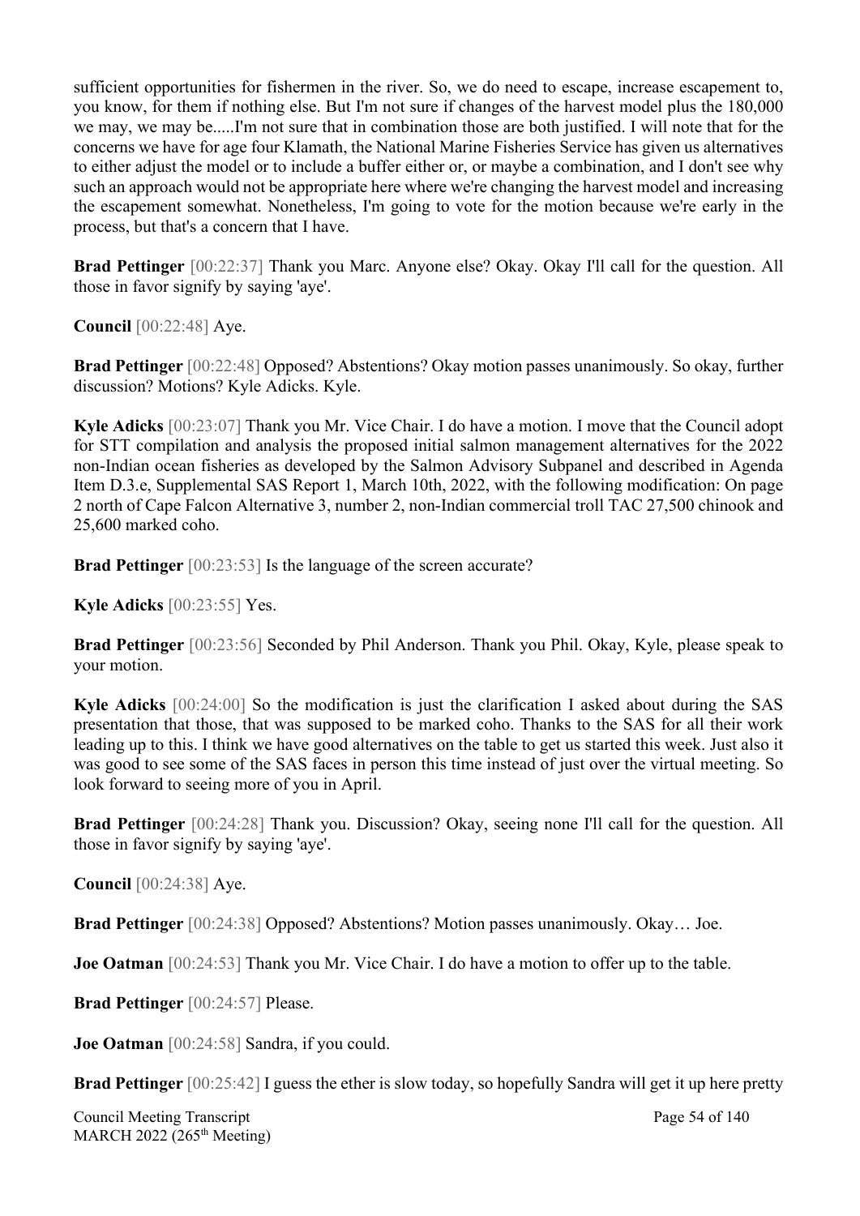sufficient opportunities for fishermen in the river. So, we do need to escape, increase escapement to, you know, for them if nothing else. But I'm not sure if changes of the harvest model plus the 180,000 we may, we may be.....I'm not sure that in combination those are both justified. I will note that for the concerns we have for age four Klamath, the National Marine Fisheries Service has given us alternatives to either adjust the model or to include a buffer either or, or maybe a combination, and I don't see why such an approach would not be appropriate here where we're changing the harvest model and increasing the escapement somewhat. Nonetheless, I'm going to vote for the motion because we're early in the process, but that's a concern that I have.

**Brad Pettinger** [00:22:37] Thank you Marc. Anyone else? Okay. Okay I'll call for the question. All those in favor signify by saying 'aye'.

**Council** [00:22:48] Aye.

**Brad Pettinger** [00:22:48] Opposed? Abstentions? Okay motion passes unanimously. So okay, further discussion? Motions? Kyle Adicks. Kyle.

**Kyle Adicks** [00:23:07] Thank you Mr. Vice Chair. I do have a motion. I move that the Council adopt for STT compilation and analysis the proposed initial salmon management alternatives for the 2022 non-Indian ocean fisheries as developed by the Salmon Advisory Subpanel and described in Agenda Item D.3.e, Supplemental SAS Report 1, March 10th, 2022, with the following modification: On page 2 north of Cape Falcon Alternative 3, number 2, non-Indian commercial troll TAC 27,500 chinook and 25,600 marked coho.

**Brad Pettinger** [00:23:53] Is the language of the screen accurate?

**Kyle Adicks** [00:23:55] Yes.

**Brad Pettinger** [00:23:56] Seconded by Phil Anderson. Thank you Phil. Okay, Kyle, please speak to your motion.

**Kyle Adicks** [00:24:00] So the modification is just the clarification I asked about during the SAS presentation that those, that was supposed to be marked coho. Thanks to the SAS for all their work leading up to this. I think we have good alternatives on the table to get us started this week. Just also it was good to see some of the SAS faces in person this time instead of just over the virtual meeting. So look forward to seeing more of you in April.

**Brad Pettinger** [00:24:28] Thank you. Discussion? Okay, seeing none I'll call for the question. All those in favor signify by saying 'aye'.

**Council** [00:24:38] Aye.

**Brad Pettinger** [00:24:38] Opposed? Abstentions? Motion passes unanimously. Okay… Joe.

**Joe Oatman** [00:24:53] Thank you Mr. Vice Chair. I do have a motion to offer up to the table.

**Brad Pettinger** [00:24:57] Please.

**Joe Oatman** [00:24:58] Sandra, if you could.

**Brad Pettinger** [00:25:42] I guess the ether is slow today, so hopefully Sandra will get it up here pretty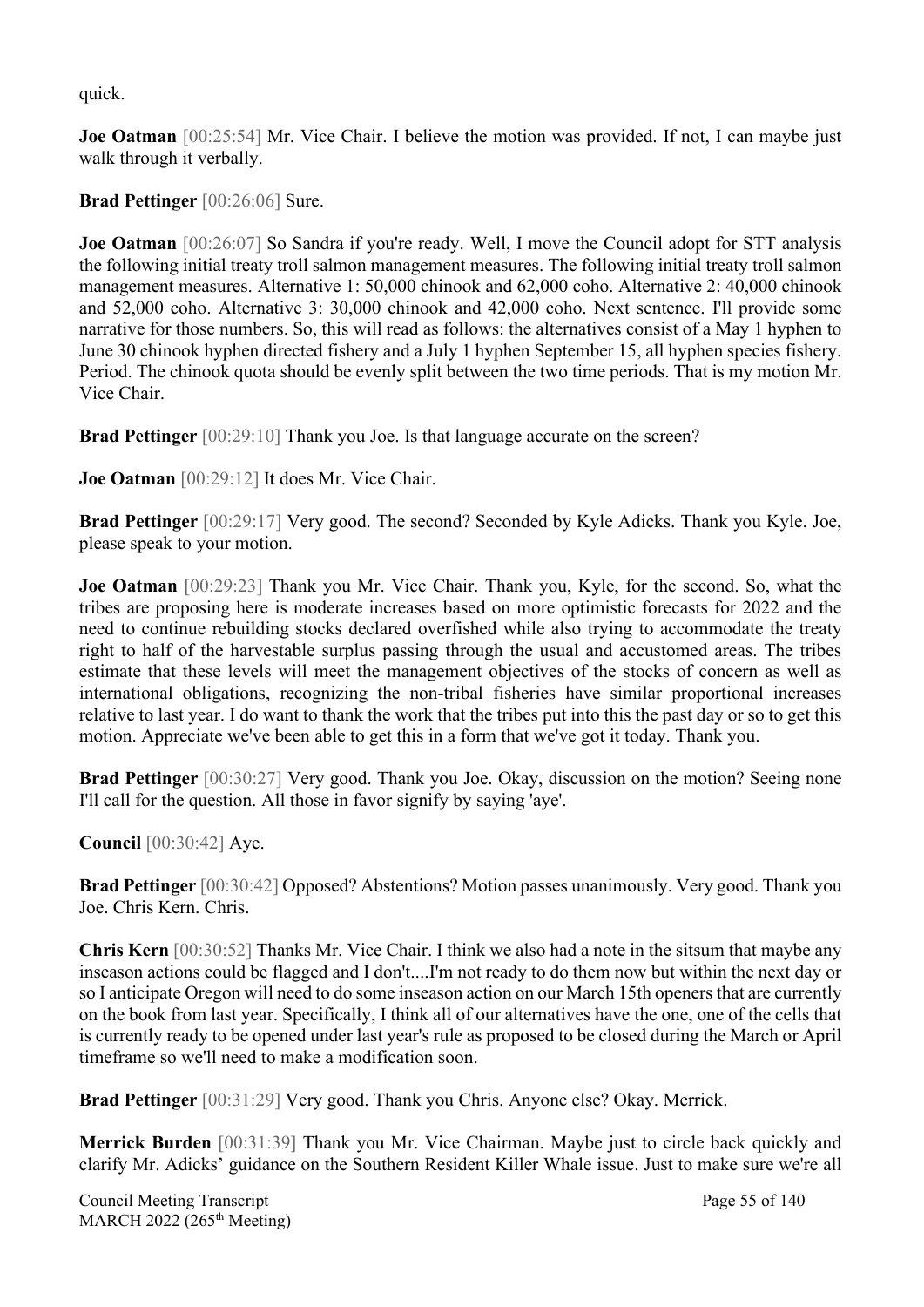quick.

**Joe Oatman** [00:25:54] Mr. Vice Chair. I believe the motion was provided. If not, I can maybe just walk through it verbally.

**Brad Pettinger** [00:26:06] Sure.

**Joe Oatman** [00:26:07] So Sandra if you're ready. Well, I move the Council adopt for STT analysis the following initial treaty troll salmon management measures. The following initial treaty troll salmon management measures. Alternative 1: 50,000 chinook and 62,000 coho. Alternative 2: 40,000 chinook and 52,000 coho. Alternative 3: 30,000 chinook and 42,000 coho. Next sentence. I'll provide some narrative for those numbers. So, this will read as follows: the alternatives consist of a May 1 hyphen to June 30 chinook hyphen directed fishery and a July 1 hyphen September 15, all hyphen species fishery. Period. The chinook quota should be evenly split between the two time periods. That is my motion Mr. Vice Chair.

**Brad Pettinger** [00:29:10] Thank you Joe. Is that language accurate on the screen?

**Joe Oatman** [00:29:12] It does Mr. Vice Chair.

**Brad Pettinger** [00:29:17] Very good. The second? Seconded by Kyle Adicks. Thank you Kyle. Joe, please speak to your motion.

**Joe Oatman** [00:29:23] Thank you Mr. Vice Chair. Thank you, Kyle, for the second. So, what the tribes are proposing here is moderate increases based on more optimistic forecasts for 2022 and the need to continue rebuilding stocks declared overfished while also trying to accommodate the treaty right to half of the harvestable surplus passing through the usual and accustomed areas. The tribes estimate that these levels will meet the management objectives of the stocks of concern as well as international obligations, recognizing the non-tribal fisheries have similar proportional increases relative to last year. I do want to thank the work that the tribes put into this the past day or so to get this motion. Appreciate we've been able to get this in a form that we've got it today. Thank you.

**Brad Pettinger** [00:30:27] Very good. Thank you Joe. Okay, discussion on the motion? Seeing none I'll call for the question. All those in favor signify by saying 'aye'.

**Council** [00:30:42] Aye.

**Brad Pettinger** [00:30:42] Opposed? Abstentions? Motion passes unanimously. Very good. Thank you Joe. Chris Kern. Chris.

**Chris Kern** [00:30:52] Thanks Mr. Vice Chair. I think we also had a note in the sitsum that maybe any inseason actions could be flagged and I don't....I'm not ready to do them now but within the next day or so I anticipate Oregon will need to do some inseason action on our March 15th openers that are currently on the book from last year. Specifically, I think all of our alternatives have the one, one of the cells that is currently ready to be opened under last year's rule as proposed to be closed during the March or April timeframe so we'll need to make a modification soon.

**Brad Pettinger** [00:31:29] Very good. Thank you Chris. Anyone else? Okay. Merrick.

**Merrick Burden** [00:31:39] Thank you Mr. Vice Chairman. Maybe just to circle back quickly and clarify Mr. Adicks' guidance on the Southern Resident Killer Whale issue. Just to make sure we're all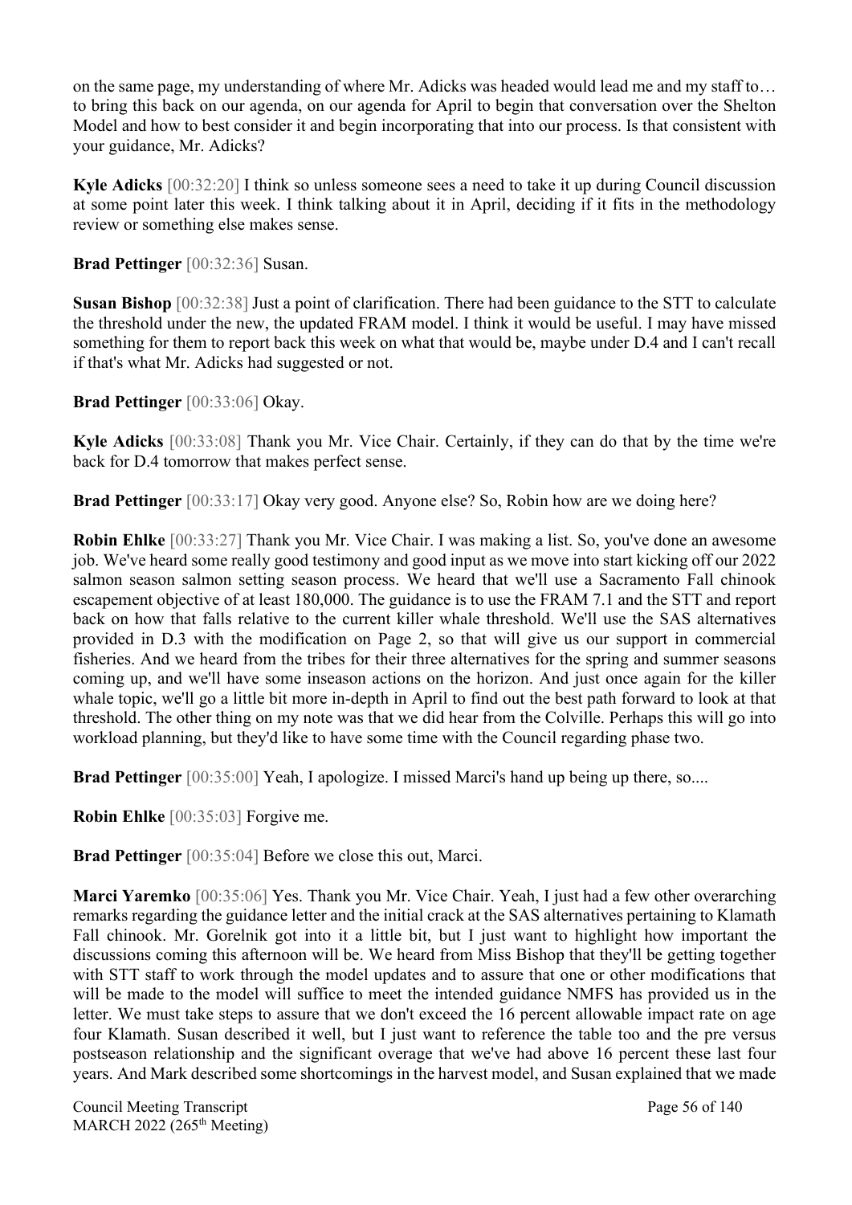on the same page, my understanding of where Mr. Adicks was headed would lead me and my staff to… to bring this back on our agenda, on our agenda for April to begin that conversation over the Shelton Model and how to best consider it and begin incorporating that into our process. Is that consistent with your guidance, Mr. Adicks?

**Kyle Adicks** [00:32:20] I think so unless someone sees a need to take it up during Council discussion at some point later this week. I think talking about it in April, deciding if it fits in the methodology review or something else makes sense.

**Brad Pettinger** [00:32:36] Susan.

**Susan Bishop** [00:32:38] Just a point of clarification. There had been guidance to the STT to calculate the threshold under the new, the updated FRAM model. I think it would be useful. I may have missed something for them to report back this week on what that would be, maybe under D.4 and I can't recall if that's what Mr. Adicks had suggested or not.

**Brad Pettinger** [00:33:06] Okay.

**Kyle Adicks** [00:33:08] Thank you Mr. Vice Chair. Certainly, if they can do that by the time we're back for D.4 tomorrow that makes perfect sense.

**Brad Pettinger** [00:33:17] Okay very good. Anyone else? So, Robin how are we doing here?

**Robin Ehlke** [00:33:27] Thank you Mr. Vice Chair. I was making a list. So, you've done an awesome job. We've heard some really good testimony and good input as we move into start kicking off our 2022 salmon season salmon setting season process. We heard that we'll use a Sacramento Fall chinook escapement objective of at least 180,000. The guidance is to use the FRAM 7.1 and the STT and report back on how that falls relative to the current killer whale threshold. We'll use the SAS alternatives provided in D.3 with the modification on Page 2, so that will give us our support in commercial fisheries. And we heard from the tribes for their three alternatives for the spring and summer seasons coming up, and we'll have some inseason actions on the horizon. And just once again for the killer whale topic, we'll go a little bit more in-depth in April to find out the best path forward to look at that threshold. The other thing on my note was that we did hear from the Colville. Perhaps this will go into workload planning, but they'd like to have some time with the Council regarding phase two.

**Brad Pettinger** [00:35:00] Yeah, I apologize. I missed Marci's hand up being up there, so....

**Robin Ehlke** [00:35:03] Forgive me.

**Brad Pettinger** [00:35:04] Before we close this out, Marci.

**Marci Yaremko** [00:35:06] Yes. Thank you Mr. Vice Chair. Yeah, I just had a few other overarching remarks regarding the guidance letter and the initial crack at the SAS alternatives pertaining to Klamath Fall chinook. Mr. Gorelnik got into it a little bit, but I just want to highlight how important the discussions coming this afternoon will be. We heard from Miss Bishop that they'll be getting together with STT staff to work through the model updates and to assure that one or other modifications that will be made to the model will suffice to meet the intended guidance NMFS has provided us in the letter. We must take steps to assure that we don't exceed the 16 percent allowable impact rate on age four Klamath. Susan described it well, but I just want to reference the table too and the pre versus postseason relationship and the significant overage that we've had above 16 percent these last four years. And Mark described some shortcomings in the harvest model, and Susan explained that we made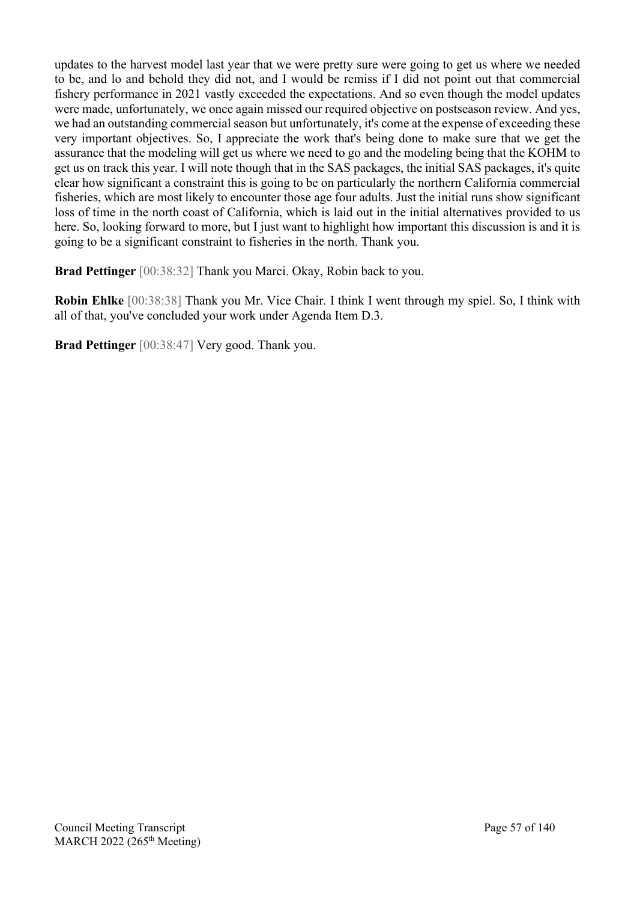updates to the harvest model last year that we were pretty sure were going to get us where we needed to be, and lo and behold they did not, and I would be remiss if I did not point out that commercial fishery performance in 2021 vastly exceeded the expectations. And so even though the model updates were made, unfortunately, we once again missed our required objective on postseason review. And yes, we had an outstanding commercial season but unfortunately, it's come at the expense of exceeding these very important objectives. So, I appreciate the work that's being done to make sure that we get the assurance that the modeling will get us where we need to go and the modeling being that the KOHM to get us on track this year. I will note though that in the SAS packages, the initial SAS packages, it's quite clear how significant a constraint this is going to be on particularly the northern California commercial fisheries, which are most likely to encounter those age four adults. Just the initial runs show significant loss of time in the north coast of California, which is laid out in the initial alternatives provided to us here. So, looking forward to more, but I just want to highlight how important this discussion is and it is going to be a significant constraint to fisheries in the north. Thank you.

**Brad Pettinger** [00:38:32] Thank you Marci. Okay, Robin back to you.

**Robin Ehlke** [00:38:38] Thank you Mr. Vice Chair. I think I went through my spiel. So, I think with all of that, you've concluded your work under Agenda Item D.3.

**Brad Pettinger** [00:38:47] Very good. Thank you.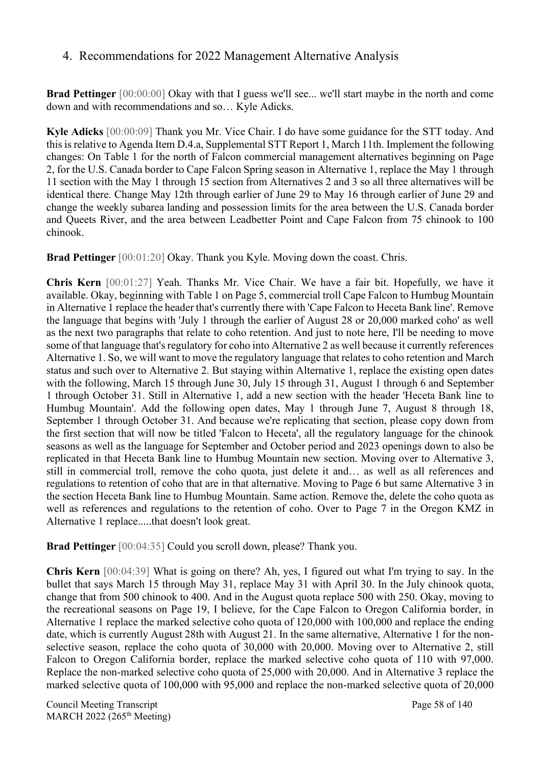## 4. Recommendations for 2022 Management Alternative Analysis

**Brad Pettinger** [00:00:00] Okay with that I guess we'll see... we'll start maybe in the north and come down and with recommendations and so… Kyle Adicks.

**Kyle Adicks** [00:00:09] Thank you Mr. Vice Chair. I do have some guidance for the STT today. And this is relative to Agenda Item D.4.a, Supplemental STT Report 1, March 11th. Implement the following changes: On Table 1 for the north of Falcon commercial management alternatives beginning on Page 2, for the U.S. Canada border to Cape Falcon Spring season in Alternative 1, replace the May 1 through 11 section with the May 1 through 15 section from Alternatives 2 and 3 so all three alternatives will be identical there. Change May 12th through earlier of June 29 to May 16 through earlier of June 29 and change the weekly subarea landing and possession limits for the area between the U.S. Canada border and Queets River, and the area between Leadbetter Point and Cape Falcon from 75 chinook to 100 chinook.

**Brad Pettinger** [00:01:20] Okay. Thank you Kyle. Moving down the coast. Chris.

**Chris Kern** [00:01:27] Yeah. Thanks Mr. Vice Chair. We have a fair bit. Hopefully, we have it available. Okay, beginning with Table 1 on Page 5, commercial troll Cape Falcon to Humbug Mountain in Alternative 1 replace the header that's currently there with 'Cape Falcon to Heceta Bank line'. Remove the language that begins with 'July 1 through the earlier of August 28 or 20,000 marked coho' as well as the next two paragraphs that relate to coho retention. And just to note here, I'll be needing to move some of that language that's regulatory for coho into Alternative 2 as well because it currently references Alternative 1. So, we will want to move the regulatory language that relates to coho retention and March status and such over to Alternative 2. But staying within Alternative 1, replace the existing open dates with the following, March 15 through June 30, July 15 through 31, August 1 through 6 and September 1 through October 31. Still in Alternative 1, add a new section with the header 'Heceta Bank line to Humbug Mountain'. Add the following open dates, May 1 through June 7, August 8 through 18, September 1 through October 31. And because we're replicating that section, please copy down from the first section that will now be titled 'Falcon to Heceta', all the regulatory language for the chinook seasons as well as the language for September and October period and 2023 openings down to also be replicated in that Heceta Bank line to Humbug Mountain new section. Moving over to Alternative 3, still in commercial troll, remove the coho quota, just delete it and… as well as all references and regulations to retention of coho that are in that alternative. Moving to Page 6 but same Alternative 3 in the section Heceta Bank line to Humbug Mountain. Same action. Remove the, delete the coho quota as well as references and regulations to the retention of coho. Over to Page 7 in the Oregon KMZ in Alternative 1 replace.....that doesn't look great.

**Brad Pettinger** [00:04:35] Could you scroll down, please? Thank you.

**Chris Kern** [00:04:39] What is going on there? Ah, yes, I figured out what I'm trying to say. In the bullet that says March 15 through May 31, replace May 31 with April 30. In the July chinook quota, change that from 500 chinook to 400. And in the August quota replace 500 with 250. Okay, moving to the recreational seasons on Page 19, I believe, for the Cape Falcon to Oregon California border, in Alternative 1 replace the marked selective coho quota of 120,000 with 100,000 and replace the ending date, which is currently August 28th with August 21. In the same alternative, Alternative 1 for the non-selective season, replace the coho quota of 30,000 with 20,000. Moving over to Alternative 2, still Falcon to Oregon California border, replace the marked selective coho quota of 110 with 97,000. Replace the non-marked selective coho quota of 25,000 with 20,000. And in Alternative 3 replace the marked selective quota of 100,000 with 95,000 and replace the non-marked selective quota of 20,000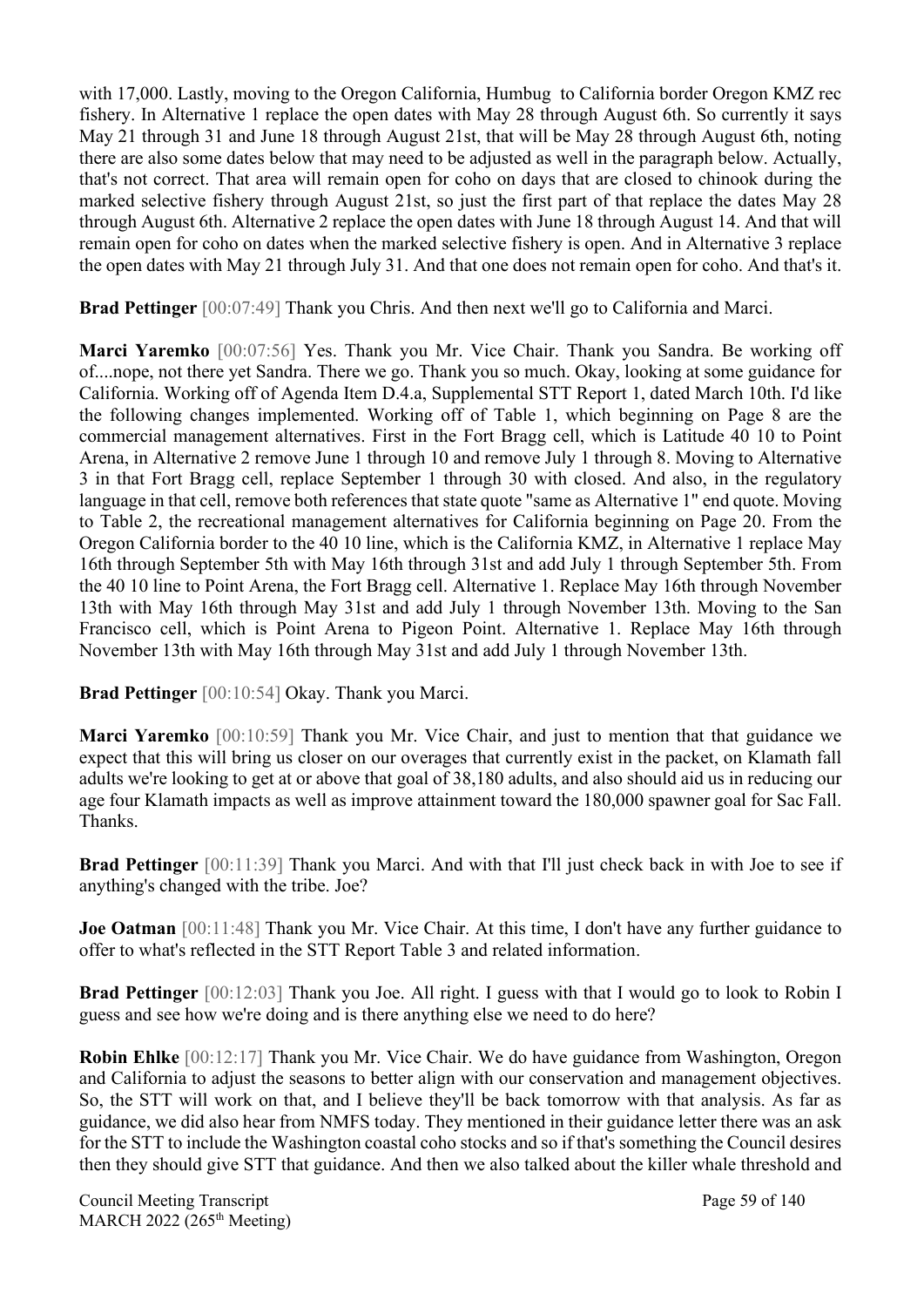with 17,000. Lastly, moving to the Oregon California, Humbug to California border Oregon KMZ rec fishery. In Alternative 1 replace the open dates with May 28 through August 6th. So currently it says May 21 through 31 and June 18 through August 21st, that will be May 28 through August 6th, noting there are also some dates below that may need to be adjusted as well in the paragraph below. Actually, that's not correct. That area will remain open for coho on days that are closed to chinook during the marked selective fishery through August 21st, so just the first part of that replace the dates May 28 through August 6th. Alternative 2 replace the open dates with June 18 through August 14. And that will remain open for coho on dates when the marked selective fishery is open. And in Alternative 3 replace the open dates with May 21 through July 31. And that one does not remain open for coho. And that's it.

**Brad Pettinger** [00:07:49] Thank you Chris. And then next we'll go to California and Marci.

**Marci Yaremko** [00:07:56] Yes. Thank you Mr. Vice Chair. Thank you Sandra. Be working off of....nope, not there yet Sandra. There we go. Thank you so much. Okay, looking at some guidance for California. Working off of Agenda Item D.4.a, Supplemental STT Report 1, dated March 10th. I'd like the following changes implemented. Working off of Table 1, which beginning on Page 8 are the commercial management alternatives. First in the Fort Bragg cell, which is Latitude 40 10 to Point Arena, in Alternative 2 remove June 1 through 10 and remove July 1 through 8. Moving to Alternative 3 in that Fort Bragg cell, replace September 1 through 30 with closed. And also, in the regulatory language in that cell, remove both references that state quote "same as Alternative 1" end quote. Moving to Table 2, the recreational management alternatives for California beginning on Page 20. From the Oregon California border to the 40 10 line, which is the California KMZ, in Alternative 1 replace May 16th through September 5th with May 16th through 31st and add July 1 through September 5th. From the 40 10 line to Point Arena, the Fort Bragg cell. Alternative 1. Replace May 16th through November 13th with May 16th through May 31st and add July 1 through November 13th. Moving to the San Francisco cell, which is Point Arena to Pigeon Point. Alternative 1. Replace May 16th through November 13th with May 16th through May 31st and add July 1 through November 13th.

**Brad Pettinger** [00:10:54] Okay. Thank you Marci.

**Marci Yaremko** [00:10:59] Thank you Mr. Vice Chair, and just to mention that that guidance we expect that this will bring us closer on our overages that currently exist in the packet, on Klamath fall adults we're looking to get at or above that goal of 38,180 adults, and also should aid us in reducing our age four Klamath impacts as well as improve attainment toward the 180,000 spawner goal for Sac Fall. Thanks.

**Brad Pettinger** [00:11:39] Thank you Marci. And with that I'll just check back in with Joe to see if anything's changed with the tribe. Joe?

**Joe Oatman** [00:11:48] Thank you Mr. Vice Chair. At this time, I don't have any further guidance to offer to what's reflected in the STT Report Table 3 and related information.

**Brad Pettinger** [00:12:03] Thank you Joe. All right. I guess with that I would go to look to Robin I guess and see how we're doing and is there anything else we need to do here?

**Robin Ehlke** [00:12:17] Thank you Mr. Vice Chair. We do have guidance from Washington, Oregon and California to adjust the seasons to better align with our conservation and management objectives. So, the STT will work on that, and I believe they'll be back tomorrow with that analysis. As far as guidance, we did also hear from NMFS today. They mentioned in their guidance letter there was an ask for the STT to include the Washington coastal coho stocks and so if that's something the Council desires then they should give STT that guidance. And then we also talked about the killer whale threshold and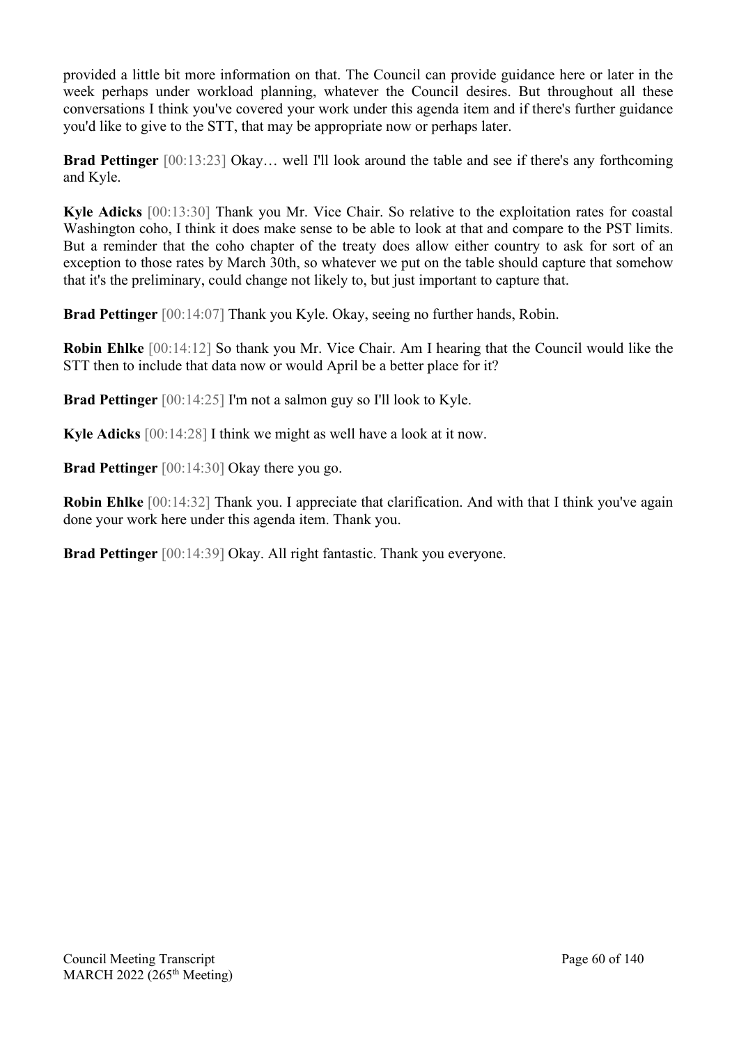provided a little bit more information on that. The Council can provide guidance here or later in the week perhaps under workload planning, whatever the Council desires. But throughout all these conversations I think you've covered your work under this agenda item and if there's further guidance you'd like to give to the STT, that may be appropriate now or perhaps later.

**Brad Pettinger** [00:13:23] Okay… well I'll look around the table and see if there's any forthcoming and Kyle.

**Kyle Adicks** [00:13:30] Thank you Mr. Vice Chair. So relative to the exploitation rates for coastal Washington coho, I think it does make sense to be able to look at that and compare to the PST limits. But a reminder that the coho chapter of the treaty does allow either country to ask for sort of an exception to those rates by March 30th, so whatever we put on the table should capture that somehow that it's the preliminary, could change not likely to, but just important to capture that.

**Brad Pettinger** [00:14:07] Thank you Kyle. Okay, seeing no further hands, Robin.

**Robin Ehlke** [00:14:12] So thank you Mr. Vice Chair. Am I hearing that the Council would like the STT then to include that data now or would April be a better place for it?

**Brad Pettinger** [00:14:25] I'm not a salmon guy so I'll look to Kyle.

**Kyle Adicks** [00:14:28] I think we might as well have a look at it now.

**Brad Pettinger** [00:14:30] Okay there you go.

**Robin Ehlke** [00:14:32] Thank you. I appreciate that clarification. And with that I think you've again done your work here under this agenda item. Thank you.

**Brad Pettinger** [00:14:39] Okay. All right fantastic. Thank you everyone.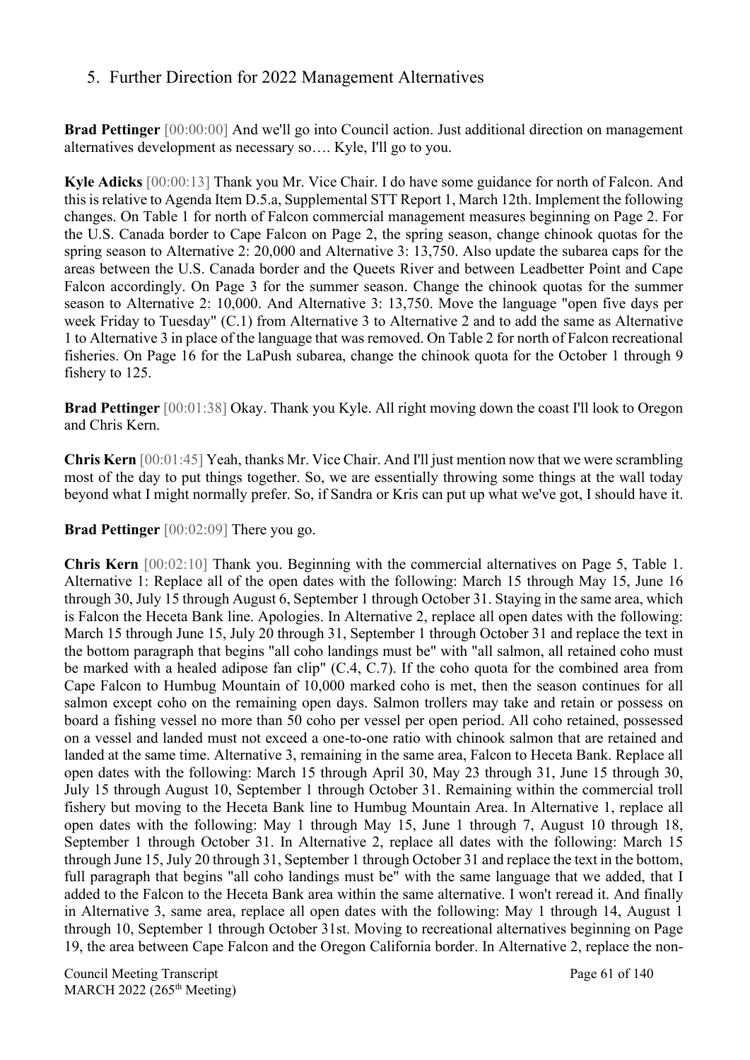## 5. Further Direction for 2022 Management Alternatives

**Brad Pettinger** [00:00:00] And we'll go into Council action. Just additional direction on management alternatives development as necessary so…. Kyle, I'll go to you.

**Kyle Adicks** [00:00:13] Thank you Mr. Vice Chair. I do have some guidance for north of Falcon. And this is relative to Agenda Item D.5.a, Supplemental STT Report 1, March 12th. Implement the following changes. On Table 1 for north of Falcon commercial management measures beginning on Page 2. For the U.S. Canada border to Cape Falcon on Page 2, the spring season, change chinook quotas for the spring season to Alternative 2: 20,000 and Alternative 3: 13,750. Also update the subarea caps for the areas between the U.S. Canada border and the Queets River and between Leadbetter Point and Cape Falcon accordingly. On Page 3 for the summer season. Change the chinook quotas for the summer season to Alternative 2: 10,000. And Alternative 3: 13,750. Move the language "open five days per week Friday to Tuesday" (C.1) from Alternative 3 to Alternative 2 and to add the same as Alternative 1 to Alternative 3 in place of the language that was removed. On Table 2 for north of Falcon recreational fisheries. On Page 16 for the LaPush subarea, change the chinook quota for the October 1 through 9 fishery to 125.

**Brad Pettinger** [00:01:38] Okay. Thank you Kyle. All right moving down the coast I'll look to Oregon and Chris Kern.

**Chris Kern** [00:01:45] Yeah, thanks Mr. Vice Chair. And I'll just mention now that we were scrambling most of the day to put things together. So, we are essentially throwing some things at the wall today beyond what I might normally prefer. So, if Sandra or Kris can put up what we've got, I should have it.

**Brad Pettinger** [00:02:09] There you go.

**Chris Kern** [00:02:10] Thank you. Beginning with the commercial alternatives on Page 5, Table 1. Alternative 1: Replace all of the open dates with the following: March 15 through May 15, June 16 through 30, July 15 through August 6, September 1 through October 31. Staying in the same area, which is Falcon the Heceta Bank line. Apologies. In Alternative 2, replace all open dates with the following: March 15 through June 15, July 20 through 31, September 1 through October 31 and replace the text in the bottom paragraph that begins "all coho landings must be" with "all salmon, all retained coho must be marked with a healed adipose fan clip" (C.4, C.7). If the coho quota for the combined area from Cape Falcon to Humbug Mountain of 10,000 marked coho is met, then the season continues for all salmon except coho on the remaining open days. Salmon trollers may take and retain or possess on board a fishing vessel no more than 50 coho per vessel per open period. All coho retained, possessed on a vessel and landed must not exceed a one-to-one ratio with chinook salmon that are retained and landed at the same time. Alternative 3, remaining in the same area, Falcon to Heceta Bank. Replace all open dates with the following: March 15 through April 30, May 23 through 31, June 15 through 30, July 15 through August 10, September 1 through October 31. Remaining within the commercial troll fishery but moving to the Heceta Bank line to Humbug Mountain Area. In Alternative 1, replace all open dates with the following: May 1 through May 15, June 1 through 7, August 10 through 18, September 1 through October 31. In Alternative 2, replace all dates with the following: March 15 through June 15, July 20 through 31, September 1 through October 31 and replace the text in the bottom, full paragraph that begins "all coho landings must be" with the same language that we added, that I added to the Falcon to the Heceta Bank area within the same alternative. I won't reread it. And finally in Alternative 3, same area, replace all open dates with the following: May 1 through 14, August 1 through 10, September 1 through October 31st. Moving to recreational alternatives beginning on Page 19, the area between Cape Falcon and the Oregon California border. In Alternative 2, replace the non-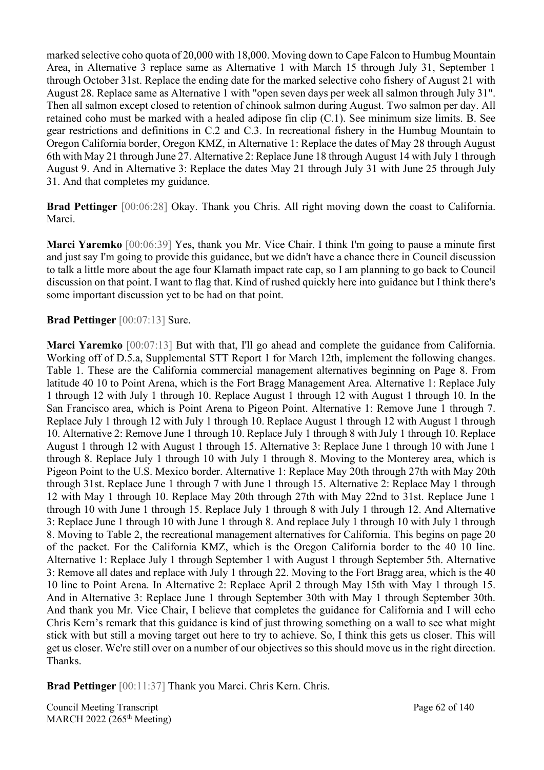marked selective coho quota of 20,000 with 18,000. Moving down to Cape Falcon to Humbug Mountain Area, in Alternative 3 replace same as Alternative 1 with March 15 through July 31, September 1 through October 31st. Replace the ending date for the marked selective coho fishery of August 21 with August 28. Replace same as Alternative 1 with "open seven days per week all salmon through July 31". Then all salmon except closed to retention of chinook salmon during August. Two salmon per day. All retained coho must be marked with a healed adipose fin clip (C.1). See minimum size limits. B. See gear restrictions and definitions in C.2 and C.3. In recreational fishery in the Humbug Mountain to Oregon California border, Oregon KMZ, in Alternative 1: Replace the dates of May 28 through August 6th with May 21 through June 27. Alternative 2: Replace June 18 through August 14 with July 1 through August 9. And in Alternative 3: Replace the dates May 21 through July 31 with June 25 through July 31. And that completes my guidance.

**Brad Pettinger** [00:06:28] Okay. Thank you Chris. All right moving down the coast to California. Marci.

**Marci Yaremko** [00:06:39] Yes, thank you Mr. Vice Chair. I think I'm going to pause a minute first and just say I'm going to provide this guidance, but we didn't have a chance there in Council discussion to talk a little more about the age four Klamath impact rate cap, so I am planning to go back to Council discussion on that point. I want to flag that. Kind of rushed quickly here into guidance but I think there's some important discussion yet to be had on that point.

**Brad Pettinger** [00:07:13] Sure.

**Marci Yaremko** [00:07:13] But with that, I'll go ahead and complete the guidance from California. Working off of D.5.a, Supplemental STT Report 1 for March 12th, implement the following changes. Table 1. These are the California commercial management alternatives beginning on Page 8. From latitude 40 10 to Point Arena, which is the Fort Bragg Management Area. Alternative 1: Replace July 1 through 12 with July 1 through 10. Replace August 1 through 12 with August 1 through 10. In the San Francisco area, which is Point Arena to Pigeon Point. Alternative 1: Remove June 1 through 7. Replace July 1 through 12 with July 1 through 10. Replace August 1 through 12 with August 1 through 10. Alternative 2: Remove June 1 through 10. Replace July 1 through 8 with July 1 through 10. Replace August 1 through 12 with August 1 through 15. Alternative 3: Replace June 1 through 10 with June 1 through 8. Replace July 1 through 10 with July 1 through 8. Moving to the Monterey area, which is Pigeon Point to the U.S. Mexico border. Alternative 1: Replace May 20th through 27th with May 20th through 31st. Replace June 1 through 7 with June 1 through 15. Alternative 2: Replace May 1 through 12 with May 1 through 10. Replace May 20th through 27th with May 22nd to 31st. Replace June 1 through 10 with June 1 through 15. Replace July 1 through 8 with July 1 through 12. And Alternative 3: Replace June 1 through 10 with June 1 through 8. And replace July 1 through 10 with July 1 through 8. Moving to Table 2, the recreational management alternatives for California. This begins on page 20 of the packet. For the California KMZ, which is the Oregon California border to the 40 10 line. Alternative 1: Replace July 1 through September 1 with August 1 through September 5th. Alternative 3: Remove all dates and replace with July 1 through 22. Moving to the Fort Bragg area, which is the 40 10 line to Point Arena. In Alternative 2: Replace April 2 through May 15th with May 1 through 15. And in Alternative 3: Replace June 1 through September 30th with May 1 through September 30th. And thank you Mr. Vice Chair, I believe that completes the guidance for California and I will echo Chris Kern's remark that this guidance is kind of just throwing something on a wall to see what might stick with but still a moving target out here to try to achieve. So, I think this gets us closer. This will get us closer. We're still over on a number of our objectives so this should move us in the right direction. Thanks.

**Brad Pettinger** [00:11:37] Thank you Marci. Chris Kern. Chris.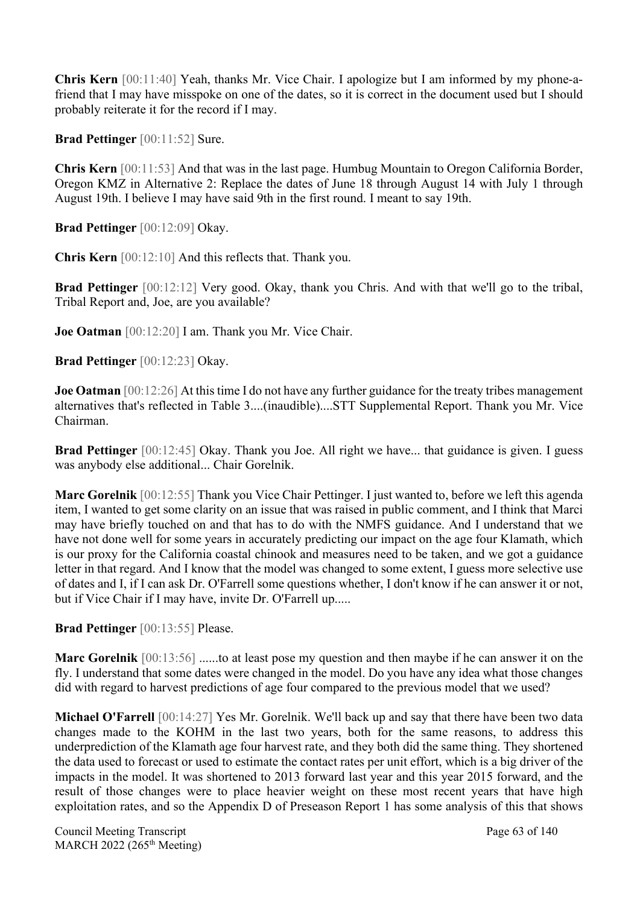**Chris Kern** [00:11:40] Yeah, thanks Mr. Vice Chair. I apologize but I am informed by my phone-a-friend that I may have misspoke on one of the dates, so it is correct in the document used but I should probably reiterate it for the record if I may.

**Brad Pettinger** [00:11:52] Sure.

**Chris Kern** [00:11:53] And that was in the last page. Humbug Mountain to Oregon California Border, Oregon KMZ in Alternative 2: Replace the dates of June 18 through August 14 with July 1 through August 19th. I believe I may have said 9th in the first round. I meant to say 19th.

**Brad Pettinger** [00:12:09] Okay.

**Chris Kern** [00:12:10] And this reflects that. Thank you.

**Brad Pettinger** [00:12:12] Very good. Okay, thank you Chris. And with that we'll go to the tribal, Tribal Report and, Joe, are you available?

**Joe Oatman** [00:12:20] I am. Thank you Mr. Vice Chair.

**Brad Pettinger** [00:12:23] Okay.

**Joe Oatman** [00:12:26] At this time I do not have any further guidance for the treaty tribes management alternatives that's reflected in Table 3....(inaudible)....STT Supplemental Report. Thank you Mr. Vice Chairman.

**Brad Pettinger** [00:12:45] Okay. Thank you Joe. All right we have... that guidance is given. I guess was anybody else additional... Chair Gorelnik.

**Marc Gorelnik** [00:12:55] Thank you Vice Chair Pettinger. I just wanted to, before we left this agenda item, I wanted to get some clarity on an issue that was raised in public comment, and I think that Marci may have briefly touched on and that has to do with the NMFS guidance. And I understand that we have not done well for some years in accurately predicting our impact on the age four Klamath, which is our proxy for the California coastal chinook and measures need to be taken, and we got a guidance letter in that regard. And I know that the model was changed to some extent, I guess more selective use of dates and I, if I can ask Dr. O'Farrell some questions whether, I don't know if he can answer it or not, but if Vice Chair if I may have, invite Dr. O'Farrell up.....

**Brad Pettinger** [00:13:55] Please.

**Marc Gorelnik** [00:13:56] ......to at least pose my question and then maybe if he can answer it on the fly. I understand that some dates were changed in the model. Do you have any idea what those changes did with regard to harvest predictions of age four compared to the previous model that we used?

**Michael O'Farrell** [00:14:27] Yes Mr. Gorelnik. We'll back up and say that there have been two data changes made to the KOHM in the last two years, both for the same reasons, to address this underprediction of the Klamath age four harvest rate, and they both did the same thing. They shortened the data used to forecast or used to estimate the contact rates per unit effort, which is a big driver of the impacts in the model. It was shortened to 2013 forward last year and this year 2015 forward, and the result of those changes were to place heavier weight on these most recent years that have high exploitation rates, and so the Appendix D of Preseason Report 1 has some analysis of this that shows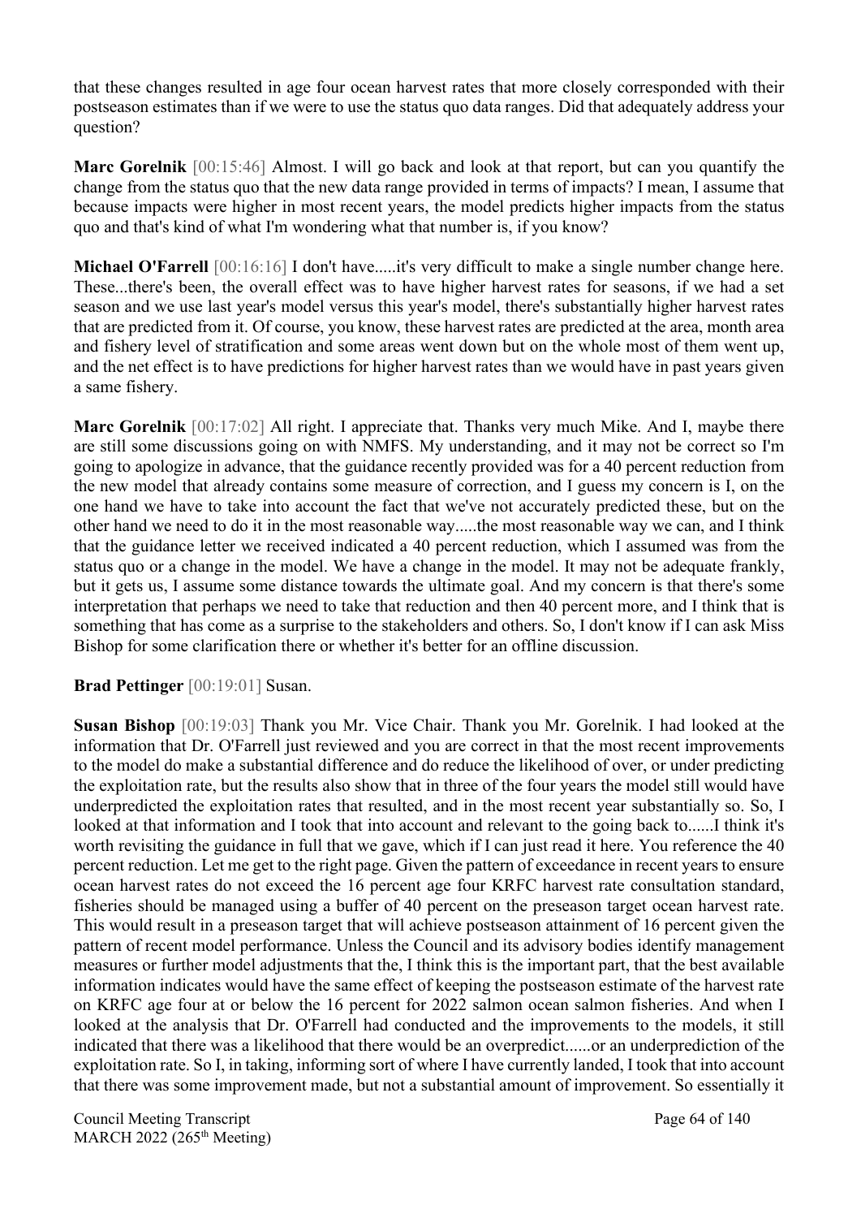that these changes resulted in age four ocean harvest rates that more closely corresponded with their postseason estimates than if we were to use the status quo data ranges. Did that adequately address your question?

**Marc Gorelnik** [00:15:46] Almost. I will go back and look at that report, but can you quantify the change from the status quo that the new data range provided in terms of impacts? I mean, I assume that because impacts were higher in most recent years, the model predicts higher impacts from the status quo and that's kind of what I'm wondering what that number is, if you know?

**Michael O'Farrell** [00:16:16] I don't have.....it's very difficult to make a single number change here. These...there's been, the overall effect was to have higher harvest rates for seasons, if we had a set season and we use last year's model versus this year's model, there's substantially higher harvest rates that are predicted from it. Of course, you know, these harvest rates are predicted at the area, month area and fishery level of stratification and some areas went down but on the whole most of them went up, and the net effect is to have predictions for higher harvest rates than we would have in past years given a same fishery.

**Marc Gorelnik** [00:17:02] All right. I appreciate that. Thanks very much Mike. And I, maybe there are still some discussions going on with NMFS. My understanding, and it may not be correct so I'm going to apologize in advance, that the guidance recently provided was for a 40 percent reduction from the new model that already contains some measure of correction, and I guess my concern is I, on the one hand we have to take into account the fact that we've not accurately predicted these, but on the other hand we need to do it in the most reasonable way.....the most reasonable way we can, and I think that the guidance letter we received indicated a 40 percent reduction, which I assumed was from the status quo or a change in the model. We have a change in the model. It may not be adequate frankly, but it gets us, I assume some distance towards the ultimate goal. And my concern is that there's some interpretation that perhaps we need to take that reduction and then 40 percent more, and I think that is something that has come as a surprise to the stakeholders and others. So, I don't know if I can ask Miss Bishop for some clarification there or whether it's better for an offline discussion.

**Brad Pettinger** [00:19:01] Susan.

**Susan Bishop** [00:19:03] Thank you Mr. Vice Chair. Thank you Mr. Gorelnik. I had looked at the information that Dr. O'Farrell just reviewed and you are correct in that the most recent improvements to the model do make a substantial difference and do reduce the likelihood of over, or under predicting the exploitation rate, but the results also show that in three of the four years the model still would have underpredicted the exploitation rates that resulted, and in the most recent year substantially so. So, I looked at that information and I took that into account and relevant to the going back to......I think it's worth revisiting the guidance in full that we gave, which if I can just read it here. You reference the 40 percent reduction. Let me get to the right page. Given the pattern of exceedance in recent years to ensure ocean harvest rates do not exceed the 16 percent age four KRFC harvest rate consultation standard, fisheries should be managed using a buffer of 40 percent on the preseason target ocean harvest rate. This would result in a preseason target that will achieve postseason attainment of 16 percent given the pattern of recent model performance. Unless the Council and its advisory bodies identify management measures or further model adjustments that the, I think this is the important part, that the best available information indicates would have the same effect of keeping the postseason estimate of the harvest rate on KRFC age four at or below the 16 percent for 2022 salmon ocean salmon fisheries. And when I looked at the analysis that Dr. O'Farrell had conducted and the improvements to the models, it still indicated that there was a likelihood that there would be an overpredict......or an underprediction of the exploitation rate. So I, in taking, informing sort of where I have currently landed, I took that into account that there was some improvement made, but not a substantial amount of improvement. So essentially it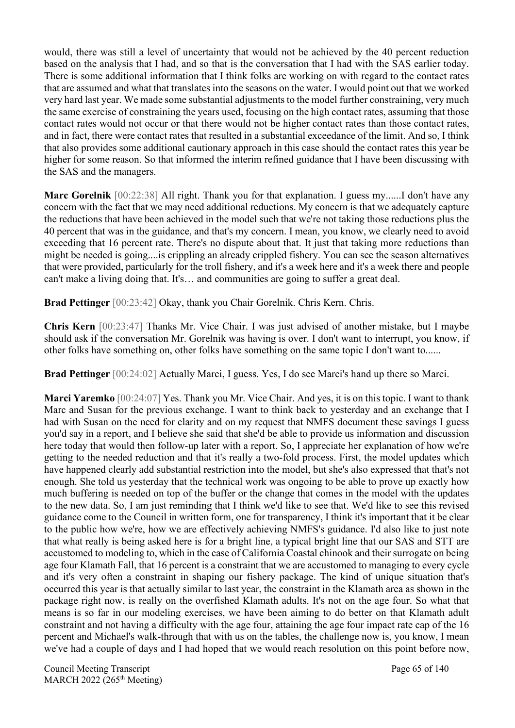would, there was still a level of uncertainty that would not be achieved by the 40 percent reduction based on the analysis that I had, and so that is the conversation that I had with the SAS earlier today. There is some additional information that I think folks are working on with regard to the contact rates that are assumed and what that translates into the seasons on the water. I would point out that we worked very hard last year. We made some substantial adjustments to the model further constraining, very much the same exercise of constraining the years used, focusing on the high contact rates, assuming that those contact rates would not occur or that there would not be higher contact rates than those contact rates, and in fact, there were contact rates that resulted in a substantial exceedance of the limit. And so, I think that also provides some additional cautionary approach in this case should the contact rates this year be higher for some reason. So that informed the interim refined guidance that I have been discussing with the SAS and the managers.

**Marc Gorelnik** [00:22:38] All right. Thank you for that explanation. I guess my......I don't have any concern with the fact that we may need additional reductions. My concern is that we adequately capture the reductions that have been achieved in the model such that we're not taking those reductions plus the 40 percent that was in the guidance, and that's my concern. I mean, you know, we clearly need to avoid exceeding that 16 percent rate. There's no dispute about that. It just that taking more reductions than might be needed is going....is crippling an already crippled fishery. You can see the season alternatives that were provided, particularly for the troll fishery, and it's a week here and it's a week there and people can't make a living doing that. It's… and communities are going to suffer a great deal.

**Brad Pettinger** [00:23:42] Okay, thank you Chair Gorelnik. Chris Kern. Chris.

**Chris Kern** [00:23:47] Thanks Mr. Vice Chair. I was just advised of another mistake, but I maybe should ask if the conversation Mr. Gorelnik was having is over. I don't want to interrupt, you know, if other folks have something on, other folks have something on the same topic I don't want to......

**Brad Pettinger** [00:24:02] Actually Marci, I guess. Yes, I do see Marci's hand up there so Marci.

**Marci Yaremko** [00:24:07] Yes. Thank you Mr. Vice Chair. And yes, it is on this topic. I want to thank Marc and Susan for the previous exchange. I want to think back to yesterday and an exchange that I had with Susan on the need for clarity and on my request that NMFS document these savings I guess you'd say in a report, and I believe she said that she'd be able to provide us information and discussion here today that would then follow-up later with a report. So, I appreciate her explanation of how we're getting to the needed reduction and that it's really a two-fold process. First, the model updates which have happened clearly add substantial restriction into the model, but she's also expressed that that's not enough. She told us yesterday that the technical work was ongoing to be able to prove up exactly how much buffering is needed on top of the buffer or the change that comes in the model with the updates to the new data. So, I am just reminding that I think we'd like to see that. We'd like to see this revised guidance come to the Council in written form, one for transparency, I think it's important that it be clear to the public how we're, how we are effectively achieving NMFS's guidance. I'd also like to just note that what really is being asked here is for a bright line, a typical bright line that our SAS and STT are accustomed to modeling to, which in the case of California Coastal chinook and their surrogate on being age four Klamath Fall, that 16 percent is a constraint that we are accustomed to managing to every cycle and it's very often a constraint in shaping our fishery package. The kind of unique situation that's occurred this year is that actually similar to last year, the constraint in the Klamath area as shown in the package right now, is really on the overfished Klamath adults. It's not on the age four. So what that means is so far in our modeling exercises, we have been aiming to do better on that Klamath adult constraint and not having a difficulty with the age four, attaining the age four impact rate cap of the 16 percent and Michael's walk-through that with us on the tables, the challenge now is, you know, I mean we've had a couple of days and I had hoped that we would reach resolution on this point before now,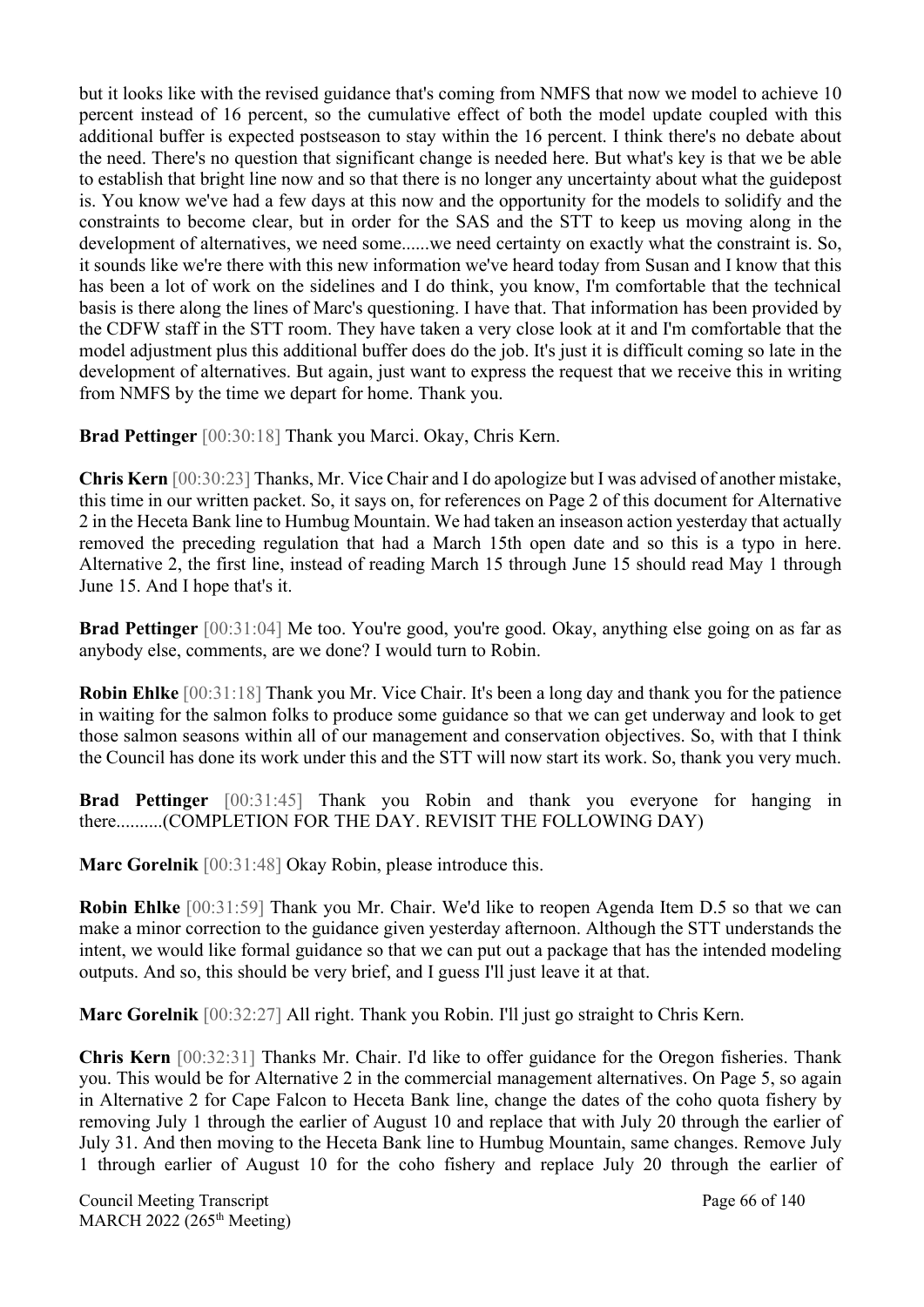but it looks like with the revised guidance that's coming from NMFS that now we model to achieve 10 percent instead of 16 percent, so the cumulative effect of both the model update coupled with this additional buffer is expected postseason to stay within the 16 percent. I think there's no debate about the need. There's no question that significant change is needed here. But what's key is that we be able to establish that bright line now and so that there is no longer any uncertainty about what the guidepost is. You know we've had a few days at this now and the opportunity for the models to solidify and the constraints to become clear, but in order for the SAS and the STT to keep us moving along in the development of alternatives, we need some......we need certainty on exactly what the constraint is. So, it sounds like we're there with this new information we've heard today from Susan and I know that this has been a lot of work on the sidelines and I do think, you know, I'm comfortable that the technical basis is there along the lines of Marc's questioning. I have that. That information has been provided by the CDFW staff in the STT room. They have taken a very close look at it and I'm comfortable that the model adjustment plus this additional buffer does do the job. It's just it is difficult coming so late in the development of alternatives. But again, just want to express the request that we receive this in writing from NMFS by the time we depart for home. Thank you.

**Brad Pettinger** [00:30:18] Thank you Marci. Okay, Chris Kern.

**Chris Kern** [00:30:23] Thanks, Mr. Vice Chair and I do apologize but I was advised of another mistake, this time in our written packet. So, it says on, for references on Page 2 of this document for Alternative 2 in the Heceta Bank line to Humbug Mountain. We had taken an inseason action yesterday that actually removed the preceding regulation that had a March 15th open date and so this is a typo in here. Alternative 2, the first line, instead of reading March 15 through June 15 should read May 1 through June 15. And I hope that's it.

**Brad Pettinger** [00:31:04] Me too. You're good, you're good. Okay, anything else going on as far as anybody else, comments, are we done? I would turn to Robin.

**Robin Ehlke** [00:31:18] Thank you Mr. Vice Chair. It's been a long day and thank you for the patience in waiting for the salmon folks to produce some guidance so that we can get underway and look to get those salmon seasons within all of our management and conservation objectives. So, with that I think the Council has done its work under this and the STT will now start its work. So, thank you very much.

**Brad Pettinger** [00:31:45] Thank you Robin and thank you everyone for hanging in there..........(COMPLETION FOR THE DAY. REVISIT THE FOLLOWING DAY)

**Marc Gorelnik** [00:31:48] Okay Robin, please introduce this.

**Robin Ehlke** [00:31:59] Thank you Mr. Chair. We'd like to reopen Agenda Item D.5 so that we can make a minor correction to the guidance given yesterday afternoon. Although the STT understands the intent, we would like formal guidance so that we can put out a package that has the intended modeling outputs. And so, this should be very brief, and I guess I'll just leave it at that.

**Marc Gorelnik** [00:32:27] All right. Thank you Robin. I'll just go straight to Chris Kern.

**Chris Kern** [00:32:31] Thanks Mr. Chair. I'd like to offer guidance for the Oregon fisheries. Thank you. This would be for Alternative 2 in the commercial management alternatives. On Page 5, so again in Alternative 2 for Cape Falcon to Heceta Bank line, change the dates of the coho quota fishery by removing July 1 through the earlier of August 10 and replace that with July 20 through the earlier of July 31. And then moving to the Heceta Bank line to Humbug Mountain, same changes. Remove July 1 through earlier of August 10 for the coho fishery and replace July 20 through the earlier of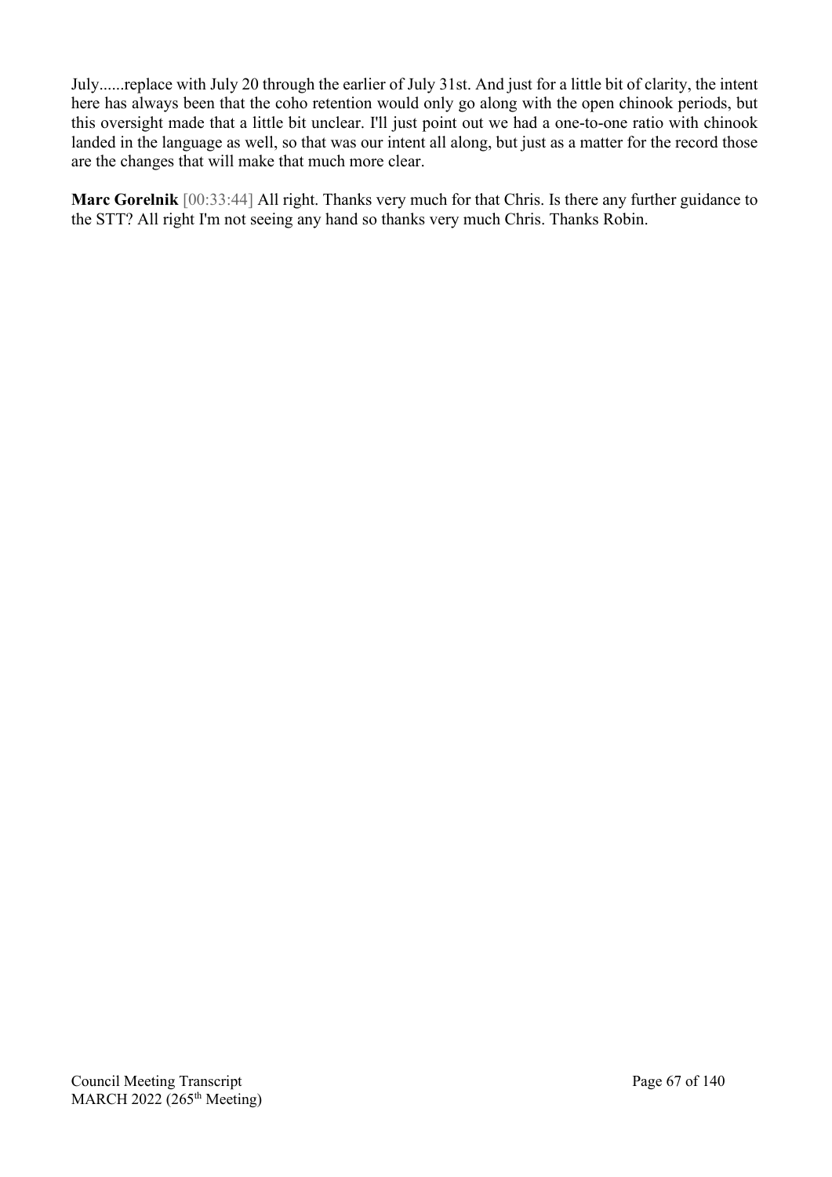July......replace with July 20 through the earlier of July 31st. And just for a little bit of clarity, the intent here has always been that the coho retention would only go along with the open chinook periods, but this oversight made that a little bit unclear. I'll just point out we had a one-to-one ratio with chinook landed in the language as well, so that was our intent all along, but just as a matter for the record those are the changes that will make that much more clear.

**Marc Gorelnik** [00:33:44] All right. Thanks very much for that Chris. Is there any further guidance to the STT? All right I'm not seeing any hand so thanks very much Chris. Thanks Robin.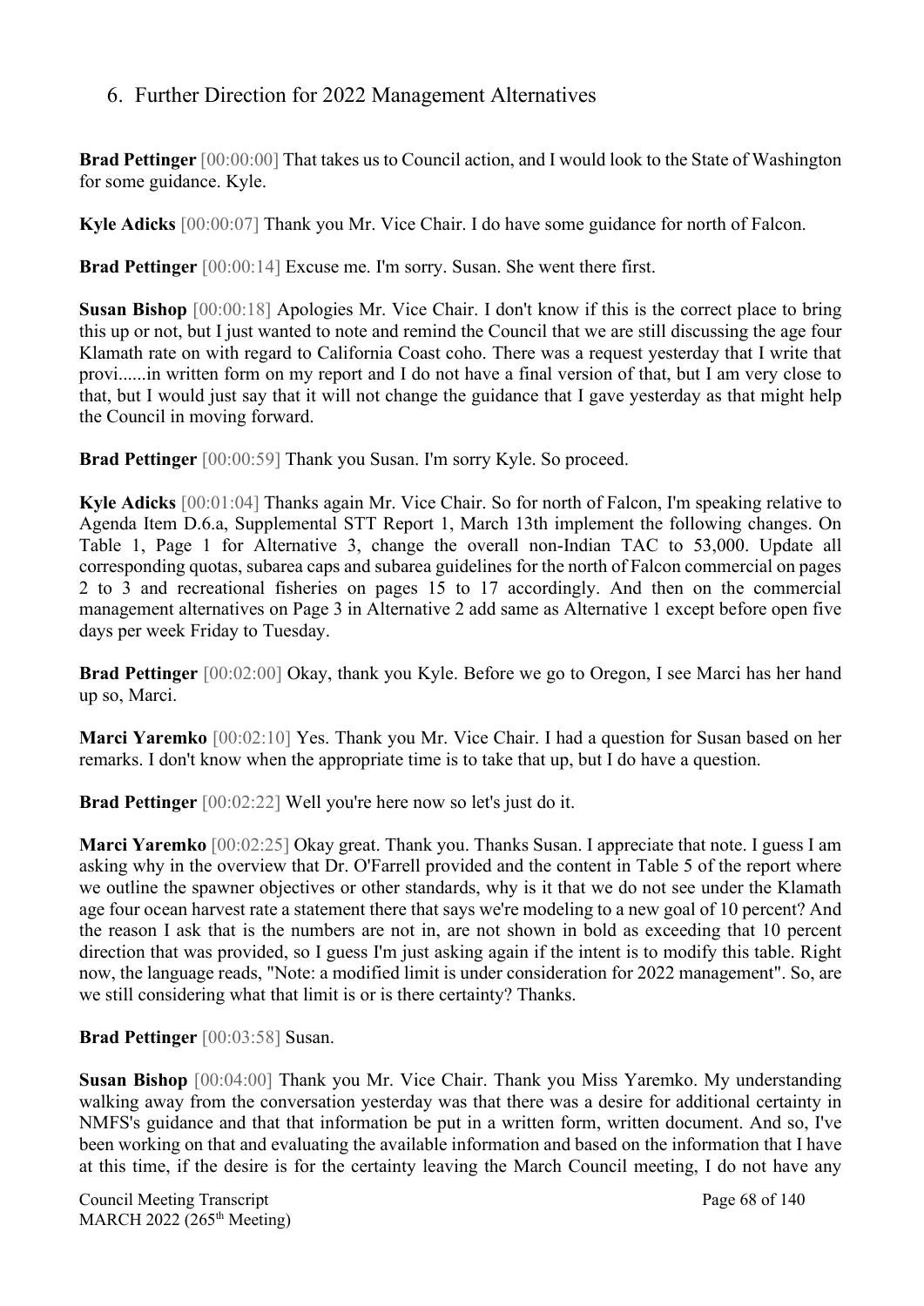## 6. Further Direction for 2022 Management Alternatives

**Brad Pettinger** [00:00:00] That takes us to Council action, and I would look to the State of Washington for some guidance. Kyle.

**Kyle Adicks** [00:00:07] Thank you Mr. Vice Chair. I do have some guidance for north of Falcon.

**Brad Pettinger** [00:00:14] Excuse me. I'm sorry. Susan. She went there first.

**Susan Bishop** [00:00:18] Apologies Mr. Vice Chair. I don't know if this is the correct place to bring this up or not, but I just wanted to note and remind the Council that we are still discussing the age four Klamath rate on with regard to California Coast coho. There was a request yesterday that I write that provi......in written form on my report and I do not have a final version of that, but I am very close to that, but I would just say that it will not change the guidance that I gave yesterday as that might help the Council in moving forward.

**Brad Pettinger** [00:00:59] Thank you Susan. I'm sorry Kyle. So proceed.

**Kyle Adicks** [00:01:04] Thanks again Mr. Vice Chair. So for north of Falcon, I'm speaking relative to Agenda Item D.6.a, Supplemental STT Report 1, March 13th implement the following changes. On Table 1, Page 1 for Alternative 3, change the overall non-Indian TAC to 53,000. Update all corresponding quotas, subarea caps and subarea guidelines for the north of Falcon commercial on pages 2 to 3 and recreational fisheries on pages 15 to 17 accordingly. And then on the commercial management alternatives on Page 3 in Alternative 2 add same as Alternative 1 except before open five days per week Friday to Tuesday.

**Brad Pettinger** [00:02:00] Okay, thank you Kyle. Before we go to Oregon, I see Marci has her hand up so, Marci.

**Marci Yaremko** [00:02:10] Yes. Thank you Mr. Vice Chair. I had a question for Susan based on her remarks. I don't know when the appropriate time is to take that up, but I do have a question.

**Brad Pettinger** [00:02:22] Well you're here now so let's just do it.

**Marci Yaremko** [00:02:25] Okay great. Thank you. Thanks Susan. I appreciate that note. I guess I am asking why in the overview that Dr. O'Farrell provided and the content in Table 5 of the report where we outline the spawner objectives or other standards, why is it that we do not see under the Klamath age four ocean harvest rate a statement there that says we're modeling to a new goal of 10 percent? And the reason I ask that is the numbers are not in, are not shown in bold as exceeding that 10 percent direction that was provided, so I guess I'm just asking again if the intent is to modify this table. Right now, the language reads, "Note: a modified limit is under consideration for 2022 management". So, are we still considering what that limit is or is there certainty? Thanks.

**Brad Pettinger** [00:03:58] Susan.

**Susan Bishop** [00:04:00] Thank you Mr. Vice Chair. Thank you Miss Yaremko. My understanding walking away from the conversation yesterday was that there was a desire for additional certainty in NMFS's guidance and that that information be put in a written form, written document. And so, I've been working on that and evaluating the available information and based on the information that I have at this time, if the desire is for the certainty leaving the March Council meeting, I do not have any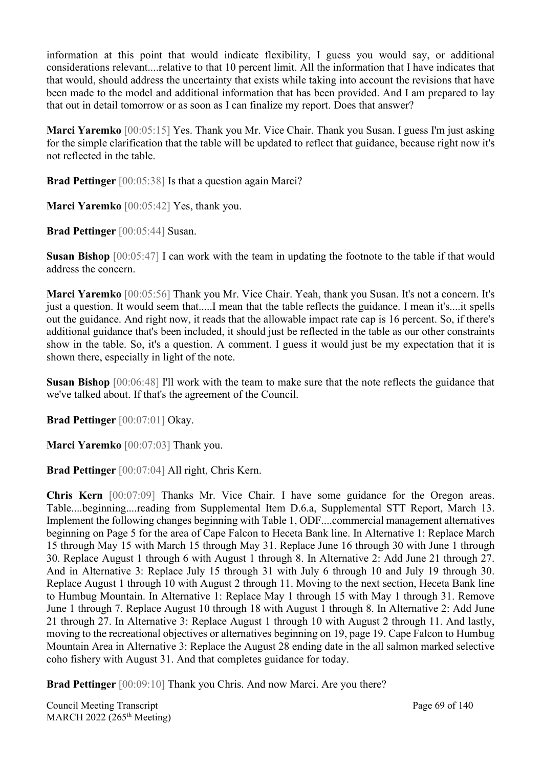information at this point that would indicate flexibility, I guess you would say, or additional considerations relevant....relative to that 10 percent limit. All the information that I have indicates that that would, should address the uncertainty that exists while taking into account the revisions that have been made to the model and additional information that has been provided. And I am prepared to lay that out in detail tomorrow or as soon as I can finalize my report. Does that answer?

**Marci Yaremko** [00:05:15] Yes. Thank you Mr. Vice Chair. Thank you Susan. I guess I'm just asking for the simple clarification that the table will be updated to reflect that guidance, because right now it's not reflected in the table.

**Brad Pettinger** [00:05:38] Is that a question again Marci?

**Marci Yaremko** [00:05:42] Yes, thank you.

**Brad Pettinger** [00:05:44] Susan.

**Susan Bishop** [00:05:47] I can work with the team in updating the footnote to the table if that would address the concern.

**Marci Yaremko** [00:05:56] Thank you Mr. Vice Chair. Yeah, thank you Susan. It's not a concern. It's just a question. It would seem that.....I mean that the table reflects the guidance. I mean it's....it spells out the guidance. And right now, it reads that the allowable impact rate cap is 16 percent. So, if there's additional guidance that's been included, it should just be reflected in the table as our other constraints show in the table. So, it's a question. A comment. I guess it would just be my expectation that it is shown there, especially in light of the note.

**Susan Bishop** [00:06:48] I'll work with the team to make sure that the note reflects the guidance that we've talked about. If that's the agreement of the Council.

**Brad Pettinger** [00:07:01] Okay.

**Marci Yaremko** [00:07:03] Thank you.

**Brad Pettinger** [00:07:04] All right, Chris Kern.

**Chris Kern** [00:07:09] Thanks Mr. Vice Chair. I have some guidance for the Oregon areas. Table....beginning....reading from Supplemental Item D.6.a, Supplemental STT Report, March 13. Implement the following changes beginning with Table 1, ODF....commercial management alternatives beginning on Page 5 for the area of Cape Falcon to Heceta Bank line. In Alternative 1: Replace March 15 through May 15 with March 15 through May 31. Replace June 16 through 30 with June 1 through 30. Replace August 1 through 6 with August 1 through 8. In Alternative 2: Add June 21 through 27. And in Alternative 3: Replace July 15 through 31 with July 6 through 10 and July 19 through 30. Replace August 1 through 10 with August 2 through 11. Moving to the next section, Heceta Bank line to Humbug Mountain. In Alternative 1: Replace May 1 through 15 with May 1 through 31. Remove June 1 through 7. Replace August 10 through 18 with August 1 through 8. In Alternative 2: Add June 21 through 27. In Alternative 3: Replace August 1 through 10 with August 2 through 11. And lastly, moving to the recreational objectives or alternatives beginning on 19, page 19. Cape Falcon to Humbug Mountain Area in Alternative 3: Replace the August 28 ending date in the all salmon marked selective coho fishery with August 31. And that completes guidance for today.

**Brad Pettinger** [00:09:10] Thank you Chris. And now Marci. Are you there?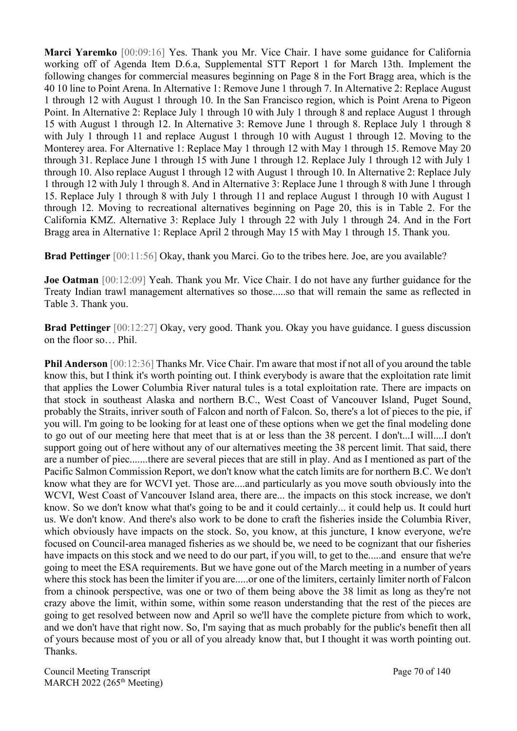**Marci Yaremko** [00:09:16] Yes. Thank you Mr. Vice Chair. I have some guidance for California working off of Agenda Item D.6.a, Supplemental STT Report 1 for March 13th. Implement the following changes for commercial measures beginning on Page 8 in the Fort Bragg area, which is the 40 10 line to Point Arena. In Alternative 1: Remove June 1 through 7. In Alternative 2: Replace August 1 through 12 with August 1 through 10. In the San Francisco region, which is Point Arena to Pigeon Point. In Alternative 2: Replace July 1 through 10 with July 1 through 8 and replace August 1 through 15 with August 1 through 12. In Alternative 3: Remove June 1 through 8. Replace July 1 through 8 with July 1 through 11 and replace August 1 through 10 with August 1 through 12. Moving to the Monterey area. For Alternative 1: Replace May 1 through 12 with May 1 through 15. Remove May 20 through 31. Replace June 1 through 15 with June 1 through 12. Replace July 1 through 12 with July 1 through 10. Also replace August 1 through 12 with August 1 through 10. In Alternative 2: Replace July 1 through 12 with July 1 through 8. And in Alternative 3: Replace June 1 through 8 with June 1 through 15. Replace July 1 through 8 with July 1 through 11 and replace August 1 through 10 with August 1 through 12. Moving to recreational alternatives beginning on Page 20, this is in Table 2. For the California KMZ. Alternative 3: Replace July 1 through 22 with July 1 through 24. And in the Fort Bragg area in Alternative 1: Replace April 2 through May 15 with May 1 through 15. Thank you.

**Brad Pettinger** [00:11:56] Okay, thank you Marci. Go to the tribes here. Joe, are you available?

**Joe Oatman** [00:12:09] Yeah. Thank you Mr. Vice Chair. I do not have any further guidance for the Treaty Indian trawl management alternatives so those.....so that will remain the same as reflected in Table 3. Thank you.

**Brad Pettinger** [00:12:27] Okay, very good. Thank you. Okay you have guidance. I guess discussion on the floor so… Phil.

**Phil Anderson** [00:12:36] Thanks Mr. Vice Chair. I'm aware that most if not all of you around the table know this, but I think it's worth pointing out. I think everybody is aware that the exploitation rate limit that applies the Lower Columbia River natural tules is a total exploitation rate. There are impacts on that stock in southeast Alaska and northern B.C., West Coast of Vancouver Island, Puget Sound, probably the Straits, inriver south of Falcon and north of Falcon. So, there's a lot of pieces to the pie, if you will. I'm going to be looking for at least one of these options when we get the final modeling done to go out of our meeting here that meet that is at or less than the 38 percent. I don't...I will....I don't support going out of here without any of our alternatives meeting the 38 percent limit. That said, there are a number of piec.......there are several pieces that are still in play. And as I mentioned as part of the Pacific Salmon Commission Report, we don't know what the catch limits are for northern B.C. We don't know what they are for WCVI yet. Those are....and particularly as you move south obviously into the WCVI, West Coast of Vancouver Island area, there are... the impacts on this stock increase, we don't know. So we don't know what that's going to be and it could certainly... it could help us. It could hurt us. We don't know. And there's also work to be done to craft the fisheries inside the Columbia River, which obviously have impacts on the stock. So, you know, at this juncture, I know everyone, we're focused on Council-area managed fisheries as we should be, we need to be cognizant that our fisheries have impacts on this stock and we need to do our part, if you will, to get to the.....and ensure that we're going to meet the ESA requirements. But we have gone out of the March meeting in a number of years where this stock has been the limiter if you are.....or one of the limiters, certainly limiter north of Falcon from a chinook perspective, was one or two of them being above the 38 limit as long as they're not crazy above the limit, within some, within some reason understanding that the rest of the pieces are going to get resolved between now and April so we'll have the complete picture from which to work, and we don't have that right now. So, I'm saying that as much probably for the public's benefit then all of yours because most of you or all of you already know that, but I thought it was worth pointing out. Thanks.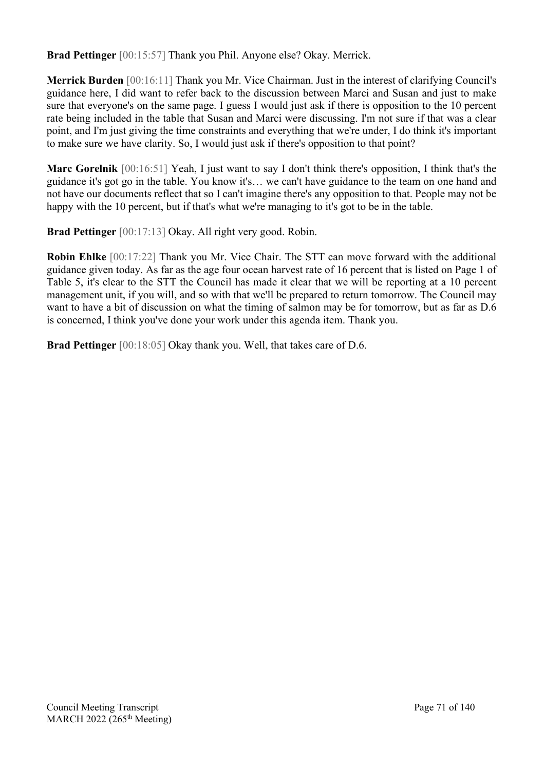**Brad Pettinger** [00:15:57] Thank you Phil. Anyone else? Okay. Merrick.

**Merrick Burden** [00:16:11] Thank you Mr. Vice Chairman. Just in the interest of clarifying Council's guidance here, I did want to refer back to the discussion between Marci and Susan and just to make sure that everyone's on the same page. I guess I would just ask if there is opposition to the 10 percent rate being included in the table that Susan and Marci were discussing. I'm not sure if that was a clear point, and I'm just giving the time constraints and everything that we're under, I do think it's important to make sure we have clarity. So, I would just ask if there's opposition to that point?

**Marc Gorelnik** [00:16:51] Yeah, I just want to say I don't think there's opposition, I think that's the guidance it's got go in the table. You know it's… we can't have guidance to the team on one hand and not have our documents reflect that so I can't imagine there's any opposition to that. People may not be happy with the 10 percent, but if that's what we're managing to it's got to be in the table.

**Brad Pettinger** [00:17:13] Okay. All right very good. Robin.

**Robin Ehlke** [00:17:22] Thank you Mr. Vice Chair. The STT can move forward with the additional guidance given today. As far as the age four ocean harvest rate of 16 percent that is listed on Page 1 of Table 5, it's clear to the STT the Council has made it clear that we will be reporting at a 10 percent management unit, if you will, and so with that we'll be prepared to return tomorrow. The Council may want to have a bit of discussion on what the timing of salmon may be for tomorrow, but as far as D.6 is concerned, I think you've done your work under this agenda item. Thank you.

**Brad Pettinger** [00:18:05] Okay thank you. Well, that takes care of D.6.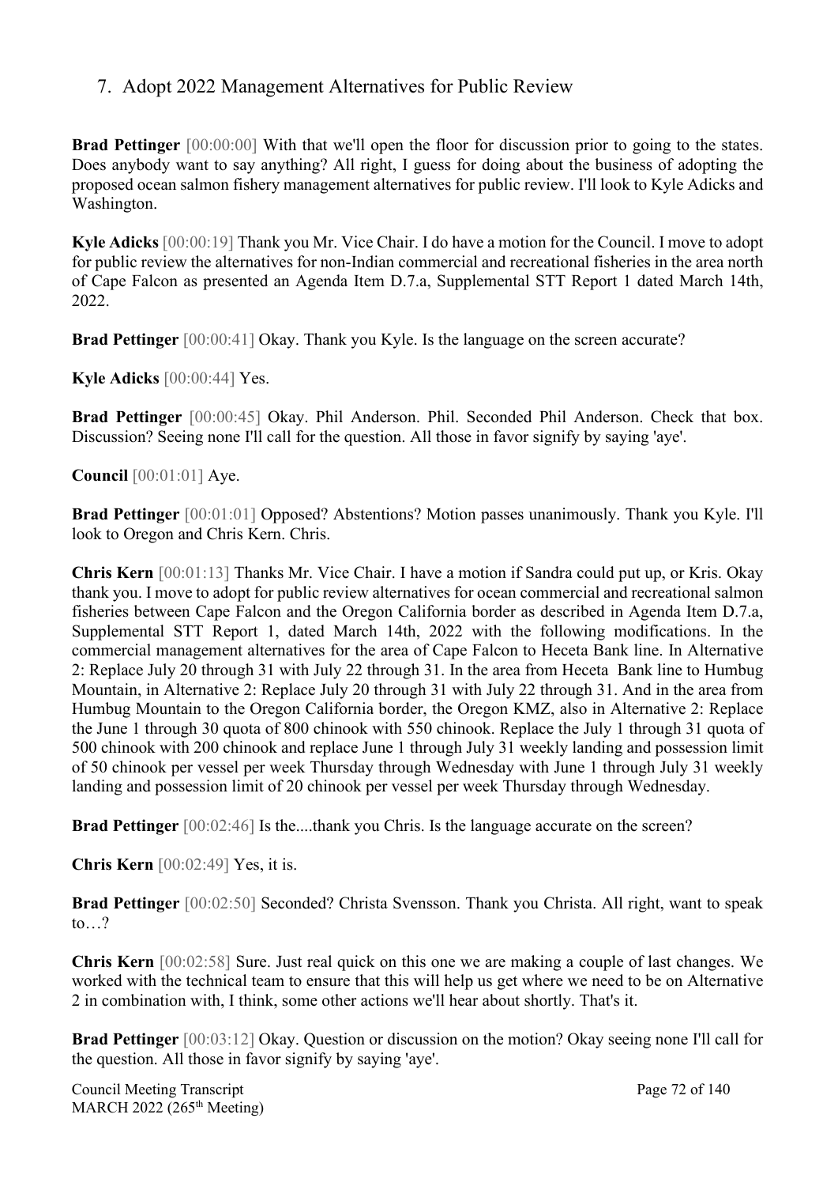## 7. Adopt 2022 Management Alternatives for Public Review

**Brad Pettinger** [00:00:00] With that we'll open the floor for discussion prior to going to the states. Does anybody want to say anything? All right, I guess for doing about the business of adopting the proposed ocean salmon fishery management alternatives for public review. I'll look to Kyle Adicks and Washington.

**Kyle Adicks** [00:00:19] Thank you Mr. Vice Chair. I do have a motion for the Council. I move to adopt for public review the alternatives for non-Indian commercial and recreational fisheries in the area north of Cape Falcon as presented an Agenda Item D.7.a, Supplemental STT Report 1 dated March 14th, 2022.

**Brad Pettinger** [00:00:41] Okay. Thank you Kyle. Is the language on the screen accurate?

**Kyle Adicks** [00:00:44] Yes.

**Brad Pettinger** [00:00:45] Okay. Phil Anderson. Phil. Seconded Phil Anderson. Check that box. Discussion? Seeing none I'll call for the question. All those in favor signify by saying 'aye'.

**Council** [00:01:01] Aye.

**Brad Pettinger** [00:01:01] Opposed? Abstentions? Motion passes unanimously. Thank you Kyle. I'll look to Oregon and Chris Kern. Chris.

**Chris Kern** [00:01:13] Thanks Mr. Vice Chair. I have a motion if Sandra could put up, or Kris. Okay thank you. I move to adopt for public review alternatives for ocean commercial and recreational salmon fisheries between Cape Falcon and the Oregon California border as described in Agenda Item D.7.a, Supplemental STT Report 1, dated March 14th, 2022 with the following modifications. In the commercial management alternatives for the area of Cape Falcon to Heceta Bank line. In Alternative 2: Replace July 20 through 31 with July 22 through 31. In the area from Heceta Bank line to Humbug Mountain, in Alternative 2: Replace July 20 through 31 with July 22 through 31. And in the area from Humbug Mountain to the Oregon California border, the Oregon KMZ, also in Alternative 2: Replace the June 1 through 30 quota of 800 chinook with 550 chinook. Replace the July 1 through 31 quota of 500 chinook with 200 chinook and replace June 1 through July 31 weekly landing and possession limit of 50 chinook per vessel per week Thursday through Wednesday with June 1 through July 31 weekly landing and possession limit of 20 chinook per vessel per week Thursday through Wednesday.

**Brad Pettinger** [00:02:46] Is the....thank you Chris. Is the language accurate on the screen?

**Chris Kern** [00:02:49] Yes, it is.

**Brad Pettinger** [00:02:50] Seconded? Christa Svensson. Thank you Christa. All right, want to speak to…?

**Chris Kern** [00:02:58] Sure. Just real quick on this one we are making a couple of last changes. We worked with the technical team to ensure that this will help us get where we need to be on Alternative 2 in combination with, I think, some other actions we'll hear about shortly. That's it.

**Brad Pettinger** [00:03:12] Okay. Question or discussion on the motion? Okay seeing none I'll call for the question. All those in favor signify by saying 'aye'.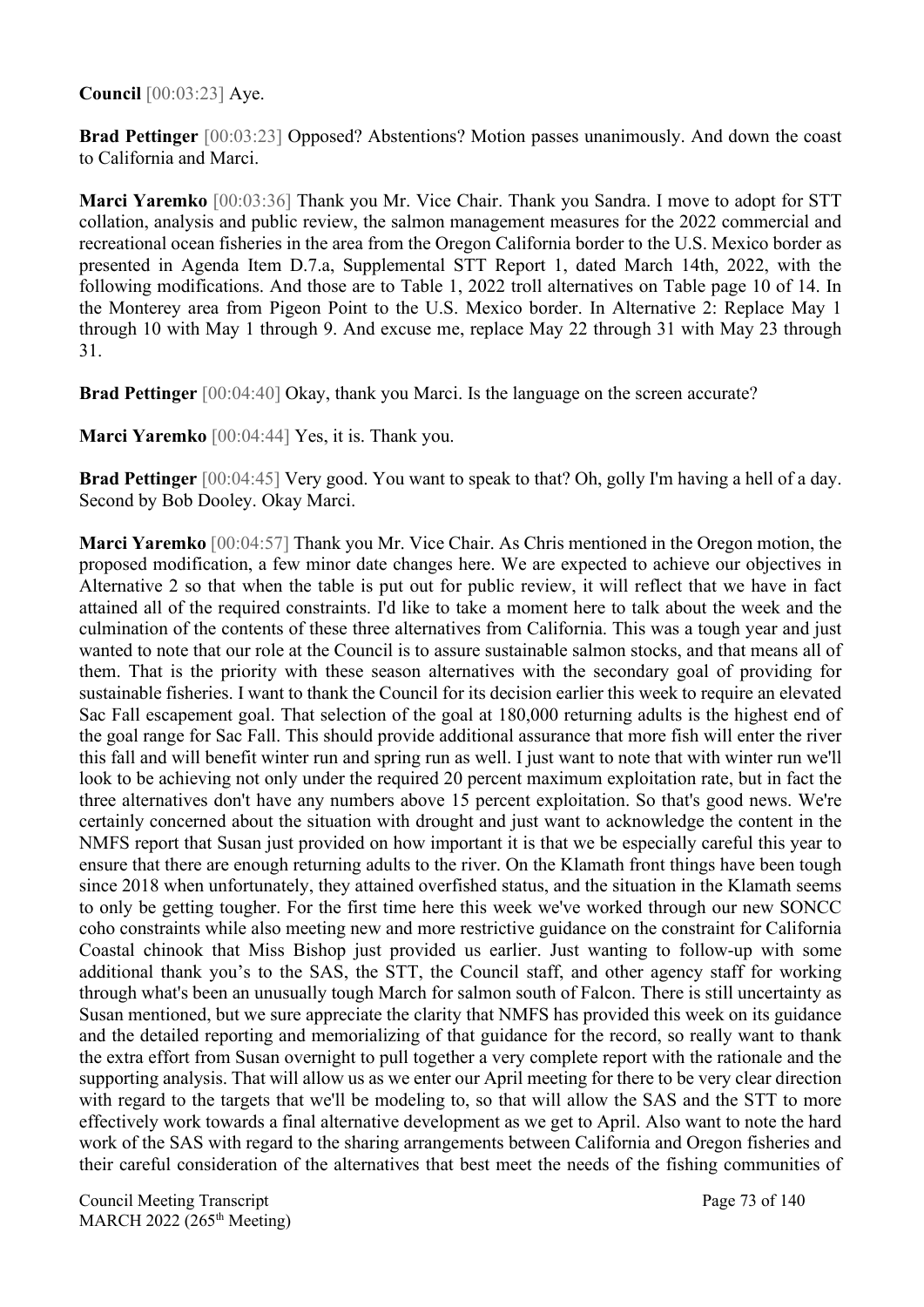**Council** [00:03:23] Aye.

**Brad Pettinger** [00:03:23] Opposed? Abstentions? Motion passes unanimously. And down the coast to California and Marci.

**Marci Yaremko** [00:03:36] Thank you Mr. Vice Chair. Thank you Sandra. I move to adopt for STT collation, analysis and public review, the salmon management measures for the 2022 commercial and recreational ocean fisheries in the area from the Oregon California border to the U.S. Mexico border as presented in Agenda Item D.7.a, Supplemental STT Report 1, dated March 14th, 2022, with the following modifications. And those are to Table 1, 2022 troll alternatives on Table page 10 of 14. In the Monterey area from Pigeon Point to the U.S. Mexico border. In Alternative 2: Replace May 1 through 10 with May 1 through 9. And excuse me, replace May 22 through 31 with May 23 through 31.

**Brad Pettinger** [00:04:40] Okay, thank you Marci. Is the language on the screen accurate?

**Marci Yaremko** [00:04:44] Yes, it is. Thank you.

**Brad Pettinger** [00:04:45] Very good. You want to speak to that? Oh, golly I'm having a hell of a day. Second by Bob Dooley. Okay Marci.

**Marci Yaremko** [00:04:57] Thank you Mr. Vice Chair. As Chris mentioned in the Oregon motion, the proposed modification, a few minor date changes here. We are expected to achieve our objectives in Alternative 2 so that when the table is put out for public review, it will reflect that we have in fact attained all of the required constraints. I'd like to take a moment here to talk about the week and the culmination of the contents of these three alternatives from California. This was a tough year and just wanted to note that our role at the Council is to assure sustainable salmon stocks, and that means all of them. That is the priority with these season alternatives with the secondary goal of providing for sustainable fisheries. I want to thank the Council for its decision earlier this week to require an elevated Sac Fall escapement goal. That selection of the goal at 180,000 returning adults is the highest end of the goal range for Sac Fall. This should provide additional assurance that more fish will enter the river this fall and will benefit winter run and spring run as well. I just want to note that with winter run we'll look to be achieving not only under the required 20 percent maximum exploitation rate, but in fact the three alternatives don't have any numbers above 15 percent exploitation. So that's good news. We're certainly concerned about the situation with drought and just want to acknowledge the content in the NMFS report that Susan just provided on how important it is that we be especially careful this year to ensure that there are enough returning adults to the river. On the Klamath front things have been tough since 2018 when unfortunately, they attained overfished status, and the situation in the Klamath seems to only be getting tougher. For the first time here this week we've worked through our new SONCC coho constraints while also meeting new and more restrictive guidance on the constraint for California Coastal chinook that Miss Bishop just provided us earlier. Just wanting to follow-up with some additional thank you's to the SAS, the STT, the Council staff, and other agency staff for working through what's been an unusually tough March for salmon south of Falcon. There is still uncertainty as Susan mentioned, but we sure appreciate the clarity that NMFS has provided this week on its guidance and the detailed reporting and memorializing of that guidance for the record, so really want to thank the extra effort from Susan overnight to pull together a very complete report with the rationale and the supporting analysis. That will allow us as we enter our April meeting for there to be very clear direction with regard to the targets that we'll be modeling to, so that will allow the SAS and the STT to more effectively work towards a final alternative development as we get to April. Also want to note the hard work of the SAS with regard to the sharing arrangements between California and Oregon fisheries and their careful consideration of the alternatives that best meet the needs of the fishing communities of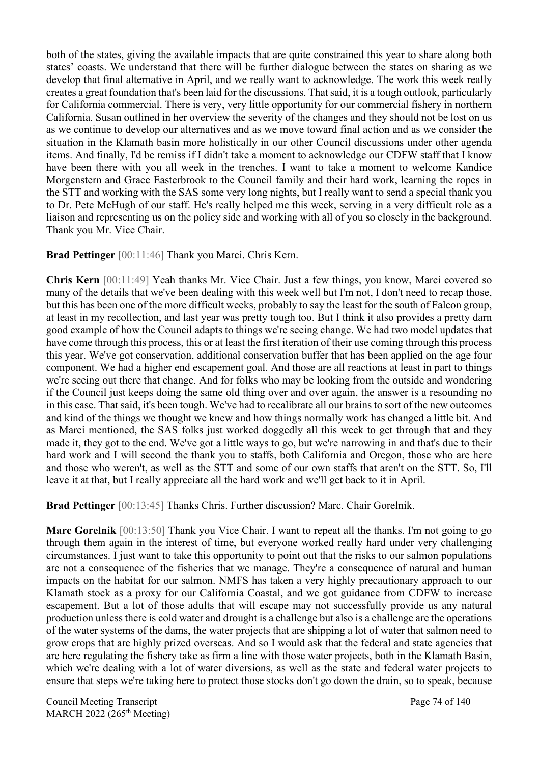both of the states, giving the available impacts that are quite constrained this year to share along both states' coasts. We understand that there will be further dialogue between the states on sharing as we develop that final alternative in April, and we really want to acknowledge. The work this week really creates a great foundation that's been laid for the discussions. That said, it is a tough outlook, particularly for California commercial. There is very, very little opportunity for our commercial fishery in northern California. Susan outlined in her overview the severity of the changes and they should not be lost on us as we continue to develop our alternatives and as we move toward final action and as we consider the situation in the Klamath basin more holistically in our other Council discussions under other agenda items. And finally, I'd be remiss if I didn't take a moment to acknowledge our CDFW staff that I know have been there with you all week in the trenches. I want to take a moment to welcome Kandice Morgenstern and Grace Easterbrook to the Council family and their hard work, learning the ropes in the STT and working with the SAS some very long nights, but I really want to send a special thank you to Dr. Pete McHugh of our staff. He's really helped me this week, serving in a very difficult role as a liaison and representing us on the policy side and working with all of you so closely in the background. Thank you Mr. Vice Chair.

**Brad Pettinger** [00:11:46] Thank you Marci. Chris Kern.

**Chris Kern** [00:11:49] Yeah thanks Mr. Vice Chair. Just a few things, you know, Marci covered so many of the details that we've been dealing with this week well but I'm not, I don't need to recap those, but this has been one of the more difficult weeks, probably to say the least for the south of Falcon group, at least in my recollection, and last year was pretty tough too. But I think it also provides a pretty darn good example of how the Council adapts to things we're seeing change. We had two model updates that have come through this process, this or at least the first iteration of their use coming through this process this year. We've got conservation, additional conservation buffer that has been applied on the age four component. We had a higher end escapement goal. And those are all reactions at least in part to things we're seeing out there that change. And for folks who may be looking from the outside and wondering if the Council just keeps doing the same old thing over and over again, the answer is a resounding no in this case. That said, it's been tough. We've had to recalibrate all our brains to sort of the new outcomes and kind of the things we thought we knew and how things normally work has changed a little bit. And as Marci mentioned, the SAS folks just worked doggedly all this week to get through that and they made it, they got to the end. We've got a little ways to go, but we're narrowing in and that's due to their hard work and I will second the thank you to staffs, both California and Oregon, those who are here and those who weren't, as well as the STT and some of our own staffs that aren't on the STT. So, I'll leave it at that, but I really appreciate all the hard work and we'll get back to it in April.

**Brad Pettinger** [00:13:45] Thanks Chris. Further discussion? Marc. Chair Gorelnik.

**Marc Gorelnik** [00:13:50] Thank you Vice Chair. I want to repeat all the thanks. I'm not going to go through them again in the interest of time, but everyone worked really hard under very challenging circumstances. I just want to take this opportunity to point out that the risks to our salmon populations are not a consequence of the fisheries that we manage. They're a consequence of natural and human impacts on the habitat for our salmon. NMFS has taken a very highly precautionary approach to our Klamath stock as a proxy for our California Coastal, and we got guidance from CDFW to increase escapement. But a lot of those adults that will escape may not successfully provide us any natural production unless there is cold water and drought is a challenge but also is a challenge are the operations of the water systems of the dams, the water projects that are shipping a lot of water that salmon need to grow crops that are highly prized overseas. And so I would ask that the federal and state agencies that are here regulating the fishery take as firm a line with those water projects, both in the Klamath Basin, which we're dealing with a lot of water diversions, as well as the state and federal water projects to ensure that steps we're taking here to protect those stocks don't go down the drain, so to speak, because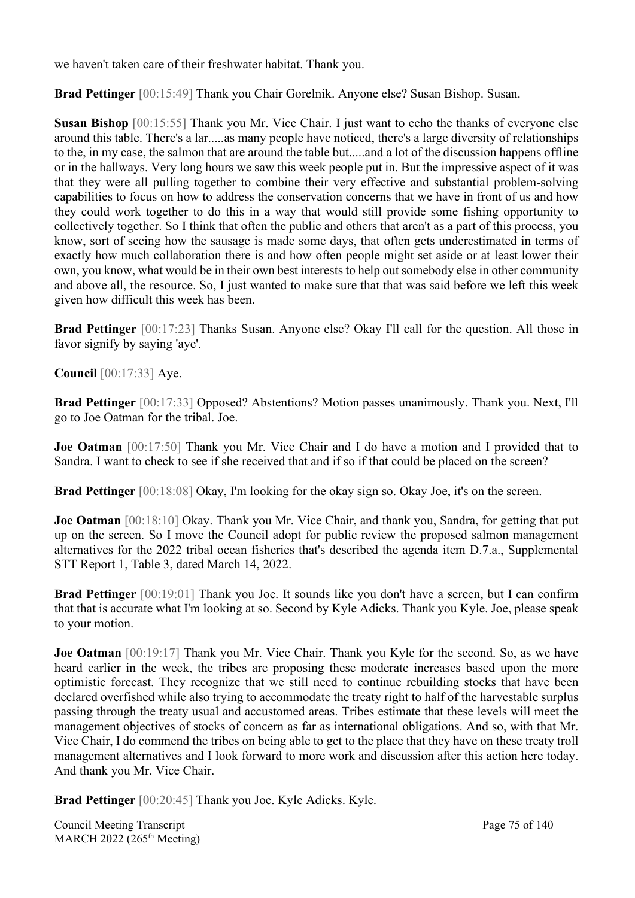we haven't taken care of their freshwater habitat. Thank you.

**Brad Pettinger** [00:15:49] Thank you Chair Gorelnik. Anyone else? Susan Bishop. Susan.

**Susan Bishop** [00:15:55] Thank you Mr. Vice Chair. I just want to echo the thanks of everyone else around this table. There's a lar.....as many people have noticed, there's a large diversity of relationships to the, in my case, the salmon that are around the table but.....and a lot of the discussion happens offline or in the hallways. Very long hours we saw this week people put in. But the impressive aspect of it was that they were all pulling together to combine their very effective and substantial problem-solving capabilities to focus on how to address the conservation concerns that we have in front of us and how they could work together to do this in a way that would still provide some fishing opportunity to collectively together. So I think that often the public and others that aren't as a part of this process, you know, sort of seeing how the sausage is made some days, that often gets underestimated in terms of exactly how much collaboration there is and how often people might set aside or at least lower their own, you know, what would be in their own best interests to help out somebody else in other community and above all, the resource. So, I just wanted to make sure that that was said before we left this week given how difficult this week has been.

**Brad Pettinger** [00:17:23] Thanks Susan. Anyone else? Okay I'll call for the question. All those in favor signify by saying 'aye'.

**Council** [00:17:33] Aye.

**Brad Pettinger** [00:17:33] Opposed? Abstentions? Motion passes unanimously. Thank you. Next, I'll go to Joe Oatman for the tribal. Joe.

**Joe Oatman** [00:17:50] Thank you Mr. Vice Chair and I do have a motion and I provided that to Sandra. I want to check to see if she received that and if so if that could be placed on the screen?

**Brad Pettinger** [00:18:08] Okay, I'm looking for the okay sign so. Okay Joe, it's on the screen.

**Joe Oatman** [00:18:10] Okay. Thank you Mr. Vice Chair, and thank you, Sandra, for getting that put up on the screen. So I move the Council adopt for public review the proposed salmon management alternatives for the 2022 tribal ocean fisheries that's described the agenda item D.7.a., Supplemental STT Report 1, Table 3, dated March 14, 2022.

**Brad Pettinger** [00:19:01] Thank you Joe. It sounds like you don't have a screen, but I can confirm that that is accurate what I'm looking at so. Second by Kyle Adicks. Thank you Kyle. Joe, please speak to your motion.

**Joe Oatman** [00:19:17] Thank you Mr. Vice Chair. Thank you Kyle for the second. So, as we have heard earlier in the week, the tribes are proposing these moderate increases based upon the more optimistic forecast. They recognize that we still need to continue rebuilding stocks that have been declared overfished while also trying to accommodate the treaty right to half of the harvestable surplus passing through the treaty usual and accustomed areas. Tribes estimate that these levels will meet the management objectives of stocks of concern as far as international obligations. And so, with that Mr. Vice Chair, I do commend the tribes on being able to get to the place that they have on these treaty troll management alternatives and I look forward to more work and discussion after this action here today. And thank you Mr. Vice Chair.

**Brad Pettinger** [00:20:45] Thank you Joe. Kyle Adicks. Kyle.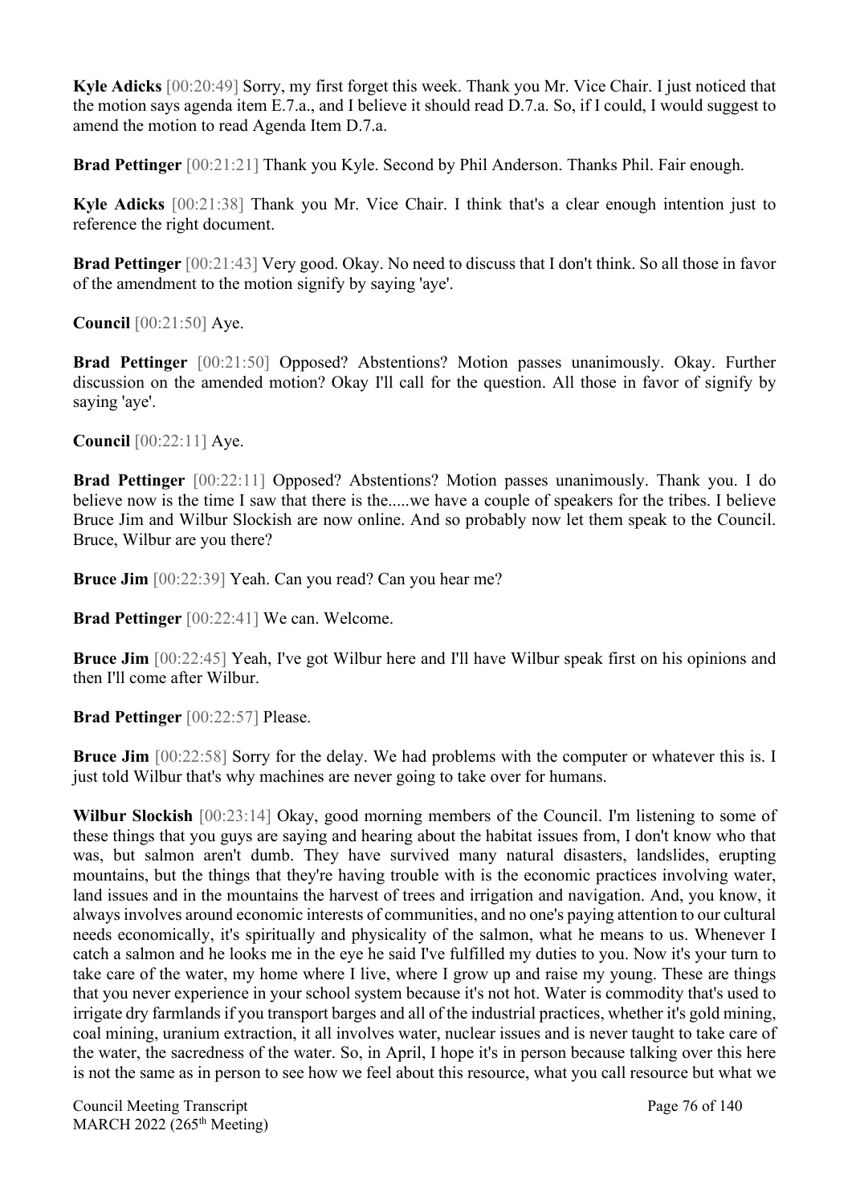**Kyle Adicks** [00:20:49] Sorry, my first forget this week. Thank you Mr. Vice Chair. I just noticed that the motion says agenda item E.7.a., and I believe it should read D.7.a. So, if I could, I would suggest to amend the motion to read Agenda Item D.7.a.

**Brad Pettinger** [00:21:21] Thank you Kyle. Second by Phil Anderson. Thanks Phil. Fair enough.

**Kyle Adicks** [00:21:38] Thank you Mr. Vice Chair. I think that's a clear enough intention just to reference the right document.

**Brad Pettinger** [00:21:43] Very good. Okay. No need to discuss that I don't think. So all those in favor of the amendment to the motion signify by saying 'aye'.

**Council** [00:21:50] Aye.

**Brad Pettinger** [00:21:50] Opposed? Abstentions? Motion passes unanimously. Okay. Further discussion on the amended motion? Okay I'll call for the question. All those in favor of signify by saying 'aye'.

**Council** [00:22:11] Aye.

**Brad Pettinger** [00:22:11] Opposed? Abstentions? Motion passes unanimously. Thank you. I do believe now is the time I saw that there is the.....we have a couple of speakers for the tribes. I believe Bruce Jim and Wilbur Slockish are now online. And so probably now let them speak to the Council. Bruce, Wilbur are you there?

**Bruce Jim** [00:22:39] Yeah. Can you read? Can you hear me?

**Brad Pettinger** [00:22:41] We can. Welcome.

**Bruce Jim** [00:22:45] Yeah, I've got Wilbur here and I'll have Wilbur speak first on his opinions and then I'll come after Wilbur.

**Brad Pettinger** [00:22:57] Please.

**Bruce Jim** [00:22:58] Sorry for the delay. We had problems with the computer or whatever this is. I just told Wilbur that's why machines are never going to take over for humans.

**Wilbur Slockish** [00:23:14] Okay, good morning members of the Council. I'm listening to some of these things that you guys are saying and hearing about the habitat issues from, I don't know who that was, but salmon aren't dumb. They have survived many natural disasters, landslides, erupting mountains, but the things that they're having trouble with is the economic practices involving water, land issues and in the mountains the harvest of trees and irrigation and navigation. And, you know, it always involves around economic interests of communities, and no one's paying attention to our cultural needs economically, it's spiritually and physicality of the salmon, what he means to us. Whenever I catch a salmon and he looks me in the eye he said I've fulfilled my duties to you. Now it's your turn to take care of the water, my home where I live, where I grow up and raise my young. These are things that you never experience in your school system because it's not hot. Water is commodity that's used to irrigate dry farmlands if you transport barges and all of the industrial practices, whether it's gold mining, coal mining, uranium extraction, it all involves water, nuclear issues and is never taught to take care of the water, the sacredness of the water. So, in April, I hope it's in person because talking over this here is not the same as in person to see how we feel about this resource, what you call resource but what we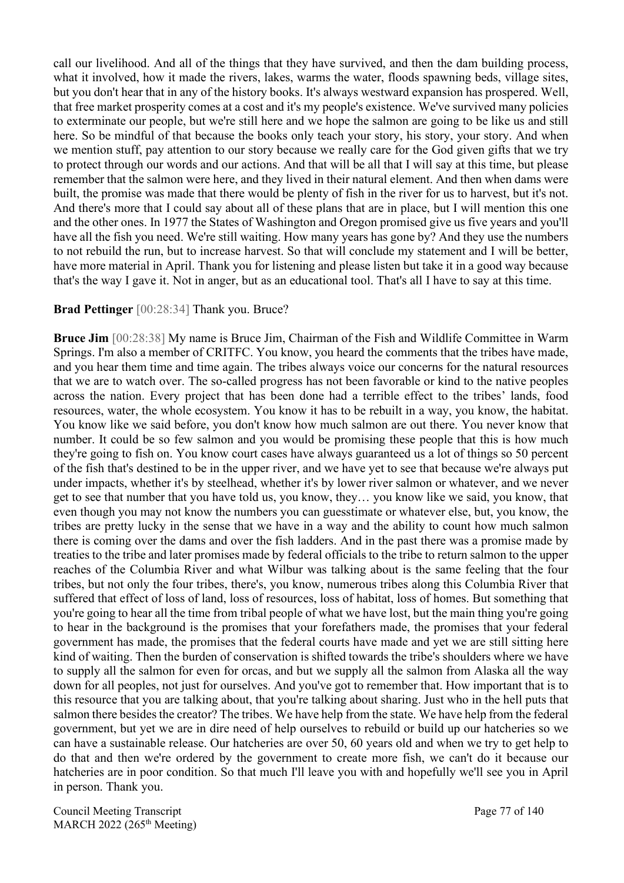call our livelihood. And all of the things that they have survived, and then the dam building process, what it involved, how it made the rivers, lakes, warms the water, floods spawning beds, village sites, but you don't hear that in any of the history books. It's always westward expansion has prospered. Well, that free market prosperity comes at a cost and it's my people's existence. We've survived many policies to exterminate our people, but we're still here and we hope the salmon are going to be like us and still here. So be mindful of that because the books only teach your story, his story, your story. And when we mention stuff, pay attention to our story because we really care for the God given gifts that we try to protect through our words and our actions. And that will be all that I will say at this time, but please remember that the salmon were here, and they lived in their natural element. And then when dams were built, the promise was made that there would be plenty of fish in the river for us to harvest, but it's not. And there's more that I could say about all of these plans that are in place, but I will mention this one and the other ones. In 1977 the States of Washington and Oregon promised give us five years and you'll have all the fish you need. We're still waiting. How many years has gone by? And they use the numbers to not rebuild the run, but to increase harvest. So that will conclude my statement and I will be better, have more material in April. Thank you for listening and please listen but take it in a good way because that's the way I gave it. Not in anger, but as an educational tool. That's all I have to say at this time.

**Brad Pettinger** [00:28:34] Thank you. Bruce?

**Bruce Jim** [00:28:38] My name is Bruce Jim, Chairman of the Fish and Wildlife Committee in Warm Springs. I'm also a member of CRITFC. You know, you heard the comments that the tribes have made, and you hear them time and time again. The tribes always voice our concerns for the natural resources that we are to watch over. The so-called progress has not been favorable or kind to the native peoples across the nation. Every project that has been done had a terrible effect to the tribes' lands, food resources, water, the whole ecosystem. You know it has to be rebuilt in a way, you know, the habitat. You know like we said before, you don't know how much salmon are out there. You never know that number. It could be so few salmon and you would be promising these people that this is how much they're going to fish on. You know court cases have always guaranteed us a lot of things so 50 percent of the fish that's destined to be in the upper river, and we have yet to see that because we're always put under impacts, whether it's by steelhead, whether it's by lower river salmon or whatever, and we never get to see that number that you have told us, you know, they… you know like we said, you know, that even though you may not know the numbers you can guesstimate or whatever else, but, you know, the tribes are pretty lucky in the sense that we have in a way and the ability to count how much salmon there is coming over the dams and over the fish ladders. And in the past there was a promise made by treaties to the tribe and later promises made by federal officials to the tribe to return salmon to the upper reaches of the Columbia River and what Wilbur was talking about is the same feeling that the four tribes, but not only the four tribes, there's, you know, numerous tribes along this Columbia River that suffered that effect of loss of land, loss of resources, loss of habitat, loss of homes. But something that you're going to hear all the time from tribal people of what we have lost, but the main thing you're going to hear in the background is the promises that your forefathers made, the promises that your federal government has made, the promises that the federal courts have made and yet we are still sitting here kind of waiting. Then the burden of conservation is shifted towards the tribe's shoulders where we have to supply all the salmon for even for orcas, and but we supply all the salmon from Alaska all the way down for all peoples, not just for ourselves. And you've got to remember that. How important that is to this resource that you are talking about, that you're talking about sharing. Just who in the hell puts that salmon there besides the creator? The tribes. We have help from the state. We have help from the federal government, but yet we are in dire need of help ourselves to rebuild or build up our hatcheries so we can have a sustainable release. Our hatcheries are over 50, 60 years old and when we try to get help to do that and then we're ordered by the government to create more fish, we can't do it because our hatcheries are in poor condition. So that much I'll leave you with and hopefully we'll see you in April in person. Thank you.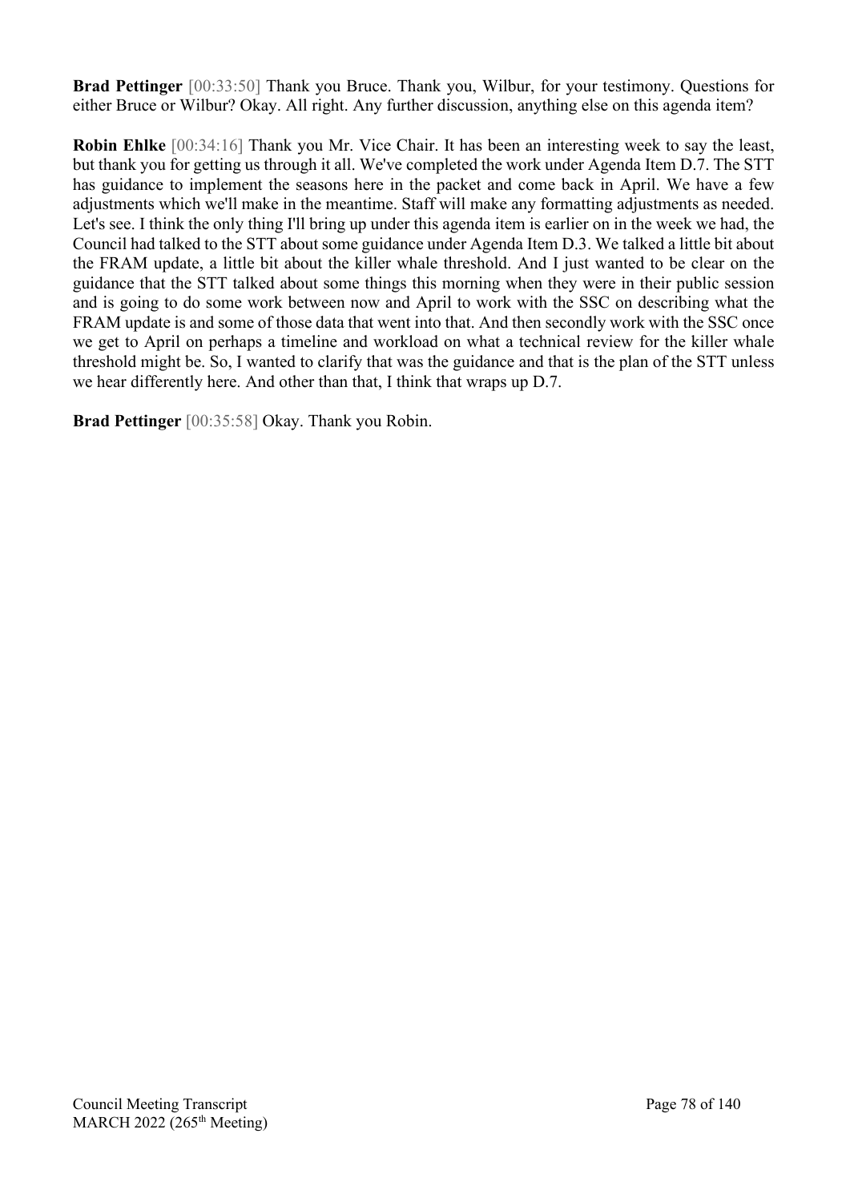**Brad Pettinger** [00:33:50] Thank you Bruce. Thank you, Wilbur, for your testimony. Questions for either Bruce or Wilbur? Okay. All right. Any further discussion, anything else on this agenda item?

**Robin Ehlke** [00:34:16] Thank you Mr. Vice Chair. It has been an interesting week to say the least, but thank you for getting us through it all. We've completed the work under Agenda Item D.7. The STT has guidance to implement the seasons here in the packet and come back in April. We have a few adjustments which we'll make in the meantime. Staff will make any formatting adjustments as needed. Let's see. I think the only thing I'll bring up under this agenda item is earlier on in the week we had, the Council had talked to the STT about some guidance under Agenda Item D.3. We talked a little bit about the FRAM update, a little bit about the killer whale threshold. And I just wanted to be clear on the guidance that the STT talked about some things this morning when they were in their public session and is going to do some work between now and April to work with the SSC on describing what the FRAM update is and some of those data that went into that. And then secondly work with the SSC once we get to April on perhaps a timeline and workload on what a technical review for the killer whale threshold might be. So, I wanted to clarify that was the guidance and that is the plan of the STT unless we hear differently here. And other than that, I think that wraps up D.7.

**Brad Pettinger** [00:35:58] Okay. Thank you Robin.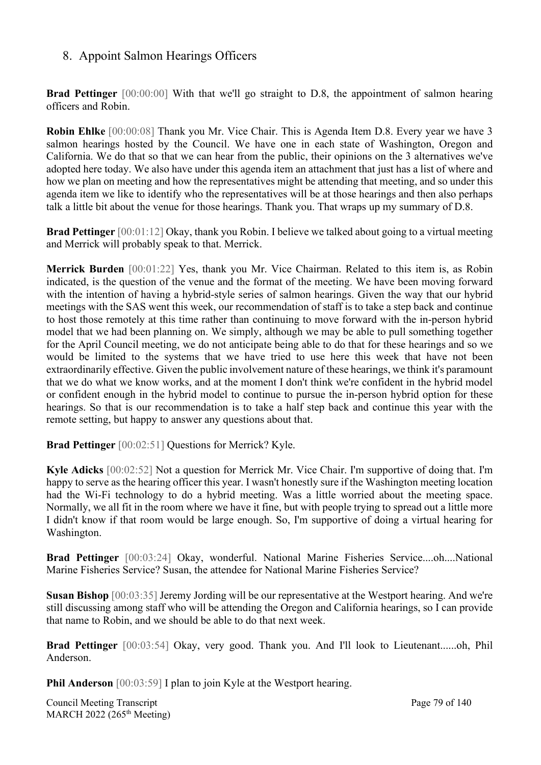## 8. Appoint Salmon Hearings Officers

**Brad Pettinger** [00:00:00] With that we'll go straight to D.8, the appointment of salmon hearing officers and Robin.

**Robin Ehlke** [00:00:08] Thank you Mr. Vice Chair. This is Agenda Item D.8. Every year we have 3 salmon hearings hosted by the Council. We have one in each state of Washington, Oregon and California. We do that so that we can hear from the public, their opinions on the 3 alternatives we've adopted here today. We also have under this agenda item an attachment that just has a list of where and how we plan on meeting and how the representatives might be attending that meeting, and so under this agenda item we like to identify who the representatives will be at those hearings and then also perhaps talk a little bit about the venue for those hearings. Thank you. That wraps up my summary of D.8.

**Brad Pettinger** [00:01:12] Okay, thank you Robin. I believe we talked about going to a virtual meeting and Merrick will probably speak to that. Merrick.

**Merrick Burden** [00:01:22] Yes, thank you Mr. Vice Chairman. Related to this item is, as Robin indicated, is the question of the venue and the format of the meeting. We have been moving forward with the intention of having a hybrid-style series of salmon hearings. Given the way that our hybrid meetings with the SAS went this week, our recommendation of staff is to take a step back and continue to host those remotely at this time rather than continuing to move forward with the in-person hybrid model that we had been planning on. We simply, although we may be able to pull something together for the April Council meeting, we do not anticipate being able to do that for these hearings and so we would be limited to the systems that we have tried to use here this week that have not been extraordinarily effective. Given the public involvement nature of these hearings, we think it's paramount that we do what we know works, and at the moment I don't think we're confident in the hybrid model or confident enough in the hybrid model to continue to pursue the in-person hybrid option for these hearings. So that is our recommendation is to take a half step back and continue this year with the remote setting, but happy to answer any questions about that.

**Brad Pettinger** [00:02:51] Questions for Merrick? Kyle.

**Kyle Adicks** [00:02:52] Not a question for Merrick Mr. Vice Chair. I'm supportive of doing that. I'm happy to serve as the hearing officer this year. I wasn't honestly sure if the Washington meeting location had the Wi-Fi technology to do a hybrid meeting. Was a little worried about the meeting space. Normally, we all fit in the room where we have it fine, but with people trying to spread out a little more I didn't know if that room would be large enough. So, I'm supportive of doing a virtual hearing for Washington.

**Brad Pettinger** [00:03:24] Okay, wonderful. National Marine Fisheries Service....oh....National Marine Fisheries Service? Susan, the attendee for National Marine Fisheries Service?

**Susan Bishop** [00:03:35] Jeremy Jording will be our representative at the Westport hearing. And we're still discussing among staff who will be attending the Oregon and California hearings, so I can provide that name to Robin, and we should be able to do that next week.

**Brad Pettinger** [00:03:54] Okay, very good. Thank you. And I'll look to Lieutenant......oh, Phil Anderson.

**Phil Anderson** [00:03:59] I plan to join Kyle at the Westport hearing.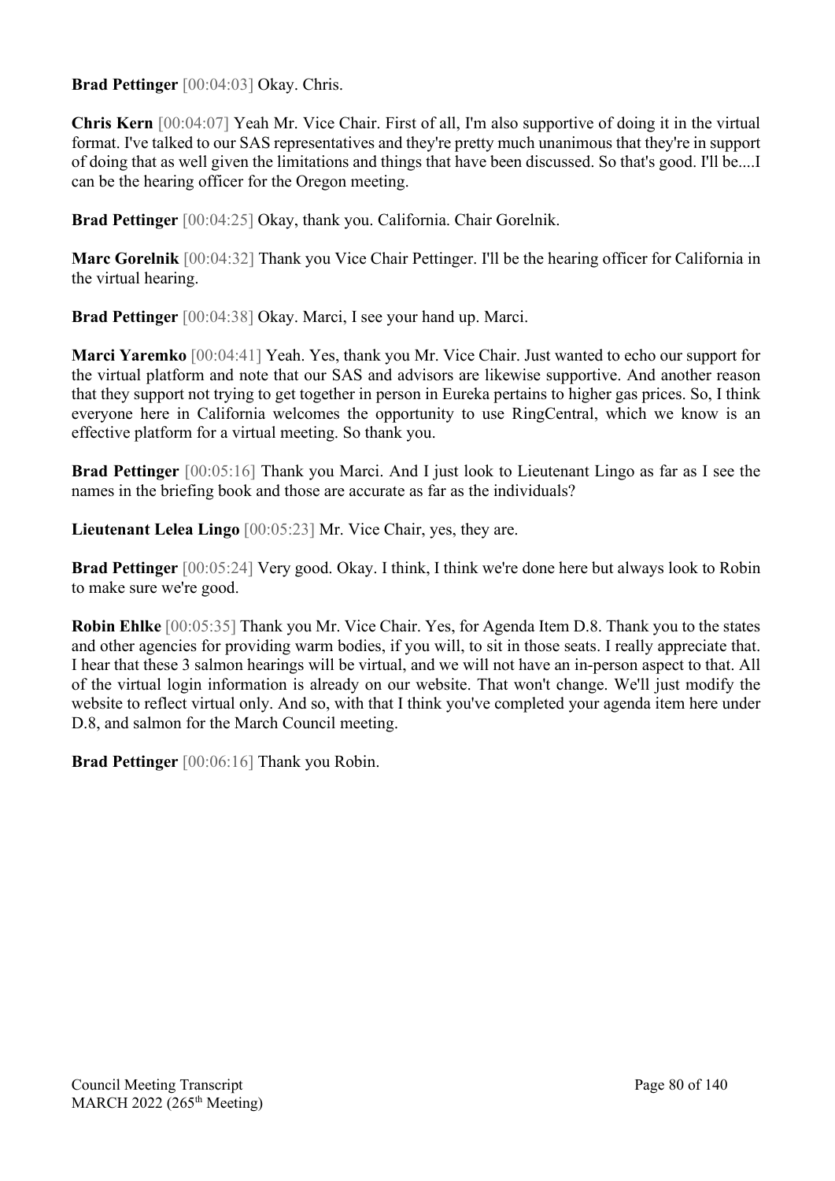**Brad Pettinger** [00:04:03] Okay. Chris.

**Chris Kern** [00:04:07] Yeah Mr. Vice Chair. First of all, I'm also supportive of doing it in the virtual format. I've talked to our SAS representatives and they're pretty much unanimous that they're in support of doing that as well given the limitations and things that have been discussed. So that's good. I'll be....I can be the hearing officer for the Oregon meeting.

**Brad Pettinger** [00:04:25] Okay, thank you. California. Chair Gorelnik.

**Marc Gorelnik** [00:04:32] Thank you Vice Chair Pettinger. I'll be the hearing officer for California in the virtual hearing.

**Brad Pettinger** [00:04:38] Okay. Marci, I see your hand up. Marci.

**Marci Yaremko** [00:04:41] Yeah. Yes, thank you Mr. Vice Chair. Just wanted to echo our support for the virtual platform and note that our SAS and advisors are likewise supportive. And another reason that they support not trying to get together in person in Eureka pertains to higher gas prices. So, I think everyone here in California welcomes the opportunity to use RingCentral, which we know is an effective platform for a virtual meeting. So thank you.

**Brad Pettinger** [00:05:16] Thank you Marci. And I just look to Lieutenant Lingo as far as I see the names in the briefing book and those are accurate as far as the individuals?

**Lieutenant Lelea Lingo** [00:05:23] Mr. Vice Chair, yes, they are.

**Brad Pettinger** [00:05:24] Very good. Okay. I think, I think we're done here but always look to Robin to make sure we're good.

**Robin Ehlke** [00:05:35] Thank you Mr. Vice Chair. Yes, for Agenda Item D.8. Thank you to the states and other agencies for providing warm bodies, if you will, to sit in those seats. I really appreciate that. I hear that these 3 salmon hearings will be virtual, and we will not have an in-person aspect to that. All of the virtual login information is already on our website. That won't change. We'll just modify the website to reflect virtual only. And so, with that I think you've completed your agenda item here under D.8, and salmon for the March Council meeting.

**Brad Pettinger** [00:06:16] Thank you Robin.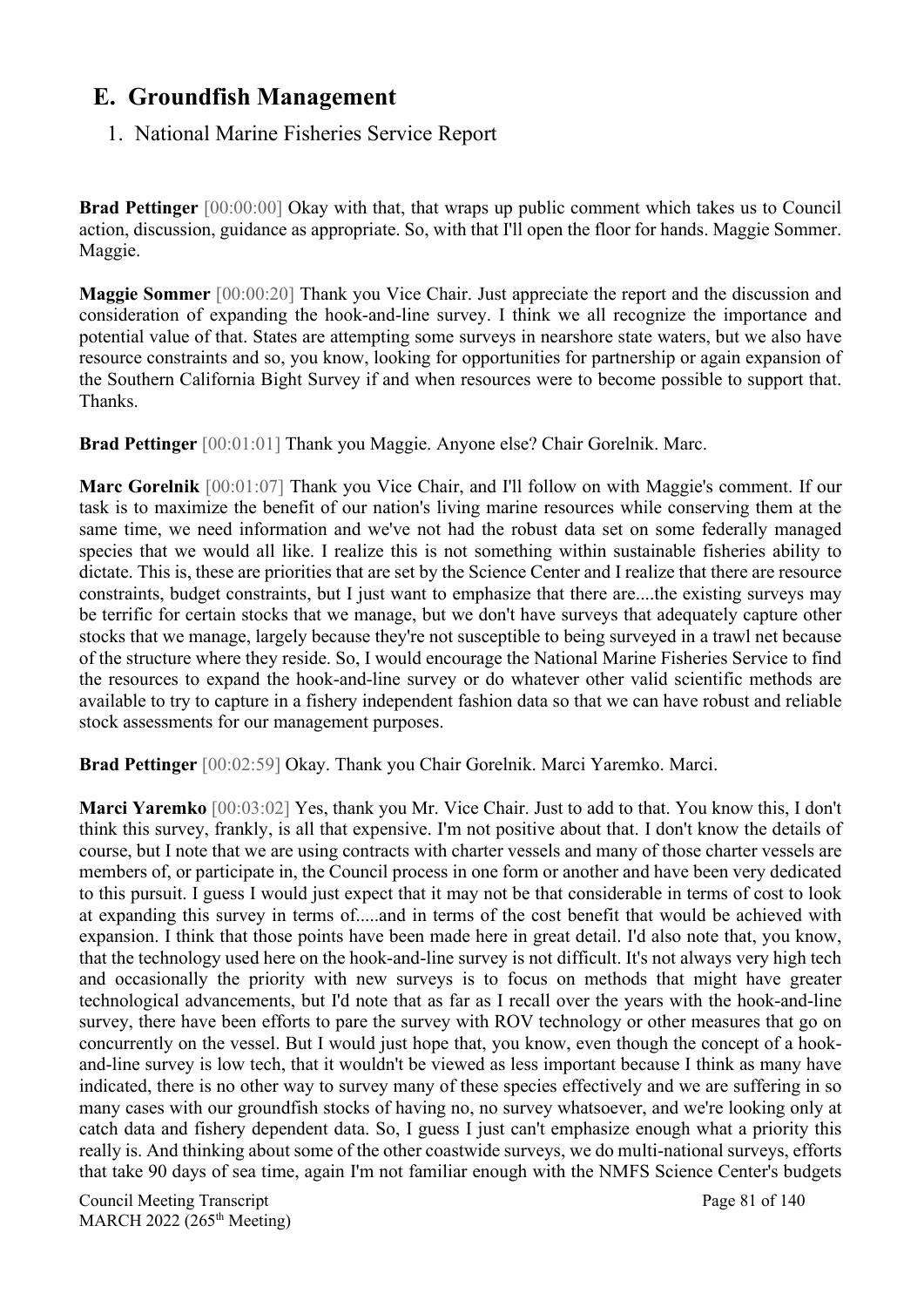## E. Groundfish Management

### 1. National Marine Fisheries Service Report

**Brad Pettinger** [00:00:00] Okay with that, that wraps up public comment which takes us to Council action, discussion, guidance as appropriate. So, with that I'll open the floor for hands. Maggie Sommer. Maggie.

**Maggie Sommer** [00:00:20] Thank you Vice Chair. Just appreciate the report and the discussion and consideration of expanding the hook-and-line survey. I think we all recognize the importance and potential value of that. States are attempting some surveys in nearshore state waters, but we also have resource constraints and so, you know, looking for opportunities for partnership or again expansion of the Southern California Bight Survey if and when resources were to become possible to support that. Thanks.

**Brad Pettinger** [00:01:01] Thank you Maggie. Anyone else? Chair Gorelnik. Marc.

**Marc Gorelnik** [00:01:07] Thank you Vice Chair, and I'll follow on with Maggie's comment. If our task is to maximize the benefit of our nation's living marine resources while conserving them at the same time, we need information and we've not had the robust data set on some federally managed species that we would all like. I realize this is not something within sustainable fisheries ability to dictate. This is, these are priorities that are set by the Science Center and I realize that there are resource constraints, budget constraints, but I just want to emphasize that there are....the existing surveys may be terrific for certain stocks that we manage, but we don't have surveys that adequately capture other stocks that we manage, largely because they're not susceptible to being surveyed in a trawl net because of the structure where they reside. So, I would encourage the National Marine Fisheries Service to find the resources to expand the hook-and-line survey or do whatever other valid scientific methods are available to try to capture in a fishery independent fashion data so that we can have robust and reliable stock assessments for our management purposes.

**Brad Pettinger** [00:02:59] Okay. Thank you Chair Gorelnik. Marci Yaremko. Marci.

**Marci Yaremko** [00:03:02] Yes, thank you Mr. Vice Chair. Just to add to that. You know this, I don't think this survey, frankly, is all that expensive. I'm not positive about that. I don't know the details of course, but I note that we are using contracts with charter vessels and many of those charter vessels are members of, or participate in, the Council process in one form or another and have been very dedicated to this pursuit. I guess I would just expect that it may not be that considerable in terms of cost to look at expanding this survey in terms of.....and in terms of the cost benefit that would be achieved with expansion. I think that those points have been made here in great detail. I'd also note that, you know, that the technology used here on the hook-and-line survey is not difficult. It's not always very high tech and occasionally the priority with new surveys is to focus on methods that might have greater technological advancements, but I'd note that as far as I recall over the years with the hook-and-line survey, there have been efforts to pare the survey with ROV technology or other measures that go on concurrently on the vessel. But I would just hope that, you know, even though the concept of a hook-and-line survey is low tech, that it wouldn't be viewed as less important because I think as many have indicated, there is no other way to survey many of these species effectively and we are suffering in so many cases with our groundfish stocks of having no, no survey whatsoever, and we're looking only at catch data and fishery dependent data. So, I guess I just can't emphasize enough what a priority this really is. And thinking about some of the other coastwide surveys, we do multi-national surveys, efforts that take 90 days of sea time, again I'm not familiar enough with the NMFS Science Center's budgets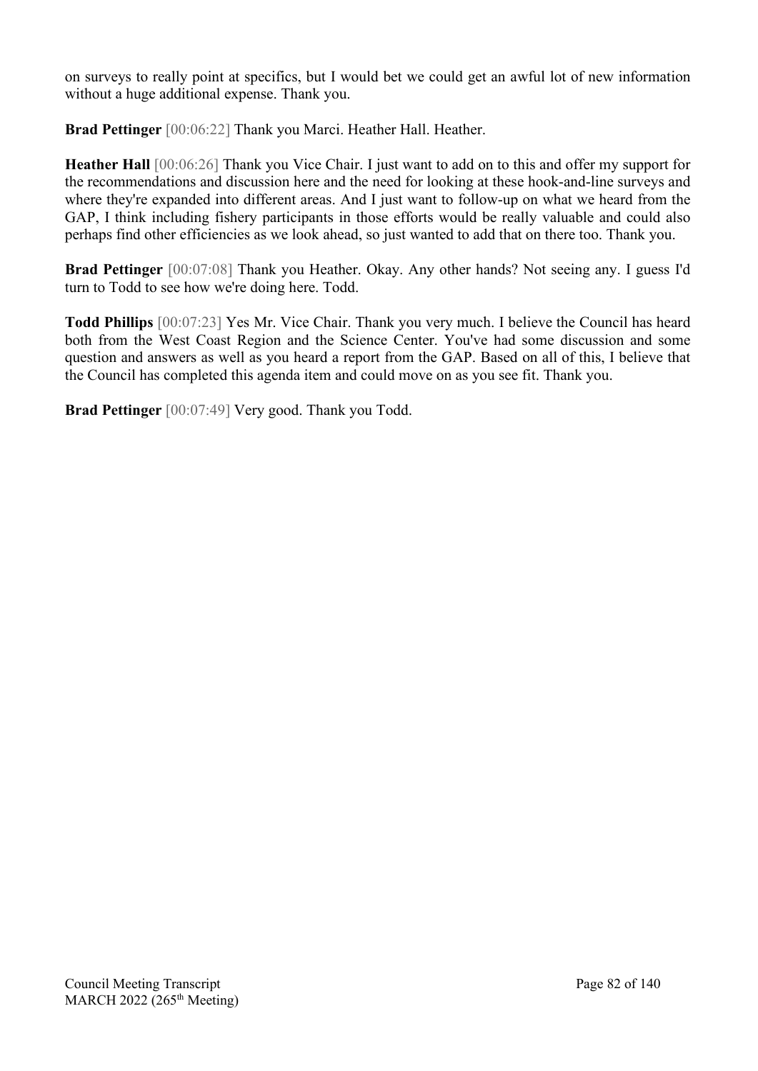on surveys to really point at specifics, but I would bet we could get an awful lot of new information without a huge additional expense. Thank you.

**Brad Pettinger** [00:06:22] Thank you Marci. Heather Hall. Heather.

**Heather Hall** [00:06:26] Thank you Vice Chair. I just want to add on to this and offer my support for the recommendations and discussion here and the need for looking at these hook-and-line surveys and where they're expanded into different areas. And I just want to follow-up on what we heard from the GAP, I think including fishery participants in those efforts would be really valuable and could also perhaps find other efficiencies as we look ahead, so just wanted to add that on there too. Thank you.

**Brad Pettinger** [00:07:08] Thank you Heather. Okay. Any other hands? Not seeing any. I guess I'd turn to Todd to see how we're doing here. Todd.

**Todd Phillips** [00:07:23] Yes Mr. Vice Chair. Thank you very much. I believe the Council has heard both from the West Coast Region and the Science Center. You've had some discussion and some question and answers as well as you heard a report from the GAP. Based on all of this, I believe that the Council has completed this agenda item and could move on as you see fit. Thank you.

**Brad Pettinger** [00:07:49] Very good. Thank you Todd.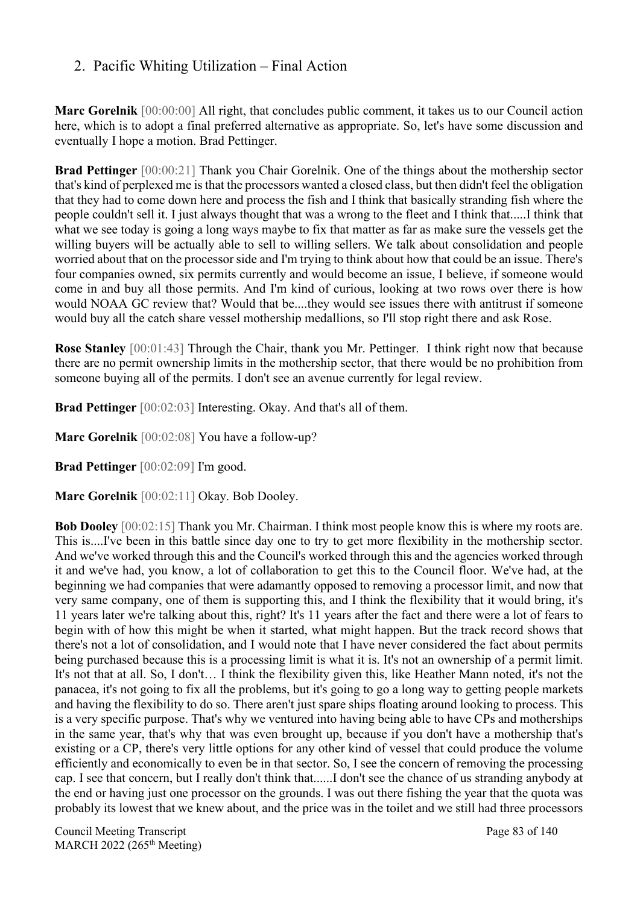## 2. Pacific Whiting Utilization – Final Action

**Marc Gorelnik** [00:00:00] All right, that concludes public comment, it takes us to our Council action here, which is to adopt a final preferred alternative as appropriate. So, let's have some discussion and eventually I hope a motion. Brad Pettinger.

**Brad Pettinger** [00:00:21] Thank you Chair Gorelnik. One of the things about the mothership sector that's kind of perplexed me is that the processors wanted a closed class, but then didn't feel the obligation that they had to come down here and process the fish and I think that basically stranding fish where the people couldn't sell it. I just always thought that was a wrong to the fleet and I think that.....I think that what we see today is going a long ways maybe to fix that matter as far as make sure the vessels get the willing buyers will be actually able to sell to willing sellers. We talk about consolidation and people worried about that on the processor side and I'm trying to think about how that could be an issue. There's four companies owned, six permits currently and would become an issue, I believe, if someone would come in and buy all those permits. And I'm kind of curious, looking at two rows over there is how would NOAA GC review that? Would that be....they would see issues there with antitrust if someone would buy all the catch share vessel mothership medallions, so I'll stop right there and ask Rose.

**Rose Stanley** [00:01:43] Through the Chair, thank you Mr. Pettinger. I think right now that because there are no permit ownership limits in the mothership sector, that there would be no prohibition from someone buying all of the permits. I don't see an avenue currently for legal review.

**Brad Pettinger** [00:02:03] Interesting. Okay. And that's all of them.

**Marc Gorelnik** [00:02:08] You have a follow-up?

**Brad Pettinger** [00:02:09] I'm good.

**Marc Gorelnik** [00:02:11] Okay. Bob Dooley.

**Bob Dooley** [00:02:15] Thank you Mr. Chairman. I think most people know this is where my roots are. This is....I've been in this battle since day one to try to get more flexibility in the mothership sector. And we've worked through this and the Council's worked through this and the agencies worked through it and we've had, you know, a lot of collaboration to get this to the Council floor. We've had, at the beginning we had companies that were adamantly opposed to removing a processor limit, and now that very same company, one of them is supporting this, and I think the flexibility that it would bring, it's 11 years later we're talking about this, right? It's 11 years after the fact and there were a lot of fears to begin with of how this might be when it started, what might happen. But the track record shows that there's not a lot of consolidation, and I would note that I have never considered the fact about permits being purchased because this is a processing limit is what it is. It's not an ownership of a permit limit. It's not that at all. So, I don't… I think the flexibility given this, like Heather Mann noted, it's not the panacea, it's not going to fix all the problems, but it's going to go a long way to getting people markets and having the flexibility to do so. There aren't just spare ships floating around looking to process. This is a very specific purpose. That's why we ventured into having being able to have CPs and motherships in the same year, that's why that was even brought up, because if you don't have a mothership that's existing or a CP, there's very little options for any other kind of vessel that could produce the volume efficiently and economically to even be in that sector. So, I see the concern of removing the processing cap. I see that concern, but I really don't think that......I don't see the chance of us stranding anybody at the end or having just one processor on the grounds. I was out there fishing the year that the quota was probably its lowest that we knew about, and the price was in the toilet and we still had three processors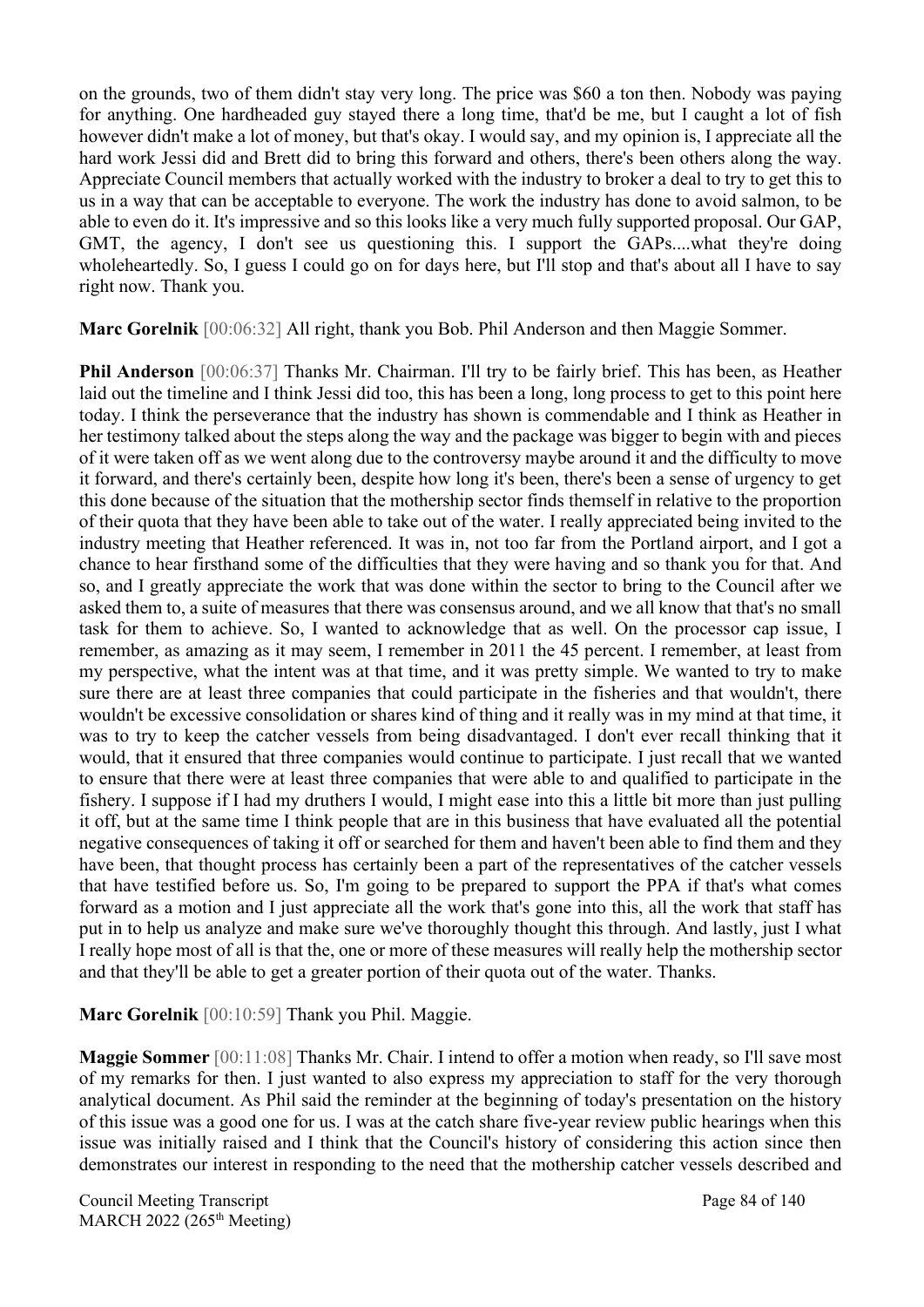on the grounds, two of them didn't stay very long. The price was $60 a ton then. Nobody was paying for anything. One hardheaded guy stayed there a long time, that'd be me, but I caught a lot of fish however didn't make a lot of money, but that's okay. I would say, and my opinion is, I appreciate all the hard work Jessi did and Brett did to bring this forward and others, there's been others along the way. Appreciate Council members that actually worked with the industry to broker a deal to try to get this to us in a way that can be acceptable to everyone. The work the industry has done to avoid salmon, to be able to even do it. It's impressive and so this looks like a very much fully supported proposal. Our GAP, GMT, the agency, I don't see us questioning this. I support the GAPs....what they're doing wholeheartedly. So, I guess I could go on for days here, but I'll stop and that's about all I have to say right now. Thank you.

**Marc Gorelnik** [00:06:32] All right, thank you Bob. Phil Anderson and then Maggie Sommer.

**Phil Anderson** [00:06:37] Thanks Mr. Chairman. I'll try to be fairly brief. This has been, as Heather laid out the timeline and I think Jessi did too, this has been a long, long process to get to this point here today. I think the perseverance that the industry has shown is commendable and I think as Heather in her testimony talked about the steps along the way and the package was bigger to begin with and pieces of it were taken off as we went along due to the controversy maybe around it and the difficulty to move it forward, and there's certainly been, despite how long it's been, there's been a sense of urgency to get this done because of the situation that the mothership sector finds themself in relative to the proportion of their quota that they have been able to take out of the water. I really appreciated being invited to the industry meeting that Heather referenced. It was in, not too far from the Portland airport, and I got a chance to hear firsthand some of the difficulties that they were having and so thank you for that. And so, and I greatly appreciate the work that was done within the sector to bring to the Council after we asked them to, a suite of measures that there was consensus around, and we all know that that's no small task for them to achieve. So, I wanted to acknowledge that as well. On the processor cap issue, I remember, as amazing as it may seem, I remember in 2011 the 45 percent. I remember, at least from my perspective, what the intent was at that time, and it was pretty simple. We wanted to try to make sure there are at least three companies that could participate in the fisheries and that wouldn't, there wouldn't be excessive consolidation or shares kind of thing and it really was in my mind at that time, it was to try to keep the catcher vessels from being disadvantaged. I don't ever recall thinking that it would, that it ensured that three companies would continue to participate. I just recall that we wanted to ensure that there were at least three companies that were able to and qualified to participate in the fishery. I suppose if I had my druthers I would, I might ease into this a little bit more than just pulling it off, but at the same time I think people that are in this business that have evaluated all the potential negative consequences of taking it off or searched for them and haven't been able to find them and they have been, that thought process has certainly been a part of the representatives of the catcher vessels that have testified before us. So, I'm going to be prepared to support the PPA if that's what comes forward as a motion and I just appreciate all the work that's gone into this, all the work that staff has put in to help us analyze and make sure we've thoroughly thought this through. And lastly, just I what I really hope most of all is that the, one or more of these measures will really help the mothership sector and that they'll be able to get a greater portion of their quota out of the water. Thanks.

**Marc Gorelnik** [00:10:59] Thank you Phil. Maggie.

**Maggie Sommer** [00:11:08] Thanks Mr. Chair. I intend to offer a motion when ready, so I'll save most of my remarks for then. I just wanted to also express my appreciation to staff for the very thorough analytical document. As Phil said the reminder at the beginning of today's presentation on the history of this issue was a good one for us. I was at the catch share five-year review public hearings when this issue was initially raised and I think that the Council's history of considering this action since then demonstrates our interest in responding to the need that the mothership catcher vessels described and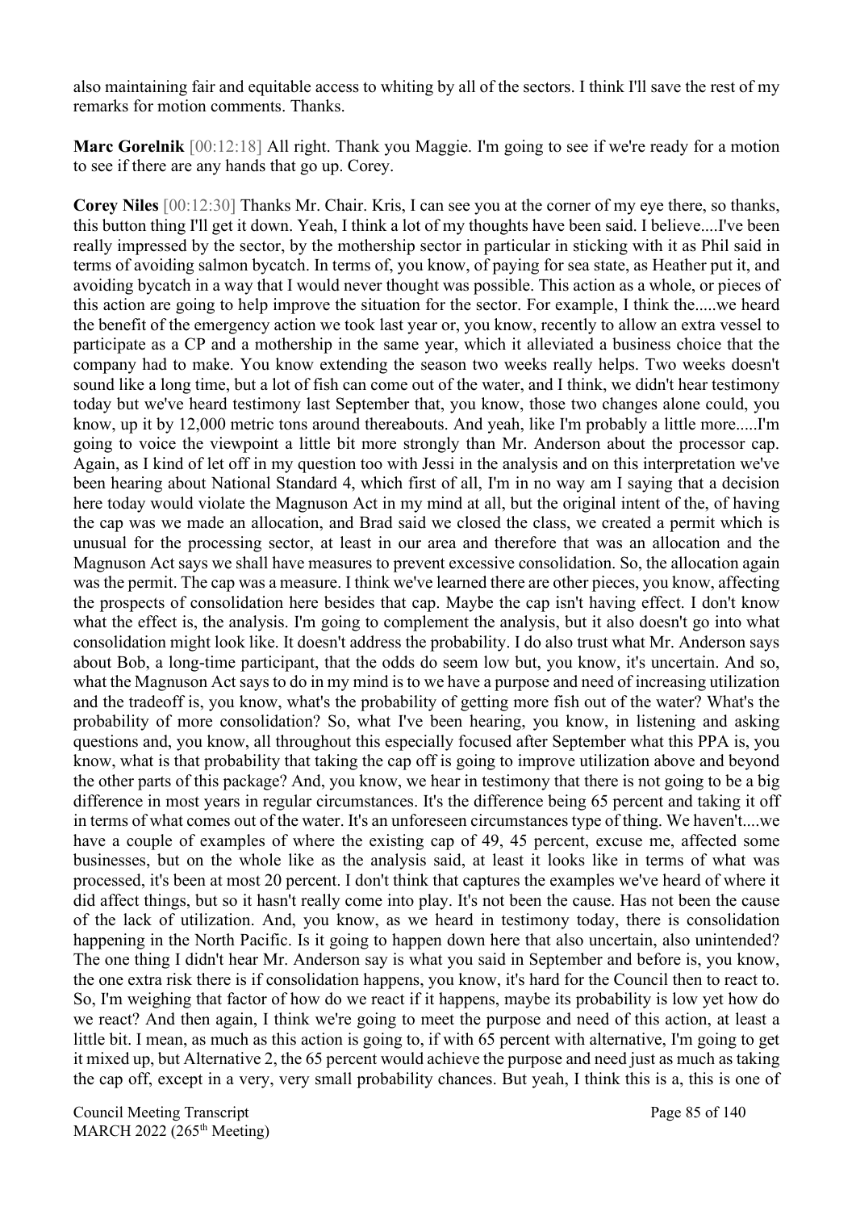also maintaining fair and equitable access to whiting by all of the sectors. I think I'll save the rest of my remarks for motion comments. Thanks.

**Marc Gorelnik** [00:12:18] All right. Thank you Maggie. I'm going to see if we're ready for a motion to see if there are any hands that go up. Corey.

**Corey Niles** [00:12:30] Thanks Mr. Chair. Kris, I can see you at the corner of my eye there, so thanks, this button thing I'll get it down. Yeah, I think a lot of my thoughts have been said. I believe....I've been really impressed by the sector, by the mothership sector in particular in sticking with it as Phil said in terms of avoiding salmon bycatch. In terms of, you know, of paying for sea state, as Heather put it, and avoiding bycatch in a way that I would never thought was possible. This action as a whole, or pieces of this action are going to help improve the situation for the sector. For example, I think the.....we heard the benefit of the emergency action we took last year or, you know, recently to allow an extra vessel to participate as a CP and a mothership in the same year, which it alleviated a business choice that the company had to make. You know extending the season two weeks really helps. Two weeks doesn't sound like a long time, but a lot of fish can come out of the water, and I think, we didn't hear testimony today but we've heard testimony last September that, you know, those two changes alone could, you know, up it by 12,000 metric tons around thereabouts. And yeah, like I'm probably a little more.....I'm going to voice the viewpoint a little bit more strongly than Mr. Anderson about the processor cap. Again, as I kind of let off in my question too with Jessi in the analysis and on this interpretation we've been hearing about National Standard 4, which first of all, I'm in no way am I saying that a decision here today would violate the Magnuson Act in my mind at all, but the original intent of the, of having the cap was we made an allocation, and Brad said we closed the class, we created a permit which is unusual for the processing sector, at least in our area and therefore that was an allocation and the Magnuson Act says we shall have measures to prevent excessive consolidation. So, the allocation again was the permit. The cap was a measure. I think we've learned there are other pieces, you know, affecting the prospects of consolidation here besides that cap. Maybe the cap isn't having effect. I don't know what the effect is, the analysis. I'm going to complement the analysis, but it also doesn't go into what consolidation might look like. It doesn't address the probability. I do also trust what Mr. Anderson says about Bob, a long-time participant, that the odds do seem low but, you know, it's uncertain. And so, what the Magnuson Act says to do in my mind is to we have a purpose and need of increasing utilization and the tradeoff is, you know, what's the probability of getting more fish out of the water? What's the probability of more consolidation? So, what I've been hearing, you know, in listening and asking questions and, you know, all throughout this especially focused after September what this PPA is, you know, what is that probability that taking the cap off is going to improve utilization above and beyond the other parts of this package? And, you know, we hear in testimony that there is not going to be a big difference in most years in regular circumstances. It's the difference being 65 percent and taking it off in terms of what comes out of the water. It's an unforeseen circumstances type of thing. We haven't....we have a couple of examples of where the existing cap of 49, 45 percent, excuse me, affected some businesses, but on the whole like as the analysis said, at least it looks like in terms of what was processed, it's been at most 20 percent. I don't think that captures the examples we've heard of where it did affect things, but so it hasn't really come into play. It's not been the cause. Has not been the cause of the lack of utilization. And, you know, as we heard in testimony today, there is consolidation happening in the North Pacific. Is it going to happen down here that also uncertain, also unintended? The one thing I didn't hear Mr. Anderson say is what you said in September and before is, you know, the one extra risk there is if consolidation happens, you know, it's hard for the Council then to react to. So, I'm weighing that factor of how do we react if it happens, maybe its probability is low yet how do we react? And then again, I think we're going to meet the purpose and need of this action, at least a little bit. I mean, as much as this action is going to, if with 65 percent with alternative, I'm going to get it mixed up, but Alternative 2, the 65 percent would achieve the purpose and need just as much as taking the cap off, except in a very, very small probability chances. But yeah, I think this is a, this is one of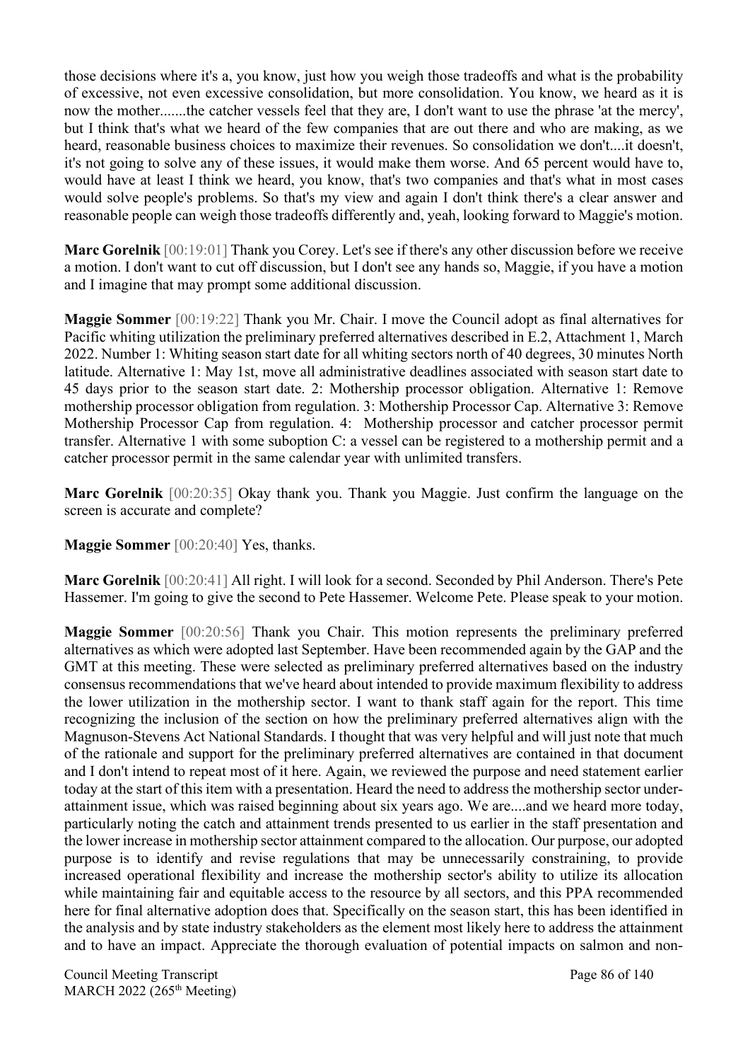those decisions where it's a, you know, just how you weigh those tradeoffs and what is the probability of excessive, not even excessive consolidation, but more consolidation. You know, we heard as it is now the mother.......the catcher vessels feel that they are, I don't want to use the phrase 'at the mercy', but I think that's what we heard of the few companies that are out there and who are making, as we heard, reasonable business choices to maximize their revenues. So consolidation we don't....it doesn't, it's not going to solve any of these issues, it would make them worse. And 65 percent would have to, would have at least I think we heard, you know, that's two companies and that's what in most cases would solve people's problems. So that's my view and again I don't think there's a clear answer and reasonable people can weigh those tradeoffs differently and, yeah, looking forward to Maggie's motion.

**Marc Gorelnik** [00:19:01] Thank you Corey. Let's see if there's any other discussion before we receive a motion. I don't want to cut off discussion, but I don't see any hands so, Maggie, if you have a motion and I imagine that may prompt some additional discussion.

**Maggie Sommer** [00:19:22] Thank you Mr. Chair. I move the Council adopt as final alternatives for Pacific whiting utilization the preliminary preferred alternatives described in E.2, Attachment 1, March 2022. Number 1: Whiting season start date for all whiting sectors north of 40 degrees, 30 minutes North latitude. Alternative 1: May 1st, move all administrative deadlines associated with season start date to 45 days prior to the season start date. 2: Mothership processor obligation. Alternative 1: Remove mothership processor obligation from regulation. 3: Mothership Processor Cap. Alternative 3: Remove Mothership Processor Cap from regulation. 4: Mothership processor and catcher processor permit transfer. Alternative 1 with some suboption C: a vessel can be registered to a mothership permit and a catcher processor permit in the same calendar year with unlimited transfers.

**Marc Gorelnik** [00:20:35] Okay thank you. Thank you Maggie. Just confirm the language on the screen is accurate and complete?

**Maggie Sommer** [00:20:40] Yes, thanks.

**Marc Gorelnik** [00:20:41] All right. I will look for a second. Seconded by Phil Anderson. There's Pete Hassemer. I'm going to give the second to Pete Hassemer. Welcome Pete. Please speak to your motion.

**Maggie Sommer** [00:20:56] Thank you Chair. This motion represents the preliminary preferred alternatives as which were adopted last September. Have been recommended again by the GAP and the GMT at this meeting. These were selected as preliminary preferred alternatives based on the industry consensus recommendations that we've heard about intended to provide maximum flexibility to address the lower utilization in the mothership sector. I want to thank staff again for the report. This time recognizing the inclusion of the section on how the preliminary preferred alternatives align with the Magnuson-Stevens Act National Standards. I thought that was very helpful and will just note that much of the rationale and support for the preliminary preferred alternatives are contained in that document and I don't intend to repeat most of it here. Again, we reviewed the purpose and need statement earlier today at the start of this item with a presentation. Heard the need to address the mothership sector under-attainment issue, which was raised beginning about six years ago. We are....and we heard more today, particularly noting the catch and attainment trends presented to us earlier in the staff presentation and the lower increase in mothership sector attainment compared to the allocation. Our purpose, our adopted purpose is to identify and revise regulations that may be unnecessarily constraining, to provide increased operational flexibility and increase the mothership sector's ability to utilize its allocation while maintaining fair and equitable access to the resource by all sectors, and this PPA recommended here for final alternative adoption does that. Specifically on the season start, this has been identified in the analysis and by state industry stakeholders as the element most likely here to address the attainment and to have an impact. Appreciate the thorough evaluation of potential impacts on salmon and non-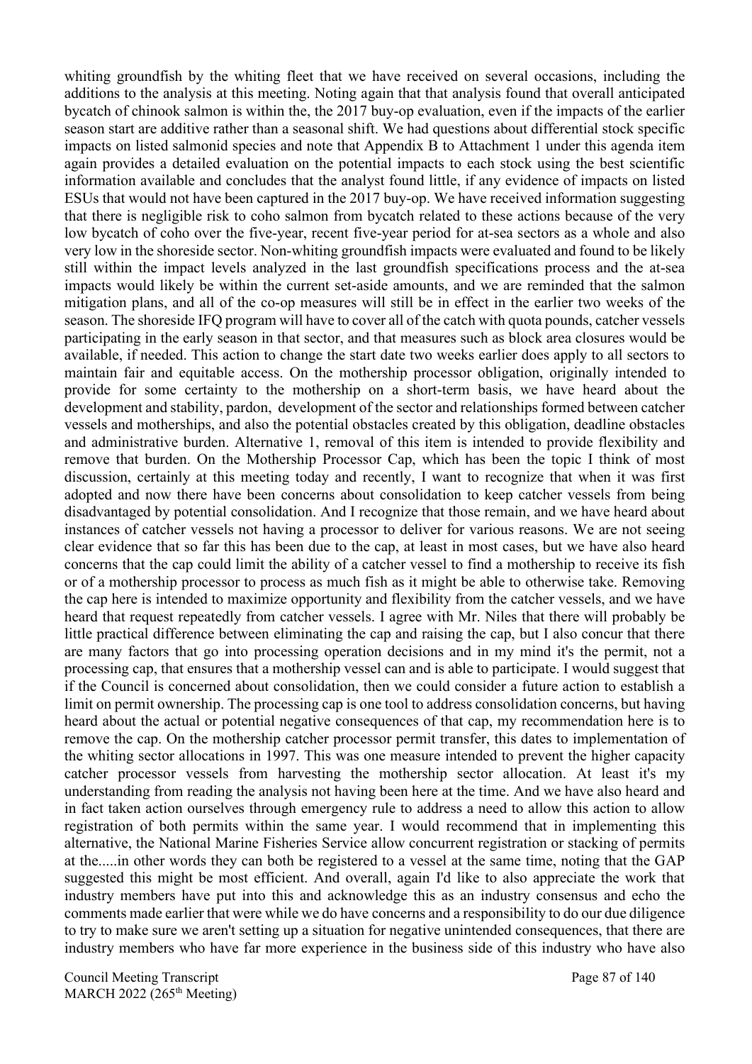whiting groundfish by the whiting fleet that we have received on several occasions, including the additions to the analysis at this meeting. Noting again that that analysis found that overall anticipated bycatch of chinook salmon is within the, the 2017 buy-op evaluation, even if the impacts of the earlier season start are additive rather than a seasonal shift. We had questions about differential stock specific impacts on listed salmonid species and note that Appendix B to Attachment 1 under this agenda item again provides a detailed evaluation on the potential impacts to each stock using the best scientific information available and concludes that the analyst found little, if any evidence of impacts on listed ESUs that would not have been captured in the 2017 buy-op. We have received information suggesting that there is negligible risk to coho salmon from bycatch related to these actions because of the very low bycatch of coho over the five-year, recent five-year period for at-sea sectors as a whole and also very low in the shoreside sector. Non-whiting groundfish impacts were evaluated and found to be likely still within the impact levels analyzed in the last groundfish specifications process and the at-sea impacts would likely be within the current set-aside amounts, and we are reminded that the salmon mitigation plans, and all of the co-op measures will still be in effect in the earlier two weeks of the season. The shoreside IFQ program will have to cover all of the catch with quota pounds, catcher vessels participating in the early season in that sector, and that measures such as block area closures would be available, if needed. This action to change the start date two weeks earlier does apply to all sectors to maintain fair and equitable access. On the mothership processor obligation, originally intended to provide for some certainty to the mothership on a short-term basis, we have heard about the development and stability, pardon, development of the sector and relationships formed between catcher vessels and motherships, and also the potential obstacles created by this obligation, deadline obstacles and administrative burden. Alternative 1, removal of this item is intended to provide flexibility and remove that burden. On the Mothership Processor Cap, which has been the topic I think of most discussion, certainly at this meeting today and recently, I want to recognize that when it was first adopted and now there have been concerns about consolidation to keep catcher vessels from being disadvantaged by potential consolidation. And I recognize that those remain, and we have heard about instances of catcher vessels not having a processor to deliver for various reasons. We are not seeing clear evidence that so far this has been due to the cap, at least in most cases, but we have also heard concerns that the cap could limit the ability of a catcher vessel to find a mothership to receive its fish or of a mothership processor to process as much fish as it might be able to otherwise take. Removing the cap here is intended to maximize opportunity and flexibility from the catcher vessels, and we have heard that request repeatedly from catcher vessels. I agree with Mr. Niles that there will probably be little practical difference between eliminating the cap and raising the cap, but I also concur that there are many factors that go into processing operation decisions and in my mind it's the permit, not a processing cap, that ensures that a mothership vessel can and is able to participate. I would suggest that if the Council is concerned about consolidation, then we could consider a future action to establish a limit on permit ownership. The processing cap is one tool to address consolidation concerns, but having heard about the actual or potential negative consequences of that cap, my recommendation here is to remove the cap. On the mothership catcher processor permit transfer, this dates to implementation of the whiting sector allocations in 1997. This was one measure intended to prevent the higher capacity catcher processor vessels from harvesting the mothership sector allocation. At least it's my understanding from reading the analysis not having been here at the time. And we have also heard and in fact taken action ourselves through emergency rule to address a need to allow this action to allow registration of both permits within the same year. I would recommend that in implementing this alternative, the National Marine Fisheries Service allow concurrent registration or stacking of permits at the.....in other words they can both be registered to a vessel at the same time, noting that the GAP suggested this might be most efficient. And overall, again I'd like to also appreciate the work that industry members have put into this and acknowledge this as an industry consensus and echo the comments made earlier that were while we do have concerns and a responsibility to do our due diligence to try to make sure we aren't setting up a situation for negative unintended consequences, that there are industry members who have far more experience in the business side of this industry who have also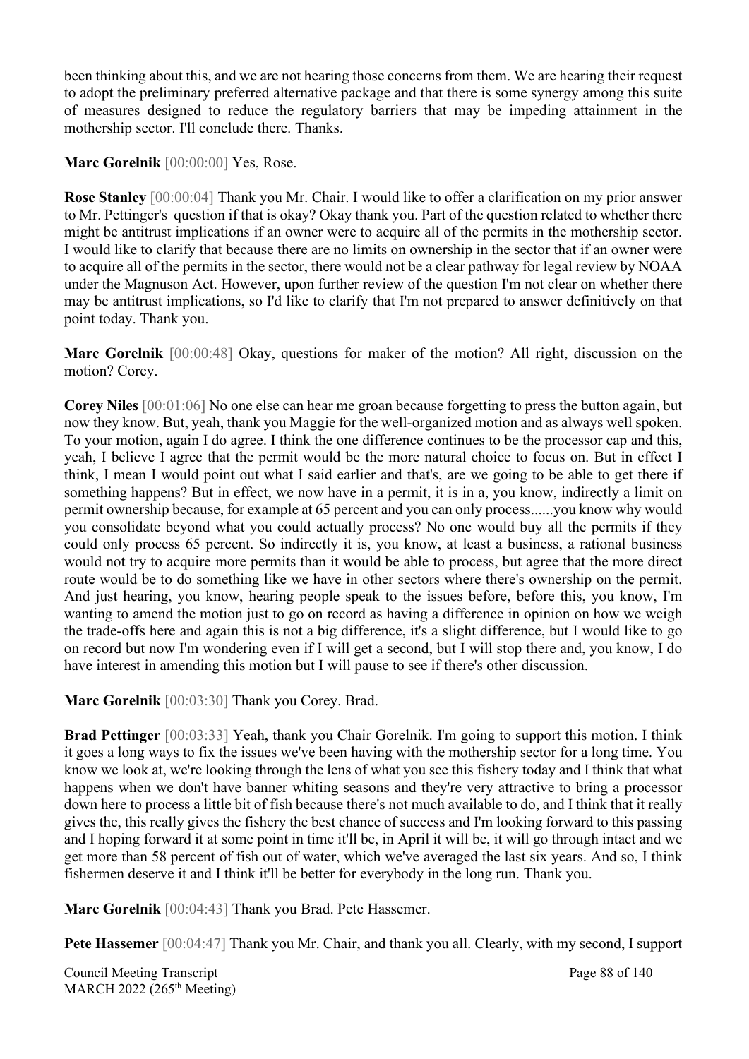been thinking about this, and we are not hearing those concerns from them. We are hearing their request to adopt the preliminary preferred alternative package and that there is some synergy among this suite of measures designed to reduce the regulatory barriers that may be impeding attainment in the mothership sector. I'll conclude there. Thanks.

**Marc Gorelnik** [00:00:00] Yes, Rose.

**Rose Stanley** [00:00:04] Thank you Mr. Chair. I would like to offer a clarification on my prior answer to Mr. Pettinger's question if that is okay? Okay thank you. Part of the question related to whether there might be antitrust implications if an owner were to acquire all of the permits in the mothership sector. I would like to clarify that because there are no limits on ownership in the sector that if an owner were to acquire all of the permits in the sector, there would not be a clear pathway for legal review by NOAA under the Magnuson Act. However, upon further review of the question I'm not clear on whether there may be antitrust implications, so I'd like to clarify that I'm not prepared to answer definitively on that point today. Thank you.

**Marc Gorelnik** [00:00:48] Okay, questions for maker of the motion? All right, discussion on the motion? Corey.

**Corey Niles** [00:01:06] No one else can hear me groan because forgetting to press the button again, but now they know. But, yeah, thank you Maggie for the well-organized motion and as always well spoken. To your motion, again I do agree. I think the one difference continues to be the processor cap and this, yeah, I believe I agree that the permit would be the more natural choice to focus on. But in effect I think, I mean I would point out what I said earlier and that's, are we going to be able to get there if something happens? But in effect, we now have in a permit, it is in a, you know, indirectly a limit on permit ownership because, for example at 65 percent and you can only process......you know why would you consolidate beyond what you could actually process? No one would buy all the permits if they could only process 65 percent. So indirectly it is, you know, at least a business, a rational business would not try to acquire more permits than it would be able to process, but agree that the more direct route would be to do something like we have in other sectors where there's ownership on the permit. And just hearing, you know, hearing people speak to the issues before, before this, you know, I'm wanting to amend the motion just to go on record as having a difference in opinion on how we weigh the trade-offs here and again this is not a big difference, it's a slight difference, but I would like to go on record but now I'm wondering even if I will get a second, but I will stop there and, you know, I do have interest in amending this motion but I will pause to see if there's other discussion.

**Marc Gorelnik** [00:03:30] Thank you Corey. Brad.

**Brad Pettinger** [00:03:33] Yeah, thank you Chair Gorelnik. I'm going to support this motion. I think it goes a long ways to fix the issues we've been having with the mothership sector for a long time. You know we look at, we're looking through the lens of what you see this fishery today and I think that what happens when we don't have banner whiting seasons and they're very attractive to bring a processor down here to process a little bit of fish because there's not much available to do, and I think that it really gives the, this really gives the fishery the best chance of success and I'm looking forward to this passing and I hoping forward it at some point in time it'll be, in April it will be, it will go through intact and we get more than 58 percent of fish out of water, which we've averaged the last six years. And so, I think fishermen deserve it and I think it'll be better for everybody in the long run. Thank you.

**Marc Gorelnik** [00:04:43] Thank you Brad. Pete Hassemer.

**Pete Hassemer** [00:04:47] Thank you Mr. Chair, and thank you all. Clearly, with my second, I support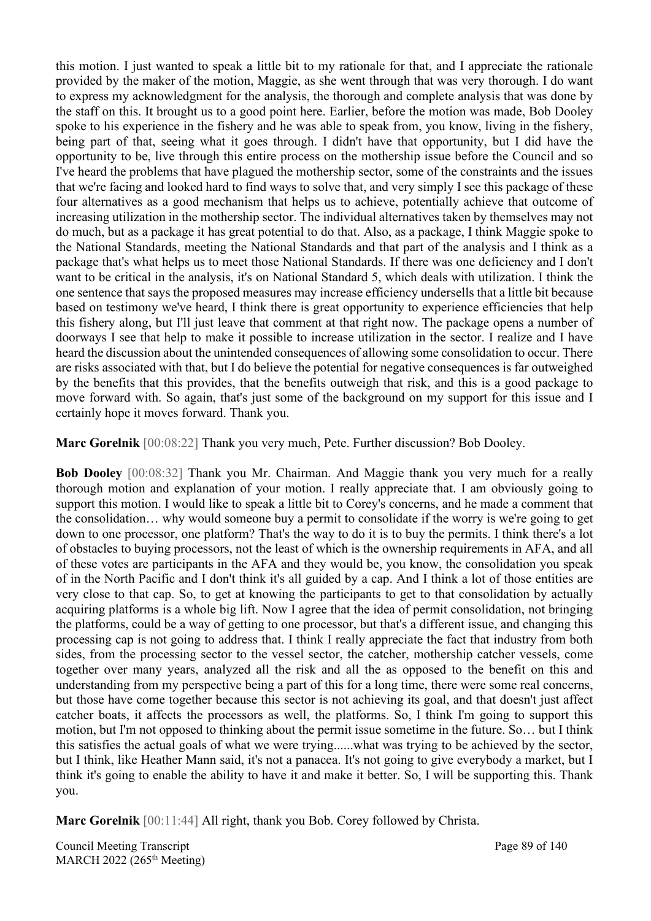this motion. I just wanted to speak a little bit to my rationale for that, and I appreciate the rationale provided by the maker of the motion, Maggie, as she went through that was very thorough. I do want to express my acknowledgment for the analysis, the thorough and complete analysis that was done by the staff on this. It brought us to a good point here. Earlier, before the motion was made, Bob Dooley spoke to his experience in the fishery and he was able to speak from, you know, living in the fishery, being part of that, seeing what it goes through. I didn't have that opportunity, but I did have the opportunity to be, live through this entire process on the mothership issue before the Council and so I've heard the problems that have plagued the mothership sector, some of the constraints and the issues that we're facing and looked hard to find ways to solve that, and very simply I see this package of these four alternatives as a good mechanism that helps us to achieve, potentially achieve that outcome of increasing utilization in the mothership sector. The individual alternatives taken by themselves may not do much, but as a package it has great potential to do that. Also, as a package, I think Maggie spoke to the National Standards, meeting the National Standards and that part of the analysis and I think as a package that's what helps us to meet those National Standards. If there was one deficiency and I don't want to be critical in the analysis, it's on National Standard 5, which deals with utilization. I think the one sentence that says the proposed measures may increase efficiency undersells that a little bit because based on testimony we've heard, I think there is great opportunity to experience efficiencies that help this fishery along, but I'll just leave that comment at that right now. The package opens a number of doorways I see that help to make it possible to increase utilization in the sector. I realize and I have heard the discussion about the unintended consequences of allowing some consolidation to occur. There are risks associated with that, but I do believe the potential for negative consequences is far outweighed by the benefits that this provides, that the benefits outweigh that risk, and this is a good package to move forward with. So again, that's just some of the background on my support for this issue and I certainly hope it moves forward. Thank you.

**Marc Gorelnik** [00:08:22] Thank you very much, Pete. Further discussion? Bob Dooley.

**Bob Dooley** [00:08:32] Thank you Mr. Chairman. And Maggie thank you very much for a really thorough motion and explanation of your motion. I really appreciate that. I am obviously going to support this motion. I would like to speak a little bit to Corey's concerns, and he made a comment that the consolidation… why would someone buy a permit to consolidate if the worry is we're going to get down to one processor, one platform? That's the way to do it is to buy the permits. I think there's a lot of obstacles to buying processors, not the least of which is the ownership requirements in AFA, and all of these votes are participants in the AFA and they would be, you know, the consolidation you speak of in the North Pacific and I don't think it's all guided by a cap. And I think a lot of those entities are very close to that cap. So, to get at knowing the participants to get to that consolidation by actually acquiring platforms is a whole big lift. Now I agree that the idea of permit consolidation, not bringing the platforms, could be a way of getting to one processor, but that's a different issue, and changing this processing cap is not going to address that. I think I really appreciate the fact that industry from both sides, from the processing sector to the vessel sector, the catcher, mothership catcher vessels, come together over many years, analyzed all the risk and all the as opposed to the benefit on this and understanding from my perspective being a part of this for a long time, there were some real concerns, but those have come together because this sector is not achieving its goal, and that doesn't just affect catcher boats, it affects the processors as well, the platforms. So, I think I'm going to support this motion, but I'm not opposed to thinking about the permit issue sometime in the future. So… but I think this satisfies the actual goals of what we were trying......what was trying to be achieved by the sector, but I think, like Heather Mann said, it's not a panacea. It's not going to give everybody a market, but I think it's going to enable the ability to have it and make it better. So, I will be supporting this. Thank you.

**Marc Gorelnik** [00:11:44] All right, thank you Bob. Corey followed by Christa.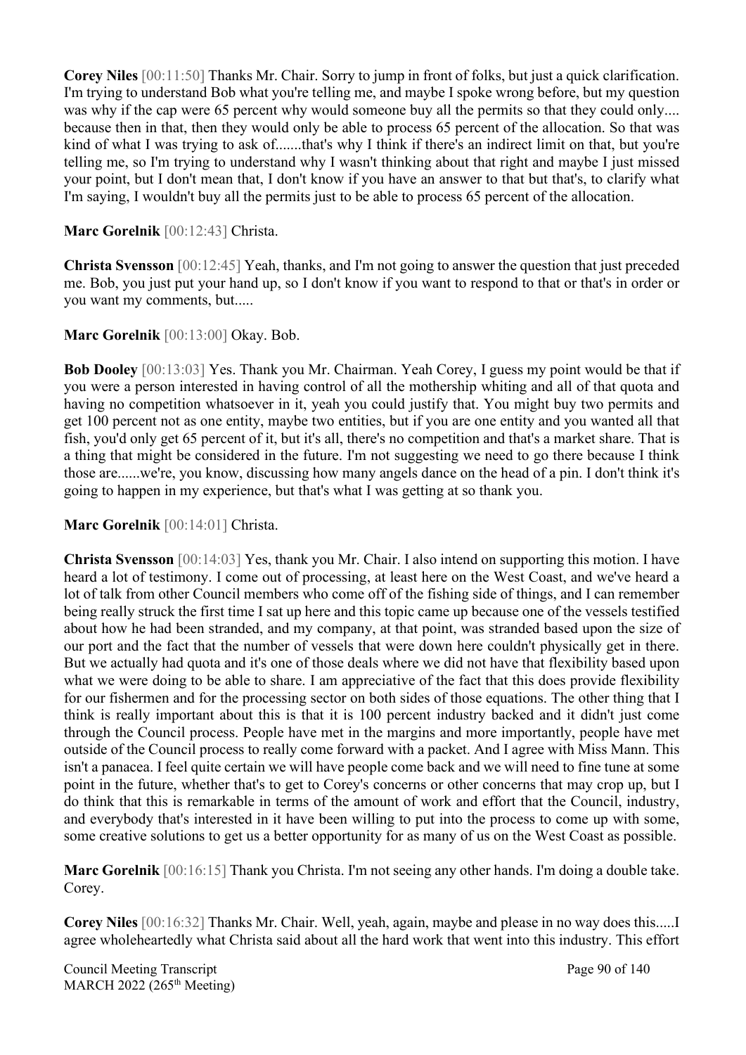**Corey Niles** [00:11:50] Thanks Mr. Chair. Sorry to jump in front of folks, but just a quick clarification. I'm trying to understand Bob what you're telling me, and maybe I spoke wrong before, but my question was why if the cap were 65 percent why would someone buy all the permits so that they could only.... because then in that, then they would only be able to process 65 percent of the allocation. So that was kind of what I was trying to ask of.......that's why I think if there's an indirect limit on that, but you're telling me, so I'm trying to understand why I wasn't thinking about that right and maybe I just missed your point, but I don't mean that, I don't know if you have an answer to that but that's, to clarify what I'm saying, I wouldn't buy all the permits just to be able to process 65 percent of the allocation.

**Marc Gorelnik** [00:12:43] Christa.

**Christa Svensson** [00:12:45] Yeah, thanks, and I'm not going to answer the question that just preceded me. Bob, you just put your hand up, so I don't know if you want to respond to that or that's in order or you want my comments, but.....

**Marc Gorelnik** [00:13:00] Okay. Bob.

**Bob Dooley** [00:13:03] Yes. Thank you Mr. Chairman. Yeah Corey, I guess my point would be that if you were a person interested in having control of all the mothership whiting and all of that quota and having no competition whatsoever in it, yeah you could justify that. You might buy two permits and get 100 percent not as one entity, maybe two entities, but if you are one entity and you wanted all that fish, you'd only get 65 percent of it, but it's all, there's no competition and that's a market share. That is a thing that might be considered in the future. I'm not suggesting we need to go there because I think those are......we're, you know, discussing how many angels dance on the head of a pin. I don't think it's going to happen in my experience, but that's what I was getting at so thank you.

**Marc Gorelnik** [00:14:01] Christa.

**Christa Svensson** [00:14:03] Yes, thank you Mr. Chair. I also intend on supporting this motion. I have heard a lot of testimony. I come out of processing, at least here on the West Coast, and we've heard a lot of talk from other Council members who come off of the fishing side of things, and I can remember being really struck the first time I sat up here and this topic came up because one of the vessels testified about how he had been stranded, and my company, at that point, was stranded based upon the size of our port and the fact that the number of vessels that were down here couldn't physically get in there. But we actually had quota and it's one of those deals where we did not have that flexibility based upon what we were doing to be able to share. I am appreciative of the fact that this does provide flexibility for our fishermen and for the processing sector on both sides of those equations. The other thing that I think is really important about this is that it is 100 percent industry backed and it didn't just come through the Council process. People have met in the margins and more importantly, people have met outside of the Council process to really come forward with a packet. And I agree with Miss Mann. This isn't a panacea. I feel quite certain we will have people come back and we will need to fine tune at some point in the future, whether that's to get to Corey's concerns or other concerns that may crop up, but I do think that this is remarkable in terms of the amount of work and effort that the Council, industry, and everybody that's interested in it have been willing to put into the process to come up with some, some creative solutions to get us a better opportunity for as many of us on the West Coast as possible.

**Marc Gorelnik** [00:16:15] Thank you Christa. I'm not seeing any other hands. I'm doing a double take. Corey.

**Corey Niles** [00:16:32] Thanks Mr. Chair. Well, yeah, again, maybe and please in no way does this.....I agree wholeheartedly what Christa said about all the hard work that went into this industry. This effort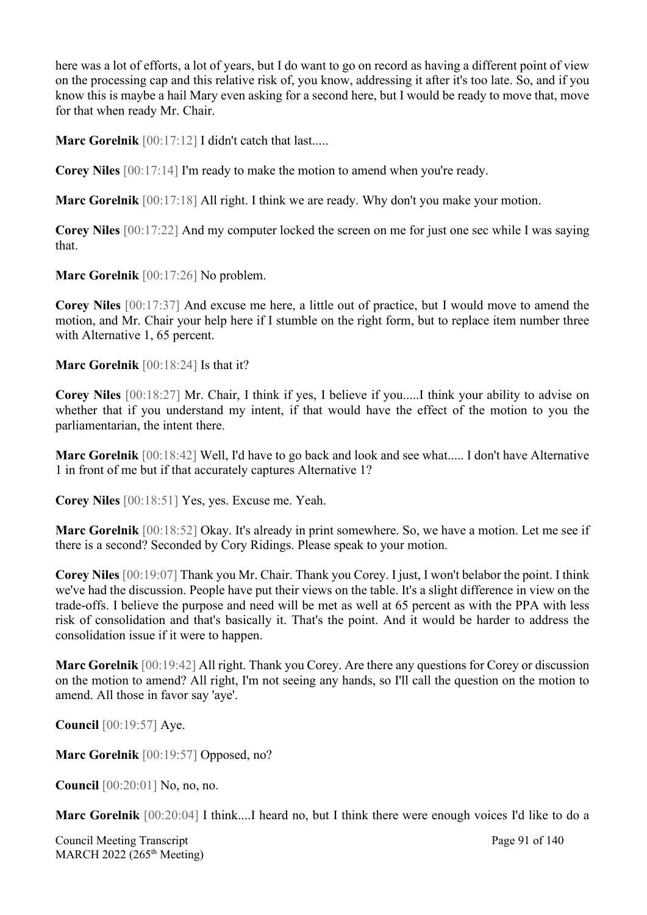here was a lot of efforts, a lot of years, but I do want to go on record as having a different point of view on the processing cap and this relative risk of, you know, addressing it after it's too late. So, and if you know this is maybe a hail Mary even asking for a second here, but I would be ready to move that, move for that when ready Mr. Chair.

**Marc Gorelnik** [00:17:12] I didn't catch that last.....

**Corey Niles** [00:17:14] I'm ready to make the motion to amend when you're ready.

**Marc Gorelnik** [00:17:18] All right. I think we are ready. Why don't you make your motion.

**Corey Niles** [00:17:22] And my computer locked the screen on me for just one sec while I was saying that.

**Marc Gorelnik** [00:17:26] No problem.

**Corey Niles** [00:17:37] And excuse me here, a little out of practice, but I would move to amend the motion, and Mr. Chair your help here if I stumble on the right form, but to replace item number three with Alternative 1, 65 percent.

**Marc Gorelnik** [00:18:24] Is that it?

**Corey Niles** [00:18:27] Mr. Chair, I think if yes, I believe if you.....I think your ability to advise on whether that if you understand my intent, if that would have the effect of the motion to you the parliamentarian, the intent there.

**Marc Gorelnik** [00:18:42] Well, I'd have to go back and look and see what..... I don't have Alternative 1 in front of me but if that accurately captures Alternative 1?

**Corey Niles** [00:18:51] Yes, yes. Excuse me. Yeah.

**Marc Gorelnik** [00:18:52] Okay. It's already in print somewhere. So, we have a motion. Let me see if there is a second? Seconded by Cory Ridings. Please speak to your motion.

**Corey Niles** [00:19:07] Thank you Mr. Chair. Thank you Corey. I just, I won't belabor the point. I think we've had the discussion. People have put their views on the table. It's a slight difference in view on the trade-offs. I believe the purpose and need will be met as well at 65 percent as with the PPA with less risk of consolidation and that's basically it. That's the point. And it would be harder to address the consolidation issue if it were to happen.

**Marc Gorelnik** [00:19:42] All right. Thank you Corey. Are there any questions for Corey or discussion on the motion to amend? All right, I'm not seeing any hands, so I'll call the question on the motion to amend. All those in favor say 'aye'.

**Council** [00:19:57] Aye.

**Marc Gorelnik** [00:19:57] Opposed, no?

**Council** [00:20:01] No, no, no.

**Marc Gorelnik** [00:20:04] I think....I heard no, but I think there were enough voices I'd like to do a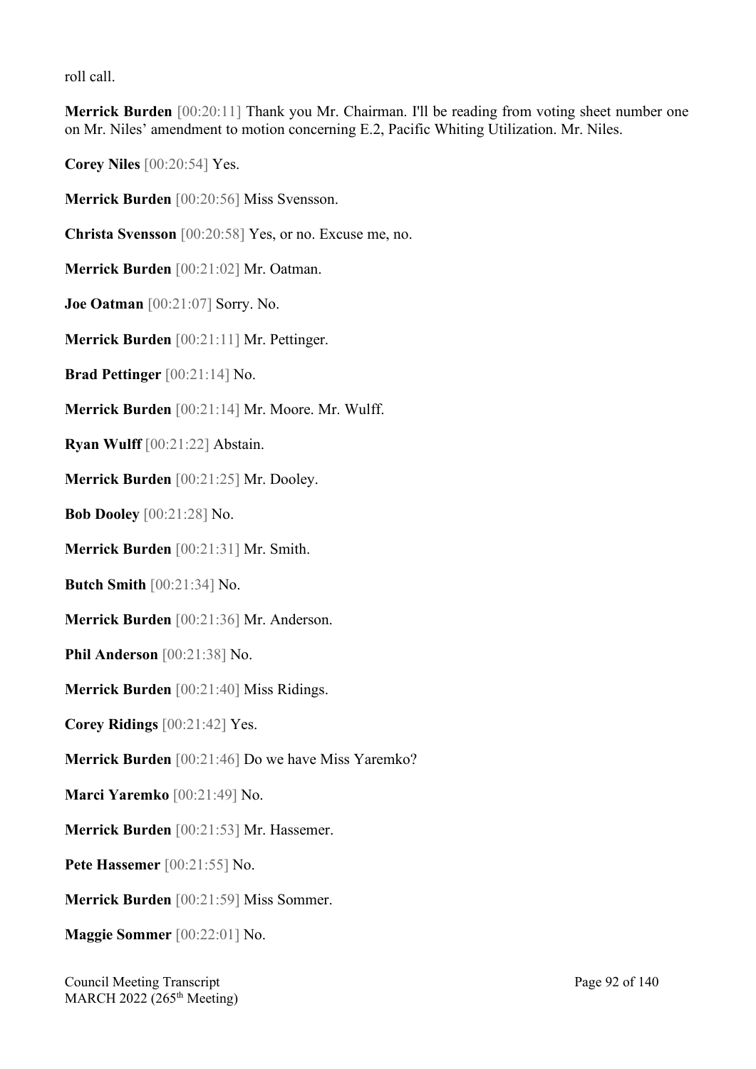roll call.

**Merrick Burden** [00:20:11] Thank you Mr. Chairman. I'll be reading from voting sheet number one on Mr. Niles' amendment to motion concerning E.2, Pacific Whiting Utilization. Mr. Niles.

**Corey Niles** [00:20:54] Yes.

**Merrick Burden** [00:20:56] Miss Svensson.

**Christa Svensson** [00:20:58] Yes, or no. Excuse me, no.

**Merrick Burden** [00:21:02] Mr. Oatman.

**Joe Oatman** [00:21:07] Sorry. No.

**Merrick Burden** [00:21:11] Mr. Pettinger.

**Brad Pettinger** [00:21:14] No.

**Merrick Burden** [00:21:14] Mr. Moore. Mr. Wulff.

**Ryan Wulff** [00:21:22] Abstain.

**Merrick Burden** [00:21:25] Mr. Dooley.

**Bob Dooley** [00:21:28] No.

**Merrick Burden** [00:21:31] Mr. Smith.

**Butch Smith** [00:21:34] No.

**Merrick Burden** [00:21:36] Mr. Anderson.

**Phil Anderson** [00:21:38] No.

**Merrick Burden** [00:21:40] Miss Ridings.

**Corey Ridings** [00:21:42] Yes.

**Merrick Burden** [00:21:46] Do we have Miss Yaremko?

**Marci Yaremko** [00:21:49] No.

**Merrick Burden** [00:21:53] Mr. Hassemer.

**Pete Hassemer** [00:21:55] No.

**Merrick Burden** [00:21:59] Miss Sommer.

**Maggie Sommer** [00:22:01] No.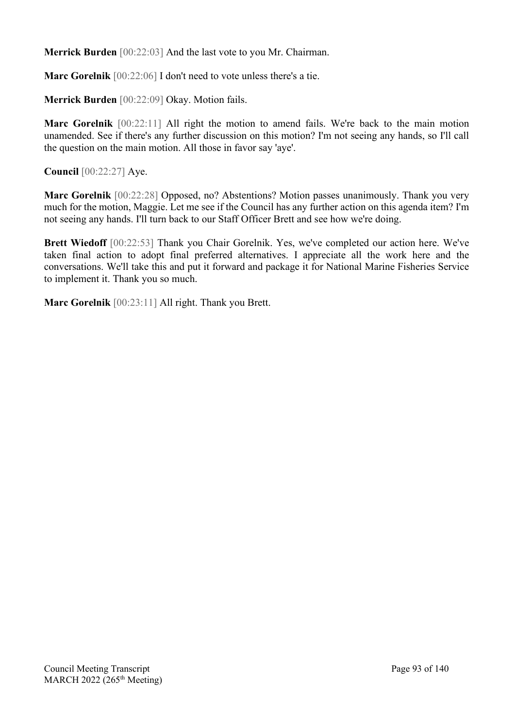**Merrick Burden** [00:22:03] And the last vote to you Mr. Chairman.

**Marc Gorelnik** [00:22:06] I don't need to vote unless there's a tie.

**Merrick Burden** [00:22:09] Okay. Motion fails.

**Marc Gorelnik** [00:22:11] All right the motion to amend fails. We're back to the main motion unamended. See if there's any further discussion on this motion? I'm not seeing any hands, so I'll call the question on the main motion. All those in favor say 'aye'.

**Council** [00:22:27] Aye.

**Marc Gorelnik** [00:22:28] Opposed, no? Abstentions? Motion passes unanimously. Thank you very much for the motion, Maggie. Let me see if the Council has any further action on this agenda item? I'm not seeing any hands. I'll turn back to our Staff Officer Brett and see how we're doing.

**Brett Wiedoff** [00:22:53] Thank you Chair Gorelnik. Yes, we've completed our action here. We've taken final action to adopt final preferred alternatives. I appreciate all the work here and the conversations. We'll take this and put it forward and package it for National Marine Fisheries Service to implement it. Thank you so much.

**Marc Gorelnik** [00:23:11] All right. Thank you Brett.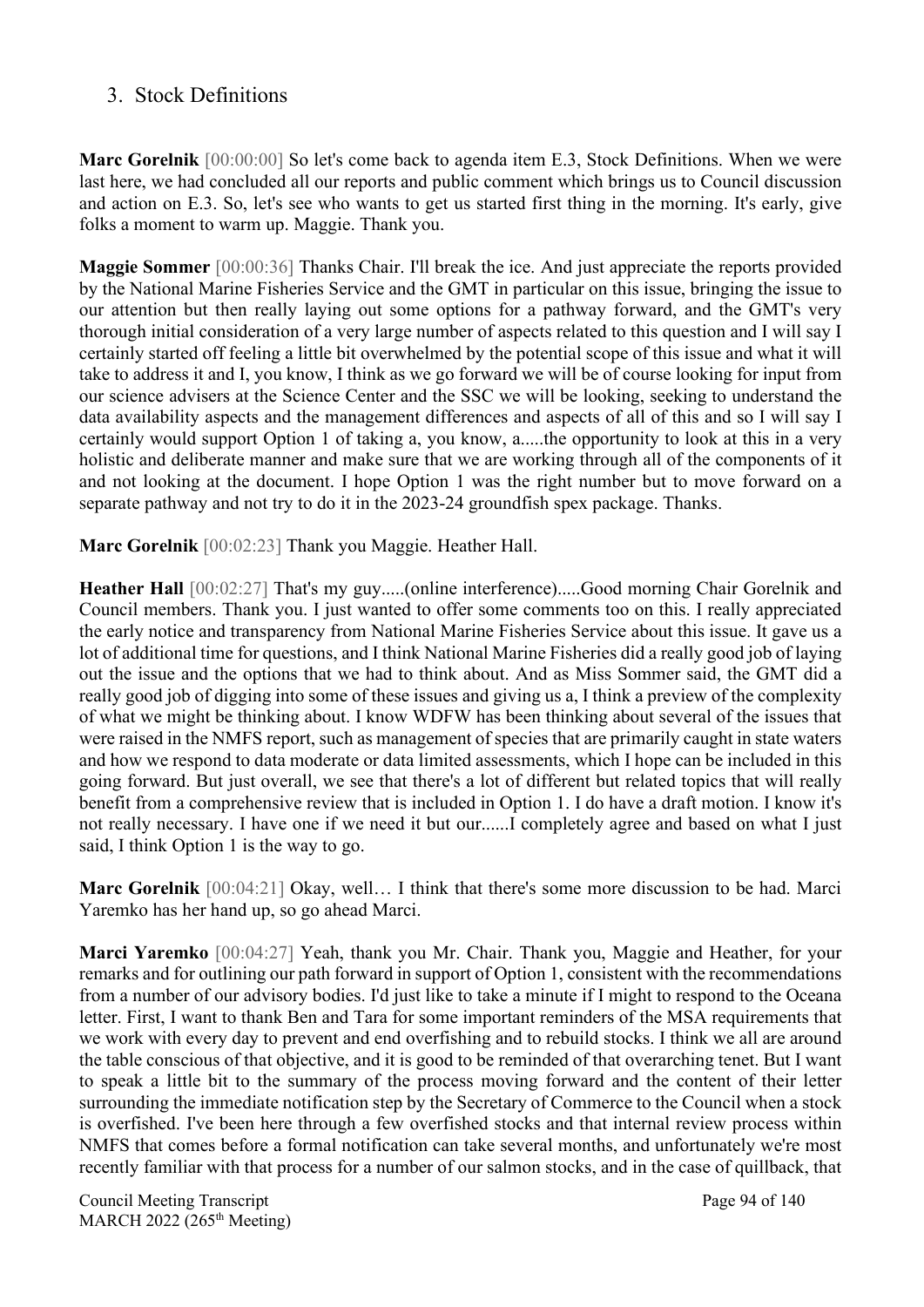## 3. Stock Definitions

**Marc Gorelnik** [00:00:00] So let's come back to agenda item E.3, Stock Definitions. When we were last here, we had concluded all our reports and public comment which brings us to Council discussion and action on E.3. So, let's see who wants to get us started first thing in the morning. It's early, give folks a moment to warm up. Maggie. Thank you.

**Maggie Sommer** [00:00:36] Thanks Chair. I'll break the ice. And just appreciate the reports provided by the National Marine Fisheries Service and the GMT in particular on this issue, bringing the issue to our attention but then really laying out some options for a pathway forward, and the GMT's very thorough initial consideration of a very large number of aspects related to this question and I will say I certainly started off feeling a little bit overwhelmed by the potential scope of this issue and what it will take to address it and I, you know, I think as we go forward we will be of course looking for input from our science advisers at the Science Center and the SSC we will be looking, seeking to understand the data availability aspects and the management differences and aspects of all of this and so I will say I certainly would support Option 1 of taking a, you know, a.....the opportunity to look at this in a very holistic and deliberate manner and make sure that we are working through all of the components of it and not looking at the document. I hope Option 1 was the right number but to move forward on a separate pathway and not try to do it in the 2023-24 groundfish spex package. Thanks.

**Marc Gorelnik** [00:02:23] Thank you Maggie. Heather Hall.

**Heather Hall** [00:02:27] That's my guy.....(online interference).....Good morning Chair Gorelnik and Council members. Thank you. I just wanted to offer some comments too on this. I really appreciated the early notice and transparency from National Marine Fisheries Service about this issue. It gave us a lot of additional time for questions, and I think National Marine Fisheries did a really good job of laying out the issue and the options that we had to think about. And as Miss Sommer said, the GMT did a really good job of digging into some of these issues and giving us a, I think a preview of the complexity of what we might be thinking about. I know WDFW has been thinking about several of the issues that were raised in the NMFS report, such as management of species that are primarily caught in state waters and how we respond to data moderate or data limited assessments, which I hope can be included in this going forward. But just overall, we see that there's a lot of different but related topics that will really benefit from a comprehensive review that is included in Option 1. I do have a draft motion. I know it's not really necessary. I have one if we need it but our......I completely agree and based on what I just said, I think Option 1 is the way to go.

**Marc Gorelnik** [00:04:21] Okay, well… I think that there's some more discussion to be had. Marci Yaremko has her hand up, so go ahead Marci.

**Marci Yaremko** [00:04:27] Yeah, thank you Mr. Chair. Thank you, Maggie and Heather, for your remarks and for outlining our path forward in support of Option 1, consistent with the recommendations from a number of our advisory bodies. I'd just like to take a minute if I might to respond to the Oceana letter. First, I want to thank Ben and Tara for some important reminders of the MSA requirements that we work with every day to prevent and end overfishing and to rebuild stocks. I think we all are around the table conscious of that objective, and it is good to be reminded of that overarching tenet. But I want to speak a little bit to the summary of the process moving forward and the content of their letter surrounding the immediate notification step by the Secretary of Commerce to the Council when a stock is overfished. I've been here through a few overfished stocks and that internal review process within NMFS that comes before a formal notification can take several months, and unfortunately we're most recently familiar with that process for a number of our salmon stocks, and in the case of quillback, that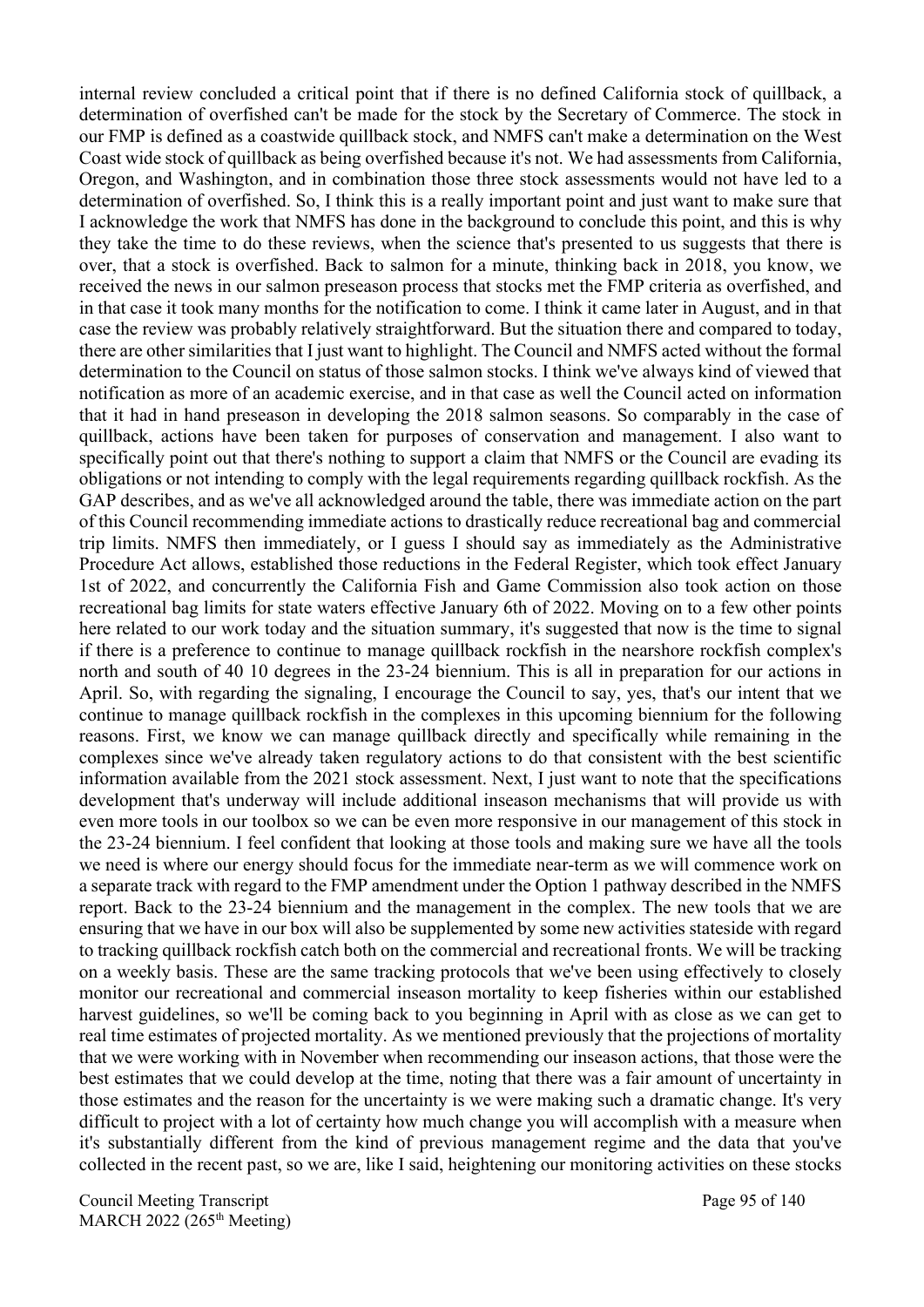internal review concluded a critical point that if there is no defined California stock of quillback, a determination of overfished can't be made for the stock by the Secretary of Commerce. The stock in our FMP is defined as a coastwide quillback stock, and NMFS can't make a determination on the West Coast wide stock of quillback as being overfished because it's not. We had assessments from California, Oregon, and Washington, and in combination those three stock assessments would not have led to a determination of overfished. So, I think this is a really important point and just want to make sure that I acknowledge the work that NMFS has done in the background to conclude this point, and this is why they take the time to do these reviews, when the science that's presented to us suggests that there is over, that a stock is overfished. Back to salmon for a minute, thinking back in 2018, you know, we received the news in our salmon preseason process that stocks met the FMP criteria as overfished, and in that case it took many months for the notification to come. I think it came later in August, and in that case the review was probably relatively straightforward. But the situation there and compared to today, there are other similarities that I just want to highlight. The Council and NMFS acted without the formal determination to the Council on status of those salmon stocks. I think we've always kind of viewed that notification as more of an academic exercise, and in that case as well the Council acted on information that it had in hand preseason in developing the 2018 salmon seasons. So comparably in the case of quillback, actions have been taken for purposes of conservation and management. I also want to specifically point out that there's nothing to support a claim that NMFS or the Council are evading its obligations or not intending to comply with the legal requirements regarding quillback rockfish. As the GAP describes, and as we've all acknowledged around the table, there was immediate action on the part of this Council recommending immediate actions to drastically reduce recreational bag and commercial trip limits. NMFS then immediately, or I guess I should say as immediately as the Administrative Procedure Act allows, established those reductions in the Federal Register, which took effect January 1st of 2022, and concurrently the California Fish and Game Commission also took action on those recreational bag limits for state waters effective January 6th of 2022. Moving on to a few other points here related to our work today and the situation summary, it's suggested that now is the time to signal if there is a preference to continue to manage quillback rockfish in the nearshore rockfish complex's north and south of 40 10 degrees in the 23-24 biennium. This is all in preparation for our actions in April. So, with regarding the signaling, I encourage the Council to say, yes, that's our intent that we continue to manage quillback rockfish in the complexes in this upcoming biennium for the following reasons. First, we know we can manage quillback directly and specifically while remaining in the complexes since we've already taken regulatory actions to do that consistent with the best scientific information available from the 2021 stock assessment. Next, I just want to note that the specifications development that's underway will include additional inseason mechanisms that will provide us with even more tools in our toolbox so we can be even more responsive in our management of this stock in the 23-24 biennium. I feel confident that looking at those tools and making sure we have all the tools we need is where our energy should focus for the immediate near-term as we will commence work on a separate track with regard to the FMP amendment under the Option 1 pathway described in the NMFS report. Back to the 23-24 biennium and the management in the complex. The new tools that we are ensuring that we have in our box will also be supplemented by some new activities stateside with regard to tracking quillback rockfish catch both on the commercial and recreational fronts. We will be tracking on a weekly basis. These are the same tracking protocols that we've been using effectively to closely monitor our recreational and commercial inseason mortality to keep fisheries within our established harvest guidelines, so we'll be coming back to you beginning in April with as close as we can get to real time estimates of projected mortality. As we mentioned previously that the projections of mortality that we were working with in November when recommending our inseason actions, that those were the best estimates that we could develop at the time, noting that there was a fair amount of uncertainty in those estimates and the reason for the uncertainty is we were making such a dramatic change. It's very difficult to project with a lot of certainty how much change you will accomplish with a measure when it's substantially different from the kind of previous management regime and the data that you've collected in the recent past, so we are, like I said, heightening our monitoring activities on these stocks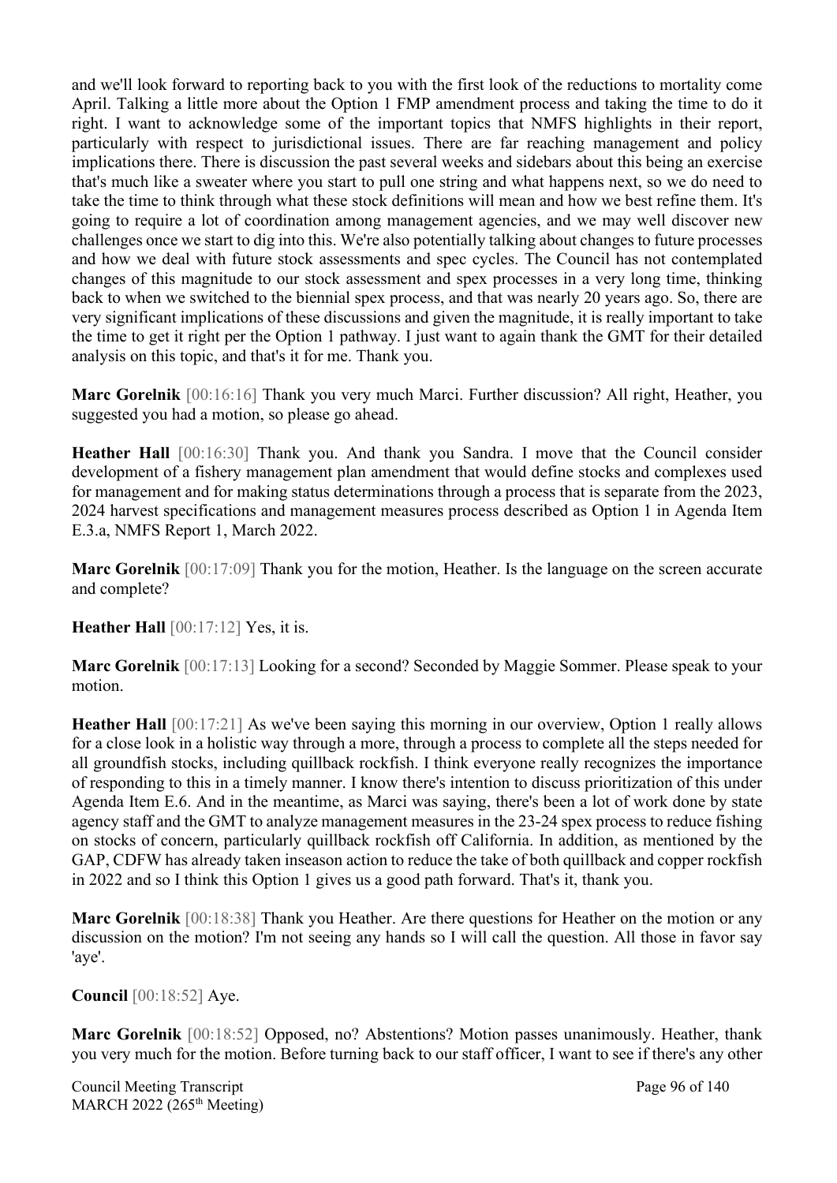and we'll look forward to reporting back to you with the first look of the reductions to mortality come April. Talking a little more about the Option 1 FMP amendment process and taking the time to do it right. I want to acknowledge some of the important topics that NMFS highlights in their report, particularly with respect to jurisdictional issues. There are far reaching management and policy implications there. There is discussion the past several weeks and sidebars about this being an exercise that's much like a sweater where you start to pull one string and what happens next, so we do need to take the time to think through what these stock definitions will mean and how we best refine them. It's going to require a lot of coordination among management agencies, and we may well discover new challenges once we start to dig into this. We're also potentially talking about changes to future processes and how we deal with future stock assessments and spec cycles. The Council has not contemplated changes of this magnitude to our stock assessment and spex processes in a very long time, thinking back to when we switched to the biennial spex process, and that was nearly 20 years ago. So, there are very significant implications of these discussions and given the magnitude, it is really important to take the time to get it right per the Option 1 pathway. I just want to again thank the GMT for their detailed analysis on this topic, and that's it for me. Thank you.

**Marc Gorelnik** [00:16:16] Thank you very much Marci. Further discussion? All right, Heather, you suggested you had a motion, so please go ahead.

**Heather Hall** [00:16:30] Thank you. And thank you Sandra. I move that the Council consider development of a fishery management plan amendment that would define stocks and complexes used for management and for making status determinations through a process that is separate from the 2023, 2024 harvest specifications and management measures process described as Option 1 in Agenda Item E.3.a, NMFS Report 1, March 2022.

**Marc Gorelnik** [00:17:09] Thank you for the motion, Heather. Is the language on the screen accurate and complete?

**Heather Hall** [00:17:12] Yes, it is.

**Marc Gorelnik** [00:17:13] Looking for a second? Seconded by Maggie Sommer. Please speak to your motion.

**Heather Hall** [00:17:21] As we've been saying this morning in our overview, Option 1 really allows for a close look in a holistic way through a more, through a process to complete all the steps needed for all groundfish stocks, including quillback rockfish. I think everyone really recognizes the importance of responding to this in a timely manner. I know there's intention to discuss prioritization of this under Agenda Item E.6. And in the meantime, as Marci was saying, there's been a lot of work done by state agency staff and the GMT to analyze management measures in the 23-24 spex process to reduce fishing on stocks of concern, particularly quillback rockfish off California. In addition, as mentioned by the GAP, CDFW has already taken inseason action to reduce the take of both quillback and copper rockfish in 2022 and so I think this Option 1 gives us a good path forward. That's it, thank you.

**Marc Gorelnik** [00:18:38] Thank you Heather. Are there questions for Heather on the motion or any discussion on the motion? I'm not seeing any hands so I will call the question. All those in favor say 'aye'.

**Council** [00:18:52] Aye.

**Marc Gorelnik** [00:18:52] Opposed, no? Abstentions? Motion passes unanimously. Heather, thank you very much for the motion. Before turning back to our staff officer, I want to see if there's any other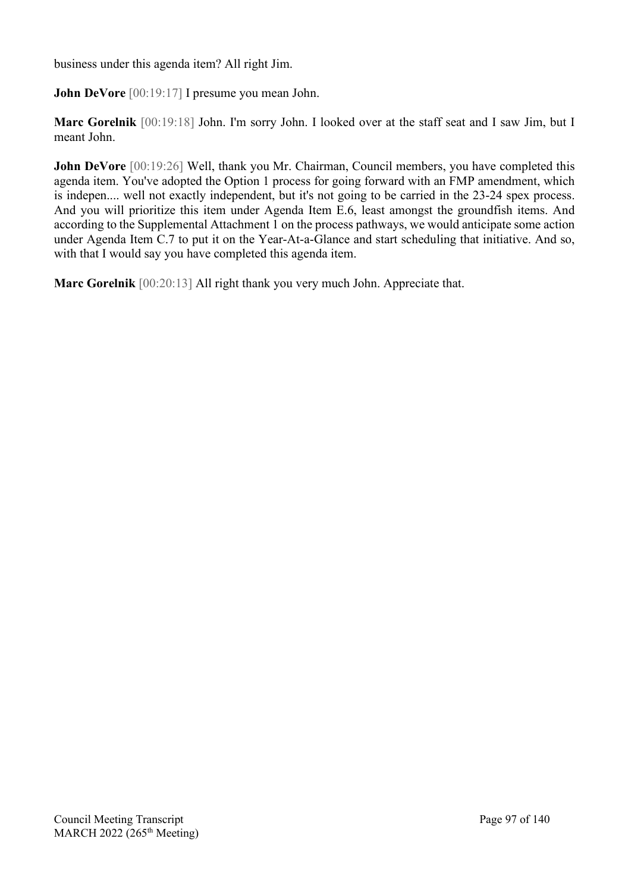business under this agenda item? All right Jim.

**John DeVore** [00:19:17] I presume you mean John.

**Marc Gorelnik** [00:19:18] John. I'm sorry John. I looked over at the staff seat and I saw Jim, but I meant John.

**John DeVore** [00:19:26] Well, thank you Mr. Chairman, Council members, you have completed this agenda item. You've adopted the Option 1 process for going forward with an FMP amendment, which is indepen.... well not exactly independent, but it's not going to be carried in the 23-24 spex process. And you will prioritize this item under Agenda Item E.6, least amongst the groundfish items. And according to the Supplemental Attachment 1 on the process pathways, we would anticipate some action under Agenda Item C.7 to put it on the Year-At-a-Glance and start scheduling that initiative. And so, with that I would say you have completed this agenda item.

**Marc Gorelnik** [00:20:13] All right thank you very much John. Appreciate that.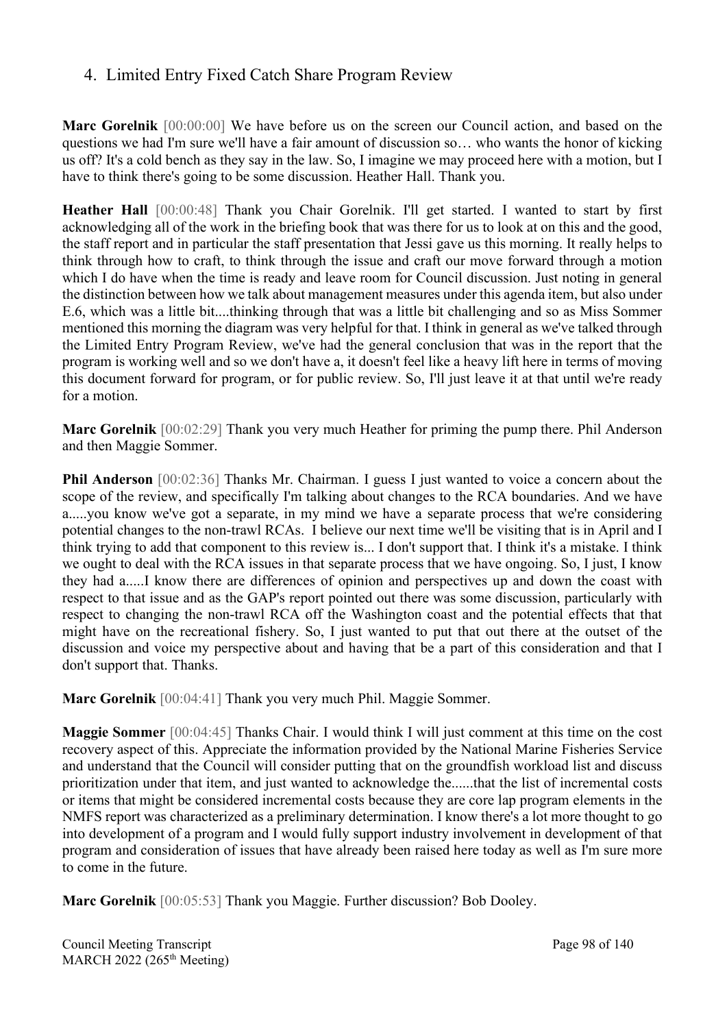## 4. Limited Entry Fixed Catch Share Program Review

**Marc Gorelnik** [00:00:00] We have before us on the screen our Council action, and based on the questions we had I'm sure we'll have a fair amount of discussion so… who wants the honor of kicking us off? It's a cold bench as they say in the law. So, I imagine we may proceed here with a motion, but I have to think there's going to be some discussion. Heather Hall. Thank you.

**Heather Hall** [00:00:48] Thank you Chair Gorelnik. I'll get started. I wanted to start by first acknowledging all of the work in the briefing book that was there for us to look at on this and the good, the staff report and in particular the staff presentation that Jessi gave us this morning. It really helps to think through how to craft, to think through the issue and craft our move forward through a motion which I do have when the time is ready and leave room for Council discussion. Just noting in general the distinction between how we talk about management measures under this agenda item, but also under E.6, which was a little bit....thinking through that was a little bit challenging and so as Miss Sommer mentioned this morning the diagram was very helpful for that. I think in general as we've talked through the Limited Entry Program Review, we've had the general conclusion that was in the report that the program is working well and so we don't have a, it doesn't feel like a heavy lift here in terms of moving this document forward for program, or for public review. So, I'll just leave it at that until we're ready for a motion.

**Marc Gorelnik** [00:02:29] Thank you very much Heather for priming the pump there. Phil Anderson and then Maggie Sommer.

**Phil Anderson** [00:02:36] Thanks Mr. Chairman. I guess I just wanted to voice a concern about the scope of the review, and specifically I'm talking about changes to the RCA boundaries. And we have a.....you know we've got a separate, in my mind we have a separate process that we're considering potential changes to the non-trawl RCAs. I believe our next time we'll be visiting that is in April and I think trying to add that component to this review is... I don't support that. I think it's a mistake. I think we ought to deal with the RCA issues in that separate process that we have ongoing. So, I just, I know they had a.....I know there are differences of opinion and perspectives up and down the coast with respect to that issue and as the GAP's report pointed out there was some discussion, particularly with respect to changing the non-trawl RCA off the Washington coast and the potential effects that that might have on the recreational fishery. So, I just wanted to put that out there at the outset of the discussion and voice my perspective about and having that be a part of this consideration and that I don't support that. Thanks.

**Marc Gorelnik** [00:04:41] Thank you very much Phil. Maggie Sommer.

**Maggie Sommer** [00:04:45] Thanks Chair. I would think I will just comment at this time on the cost recovery aspect of this. Appreciate the information provided by the National Marine Fisheries Service and understand that the Council will consider putting that on the groundfish workload list and discuss prioritization under that item, and just wanted to acknowledge the......that the list of incremental costs or items that might be considered incremental costs because they are core lap program elements in the NMFS report was characterized as a preliminary determination. I know there's a lot more thought to go into development of a program and I would fully support industry involvement in development of that program and consideration of issues that have already been raised here today as well as I'm sure more to come in the future.

**Marc Gorelnik** [00:05:53] Thank you Maggie. Further discussion? Bob Dooley.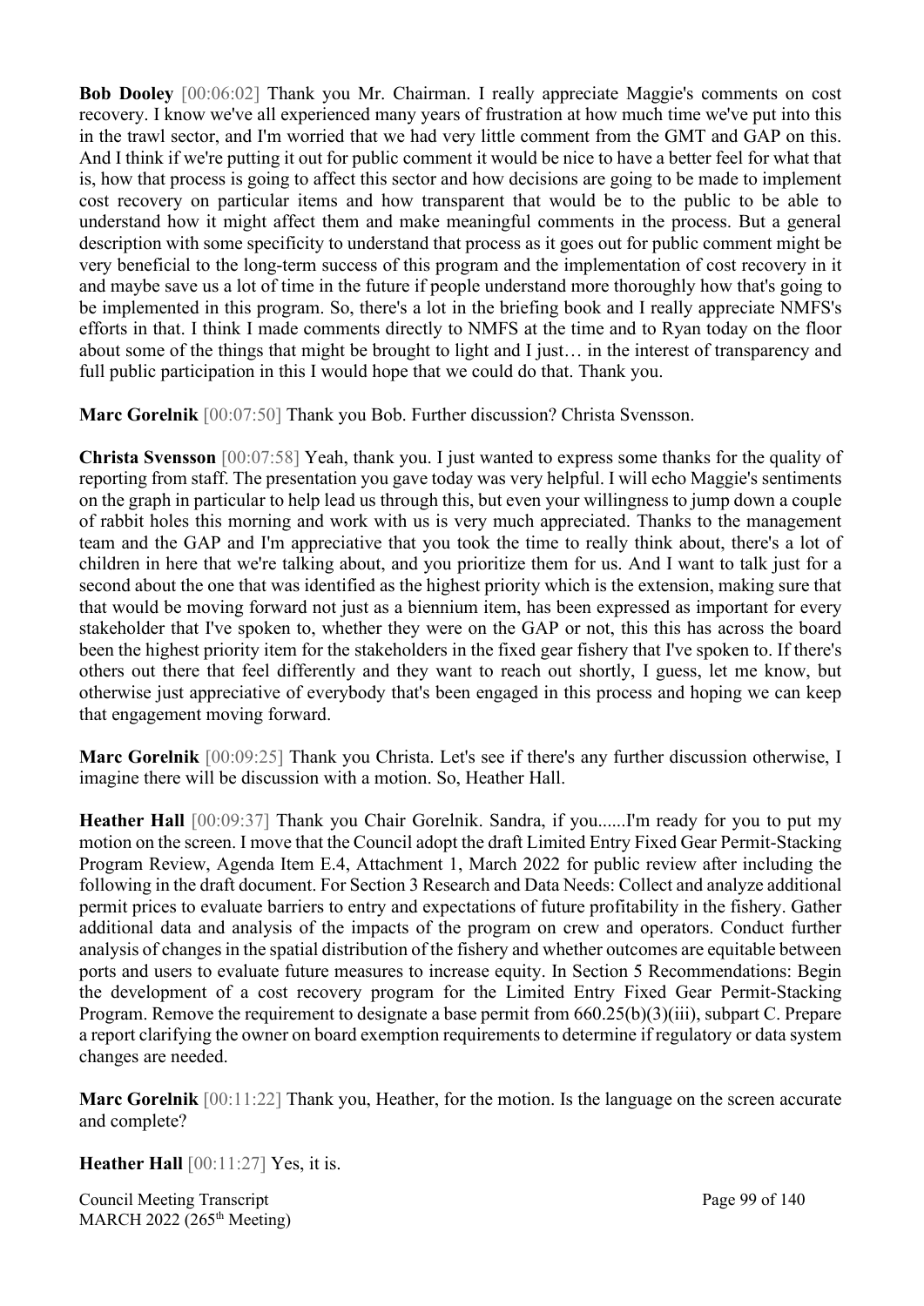**Bob Dooley** [00:06:02] Thank you Mr. Chairman. I really appreciate Maggie's comments on cost recovery. I know we've all experienced many years of frustration at how much time we've put into this in the trawl sector, and I'm worried that we had very little comment from the GMT and GAP on this. And I think if we're putting it out for public comment it would be nice to have a better feel for what that is, how that process is going to affect this sector and how decisions are going to be made to implement cost recovery on particular items and how transparent that would be to the public to be able to understand how it might affect them and make meaningful comments in the process. But a general description with some specificity to understand that process as it goes out for public comment might be very beneficial to the long-term success of this program and the implementation of cost recovery in it and maybe save us a lot of time in the future if people understand more thoroughly how that's going to be implemented in this program. So, there's a lot in the briefing book and I really appreciate NMFS's efforts in that. I think I made comments directly to NMFS at the time and to Ryan today on the floor about some of the things that might be brought to light and I just… in the interest of transparency and full public participation in this I would hope that we could do that. Thank you.

**Marc Gorelnik** [00:07:50] Thank you Bob. Further discussion? Christa Svensson.

**Christa Svensson** [00:07:58] Yeah, thank you. I just wanted to express some thanks for the quality of reporting from staff. The presentation you gave today was very helpful. I will echo Maggie's sentiments on the graph in particular to help lead us through this, but even your willingness to jump down a couple of rabbit holes this morning and work with us is very much appreciated. Thanks to the management team and the GAP and I'm appreciative that you took the time to really think about, there's a lot of children in here that we're talking about, and you prioritize them for us. And I want to talk just for a second about the one that was identified as the highest priority which is the extension, making sure that that would be moving forward not just as a biennium item, has been expressed as important for every stakeholder that I've spoken to, whether they were on the GAP or not, this this has across the board been the highest priority item for the stakeholders in the fixed gear fishery that I've spoken to. If there's others out there that feel differently and they want to reach out shortly, I guess, let me know, but otherwise just appreciative of everybody that's been engaged in this process and hoping we can keep that engagement moving forward.

**Marc Gorelnik** [00:09:25] Thank you Christa. Let's see if there's any further discussion otherwise, I imagine there will be discussion with a motion. So, Heather Hall.

**Heather Hall** [00:09:37] Thank you Chair Gorelnik. Sandra, if you......I'm ready for you to put my motion on the screen. I move that the Council adopt the draft Limited Entry Fixed Gear Permit-Stacking Program Review, Agenda Item E.4, Attachment 1, March 2022 for public review after including the following in the draft document. For Section 3 Research and Data Needs: Collect and analyze additional permit prices to evaluate barriers to entry and expectations of future profitability in the fishery. Gather additional data and analysis of the impacts of the program on crew and operators. Conduct further analysis of changes in the spatial distribution of the fishery and whether outcomes are equitable between ports and users to evaluate future measures to increase equity. In Section 5 Recommendations: Begin the development of a cost recovery program for the Limited Entry Fixed Gear Permit-Stacking Program. Remove the requirement to designate a base permit from 660.25(b)(3)(iii), subpart C. Prepare a report clarifying the owner on board exemption requirements to determine if regulatory or data system changes are needed.

**Marc Gorelnik** [00:11:22] Thank you, Heather, for the motion. Is the language on the screen accurate and complete?

**Heather Hall** [00:11:27] Yes, it is.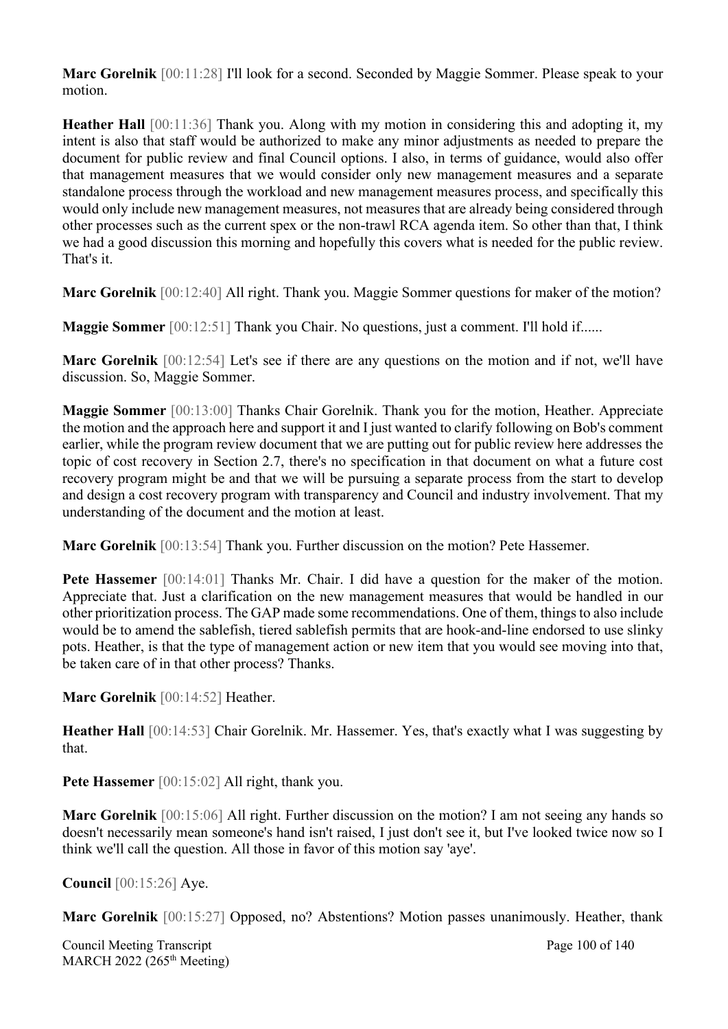**Marc Gorelnik** [00:11:28] I'll look for a second. Seconded by Maggie Sommer. Please speak to your motion.

**Heather Hall** [00:11:36] Thank you. Along with my motion in considering this and adopting it, my intent is also that staff would be authorized to make any minor adjustments as needed to prepare the document for public review and final Council options. I also, in terms of guidance, would also offer that management measures that we would consider only new management measures and a separate standalone process through the workload and new management measures process, and specifically this would only include new management measures, not measures that are already being considered through other processes such as the current spex or the non-trawl RCA agenda item. So other than that, I think we had a good discussion this morning and hopefully this covers what is needed for the public review. That's it.

**Marc Gorelnik** [00:12:40] All right. Thank you. Maggie Sommer questions for maker of the motion?

**Maggie Sommer** [00:12:51] Thank you Chair. No questions, just a comment. I'll hold if......

**Marc Gorelnik** [00:12:54] Let's see if there are any questions on the motion and if not, we'll have discussion. So, Maggie Sommer.

**Maggie Sommer** [00:13:00] Thanks Chair Gorelnik. Thank you for the motion, Heather. Appreciate the motion and the approach here and support it and I just wanted to clarify following on Bob's comment earlier, while the program review document that we are putting out for public review here addresses the topic of cost recovery in Section 2.7, there's no specification in that document on what a future cost recovery program might be and that we will be pursuing a separate process from the start to develop and design a cost recovery program with transparency and Council and industry involvement. That my understanding of the document and the motion at least.

**Marc Gorelnik** [00:13:54] Thank you. Further discussion on the motion? Pete Hassemer.

**Pete Hassemer** [00:14:01] Thanks Mr. Chair. I did have a question for the maker of the motion. Appreciate that. Just a clarification on the new management measures that would be handled in our other prioritization process. The GAP made some recommendations. One of them, things to also include would be to amend the sablefish, tiered sablefish permits that are hook-and-line endorsed to use slinky pots. Heather, is that the type of management action or new item that you would see moving into that, be taken care of in that other process? Thanks.

**Marc Gorelnik** [00:14:52] Heather.

**Heather Hall** [00:14:53] Chair Gorelnik. Mr. Hassemer. Yes, that's exactly what I was suggesting by that.

**Pete Hassemer** [00:15:02] All right, thank you.

**Marc Gorelnik** [00:15:06] All right. Further discussion on the motion? I am not seeing any hands so doesn't necessarily mean someone's hand isn't raised, I just don't see it, but I've looked twice now so I think we'll call the question. All those in favor of this motion say 'aye'.

**Council** [00:15:26] Aye.

**Marc Gorelnik** [00:15:27] Opposed, no? Abstentions? Motion passes unanimously. Heather, thank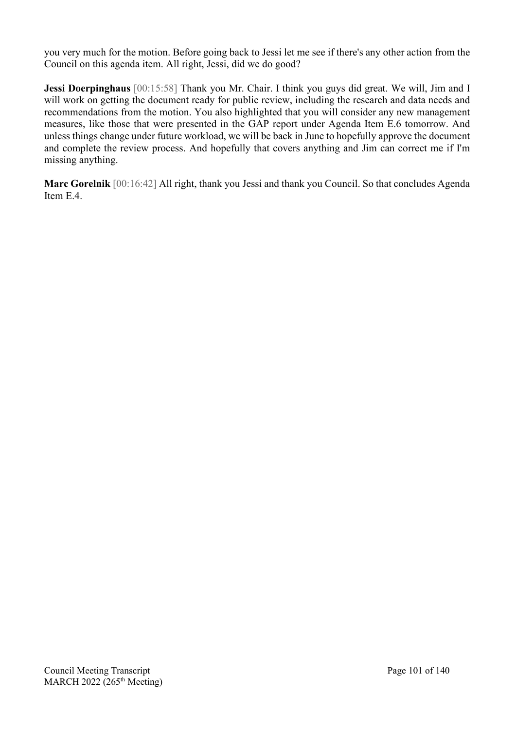you very much for the motion. Before going back to Jessi let me see if there's any other action from the Council on this agenda item. All right, Jessi, did we do good?

**Jessi Doerpinghaus** [00:15:58] Thank you Mr. Chair. I think you guys did great. We will, Jim and I will work on getting the document ready for public review, including the research and data needs and recommendations from the motion. You also highlighted that you will consider any new management measures, like those that were presented in the GAP report under Agenda Item E.6 tomorrow. And unless things change under future workload, we will be back in June to hopefully approve the document and complete the review process. And hopefully that covers anything and Jim can correct me if I'm missing anything.

**Marc Gorelnik** [00:16:42] All right, thank you Jessi and thank you Council. So that concludes Agenda Item E.4.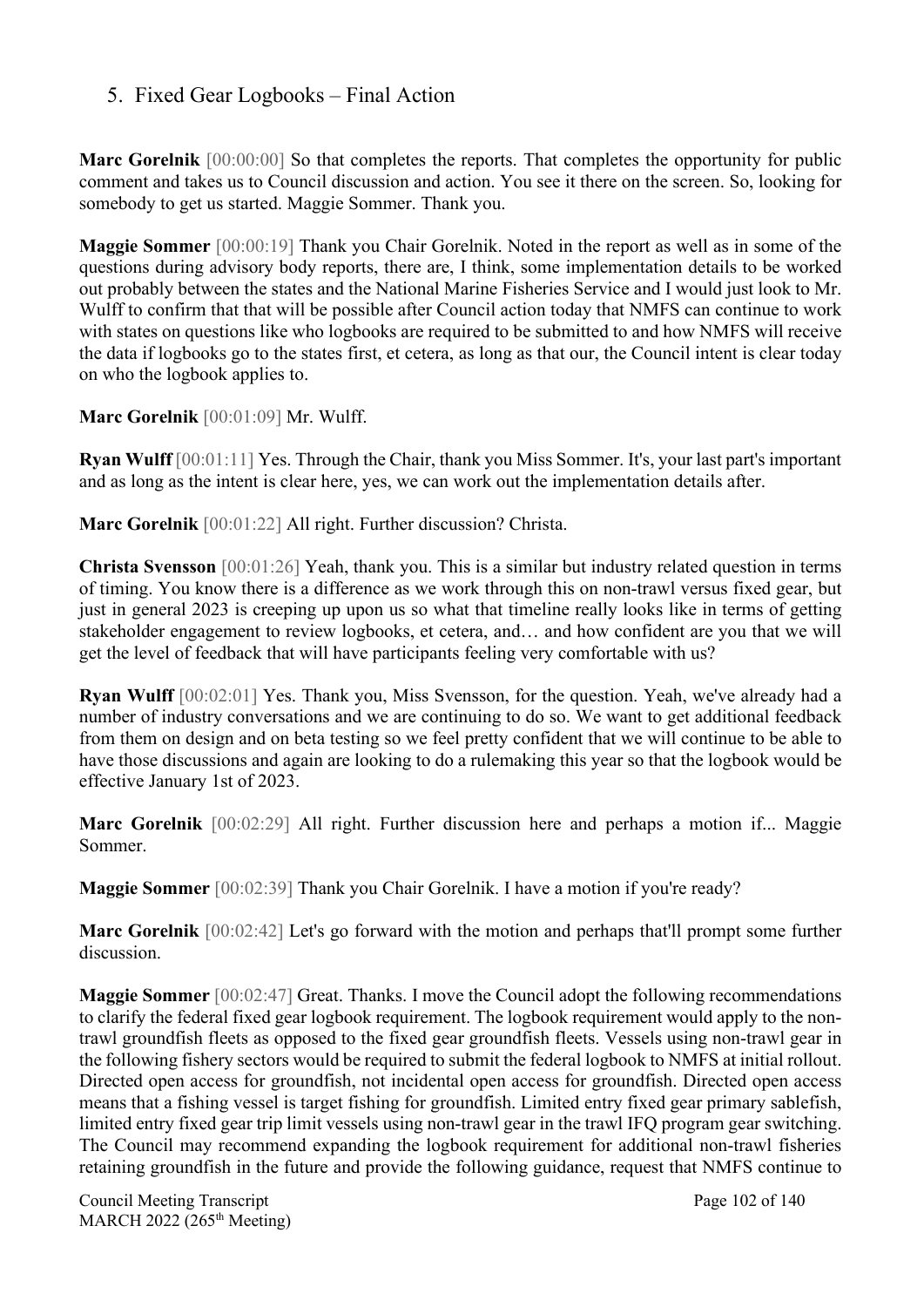## 5. Fixed Gear Logbooks – Final Action

**Marc Gorelnik** [00:00:00] So that completes the reports. That completes the opportunity for public comment and takes us to Council discussion and action. You see it there on the screen. So, looking for somebody to get us started. Maggie Sommer. Thank you.

**Maggie Sommer** [00:00:19] Thank you Chair Gorelnik. Noted in the report as well as in some of the questions during advisory body reports, there are, I think, some implementation details to be worked out probably between the states and the National Marine Fisheries Service and I would just look to Mr. Wulff to confirm that that will be possible after Council action today that NMFS can continue to work with states on questions like who logbooks are required to be submitted to and how NMFS will receive the data if logbooks go to the states first, et cetera, as long as that our, the Council intent is clear today on who the logbook applies to.

**Marc Gorelnik** [00:01:09] Mr. Wulff.

**Ryan Wulff** [00:01:11] Yes. Through the Chair, thank you Miss Sommer. It's, your last part's important and as long as the intent is clear here, yes, we can work out the implementation details after.

**Marc Gorelnik** [00:01:22] All right. Further discussion? Christa.

**Christa Svensson** [00:01:26] Yeah, thank you. This is a similar but industry related question in terms of timing. You know there is a difference as we work through this on non-trawl versus fixed gear, but just in general 2023 is creeping up upon us so what that timeline really looks like in terms of getting stakeholder engagement to review logbooks, et cetera, and… and how confident are you that we will get the level of feedback that will have participants feeling very comfortable with us?

**Ryan Wulff** [00:02:01] Yes. Thank you, Miss Svensson, for the question. Yeah, we've already had a number of industry conversations and we are continuing to do so. We want to get additional feedback from them on design and on beta testing so we feel pretty confident that we will continue to be able to have those discussions and again are looking to do a rulemaking this year so that the logbook would be effective January 1st of 2023.

**Marc Gorelnik** [00:02:29] All right. Further discussion here and perhaps a motion if... Maggie Sommer.

**Maggie Sommer** [00:02:39] Thank you Chair Gorelnik. I have a motion if you're ready?

**Marc Gorelnik** [00:02:42] Let's go forward with the motion and perhaps that'll prompt some further discussion.

**Maggie Sommer** [00:02:47] Great. Thanks. I move the Council adopt the following recommendations to clarify the federal fixed gear logbook requirement. The logbook requirement would apply to the non-trawl groundfish fleets as opposed to the fixed gear groundfish fleets. Vessels using non-trawl gear in the following fishery sectors would be required to submit the federal logbook to NMFS at initial rollout. Directed open access for groundfish, not incidental open access for groundfish. Directed open access means that a fishing vessel is target fishing for groundfish. Limited entry fixed gear primary sablefish, limited entry fixed gear trip limit vessels using non-trawl gear in the trawl IFQ program gear switching. The Council may recommend expanding the logbook requirement for additional non-trawl fisheries retaining groundfish in the future and provide the following guidance, request that NMFS continue to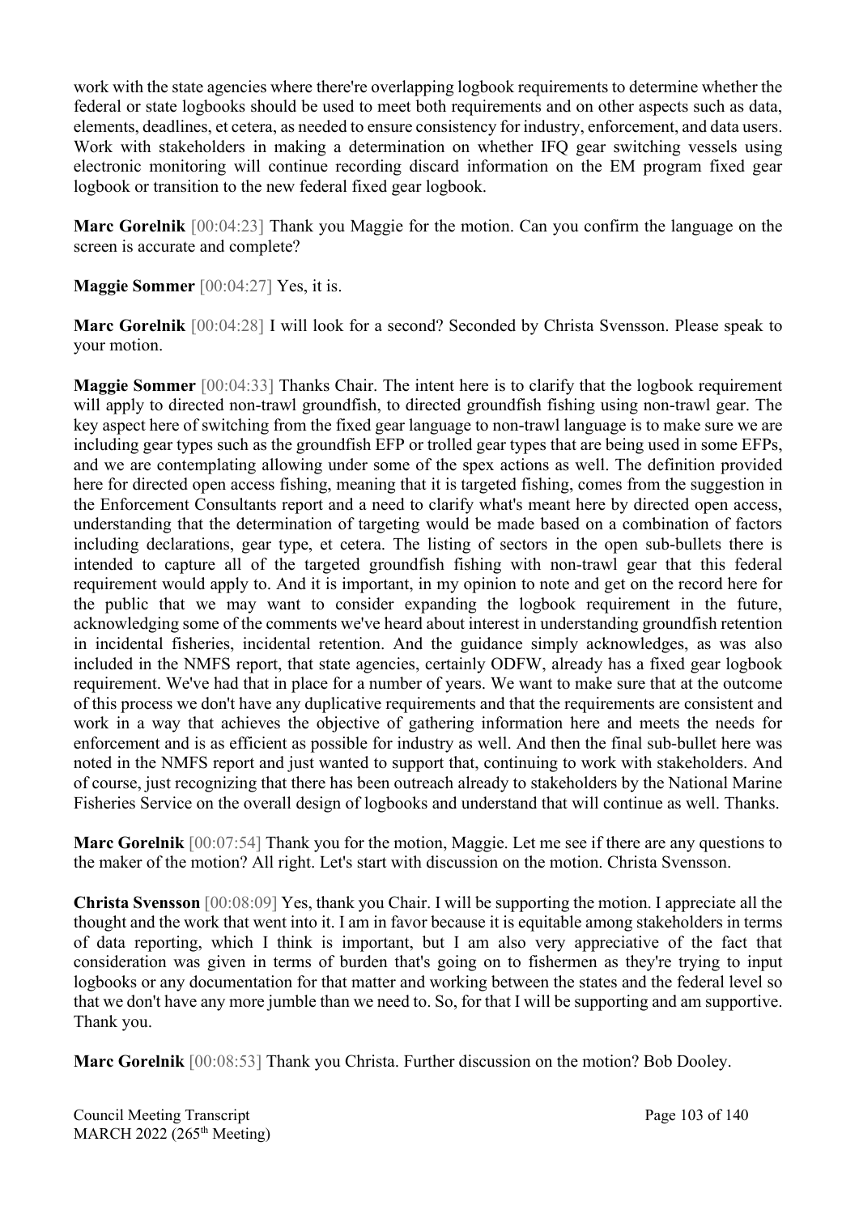work with the state agencies where there're overlapping logbook requirements to determine whether the federal or state logbooks should be used to meet both requirements and on other aspects such as data, elements, deadlines, et cetera, as needed to ensure consistency for industry, enforcement, and data users. Work with stakeholders in making a determination on whether IFQ gear switching vessels using electronic monitoring will continue recording discard information on the EM program fixed gear logbook or transition to the new federal fixed gear logbook.

**Marc Gorelnik** [00:04:23] Thank you Maggie for the motion. Can you confirm the language on the screen is accurate and complete?

**Maggie Sommer** [00:04:27] Yes, it is.

**Marc Gorelnik** [00:04:28] I will look for a second? Seconded by Christa Svensson. Please speak to your motion.

**Maggie Sommer** [00:04:33] Thanks Chair. The intent here is to clarify that the logbook requirement will apply to directed non-trawl groundfish, to directed groundfish fishing using non-trawl gear. The key aspect here of switching from the fixed gear language to non-trawl language is to make sure we are including gear types such as the groundfish EFP or trolled gear types that are being used in some EFPs, and we are contemplating allowing under some of the spex actions as well. The definition provided here for directed open access fishing, meaning that it is targeted fishing, comes from the suggestion in the Enforcement Consultants report and a need to clarify what's meant here by directed open access, understanding that the determination of targeting would be made based on a combination of factors including declarations, gear type, et cetera. The listing of sectors in the open sub-bullets there is intended to capture all of the targeted groundfish fishing with non-trawl gear that this federal requirement would apply to. And it is important, in my opinion to note and get on the record here for the public that we may want to consider expanding the logbook requirement in the future, acknowledging some of the comments we've heard about interest in understanding groundfish retention in incidental fisheries, incidental retention. And the guidance simply acknowledges, as was also included in the NMFS report, that state agencies, certainly ODFW, already has a fixed gear logbook requirement. We've had that in place for a number of years. We want to make sure that at the outcome of this process we don't have any duplicative requirements and that the requirements are consistent and work in a way that achieves the objective of gathering information here and meets the needs for enforcement and is as efficient as possible for industry as well. And then the final sub-bullet here was noted in the NMFS report and just wanted to support that, continuing to work with stakeholders. And of course, just recognizing that there has been outreach already to stakeholders by the National Marine Fisheries Service on the overall design of logbooks and understand that will continue as well. Thanks.

**Marc Gorelnik** [00:07:54] Thank you for the motion, Maggie. Let me see if there are any questions to the maker of the motion? All right. Let's start with discussion on the motion. Christa Svensson.

**Christa Svensson** [00:08:09] Yes, thank you Chair. I will be supporting the motion. I appreciate all the thought and the work that went into it. I am in favor because it is equitable among stakeholders in terms of data reporting, which I think is important, but I am also very appreciative of the fact that consideration was given in terms of burden that's going on to fishermen as they're trying to input logbooks or any documentation for that matter and working between the states and the federal level so that we don't have any more jumble than we need to. So, for that I will be supporting and am supportive. Thank you.

**Marc Gorelnik** [00:08:53] Thank you Christa. Further discussion on the motion? Bob Dooley.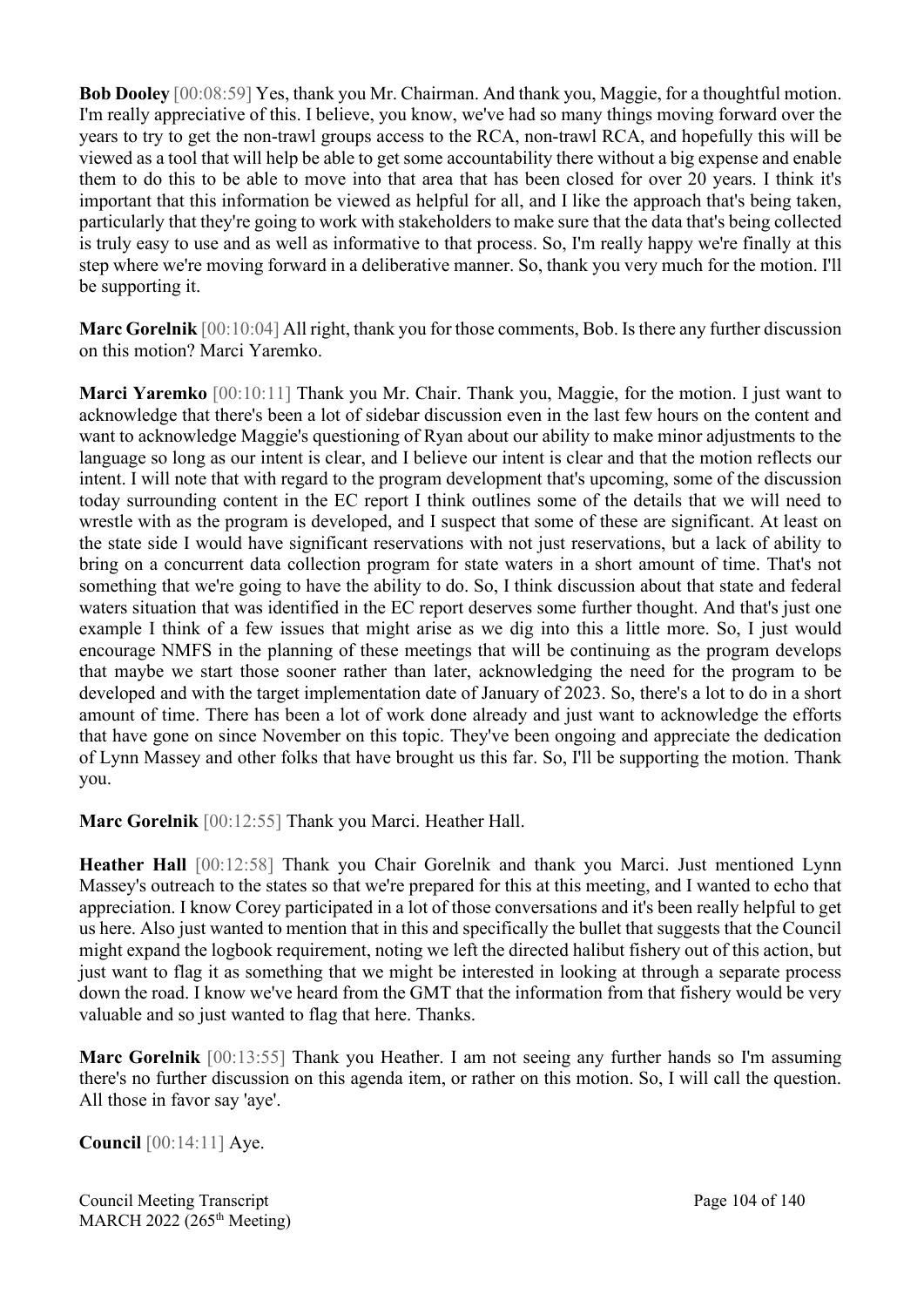**Bob Dooley** [00:08:59] Yes, thank you Mr. Chairman. And thank you, Maggie, for a thoughtful motion. I'm really appreciative of this. I believe, you know, we've had so many things moving forward over the years to try to get the non-trawl groups access to the RCA, non-trawl RCA, and hopefully this will be viewed as a tool that will help be able to get some accountability there without a big expense and enable them to do this to be able to move into that area that has been closed for over 20 years. I think it's important that this information be viewed as helpful for all, and I like the approach that's being taken, particularly that they're going to work with stakeholders to make sure that the data that's being collected is truly easy to use and as well as informative to that process. So, I'm really happy we're finally at this step where we're moving forward in a deliberative manner. So, thank you very much for the motion. I'll be supporting it.

**Marc Gorelnik** [00:10:04] All right, thank you for those comments, Bob. Is there any further discussion on this motion? Marci Yaremko.

**Marci Yaremko** [00:10:11] Thank you Mr. Chair. Thank you, Maggie, for the motion. I just want to acknowledge that there's been a lot of sidebar discussion even in the last few hours on the content and want to acknowledge Maggie's questioning of Ryan about our ability to make minor adjustments to the language so long as our intent is clear, and I believe our intent is clear and that the motion reflects our intent. I will note that with regard to the program development that's upcoming, some of the discussion today surrounding content in the EC report I think outlines some of the details that we will need to wrestle with as the program is developed, and I suspect that some of these are significant. At least on the state side I would have significant reservations with not just reservations, but a lack of ability to bring on a concurrent data collection program for state waters in a short amount of time. That's not something that we're going to have the ability to do. So, I think discussion about that state and federal waters situation that was identified in the EC report deserves some further thought. And that's just one example I think of a few issues that might arise as we dig into this a little more. So, I just would encourage NMFS in the planning of these meetings that will be continuing as the program develops that maybe we start those sooner rather than later, acknowledging the need for the program to be developed and with the target implementation date of January of 2023. So, there's a lot to do in a short amount of time. There has been a lot of work done already and just want to acknowledge the efforts that have gone on since November on this topic. They've been ongoing and appreciate the dedication of Lynn Massey and other folks that have brought us this far. So, I'll be supporting the motion. Thank you.

**Marc Gorelnik** [00:12:55] Thank you Marci. Heather Hall.

**Heather Hall** [00:12:58] Thank you Chair Gorelnik and thank you Marci. Just mentioned Lynn Massey's outreach to the states so that we're prepared for this at this meeting, and I wanted to echo that appreciation. I know Corey participated in a lot of those conversations and it's been really helpful to get us here. Also just wanted to mention that in this and specifically the bullet that suggests that the Council might expand the logbook requirement, noting we left the directed halibut fishery out of this action, but just want to flag it as something that we might be interested in looking at through a separate process down the road. I know we've heard from the GMT that the information from that fishery would be very valuable and so just wanted to flag that here. Thanks.

**Marc Gorelnik** [00:13:55] Thank you Heather. I am not seeing any further hands so I'm assuming there's no further discussion on this agenda item, or rather on this motion. So, I will call the question. All those in favor say 'aye'.

**Council** [00:14:11] Aye.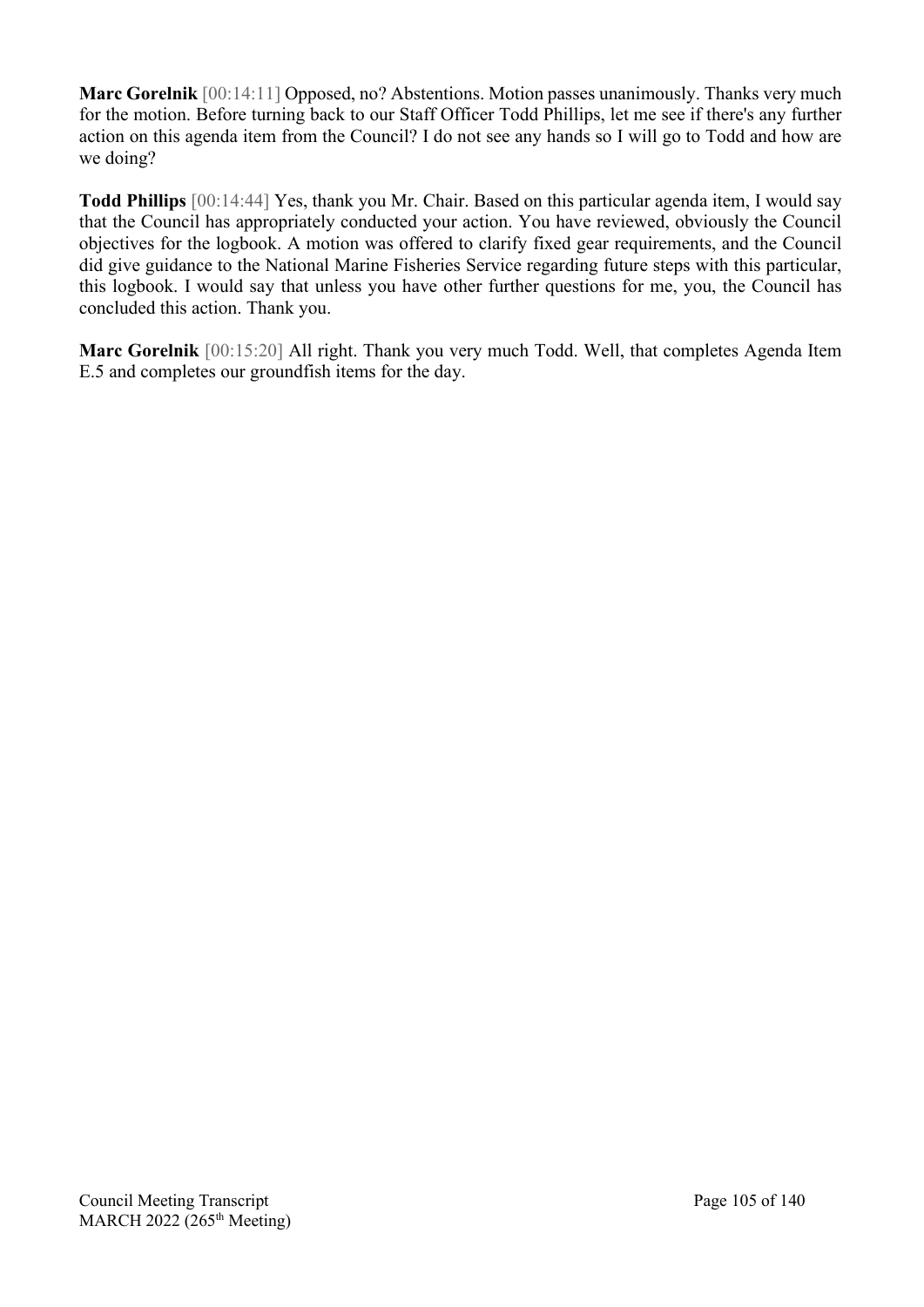**Marc Gorelnik** [00:14:11] Opposed, no? Abstentions. Motion passes unanimously. Thanks very much for the motion. Before turning back to our Staff Officer Todd Phillips, let me see if there's any further action on this agenda item from the Council? I do not see any hands so I will go to Todd and how are we doing?

**Todd Phillips** [00:14:44] Yes, thank you Mr. Chair. Based on this particular agenda item, I would say that the Council has appropriately conducted your action. You have reviewed, obviously the Council objectives for the logbook. A motion was offered to clarify fixed gear requirements, and the Council did give guidance to the National Marine Fisheries Service regarding future steps with this particular, this logbook. I would say that unless you have other further questions for me, you, the Council has concluded this action. Thank you.

**Marc Gorelnik** [00:15:20] All right. Thank you very much Todd. Well, that completes Agenda Item E.5 and completes our groundfish items for the day.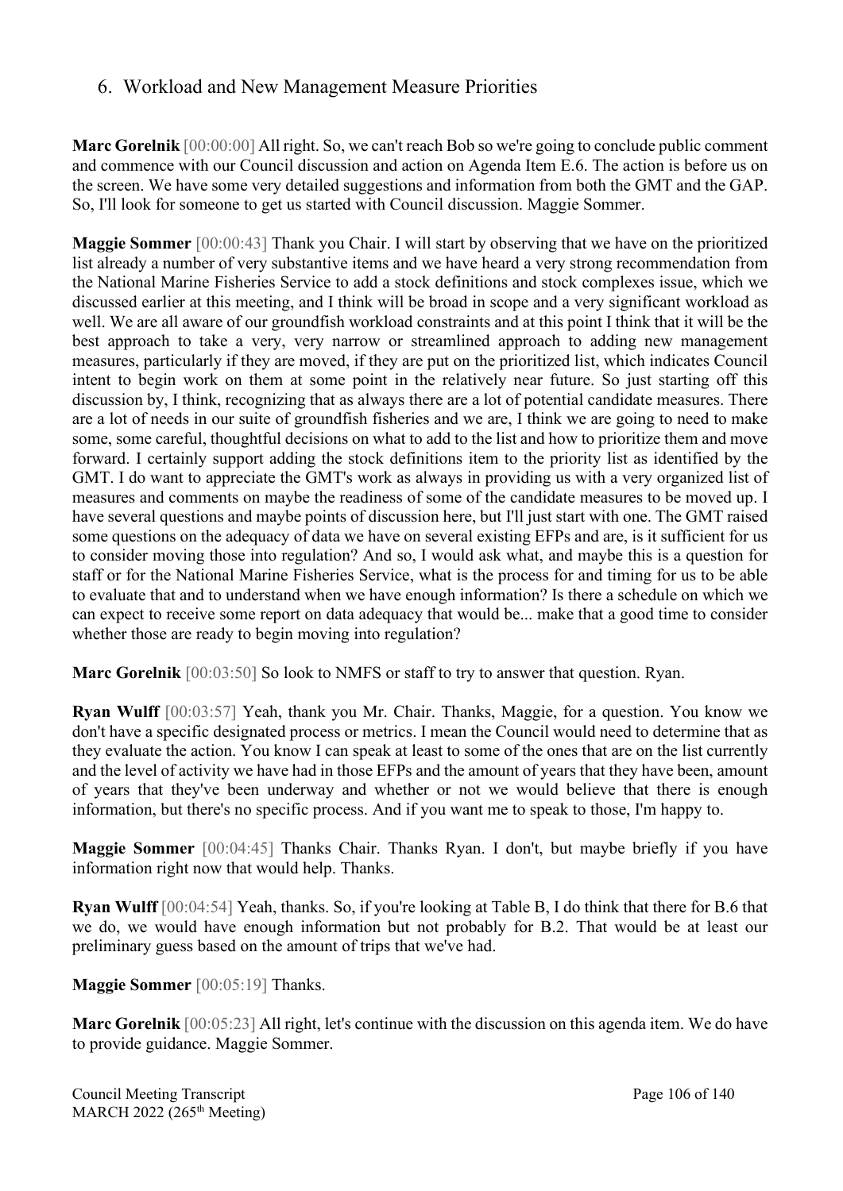## 6. Workload and New Management Measure Priorities

**Marc Gorelnik** [00:00:00] All right. So, we can't reach Bob so we're going to conclude public comment and commence with our Council discussion and action on Agenda Item E.6. The action is before us on the screen. We have some very detailed suggestions and information from both the GMT and the GAP. So, I'll look for someone to get us started with Council discussion. Maggie Sommer.

**Maggie Sommer** [00:00:43] Thank you Chair. I will start by observing that we have on the prioritized list already a number of very substantive items and we have heard a very strong recommendation from the National Marine Fisheries Service to add a stock definitions and stock complexes issue, which we discussed earlier at this meeting, and I think will be broad in scope and a very significant workload as well. We are all aware of our groundfish workload constraints and at this point I think that it will be the best approach to take a very, very narrow or streamlined approach to adding new management measures, particularly if they are moved, if they are put on the prioritized list, which indicates Council intent to begin work on them at some point in the relatively near future. So just starting off this discussion by, I think, recognizing that as always there are a lot of potential candidate measures. There are a lot of needs in our suite of groundfish fisheries and we are, I think we are going to need to make some, some careful, thoughtful decisions on what to add to the list and how to prioritize them and move forward. I certainly support adding the stock definitions item to the priority list as identified by the GMT. I do want to appreciate the GMT's work as always in providing us with a very organized list of measures and comments on maybe the readiness of some of the candidate measures to be moved up. I have several questions and maybe points of discussion here, but I'll just start with one. The GMT raised some questions on the adequacy of data we have on several existing EFPs and are, is it sufficient for us to consider moving those into regulation? And so, I would ask what, and maybe this is a question for staff or for the National Marine Fisheries Service, what is the process for and timing for us to be able to evaluate that and to understand when we have enough information? Is there a schedule on which we can expect to receive some report on data adequacy that would be... make that a good time to consider whether those are ready to begin moving into regulation?

**Marc Gorelnik** [00:03:50] So look to NMFS or staff to try to answer that question. Ryan.

**Ryan Wulff** [00:03:57] Yeah, thank you Mr. Chair. Thanks, Maggie, for a question. You know we don't have a specific designated process or metrics. I mean the Council would need to determine that as they evaluate the action. You know I can speak at least to some of the ones that are on the list currently and the level of activity we have had in those EFPs and the amount of years that they have been, amount of years that they've been underway and whether or not we would believe that there is enough information, but there's no specific process. And if you want me to speak to those, I'm happy to.

**Maggie Sommer** [00:04:45] Thanks Chair. Thanks Ryan. I don't, but maybe briefly if you have information right now that would help. Thanks.

**Ryan Wulff** [00:04:54] Yeah, thanks. So, if you're looking at Table B, I do think that there for B.6 that we do, we would have enough information but not probably for B.2. That would be at least our preliminary guess based on the amount of trips that we've had.

**Maggie Sommer** [00:05:19] Thanks.

**Marc Gorelnik** [00:05:23] All right, let's continue with the discussion on this agenda item. We do have to provide guidance. Maggie Sommer.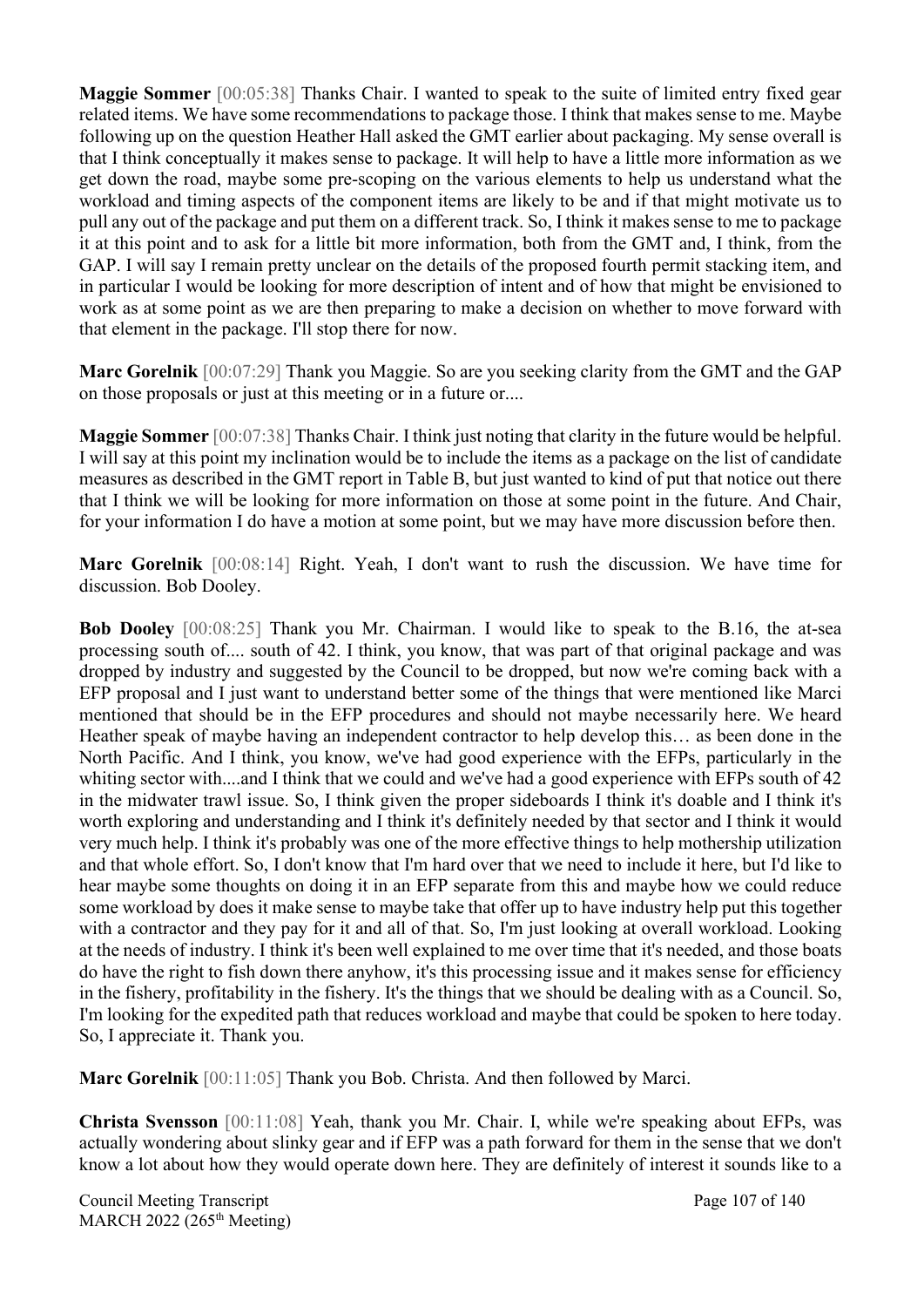**Maggie Sommer** [00:05:38] Thanks Chair. I wanted to speak to the suite of limited entry fixed gear related items. We have some recommendations to package those. I think that makes sense to me. Maybe following up on the question Heather Hall asked the GMT earlier about packaging. My sense overall is that I think conceptually it makes sense to package. It will help to have a little more information as we get down the road, maybe some pre-scoping on the various elements to help us understand what the workload and timing aspects of the component items are likely to be and if that might motivate us to pull any out of the package and put them on a different track. So, I think it makes sense to me to package it at this point and to ask for a little bit more information, both from the GMT and, I think, from the GAP. I will say I remain pretty unclear on the details of the proposed fourth permit stacking item, and in particular I would be looking for more description of intent and of how that might be envisioned to work as at some point as we are then preparing to make a decision on whether to move forward with that element in the package. I'll stop there for now.

**Marc Gorelnik** [00:07:29] Thank you Maggie. So are you seeking clarity from the GMT and the GAP on those proposals or just at this meeting or in a future or....

**Maggie Sommer** [00:07:38] Thanks Chair. I think just noting that clarity in the future would be helpful. I will say at this point my inclination would be to include the items as a package on the list of candidate measures as described in the GMT report in Table B, but just wanted to kind of put that notice out there that I think we will be looking for more information on those at some point in the future. And Chair, for your information I do have a motion at some point, but we may have more discussion before then.

**Marc Gorelnik** [00:08:14] Right. Yeah, I don't want to rush the discussion. We have time for discussion. Bob Dooley.

**Bob Dooley** [00:08:25] Thank you Mr. Chairman. I would like to speak to the B.16, the at-sea processing south of.... south of 42. I think, you know, that was part of that original package and was dropped by industry and suggested by the Council to be dropped, but now we're coming back with a EFP proposal and I just want to understand better some of the things that were mentioned like Marci mentioned that should be in the EFP procedures and should not maybe necessarily here. We heard Heather speak of maybe having an independent contractor to help develop this… as been done in the North Pacific. And I think, you know, we've had good experience with the EFPs, particularly in the whiting sector with....and I think that we could and we've had a good experience with EFPs south of 42 in the midwater trawl issue. So, I think given the proper sideboards I think it's doable and I think it's worth exploring and understanding and I think it's definitely needed by that sector and I think it would very much help. I think it's probably was one of the more effective things to help mothership utilization and that whole effort. So, I don't know that I'm hard over that we need to include it here, but I'd like to hear maybe some thoughts on doing it in an EFP separate from this and maybe how we could reduce some workload by does it make sense to maybe take that offer up to have industry help put this together with a contractor and they pay for it and all of that. So, I'm just looking at overall workload. Looking at the needs of industry. I think it's been well explained to me over time that it's needed, and those boats do have the right to fish down there anyhow, it's this processing issue and it makes sense for efficiency in the fishery, profitability in the fishery. It's the things that we should be dealing with as a Council. So, I'm looking for the expedited path that reduces workload and maybe that could be spoken to here today. So, I appreciate it. Thank you.

**Marc Gorelnik** [00:11:05] Thank you Bob. Christa. And then followed by Marci.

**Christa Svensson** [00:11:08] Yeah, thank you Mr. Chair. I, while we're speaking about EFPs, was actually wondering about slinky gear and if EFP was a path forward for them in the sense that we don't know a lot about how they would operate down here. They are definitely of interest it sounds like to a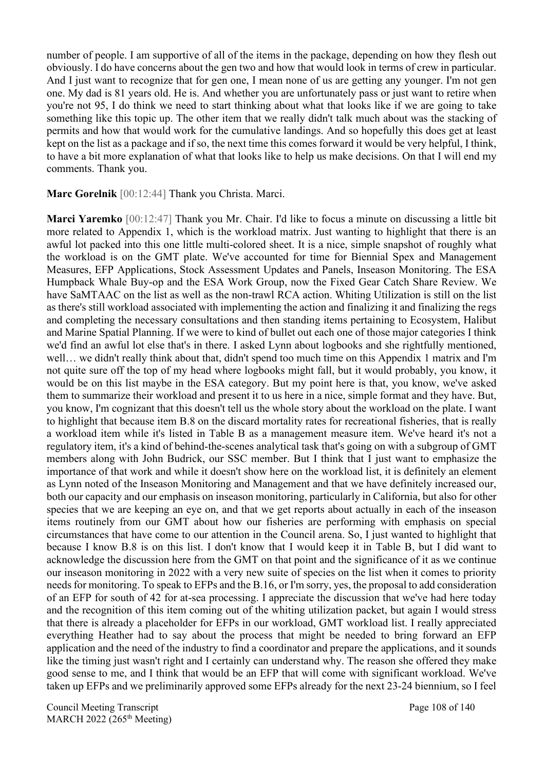number of people. I am supportive of all of the items in the package, depending on how they flesh out obviously. I do have concerns about the gen two and how that would look in terms of crew in particular. And I just want to recognize that for gen one, I mean none of us are getting any younger. I'm not gen one. My dad is 81 years old. He is. And whether you are unfortunately pass or just want to retire when you're not 95, I do think we need to start thinking about what that looks like if we are going to take something like this topic up. The other item that we really didn't talk much about was the stacking of permits and how that would work for the cumulative landings. And so hopefully this does get at least kept on the list as a package and if so, the next time this comes forward it would be very helpful, I think, to have a bit more explanation of what that looks like to help us make decisions. On that I will end my comments. Thank you.

**Marc Gorelnik** [00:12:44] Thank you Christa. Marci.

**Marci Yaremko** [00:12:47] Thank you Mr. Chair. I'd like to focus a minute on discussing a little bit more related to Appendix 1, which is the workload matrix. Just wanting to highlight that there is an awful lot packed into this one little multi-colored sheet. It is a nice, simple snapshot of roughly what the workload is on the GMT plate. We've accounted for time for Biennial Spex and Management Measures, EFP Applications, Stock Assessment Updates and Panels, Inseason Monitoring. The ESA Humpback Whale Buy-op and the ESA Work Group, now the Fixed Gear Catch Share Review. We have SaMTAAC on the list as well as the non-trawl RCA action. Whiting Utilization is still on the list as there's still workload associated with implementing the action and finalizing it and finalizing the regs and completing the necessary consultations and then standing items pertaining to Ecosystem, Halibut and Marine Spatial Planning. If we were to kind of bullet out each one of those major categories I think we'd find an awful lot else that's in there. I asked Lynn about logbooks and she rightfully mentioned, well… we didn't really think about that, didn't spend too much time on this Appendix 1 matrix and I'm not quite sure off the top of my head where logbooks might fall, but it would probably, you know, it would be on this list maybe in the ESA category. But my point here is that, you know, we've asked them to summarize their workload and present it to us here in a nice, simple format and they have. But, you know, I'm cognizant that this doesn't tell us the whole story about the workload on the plate. I want to highlight that because item B.8 on the discard mortality rates for recreational fisheries, that is really a workload item while it's listed in Table B as a management measure item. We've heard it's not a regulatory item, it's a kind of behind-the-scenes analytical task that's going on with a subgroup of GMT members along with John Budrick, our SSC member. But I think that I just want to emphasize the importance of that work and while it doesn't show here on the workload list, it is definitely an element as Lynn noted of the Inseason Monitoring and Management and that we have definitely increased our, both our capacity and our emphasis on inseason monitoring, particularly in California, but also for other species that we are keeping an eye on, and that we get reports about actually in each of the inseason items routinely from our GMT about how our fisheries are performing with emphasis on special circumstances that have come to our attention in the Council arena. So, I just wanted to highlight that because I know B.8 is on this list. I don't know that I would keep it in Table B, but I did want to acknowledge the discussion here from the GMT on that point and the significance of it as we continue our inseason monitoring in 2022 with a very new suite of species on the list when it comes to priority needs for monitoring. To speak to EFPs and the B.16, or I'm sorry, yes, the proposal to add consideration of an EFP for south of 42 for at-sea processing. I appreciate the discussion that we've had here today and the recognition of this item coming out of the whiting utilization packet, but again I would stress that there is already a placeholder for EFPs in our workload, GMT workload list. I really appreciated everything Heather had to say about the process that might be needed to bring forward an EFP application and the need of the industry to find a coordinator and prepare the applications, and it sounds like the timing just wasn't right and I certainly can understand why. The reason she offered they make good sense to me, and I think that would be an EFP that will come with significant workload. We've taken up EFPs and we preliminarily approved some EFPs already for the next 23-24 biennium, so I feel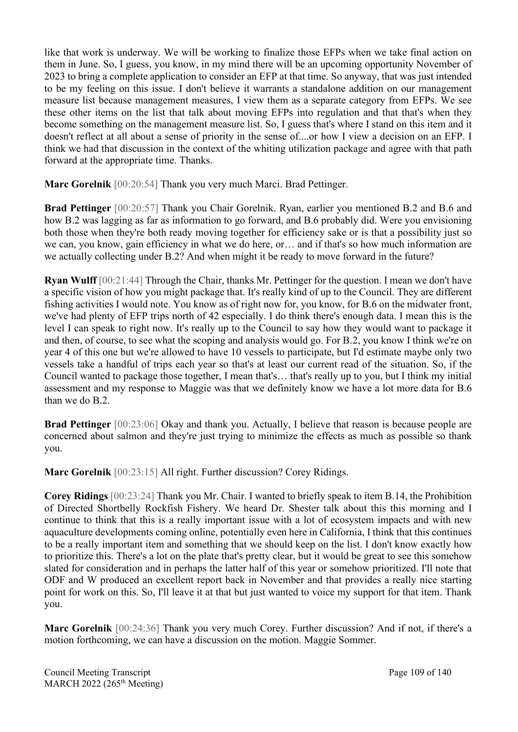like that work is underway. We will be working to finalize those EFPs when we take final action on them in June. So, I guess, you know, in my mind there will be an upcoming opportunity November of 2023 to bring a complete application to consider an EFP at that time. So anyway, that was just intended to be my feeling on this issue. I don't believe it warrants a standalone addition on our management measure list because management measures, I view them as a separate category from EFPs. We see these other items on the list that talk about moving EFPs into regulation and that that's when they become something on the management measure list. So, I guess that's where I stand on this item and it doesn't reflect at all about a sense of priority in the sense of....or how I view a decision on an EFP. I think we had that discussion in the context of the whiting utilization package and agree with that path forward at the appropriate time. Thanks.

**Marc Gorelnik** [00:20:54] Thank you very much Marci. Brad Pettinger.

**Brad Pettinger** [00:20:57] Thank you Chair Gorelnik. Ryan, earlier you mentioned B.2 and B.6 and how B.2 was lagging as far as information to go forward, and B.6 probably did. Were you envisioning both those when they're both ready moving together for efficiency sake or is that a possibility just so we can, you know, gain efficiency in what we do here, or… and if that's so how much information are we actually collecting under B.2? And when might it be ready to move forward in the future?

**Ryan Wulff** [00:21:44] Through the Chair, thanks Mr. Pettinger for the question. I mean we don't have a specific vision of how you might package that. It's really kind of up to the Council. They are different fishing activities I would note. You know as of right now for, you know, for B.6 on the midwater front, we've had plenty of EFP trips north of 42 especially. I do think there's enough data. I mean this is the level I can speak to right now. It's really up to the Council to say how they would want to package it and then, of course, to see what the scoping and analysis would go. For B.2, you know I think we're on year 4 of this one but we're allowed to have 10 vessels to participate, but I'd estimate maybe only two vessels take a handful of trips each year so that's at least our current read of the situation. So, if the Council wanted to package those together, I mean that's… that's really up to you, but I think my initial assessment and my response to Maggie was that we definitely know we have a lot more data for B.6 than we do B.2.

**Brad Pettinger** [00:23:06] Okay and thank you. Actually, I believe that reason is because people are concerned about salmon and they're just trying to minimize the effects as much as possible so thank you.

**Marc Gorelnik** [00:23:15] All right. Further discussion? Corey Ridings.

**Corey Ridings** [00:23:24] Thank you Mr. Chair. I wanted to briefly speak to item B.14, the Prohibition of Directed Shortbelly Rockfish Fishery. We heard Dr. Shester talk about this this morning and I continue to think that this is a really important issue with a lot of ecosystem impacts and with new aquaculture developments coming online, potentially even here in California, I think that this continues to be a really important item and something that we should keep on the list. I don't know exactly how to prioritize this. There's a lot on the plate that's pretty clear, but it would be great to see this somehow slated for consideration and in perhaps the latter half of this year or somehow prioritized. I'll note that ODF and W produced an excellent report back in November and that provides a really nice starting point for work on this. So, I'll leave it at that but just wanted to voice my support for that item. Thank you.

**Marc Gorelnik** [00:24:36] Thank you very much Corey. Further discussion? And if not, if there's a motion forthcoming, we can have a discussion on the motion. Maggie Sommer.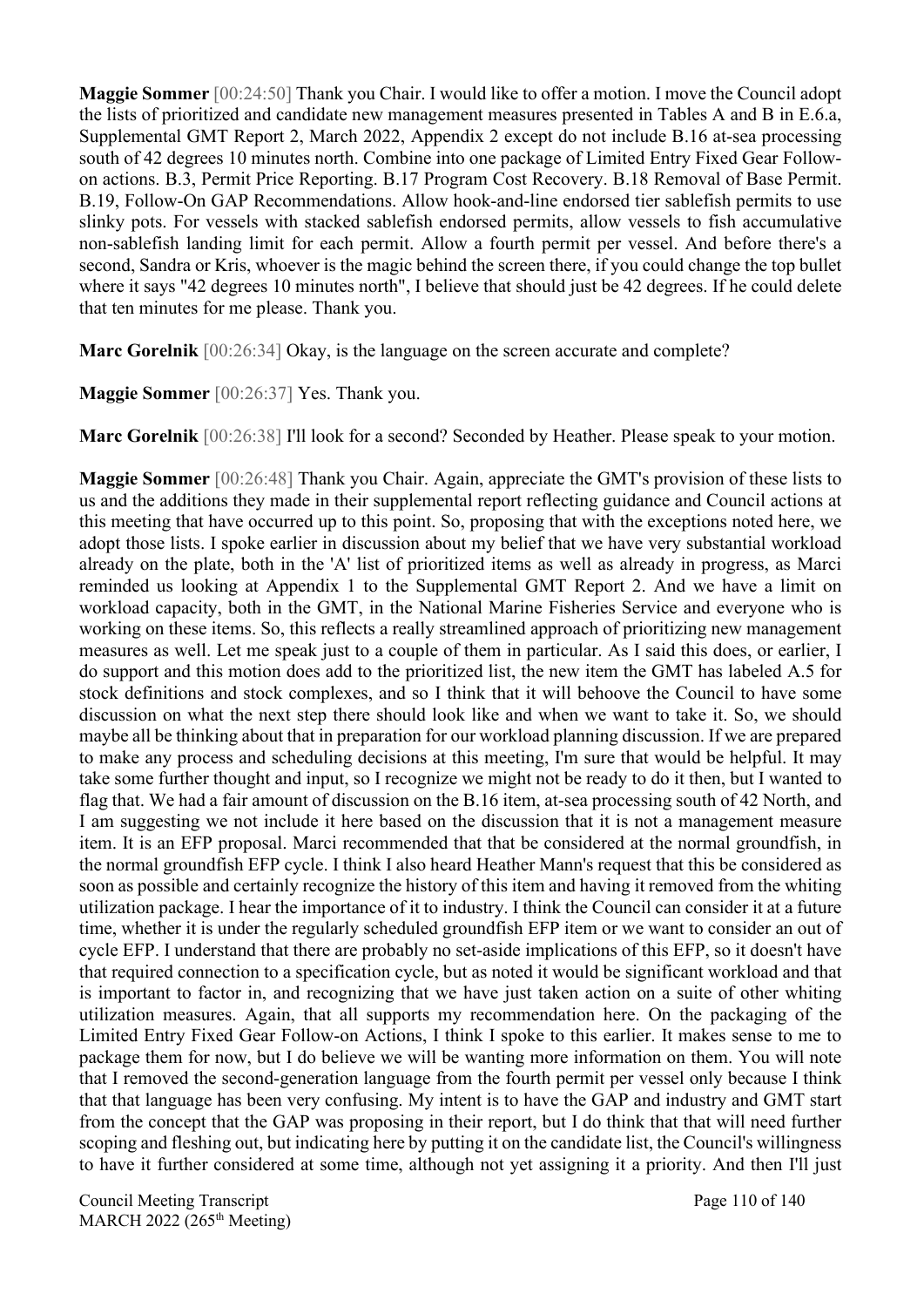**Maggie Sommer** [00:24:50] Thank you Chair. I would like to offer a motion. I move the Council adopt the lists of prioritized and candidate new management measures presented in Tables A and B in E.6.a, Supplemental GMT Report 2, March 2022, Appendix 2 except do not include B.16 at-sea processing south of 42 degrees 10 minutes north. Combine into one package of Limited Entry Fixed Gear Follow-on actions. B.3, Permit Price Reporting. B.17 Program Cost Recovery. B.18 Removal of Base Permit. B.19, Follow-On GAP Recommendations. Allow hook-and-line endorsed tier sablefish permits to use slinky pots. For vessels with stacked sablefish endorsed permits, allow vessels to fish accumulative non-sablefish landing limit for each permit. Allow a fourth permit per vessel. And before there's a second, Sandra or Kris, whoever is the magic behind the screen there, if you could change the top bullet where it says "42 degrees 10 minutes north", I believe that should just be 42 degrees. If he could delete that ten minutes for me please. Thank you.

**Marc Gorelnik** [00:26:34] Okay, is the language on the screen accurate and complete?

**Maggie Sommer** [00:26:37] Yes. Thank you.

**Marc Gorelnik** [00:26:38] I'll look for a second? Seconded by Heather. Please speak to your motion.

**Maggie Sommer** [00:26:48] Thank you Chair. Again, appreciate the GMT's provision of these lists to us and the additions they made in their supplemental report reflecting guidance and Council actions at this meeting that have occurred up to this point. So, proposing that with the exceptions noted here, we adopt those lists. I spoke earlier in discussion about my belief that we have very substantial workload already on the plate, both in the 'A' list of prioritized items as well as already in progress, as Marci reminded us looking at Appendix 1 to the Supplemental GMT Report 2. And we have a limit on workload capacity, both in the GMT, in the National Marine Fisheries Service and everyone who is working on these items. So, this reflects a really streamlined approach of prioritizing new management measures as well. Let me speak just to a couple of them in particular. As I said this does, or earlier, I do support and this motion does add to the prioritized list, the new item the GMT has labeled A.5 for stock definitions and stock complexes, and so I think that it will behoove the Council to have some discussion on what the next step there should look like and when we want to take it. So, we should maybe all be thinking about that in preparation for our workload planning discussion. If we are prepared to make any process and scheduling decisions at this meeting, I'm sure that would be helpful. It may take some further thought and input, so I recognize we might not be ready to do it then, but I wanted to flag that. We had a fair amount of discussion on the B.16 item, at-sea processing south of 42 North, and I am suggesting we not include it here based on the discussion that it is not a management measure item. It is an EFP proposal. Marci recommended that that be considered at the normal groundfish, in the normal groundfish EFP cycle. I think I also heard Heather Mann's request that this be considered as soon as possible and certainly recognize the history of this item and having it removed from the whiting utilization package. I hear the importance of it to industry. I think the Council can consider it at a future time, whether it is under the regularly scheduled groundfish EFP item or we want to consider an out of cycle EFP. I understand that there are probably no set-aside implications of this EFP, so it doesn't have that required connection to a specification cycle, but as noted it would be significant workload and that is important to factor in, and recognizing that we have just taken action on a suite of other whiting utilization measures. Again, that all supports my recommendation here. On the packaging of the Limited Entry Fixed Gear Follow-on Actions, I think I spoke to this earlier. It makes sense to me to package them for now, but I do believe we will be wanting more information on them. You will note that I removed the second-generation language from the fourth permit per vessel only because I think that that language has been very confusing. My intent is to have the GAP and industry and GMT start from the concept that the GAP was proposing in their report, but I do think that that will need further scoping and fleshing out, but indicating here by putting it on the candidate list, the Council's willingness to have it further considered at some time, although not yet assigning it a priority. And then I'll just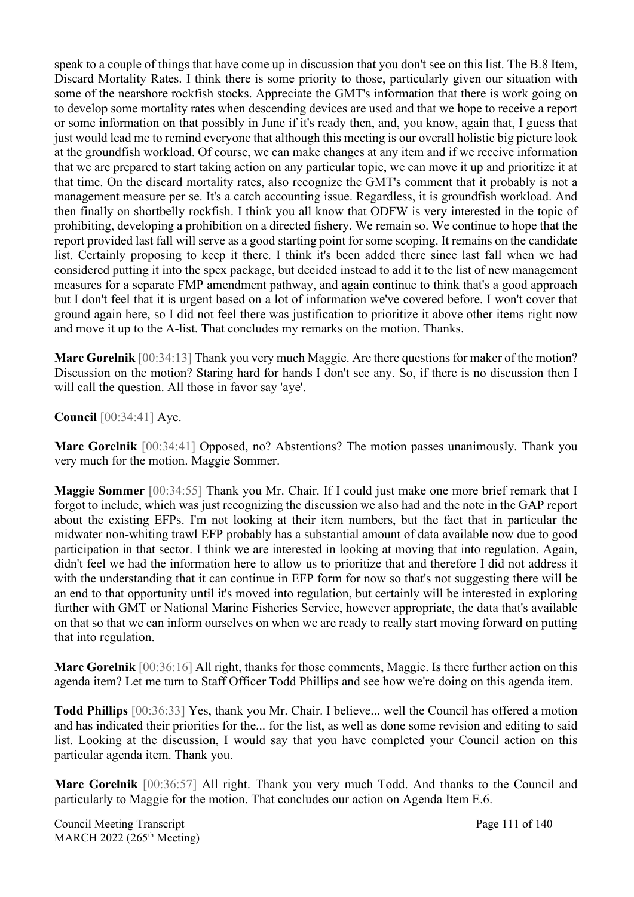speak to a couple of things that have come up in discussion that you don't see on this list. The B.8 Item, Discard Mortality Rates. I think there is some priority to those, particularly given our situation with some of the nearshore rockfish stocks. Appreciate the GMT's information that there is work going on to develop some mortality rates when descending devices are used and that we hope to receive a report or some information on that possibly in June if it's ready then, and, you know, again that, I guess that just would lead me to remind everyone that although this meeting is our overall holistic big picture look at the groundfish workload. Of course, we can make changes at any item and if we receive information that we are prepared to start taking action on any particular topic, we can move it up and prioritize it at that time. On the discard mortality rates, also recognize the GMT's comment that it probably is not a management measure per se. It's a catch accounting issue. Regardless, it is groundfish workload. And then finally on shortbelly rockfish. I think you all know that ODFW is very interested in the topic of prohibiting, developing a prohibition on a directed fishery. We remain so. We continue to hope that the report provided last fall will serve as a good starting point for some scoping. It remains on the candidate list. Certainly proposing to keep it there. I think it's been added there since last fall when we had considered putting it into the spex package, but decided instead to add it to the list of new management measures for a separate FMP amendment pathway, and again continue to think that's a good approach but I don't feel that it is urgent based on a lot of information we've covered before. I won't cover that ground again here, so I did not feel there was justification to prioritize it above other items right now and move it up to the A-list. That concludes my remarks on the motion. Thanks.

**Marc Gorelnik** [00:34:13] Thank you very much Maggie. Are there questions for maker of the motion? Discussion on the motion? Staring hard for hands I don't see any. So, if there is no discussion then I will call the question. All those in favor say 'aye'.

**Council** [00:34:41] Aye.

**Marc Gorelnik** [00:34:41] Opposed, no? Abstentions? The motion passes unanimously. Thank you very much for the motion. Maggie Sommer.

**Maggie Sommer** [00:34:55] Thank you Mr. Chair. If I could just make one more brief remark that I forgot to include, which was just recognizing the discussion we also had and the note in the GAP report about the existing EFPs. I'm not looking at their item numbers, but the fact that in particular the midwater non-whiting trawl EFP probably has a substantial amount of data available now due to good participation in that sector. I think we are interested in looking at moving that into regulation. Again, didn't feel we had the information here to allow us to prioritize that and therefore I did not address it with the understanding that it can continue in EFP form for now so that's not suggesting there will be an end to that opportunity until it's moved into regulation, but certainly will be interested in exploring further with GMT or National Marine Fisheries Service, however appropriate, the data that's available on that so that we can inform ourselves on when we are ready to really start moving forward on putting that into regulation.

**Marc Gorelnik** [00:36:16] All right, thanks for those comments, Maggie. Is there further action on this agenda item? Let me turn to Staff Officer Todd Phillips and see how we're doing on this agenda item.

**Todd Phillips** [00:36:33] Yes, thank you Mr. Chair. I believe... well the Council has offered a motion and has indicated their priorities for the... for the list, as well as done some revision and editing to said list. Looking at the discussion, I would say that you have completed your Council action on this particular agenda item. Thank you.

**Marc Gorelnik** [00:36:57] All right. Thank you very much Todd. And thanks to the Council and particularly to Maggie for the motion. That concludes our action on Agenda Item E.6.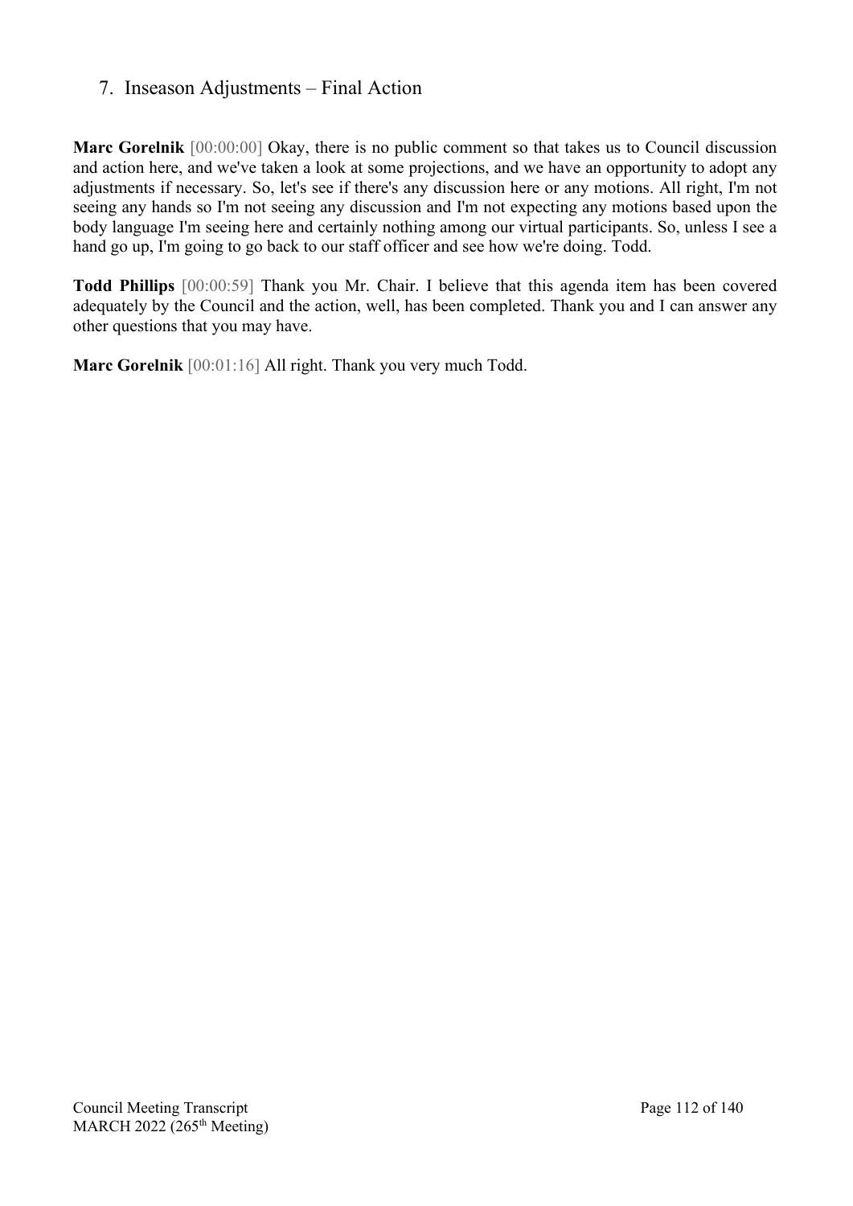## 7. Inseason Adjustments – Final Action

**Marc Gorelnik** [00:00:00] Okay, there is no public comment so that takes us to Council discussion and action here, and we've taken a look at some projections, and we have an opportunity to adopt any adjustments if necessary. So, let's see if there's any discussion here or any motions. All right, I'm not seeing any hands so I'm not seeing any discussion and I'm not expecting any motions based upon the body language I'm seeing here and certainly nothing among our virtual participants. So, unless I see a hand go up, I'm going to go back to our staff officer and see how we're doing. Todd.

**Todd Phillips** [00:00:59] Thank you Mr. Chair. I believe that this agenda item has been covered adequately by the Council and the action, well, has been completed. Thank you and I can answer any other questions that you may have.

**Marc Gorelnik** [00:01:16] All right. Thank you very much Todd.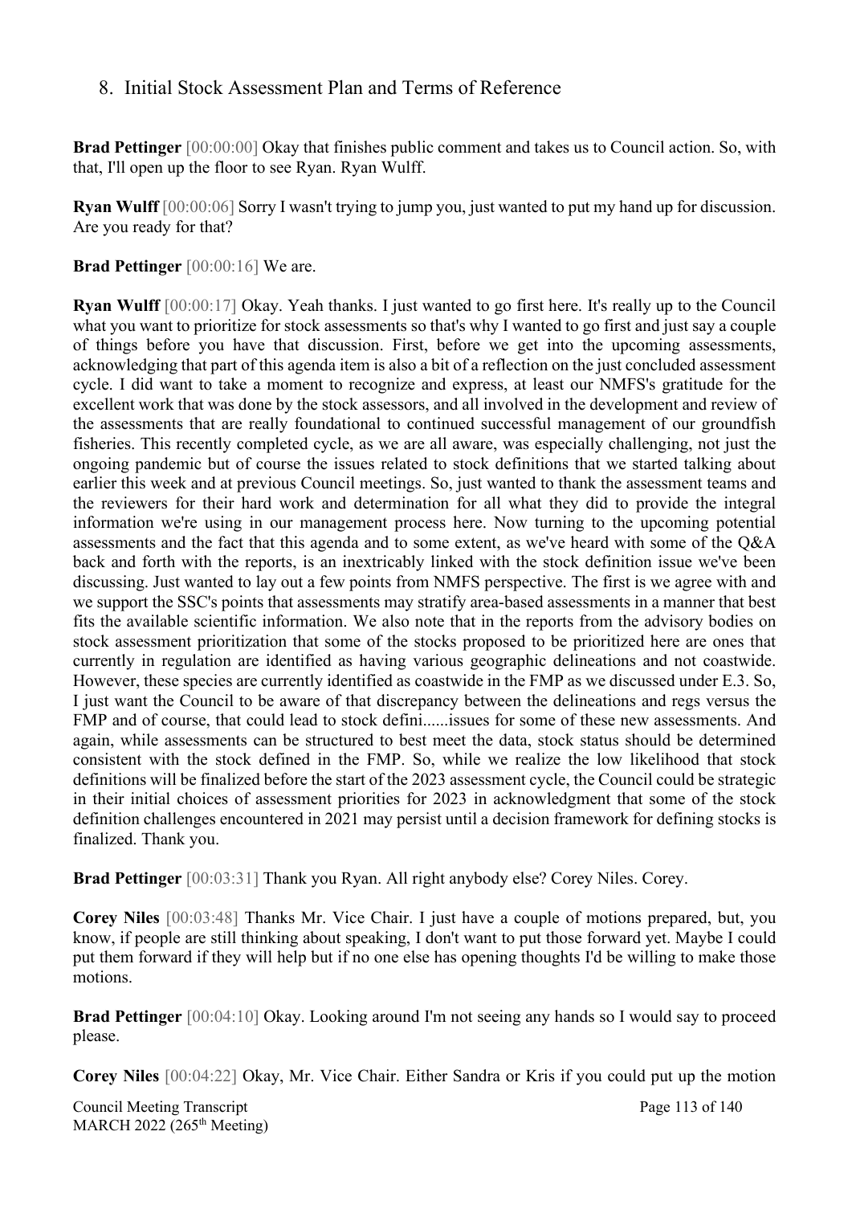## 8. Initial Stock Assessment Plan and Terms of Reference

**Brad Pettinger** [00:00:00] Okay that finishes public comment and takes us to Council action. So, with that, I'll open up the floor to see Ryan. Ryan Wulff.

**Ryan Wulff** [00:00:06] Sorry I wasn't trying to jump you, just wanted to put my hand up for discussion. Are you ready for that?

**Brad Pettinger** [00:00:16] We are.

**Ryan Wulff** [00:00:17] Okay. Yeah thanks. I just wanted to go first here. It's really up to the Council what you want to prioritize for stock assessments so that's why I wanted to go first and just say a couple of things before you have that discussion. First, before we get into the upcoming assessments, acknowledging that part of this agenda item is also a bit of a reflection on the just concluded assessment cycle. I did want to take a moment to recognize and express, at least our NMFS's gratitude for the excellent work that was done by the stock assessors, and all involved in the development and review of the assessments that are really foundational to continued successful management of our groundfish fisheries. This recently completed cycle, as we are all aware, was especially challenging, not just the ongoing pandemic but of course the issues related to stock definitions that we started talking about earlier this week and at previous Council meetings. So, just wanted to thank the assessment teams and the reviewers for their hard work and determination for all what they did to provide the integral information we're using in our management process here. Now turning to the upcoming potential assessments and the fact that this agenda and to some extent, as we've heard with some of the Q&A back and forth with the reports, is an inextricably linked with the stock definition issue we've been discussing. Just wanted to lay out a few points from NMFS perspective. The first is we agree with and we support the SSC's points that assessments may stratify area-based assessments in a manner that best fits the available scientific information. We also note that in the reports from the advisory bodies on stock assessment prioritization that some of the stocks proposed to be prioritized here are ones that currently in regulation are identified as having various geographic delineations and not coastwide. However, these species are currently identified as coastwide in the FMP as we discussed under E.3. So, I just want the Council to be aware of that discrepancy between the delineations and regs versus the FMP and of course, that could lead to stock defini......issues for some of these new assessments. And again, while assessments can be structured to best meet the data, stock status should be determined consistent with the stock defined in the FMP. So, while we realize the low likelihood that stock definitions will be finalized before the start of the 2023 assessment cycle, the Council could be strategic in their initial choices of assessment priorities for 2023 in acknowledgment that some of the stock definition challenges encountered in 2021 may persist until a decision framework for defining stocks is finalized. Thank you.

**Brad Pettinger** [00:03:31] Thank you Ryan. All right anybody else? Corey Niles. Corey.

**Corey Niles** [00:03:48] Thanks Mr. Vice Chair. I just have a couple of motions prepared, but, you know, if people are still thinking about speaking, I don't want to put those forward yet. Maybe I could put them forward if they will help but if no one else has opening thoughts I'd be willing to make those motions.

**Brad Pettinger** [00:04:10] Okay. Looking around I'm not seeing any hands so I would say to proceed please.

**Corey Niles** [00:04:22] Okay, Mr. Vice Chair. Either Sandra or Kris if you could put up the motion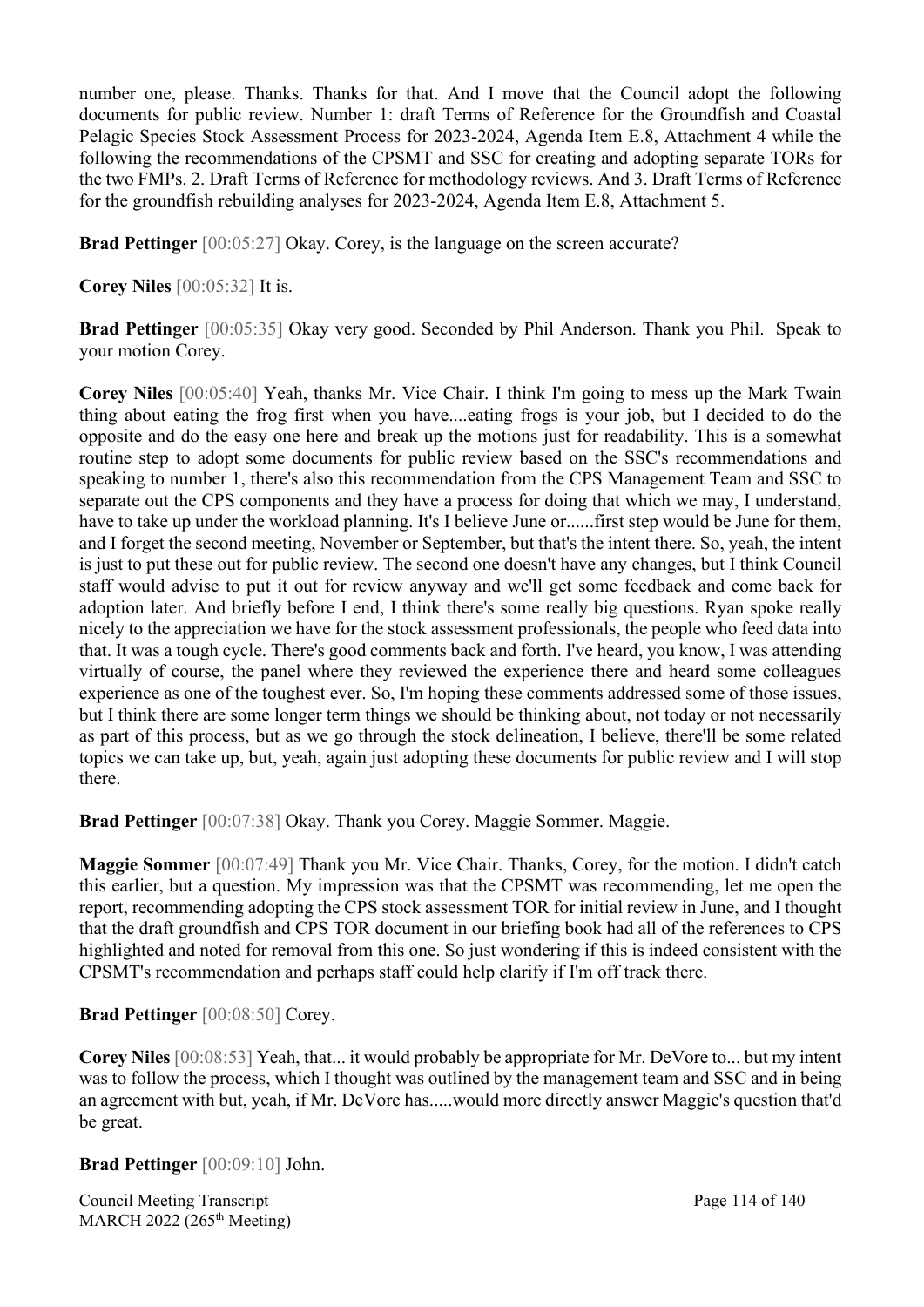number one, please. Thanks. Thanks for that. And I move that the Council adopt the following documents for public review. Number 1: draft Terms of Reference for the Groundfish and Coastal Pelagic Species Stock Assessment Process for 2023-2024, Agenda Item E.8, Attachment 4 while the following the recommendations of the CPSMT and SSC for creating and adopting separate TORs for the two FMPs. 2. Draft Terms of Reference for methodology reviews. And 3. Draft Terms of Reference for the groundfish rebuilding analyses for 2023-2024, Agenda Item E.8, Attachment 5.

**Brad Pettinger** [00:05:27] Okay. Corey, is the language on the screen accurate?

**Corey Niles** [00:05:32] It is.

**Brad Pettinger** [00:05:35] Okay very good. Seconded by Phil Anderson. Thank you Phil. Speak to your motion Corey.

**Corey Niles** [00:05:40] Yeah, thanks Mr. Vice Chair. I think I'm going to mess up the Mark Twain thing about eating the frog first when you have....eating frogs is your job, but I decided to do the opposite and do the easy one here and break up the motions just for readability. This is a somewhat routine step to adopt some documents for public review based on the SSC's recommendations and speaking to number 1, there's also this recommendation from the CPS Management Team and SSC to separate out the CPS components and they have a process for doing that which we may, I understand, have to take up under the workload planning. It's I believe June or......first step would be June for them, and I forget the second meeting, November or September, but that's the intent there. So, yeah, the intent is just to put these out for public review. The second one doesn't have any changes, but I think Council staff would advise to put it out for review anyway and we'll get some feedback and come back for adoption later. And briefly before I end, I think there's some really big questions. Ryan spoke really nicely to the appreciation we have for the stock assessment professionals, the people who feed data into that. It was a tough cycle. There's good comments back and forth. I've heard, you know, I was attending virtually of course, the panel where they reviewed the experience there and heard some colleagues experience as one of the toughest ever. So, I'm hoping these comments addressed some of those issues, but I think there are some longer term things we should be thinking about, not today or not necessarily as part of this process, but as we go through the stock delineation, I believe, there'll be some related topics we can take up, but, yeah, again just adopting these documents for public review and I will stop there.

**Brad Pettinger** [00:07:38] Okay. Thank you Corey. Maggie Sommer. Maggie.

**Maggie Sommer** [00:07:49] Thank you Mr. Vice Chair. Thanks, Corey, for the motion. I didn't catch this earlier, but a question. My impression was that the CPSMT was recommending, let me open the report, recommending adopting the CPS stock assessment TOR for initial review in June, and I thought that the draft groundfish and CPS TOR document in our briefing book had all of the references to CPS highlighted and noted for removal from this one. So just wondering if this is indeed consistent with the CPSMT's recommendation and perhaps staff could help clarify if I'm off track there.

**Brad Pettinger** [00:08:50] Corey.

**Corey Niles** [00:08:53] Yeah, that... it would probably be appropriate for Mr. DeVore to... but my intent was to follow the process, which I thought was outlined by the management team and SSC and in being an agreement with but, yeah, if Mr. DeVore has.....would more directly answer Maggie's question that'd be great.

**Brad Pettinger** [00:09:10] John.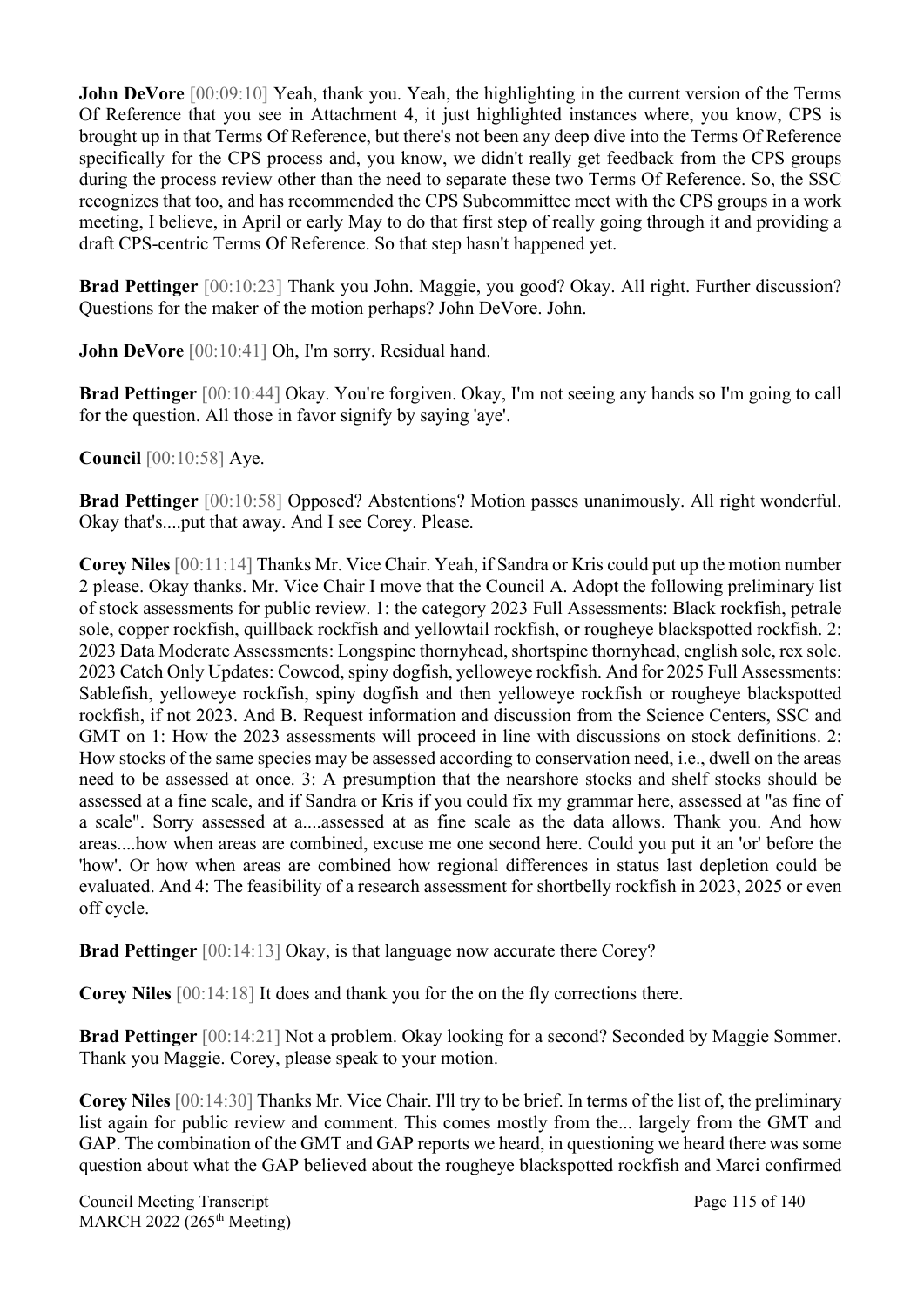**John DeVore** [00:09:10] Yeah, thank you. Yeah, the highlighting in the current version of the Terms Of Reference that you see in Attachment 4, it just highlighted instances where, you know, CPS is brought up in that Terms Of Reference, but there's not been any deep dive into the Terms Of Reference specifically for the CPS process and, you know, we didn't really get feedback from the CPS groups during the process review other than the need to separate these two Terms Of Reference. So, the SSC recognizes that too, and has recommended the CPS Subcommittee meet with the CPS groups in a work meeting, I believe, in April or early May to do that first step of really going through it and providing a draft CPS-centric Terms Of Reference. So that step hasn't happened yet.

**Brad Pettinger** [00:10:23] Thank you John. Maggie, you good? Okay. All right. Further discussion? Questions for the maker of the motion perhaps? John DeVore. John.

**John DeVore** [00:10:41] Oh, I'm sorry. Residual hand.

**Brad Pettinger** [00:10:44] Okay. You're forgiven. Okay, I'm not seeing any hands so I'm going to call for the question. All those in favor signify by saying 'aye'.

**Council** [00:10:58] Aye.

**Brad Pettinger** [00:10:58] Opposed? Abstentions? Motion passes unanimously. All right wonderful. Okay that's....put that away. And I see Corey. Please.

**Corey Niles** [00:11:14] Thanks Mr. Vice Chair. Yeah, if Sandra or Kris could put up the motion number 2 please. Okay thanks. Mr. Vice Chair I move that the Council A. Adopt the following preliminary list of stock assessments for public review. 1: the category 2023 Full Assessments: Black rockfish, petrale sole, copper rockfish, quillback rockfish and yellowtail rockfish, or rougheye blackspotted rockfish. 2: 2023 Data Moderate Assessments: Longspine thornyhead, shortspine thornyhead, english sole, rex sole. 2023 Catch Only Updates: Cowcod, spiny dogfish, yelloweye rockfish. And for 2025 Full Assessments: Sablefish, yelloweye rockfish, spiny dogfish and then yelloweye rockfish or rougheye blackspotted rockfish, if not 2023. And B. Request information and discussion from the Science Centers, SSC and GMT on 1: How the 2023 assessments will proceed in line with discussions on stock definitions. 2: How stocks of the same species may be assessed according to conservation need, i.e., dwell on the areas need to be assessed at once. 3: A presumption that the nearshore stocks and shelf stocks should be assessed at a fine scale, and if Sandra or Kris if you could fix my grammar here, assessed at "as fine of a scale". Sorry assessed at a....assessed at as fine scale as the data allows. Thank you. And how areas....how when areas are combined, excuse me one second here. Could you put it an 'or' before the 'how'. Or how when areas are combined how regional differences in status last depletion could be evaluated. And 4: The feasibility of a research assessment for shortbelly rockfish in 2023, 2025 or even off cycle.

**Brad Pettinger** [00:14:13] Okay, is that language now accurate there Corey?

**Corey Niles** [00:14:18] It does and thank you for the on the fly corrections there.

**Brad Pettinger** [00:14:21] Not a problem. Okay looking for a second? Seconded by Maggie Sommer. Thank you Maggie. Corey, please speak to your motion.

**Corey Niles** [00:14:30] Thanks Mr. Vice Chair. I'll try to be brief. In terms of the list of, the preliminary list again for public review and comment. This comes mostly from the... largely from the GMT and GAP. The combination of the GMT and GAP reports we heard, in questioning we heard there was some question about what the GAP believed about the rougheye blackspotted rockfish and Marci confirmed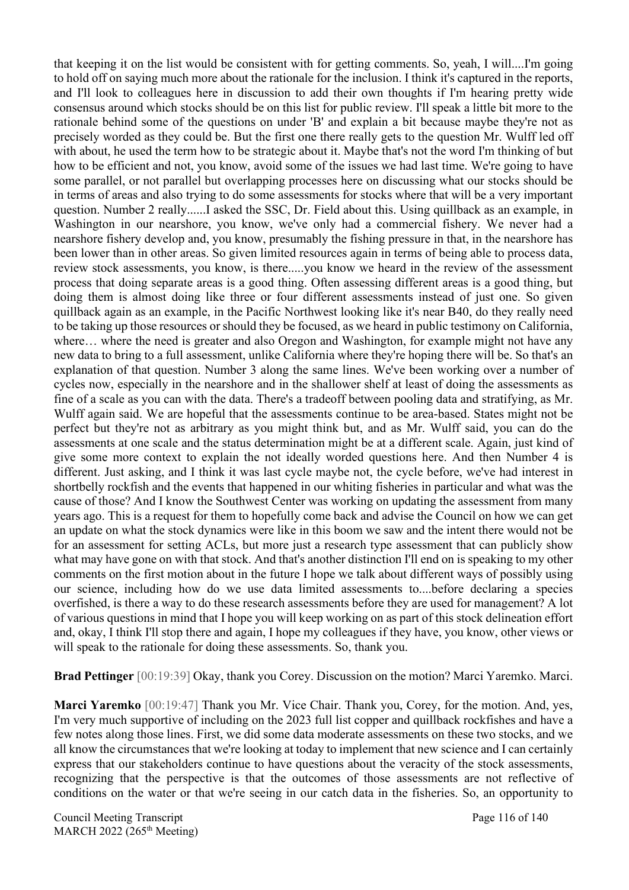that keeping it on the list would be consistent with for getting comments. So, yeah, I will....I'm going to hold off on saying much more about the rationale for the inclusion. I think it's captured in the reports, and I'll look to colleagues here in discussion to add their own thoughts if I'm hearing pretty wide consensus around which stocks should be on this list for public review. I'll speak a little bit more to the rationale behind some of the questions on under 'B' and explain a bit because maybe they're not as precisely worded as they could be. But the first one there really gets to the question Mr. Wulff led off with about, he used the term how to be strategic about it. Maybe that's not the word I'm thinking of but how to be efficient and not, you know, avoid some of the issues we had last time. We're going to have some parallel, or not parallel but overlapping processes here on discussing what our stocks should be in terms of areas and also trying to do some assessments for stocks where that will be a very important question. Number 2 really......I asked the SSC, Dr. Field about this. Using quillback as an example, in Washington in our nearshore, you know, we've only had a commercial fishery. We never had a nearshore fishery develop and, you know, presumably the fishing pressure in that, in the nearshore has been lower than in other areas. So given limited resources again in terms of being able to process data, review stock assessments, you know, is there.....you know we heard in the review of the assessment process that doing separate areas is a good thing. Often assessing different areas is a good thing, but doing them is almost doing like three or four different assessments instead of just one. So given quillback again as an example, in the Pacific Northwest looking like it's near B40, do they really need to be taking up those resources or should they be focused, as we heard in public testimony on California, where… where the need is greater and also Oregon and Washington, for example might not have any new data to bring to a full assessment, unlike California where they're hoping there will be. So that's an explanation of that question. Number 3 along the same lines. We've been working over a number of cycles now, especially in the nearshore and in the shallower shelf at least of doing the assessments as fine of a scale as you can with the data. There's a tradeoff between pooling data and stratifying, as Mr. Wulff again said. We are hopeful that the assessments continue to be area-based. States might not be perfect but they're not as arbitrary as you might think but, and as Mr. Wulff said, you can do the assessments at one scale and the status determination might be at a different scale. Again, just kind of give some more context to explain the not ideally worded questions here. And then Number 4 is different. Just asking, and I think it was last cycle maybe not, the cycle before, we've had interest in shortbelly rockfish and the events that happened in our whiting fisheries in particular and what was the cause of those? And I know the Southwest Center was working on updating the assessment from many years ago. This is a request for them to hopefully come back and advise the Council on how we can get an update on what the stock dynamics were like in this boom we saw and the intent there would not be for an assessment for setting ACLs, but more just a research type assessment that can publicly show what may have gone on with that stock. And that's another distinction I'll end on is speaking to my other comments on the first motion about in the future I hope we talk about different ways of possibly using our science, including how do we use data limited assessments to....before declaring a species overfished, is there a way to do these research assessments before they are used for management? A lot of various questions in mind that I hope you will keep working on as part of this stock delineation effort and, okay, I think I'll stop there and again, I hope my colleagues if they have, you know, other views or will speak to the rationale for doing these assessments. So, thank you.

**Brad Pettinger** [00:19:39] Okay, thank you Corey. Discussion on the motion? Marci Yaremko. Marci.

**Marci Yaremko** [00:19:47] Thank you Mr. Vice Chair. Thank you, Corey, for the motion. And, yes, I'm very much supportive of including on the 2023 full list copper and quillback rockfishes and have a few notes along those lines. First, we did some data moderate assessments on these two stocks, and we all know the circumstances that we're looking at today to implement that new science and I can certainly express that our stakeholders continue to have questions about the veracity of the stock assessments, recognizing that the perspective is that the outcomes of those assessments are not reflective of conditions on the water or that we're seeing in our catch data in the fisheries. So, an opportunity to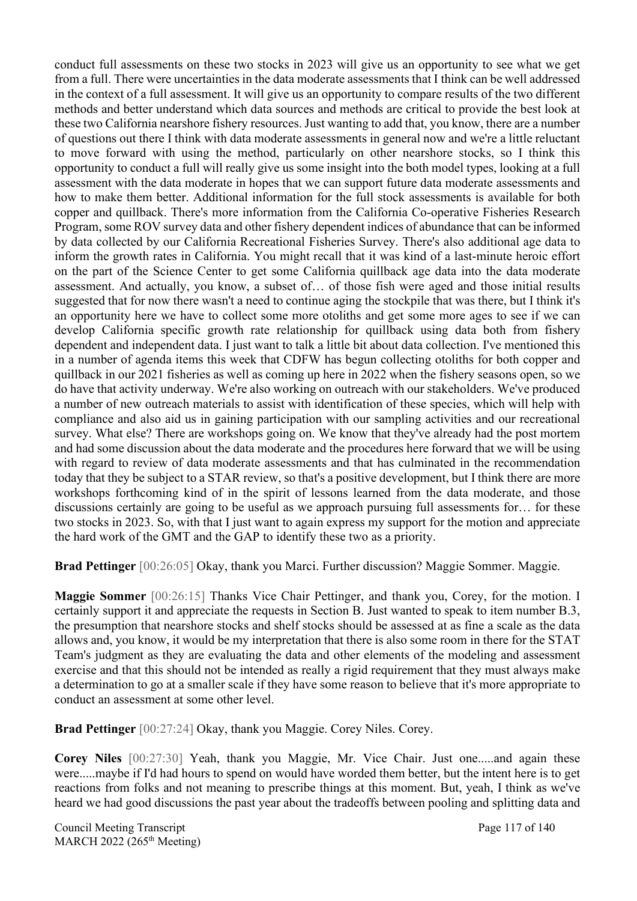conduct full assessments on these two stocks in 2023 will give us an opportunity to see what we get from a full. There were uncertainties in the data moderate assessments that I think can be well addressed in the context of a full assessment. It will give us an opportunity to compare results of the two different methods and better understand which data sources and methods are critical to provide the best look at these two California nearshore fishery resources. Just wanting to add that, you know, there are a number of questions out there I think with data moderate assessments in general now and we're a little reluctant to move forward with using the method, particularly on other nearshore stocks, so I think this opportunity to conduct a full will really give us some insight into the both model types, looking at a full assessment with the data moderate in hopes that we can support future data moderate assessments and how to make them better. Additional information for the full stock assessments is available for both copper and quillback. There's more information from the California Co-operative Fisheries Research Program, some ROV survey data and other fishery dependent indices of abundance that can be informed by data collected by our California Recreational Fisheries Survey. There's also additional age data to inform the growth rates in California. You might recall that it was kind of a last-minute heroic effort on the part of the Science Center to get some California quillback age data into the data moderate assessment. And actually, you know, a subset of… of those fish were aged and those initial results suggested that for now there wasn't a need to continue aging the stockpile that was there, but I think it's an opportunity here we have to collect some more otoliths and get some more ages to see if we can develop California specific growth rate relationship for quillback using data both from fishery dependent and independent data. I just want to talk a little bit about data collection. I've mentioned this in a number of agenda items this week that CDFW has begun collecting otoliths for both copper and quillback in our 2021 fisheries as well as coming up here in 2022 when the fishery seasons open, so we do have that activity underway. We're also working on outreach with our stakeholders. We've produced a number of new outreach materials to assist with identification of these species, which will help with compliance and also aid us in gaining participation with our sampling activities and our recreational survey. What else? There are workshops going on. We know that they've already had the post mortem and had some discussion about the data moderate and the procedures here forward that we will be using with regard to review of data moderate assessments and that has culminated in the recommendation today that they be subject to a STAR review, so that's a positive development, but I think there are more workshops forthcoming kind of in the spirit of lessons learned from the data moderate, and those discussions certainly are going to be useful as we approach pursuing full assessments for… for these two stocks in 2023. So, with that I just want to again express my support for the motion and appreciate the hard work of the GMT and the GAP to identify these two as a priority.

**Brad Pettinger** [00:26:05] Okay, thank you Marci. Further discussion? Maggie Sommer. Maggie.

**Maggie Sommer** [00:26:15] Thanks Vice Chair Pettinger, and thank you, Corey, for the motion. I certainly support it and appreciate the requests in Section B. Just wanted to speak to item number B.3, the presumption that nearshore stocks and shelf stocks should be assessed at as fine a scale as the data allows and, you know, it would be my interpretation that there is also some room in there for the STAT Team's judgment as they are evaluating the data and other elements of the modeling and assessment exercise and that this should not be intended as really a rigid requirement that they must always make a determination to go at a smaller scale if they have some reason to believe that it's more appropriate to conduct an assessment at some other level.

**Brad Pettinger** [00:27:24] Okay, thank you Maggie. Corey Niles. Corey.

**Corey Niles** [00:27:30] Yeah, thank you Maggie, Mr. Vice Chair. Just one.....and again these were.....maybe if I'd had hours to spend on would have worded them better, but the intent here is to get reactions from folks and not meaning to prescribe things at this moment. But, yeah, I think as we've heard we had good discussions the past year about the tradeoffs between pooling and splitting data and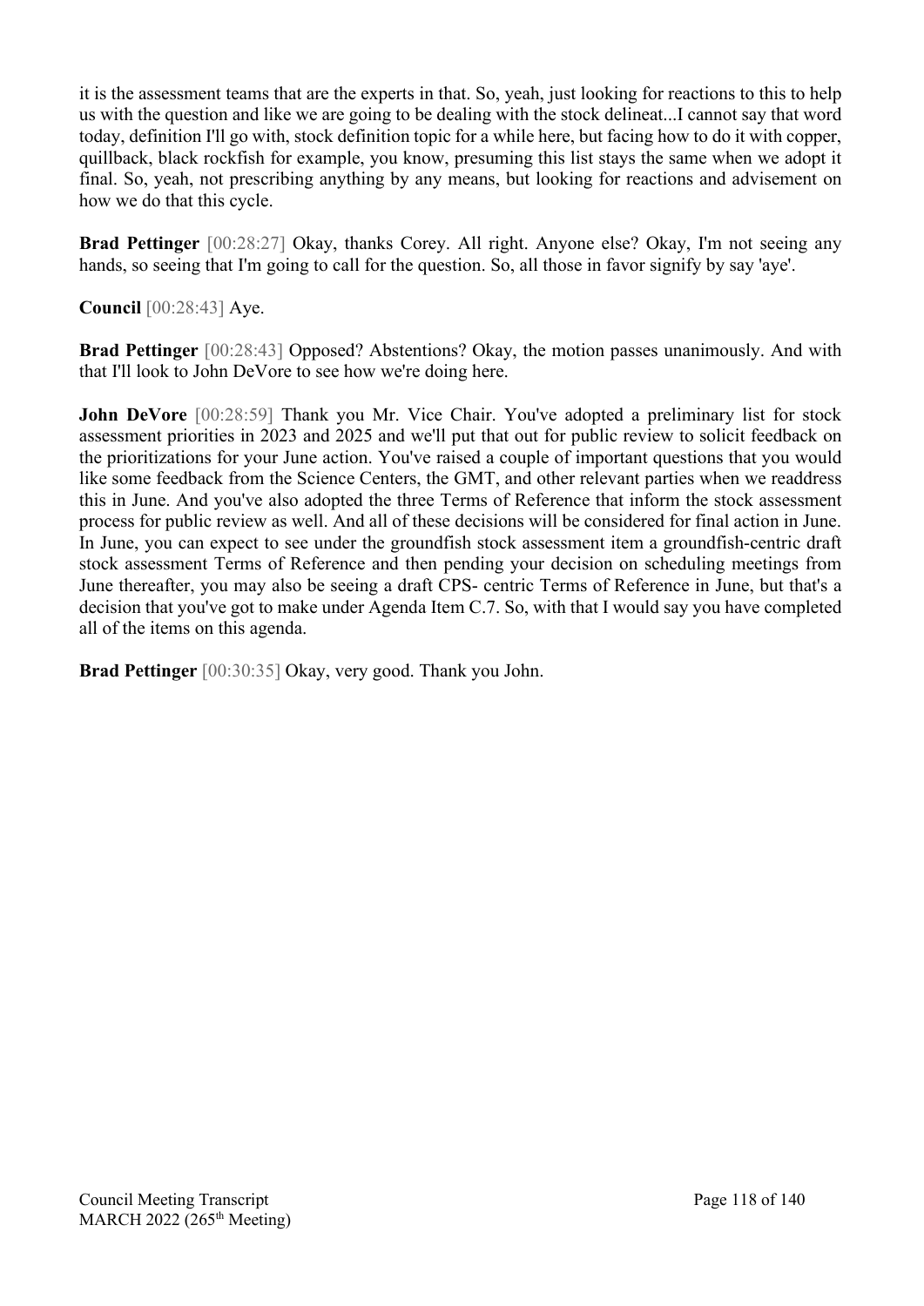it is the assessment teams that are the experts in that. So, yeah, just looking for reactions to this to help us with the question and like we are going to be dealing with the stock delineat...I cannot say that word today, definition I'll go with, stock definition topic for a while here, but facing how to do it with copper, quillback, black rockfish for example, you know, presuming this list stays the same when we adopt it final. So, yeah, not prescribing anything by any means, but looking for reactions and advisement on how we do that this cycle.

**Brad Pettinger** [00:28:27] Okay, thanks Corey. All right. Anyone else? Okay, I'm not seeing any hands, so seeing that I'm going to call for the question. So, all those in favor signify by say 'aye'.

**Council** [00:28:43] Aye.

**Brad Pettinger** [00:28:43] Opposed? Abstentions? Okay, the motion passes unanimously. And with that I'll look to John DeVore to see how we're doing here.

**John DeVore** [00:28:59] Thank you Mr. Vice Chair. You've adopted a preliminary list for stock assessment priorities in 2023 and 2025 and we'll put that out for public review to solicit feedback on the prioritizations for your June action. You've raised a couple of important questions that you would like some feedback from the Science Centers, the GMT, and other relevant parties when we readdress this in June. And you've also adopted the three Terms of Reference that inform the stock assessment process for public review as well. And all of these decisions will be considered for final action in June. In June, you can expect to see under the groundfish stock assessment item a groundfish-centric draft stock assessment Terms of Reference and then pending your decision on scheduling meetings from June thereafter, you may also be seeing a draft CPS- centric Terms of Reference in June, but that's a decision that you've got to make under Agenda Item C.7. So, with that I would say you have completed all of the items on this agenda.

**Brad Pettinger** [00:30:35] Okay, very good. Thank you John.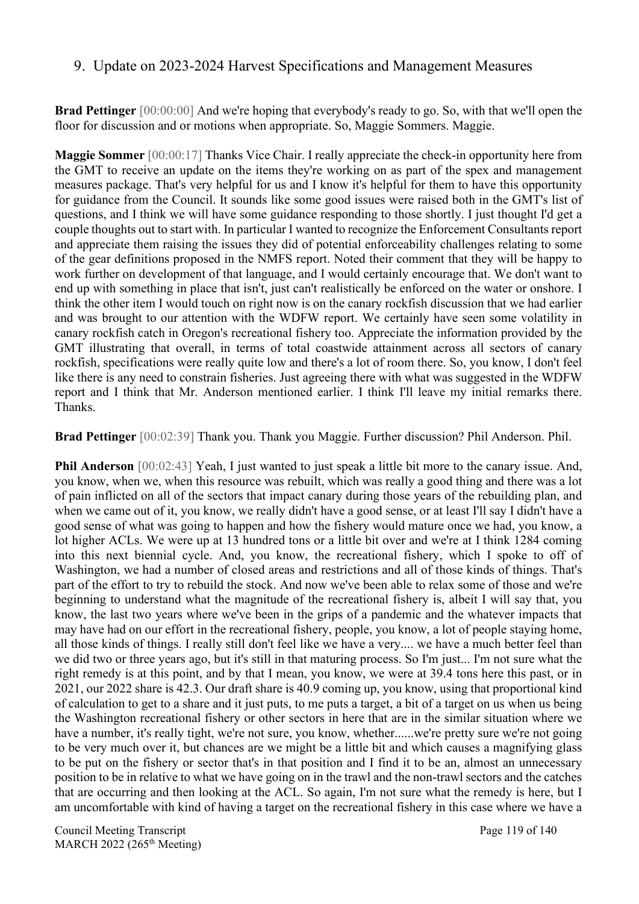## 9. Update on 2023-2024 Harvest Specifications and Management Measures

**Brad Pettinger** [00:00:00] And we're hoping that everybody's ready to go. So, with that we'll open the floor for discussion and or motions when appropriate. So, Maggie Sommers. Maggie.

**Maggie Sommer** [00:00:17] Thanks Vice Chair. I really appreciate the check-in opportunity here from the GMT to receive an update on the items they're working on as part of the spex and management measures package. That's very helpful for us and I know it's helpful for them to have this opportunity for guidance from the Council. It sounds like some good issues were raised both in the GMT's list of questions, and I think we will have some guidance responding to those shortly. I just thought I'd get a couple thoughts out to start with. In particular I wanted to recognize the Enforcement Consultants report and appreciate them raising the issues they did of potential enforceability challenges relating to some of the gear definitions proposed in the NMFS report. Noted their comment that they will be happy to work further on development of that language, and I would certainly encourage that. We don't want to end up with something in place that isn't, just can't realistically be enforced on the water or onshore. I think the other item I would touch on right now is on the canary rockfish discussion that we had earlier and was brought to our attention with the WDFW report. We certainly have seen some volatility in canary rockfish catch in Oregon's recreational fishery too. Appreciate the information provided by the GMT illustrating that overall, in terms of total coastwide attainment across all sectors of canary rockfish, specifications were really quite low and there's a lot of room there. So, you know, I don't feel like there is any need to constrain fisheries. Just agreeing there with what was suggested in the WDFW report and I think that Mr. Anderson mentioned earlier. I think I'll leave my initial remarks there. Thanks.

**Brad Pettinger** [00:02:39] Thank you. Thank you Maggie. Further discussion? Phil Anderson. Phil.

**Phil Anderson** [00:02:43] Yeah, I just wanted to just speak a little bit more to the canary issue. And, you know, when we, when this resource was rebuilt, which was really a good thing and there was a lot of pain inflicted on all of the sectors that impact canary during those years of the rebuilding plan, and when we came out of it, you know, we really didn't have a good sense, or at least I'll say I didn't have a good sense of what was going to happen and how the fishery would mature once we had, you know, a lot higher ACLs. We were up at 13 hundred tons or a little bit over and we're at I think 1284 coming into this next biennial cycle. And, you know, the recreational fishery, which I spoke to off of Washington, we had a number of closed areas and restrictions and all of those kinds of things. That's part of the effort to try to rebuild the stock. And now we've been able to relax some of those and we're beginning to understand what the magnitude of the recreational fishery is, albeit I will say that, you know, the last two years where we've been in the grips of a pandemic and the whatever impacts that may have had on our effort in the recreational fishery, people, you know, a lot of people staying home, all those kinds of things. I really still don't feel like we have a very.... we have a much better feel than we did two or three years ago, but it's still in that maturing process. So I'm just... I'm not sure what the right remedy is at this point, and by that I mean, you know, we were at 39.4 tons here this past, or in 2021, our 2022 share is 42.3. Our draft share is 40.9 coming up, you know, using that proportional kind of calculation to get to a share and it just puts, to me puts a target, a bit of a target on us when us being the Washington recreational fishery or other sectors in here that are in the similar situation where we have a number, it's really tight, we're not sure, you know, whether......we're pretty sure we're not going to be very much over it, but chances are we might be a little bit and which causes a magnifying glass to be put on the fishery or sector that's in that position and I find it to be an, almost an unnecessary position to be in relative to what we have going on in the trawl and the non-trawl sectors and the catches that are occurring and then looking at the ACL. So again, I'm not sure what the remedy is here, but I am uncomfortable with kind of having a target on the recreational fishery in this case where we have a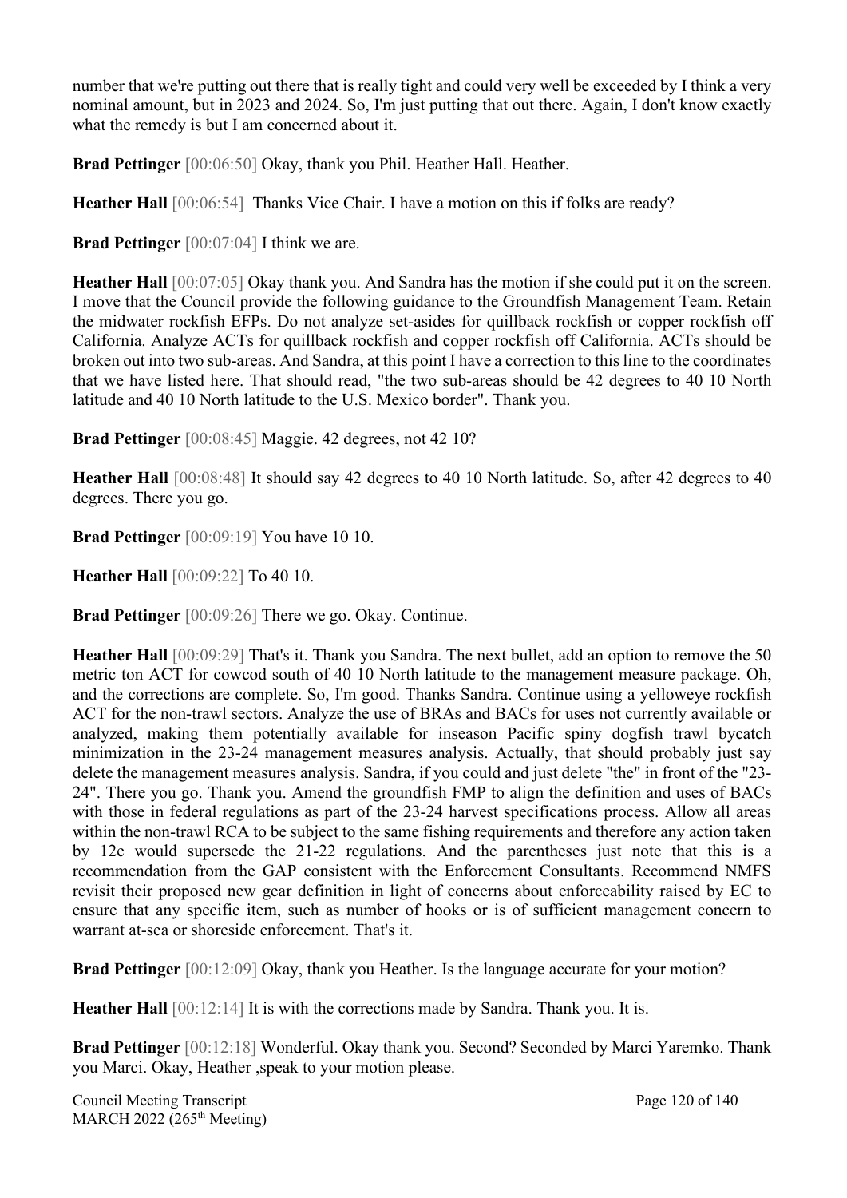number that we're putting out there that is really tight and could very well be exceeded by I think a very nominal amount, but in 2023 and 2024. So, I'm just putting that out there. Again, I don't know exactly what the remedy is but I am concerned about it.

**Brad Pettinger** [00:06:50] Okay, thank you Phil. Heather Hall. Heather.

**Heather Hall** [00:06:54] Thanks Vice Chair. I have a motion on this if folks are ready?

**Brad Pettinger** [00:07:04] I think we are.

**Heather Hall** [00:07:05] Okay thank you. And Sandra has the motion if she could put it on the screen. I move that the Council provide the following guidance to the Groundfish Management Team. Retain the midwater rockfish EFPs. Do not analyze set-asides for quillback rockfish or copper rockfish off California. Analyze ACTs for quillback rockfish and copper rockfish off California. ACTs should be broken out into two sub-areas. And Sandra, at this point I have a correction to this line to the coordinates that we have listed here. That should read, "the two sub-areas should be 42 degrees to 40 10 North latitude and 40 10 North latitude to the U.S. Mexico border". Thank you.

**Brad Pettinger** [00:08:45] Maggie. 42 degrees, not 42 10?

**Heather Hall** [00:08:48] It should say 42 degrees to 40 10 North latitude. So, after 42 degrees to 40 degrees. There you go.

**Brad Pettinger** [00:09:19] You have 10 10.

**Heather Hall** [00:09:22] To 40 10.

**Brad Pettinger** [00:09:26] There we go. Okay. Continue.

**Heather Hall** [00:09:29] That's it. Thank you Sandra. The next bullet, add an option to remove the 50 metric ton ACT for cowcod south of 40 10 North latitude to the management measure package. Oh, and the corrections are complete. So, I'm good. Thanks Sandra. Continue using a yelloweye rockfish ACT for the non-trawl sectors. Analyze the use of BRAs and BACs for uses not currently available or analyzed, making them potentially available for inseason Pacific spiny dogfish trawl bycatch minimization in the 23-24 management measures analysis. Actually, that should probably just say delete the management measures analysis. Sandra, if you could and just delete "the" in front of the "23-24". There you go. Thank you. Amend the groundfish FMP to align the definition and uses of BACs with those in federal regulations as part of the 23-24 harvest specifications process. Allow all areas within the non-trawl RCA to be subject to the same fishing requirements and therefore any action taken by 12e would supersede the 21-22 regulations. And the parentheses just note that this is a recommendation from the GAP consistent with the Enforcement Consultants. Recommend NMFS revisit their proposed new gear definition in light of concerns about enforceability raised by EC to ensure that any specific item, such as number of hooks or is of sufficient management concern to warrant at-sea or shoreside enforcement. That's it.

**Brad Pettinger** [00:12:09] Okay, thank you Heather. Is the language accurate for your motion?

**Heather Hall** [00:12:14] It is with the corrections made by Sandra. Thank you. It is.

**Brad Pettinger** [00:12:18] Wonderful. Okay thank you. Second? Seconded by Marci Yaremko. Thank you Marci. Okay, Heather ,speak to your motion please.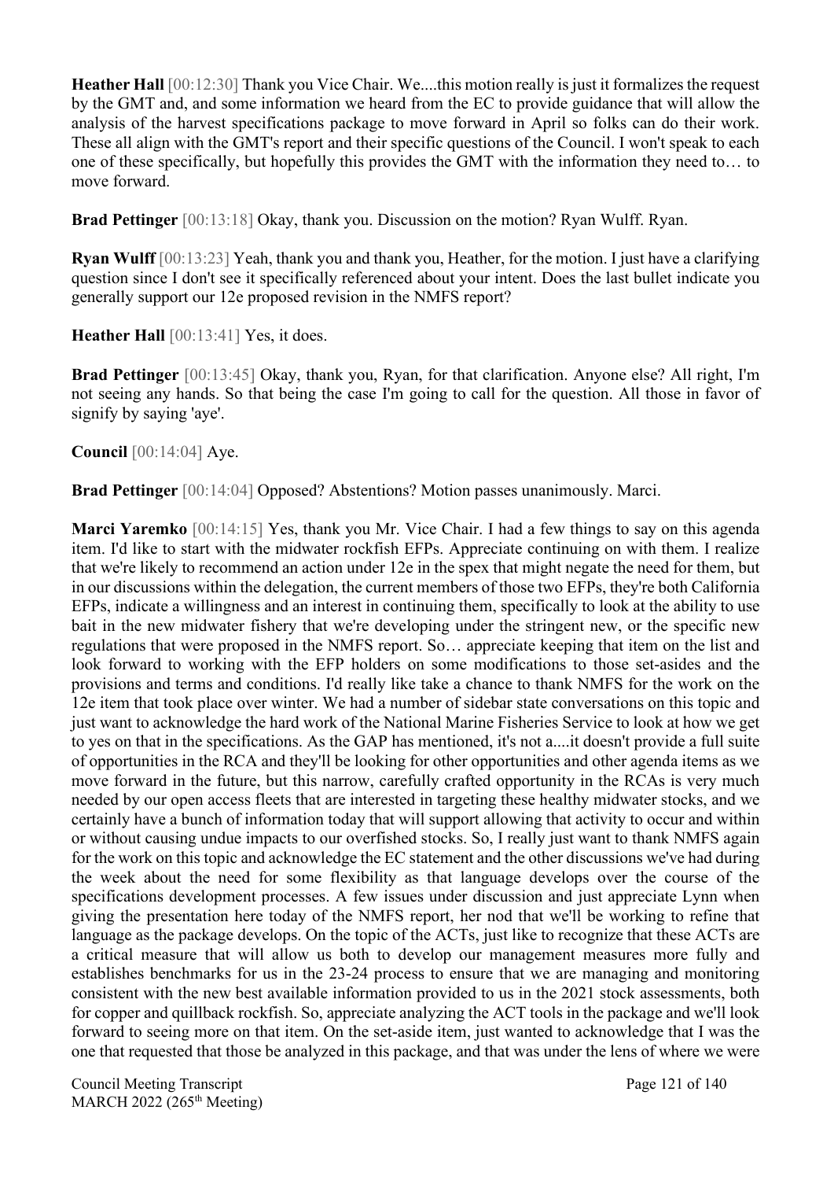**Heather Hall** [00:12:30] Thank you Vice Chair. We....this motion really is just it formalizes the request by the GMT and, and some information we heard from the EC to provide guidance that will allow the analysis of the harvest specifications package to move forward in April so folks can do their work. These all align with the GMT's report and their specific questions of the Council. I won't speak to each one of these specifically, but hopefully this provides the GMT with the information they need to… to move forward.

**Brad Pettinger** [00:13:18] Okay, thank you. Discussion on the motion? Ryan Wulff. Ryan.

**Ryan Wulff** [00:13:23] Yeah, thank you and thank you, Heather, for the motion. I just have a clarifying question since I don't see it specifically referenced about your intent. Does the last bullet indicate you generally support our 12e proposed revision in the NMFS report?

**Heather Hall** [00:13:41] Yes, it does.

**Brad Pettinger** [00:13:45] Okay, thank you, Ryan, for that clarification. Anyone else? All right, I'm not seeing any hands. So that being the case I'm going to call for the question. All those in favor of signify by saying 'aye'.

**Council** [00:14:04] Aye.

**Brad Pettinger** [00:14:04] Opposed? Abstentions? Motion passes unanimously. Marci.

**Marci Yaremko** [00:14:15] Yes, thank you Mr. Vice Chair. I had a few things to say on this agenda item. I'd like to start with the midwater rockfish EFPs. Appreciate continuing on with them. I realize that we're likely to recommend an action under 12e in the spex that might negate the need for them, but in our discussions within the delegation, the current members of those two EFPs, they're both California EFPs, indicate a willingness and an interest in continuing them, specifically to look at the ability to use bait in the new midwater fishery that we're developing under the stringent new, or the specific new regulations that were proposed in the NMFS report. So… appreciate keeping that item on the list and look forward to working with the EFP holders on some modifications to those set-asides and the provisions and terms and conditions. I'd really like take a chance to thank NMFS for the work on the 12e item that took place over winter. We had a number of sidebar state conversations on this topic and just want to acknowledge the hard work of the National Marine Fisheries Service to look at how we get to yes on that in the specifications. As the GAP has mentioned, it's not a....it doesn't provide a full suite of opportunities in the RCA and they'll be looking for other opportunities and other agenda items as we move forward in the future, but this narrow, carefully crafted opportunity in the RCAs is very much needed by our open access fleets that are interested in targeting these healthy midwater stocks, and we certainly have a bunch of information today that will support allowing that activity to occur and within or without causing undue impacts to our overfished stocks. So, I really just want to thank NMFS again for the work on this topic and acknowledge the EC statement and the other discussions we've had during the week about the need for some flexibility as that language develops over the course of the specifications development processes. A few issues under discussion and just appreciate Lynn when giving the presentation here today of the NMFS report, her nod that we'll be working to refine that language as the package develops. On the topic of the ACTs, just like to recognize that these ACTs are a critical measure that will allow us both to develop our management measures more fully and establishes benchmarks for us in the 23-24 process to ensure that we are managing and monitoring consistent with the new best available information provided to us in the 2021 stock assessments, both for copper and quillback rockfish. So, appreciate analyzing the ACT tools in the package and we'll look forward to seeing more on that item. On the set-aside item, just wanted to acknowledge that I was the one that requested that those be analyzed in this package, and that was under the lens of where we were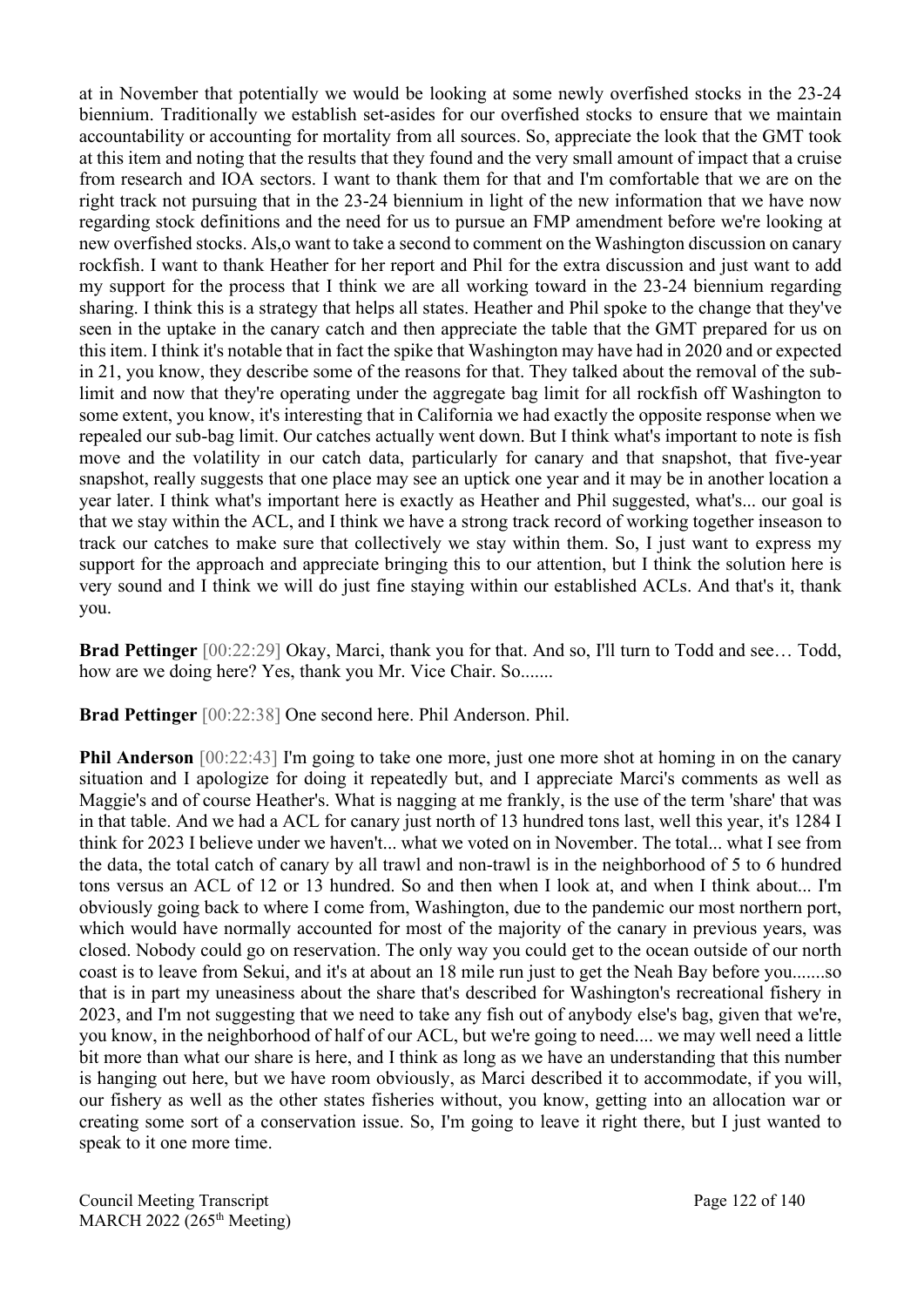at in November that potentially we would be looking at some newly overfished stocks in the 23-24 biennium. Traditionally we establish set-asides for our overfished stocks to ensure that we maintain accountability or accounting for mortality from all sources. So, appreciate the look that the GMT took at this item and noting that the results that they found and the very small amount of impact that a cruise from research and IOA sectors. I want to thank them for that and I'm comfortable that we are on the right track not pursuing that in the 23-24 biennium in light of the new information that we have now regarding stock definitions and the need for us to pursue an FMP amendment before we're looking at new overfished stocks. Als,o want to take a second to comment on the Washington discussion on canary rockfish. I want to thank Heather for her report and Phil for the extra discussion and just want to add my support for the process that I think we are all working toward in the 23-24 biennium regarding sharing. I think this is a strategy that helps all states. Heather and Phil spoke to the change that they've seen in the uptake in the canary catch and then appreciate the table that the GMT prepared for us on this item. I think it's notable that in fact the spike that Washington may have had in 2020 and or expected in 21, you know, they describe some of the reasons for that. They talked about the removal of the sub-limit and now that they're operating under the aggregate bag limit for all rockfish off Washington to some extent, you know, it's interesting that in California we had exactly the opposite response when we repealed our sub-bag limit. Our catches actually went down. But I think what's important to note is fish move and the volatility in our catch data, particularly for canary and that snapshot, that five-year snapshot, really suggests that one place may see an uptick one year and it may be in another location a year later. I think what's important here is exactly as Heather and Phil suggested, what's... our goal is that we stay within the ACL, and I think we have a strong track record of working together inseason to track our catches to make sure that collectively we stay within them. So, I just want to express my support for the approach and appreciate bringing this to our attention, but I think the solution here is very sound and I think we will do just fine staying within our established ACLs. And that's it, thank you.

**Brad Pettinger** [00:22:29] Okay, Marci, thank you for that. And so, I'll turn to Todd and see… Todd, how are we doing here? Yes, thank you Mr. Vice Chair. So.......

**Brad Pettinger** [00:22:38] One second here. Phil Anderson. Phil.

**Phil Anderson** [00:22:43] I'm going to take one more, just one more shot at homing in on the canary situation and I apologize for doing it repeatedly but, and I appreciate Marci's comments as well as Maggie's and of course Heather's. What is nagging at me frankly, is the use of the term 'share' that was in that table. And we had a ACL for canary just north of 13 hundred tons last, well this year, it's 1284 I think for 2023 I believe under we haven't... what we voted on in November. The total... what I see from the data, the total catch of canary by all trawl and non-trawl is in the neighborhood of 5 to 6 hundred tons versus an ACL of 12 or 13 hundred. So and then when I look at, and when I think about... I'm obviously going back to where I come from, Washington, due to the pandemic our most northern port, which would have normally accounted for most of the majority of the canary in previous years, was closed. Nobody could go on reservation. The only way you could get to the ocean outside of our north coast is to leave from Sekui, and it's at about an 18 mile run just to get the Neah Bay before you.......so that is in part my uneasiness about the share that's described for Washington's recreational fishery in 2023, and I'm not suggesting that we need to take any fish out of anybody else's bag, given that we're, you know, in the neighborhood of half of our ACL, but we're going to need.... we may well need a little bit more than what our share is here, and I think as long as we have an understanding that this number is hanging out here, but we have room obviously, as Marci described it to accommodate, if you will, our fishery as well as the other states fisheries without, you know, getting into an allocation war or creating some sort of a conservation issue. So, I'm going to leave it right there, but I just wanted to speak to it one more time.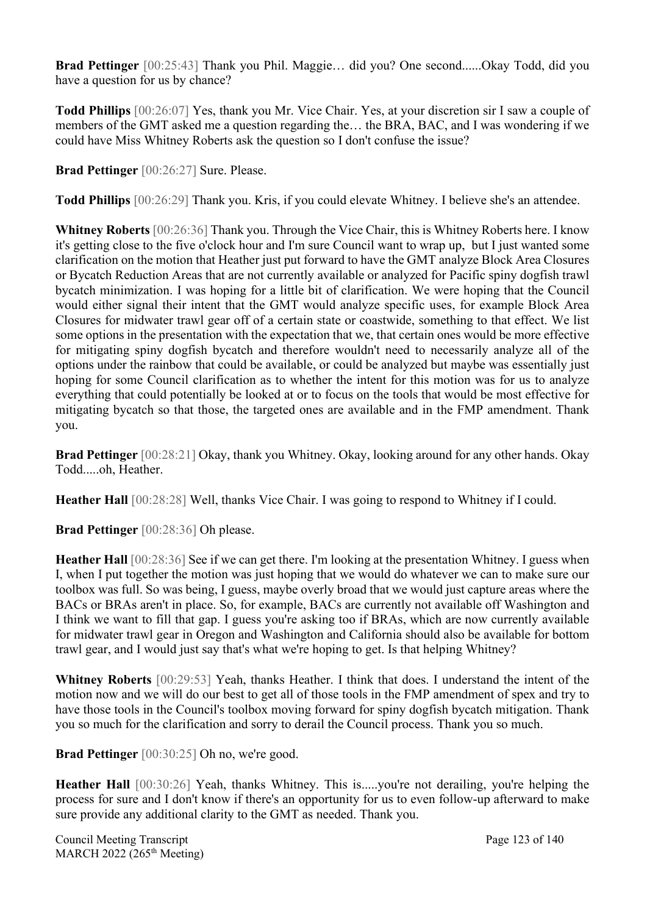**Brad Pettinger** [00:25:43] Thank you Phil. Maggie… did you? One second......Okay Todd, did you have a question for us by chance?

**Todd Phillips** [00:26:07] Yes, thank you Mr. Vice Chair. Yes, at your discretion sir I saw a couple of members of the GMT asked me a question regarding the… the BRA, BAC, and I was wondering if we could have Miss Whitney Roberts ask the question so I don't confuse the issue?

**Brad Pettinger** [00:26:27] Sure. Please.

**Todd Phillips** [00:26:29] Thank you. Kris, if you could elevate Whitney. I believe she's an attendee.

**Whitney Roberts** [00:26:36] Thank you. Through the Vice Chair, this is Whitney Roberts here. I know it's getting close to the five o'clock hour and I'm sure Council want to wrap up, but I just wanted some clarification on the motion that Heather just put forward to have the GMT analyze Block Area Closures or Bycatch Reduction Areas that are not currently available or analyzed for Pacific spiny dogfish trawl bycatch minimization. I was hoping for a little bit of clarification. We were hoping that the Council would either signal their intent that the GMT would analyze specific uses, for example Block Area Closures for midwater trawl gear off of a certain state or coastwide, something to that effect. We list some options in the presentation with the expectation that we, that certain ones would be more effective for mitigating spiny dogfish bycatch and therefore wouldn't need to necessarily analyze all of the options under the rainbow that could be available, or could be analyzed but maybe was essentially just hoping for some Council clarification as to whether the intent for this motion was for us to analyze everything that could potentially be looked at or to focus on the tools that would be most effective for mitigating bycatch so that those, the targeted ones are available and in the FMP amendment. Thank you.

**Brad Pettinger** [00:28:21] Okay, thank you Whitney. Okay, looking around for any other hands. Okay Todd.....oh, Heather.

**Heather Hall** [00:28:28] Well, thanks Vice Chair. I was going to respond to Whitney if I could.

**Brad Pettinger** [00:28:36] Oh please.

**Heather Hall** [00:28:36] See if we can get there. I'm looking at the presentation Whitney. I guess when I, when I put together the motion was just hoping that we would do whatever we can to make sure our toolbox was full. So was being, I guess, maybe overly broad that we would just capture areas where the BACs or BRAs aren't in place. So, for example, BACs are currently not available off Washington and I think we want to fill that gap. I guess you're asking too if BRAs, which are now currently available for midwater trawl gear in Oregon and Washington and California should also be available for bottom trawl gear, and I would just say that's what we're hoping to get. Is that helping Whitney?

**Whitney Roberts** [00:29:53] Yeah, thanks Heather. I think that does. I understand the intent of the motion now and we will do our best to get all of those tools in the FMP amendment of spex and try to have those tools in the Council's toolbox moving forward for spiny dogfish bycatch mitigation. Thank you so much for the clarification and sorry to derail the Council process. Thank you so much.

**Brad Pettinger** [00:30:25] Oh no, we're good.

**Heather Hall** [00:30:26] Yeah, thanks Whitney. This is.....you're not derailing, you're helping the process for sure and I don't know if there's an opportunity for us to even follow-up afterward to make sure provide any additional clarity to the GMT as needed. Thank you.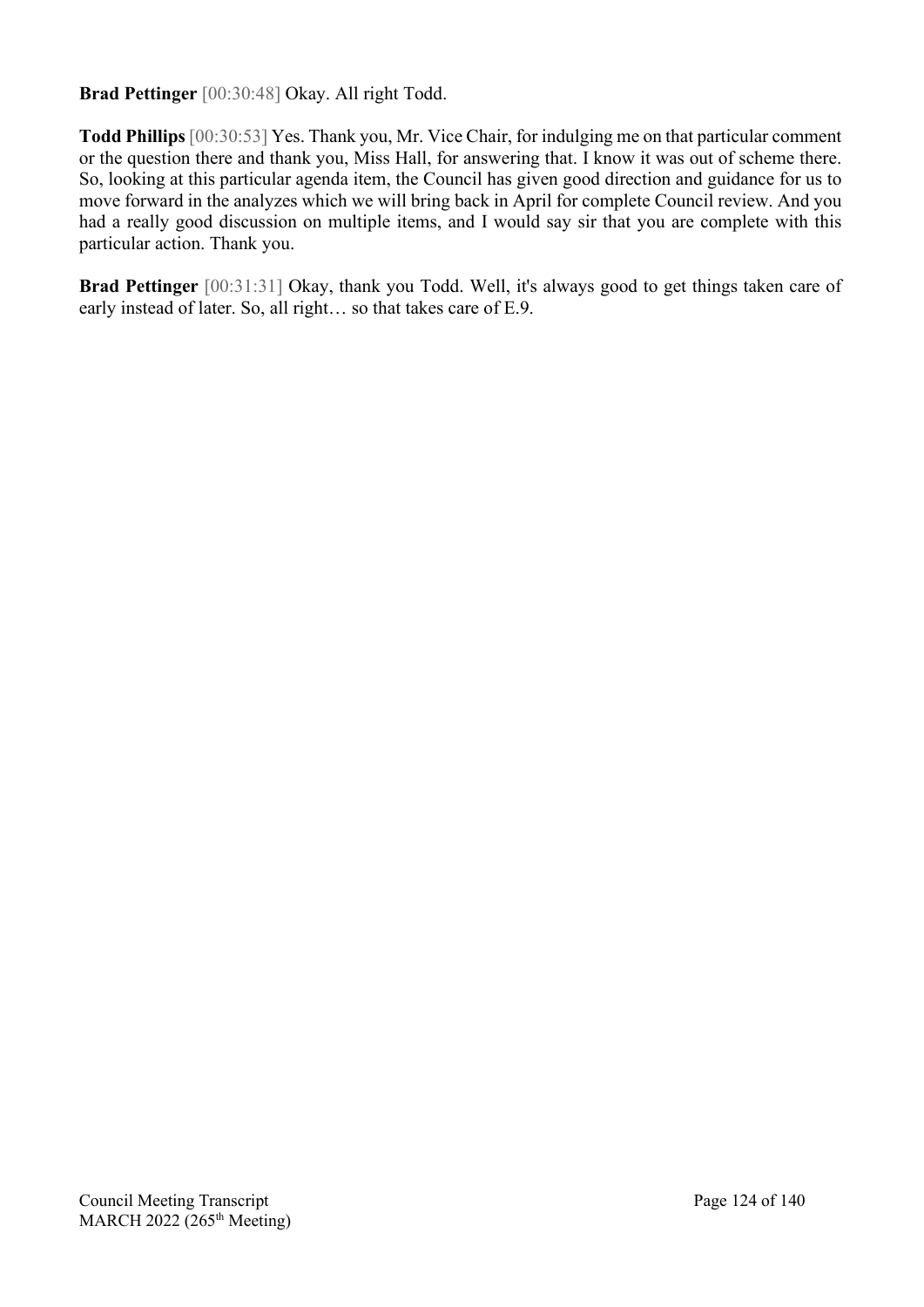**Brad Pettinger** [00:30:48] Okay. All right Todd.

**Todd Phillips** [00:30:53] Yes. Thank you, Mr. Vice Chair, for indulging me on that particular comment or the question there and thank you, Miss Hall, for answering that. I know it was out of scheme there. So, looking at this particular agenda item, the Council has given good direction and guidance for us to move forward in the analyzes which we will bring back in April for complete Council review. And you had a really good discussion on multiple items, and I would say sir that you are complete with this particular action. Thank you.

**Brad Pettinger** [00:31:31] Okay, thank you Todd. Well, it's always good to get things taken care of early instead of later. So, all right… so that takes care of E.9.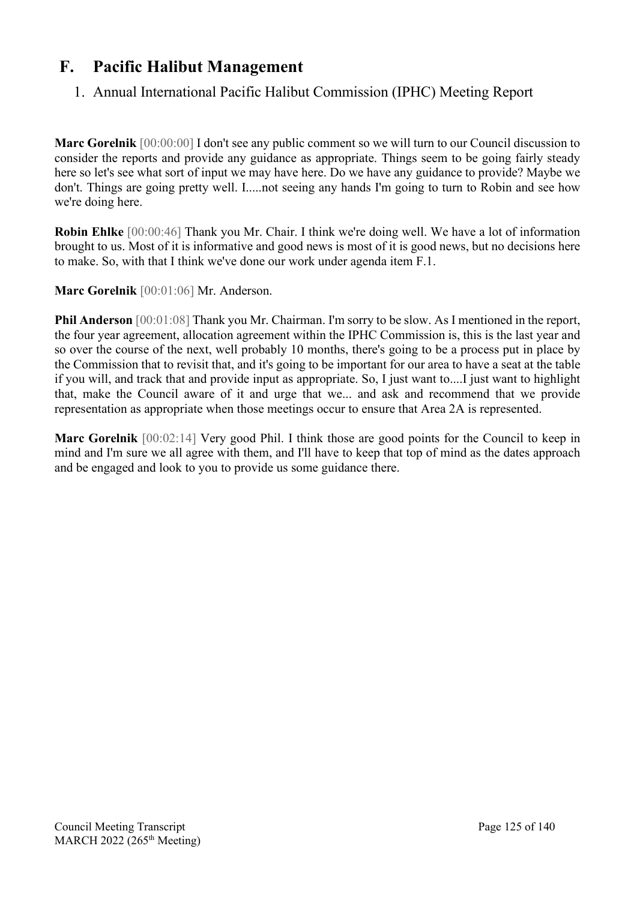# F. Pacific Halibut Management

## 1. Annual International Pacific Halibut Commission (IPHC) Meeting Report

**Marc Gorelnik** [00:00:00] I don't see any public comment so we will turn to our Council discussion to consider the reports and provide any guidance as appropriate. Things seem to be going fairly steady here so let's see what sort of input we may have here. Do we have any guidance to provide? Maybe we don't. Things are going pretty well. I.....not seeing any hands I'm going to turn to Robin and see how we're doing here.

**Robin Ehlke** [00:00:46] Thank you Mr. Chair. I think we're doing well. We have a lot of information brought to us. Most of it is informative and good news is most of it is good news, but no decisions here to make. So, with that I think we've done our work under agenda item F.1.

**Marc Gorelnik** [00:01:06] Mr. Anderson.

**Phil Anderson** [00:01:08] Thank you Mr. Chairman. I'm sorry to be slow. As I mentioned in the report, the four year agreement, allocation agreement within the IPHC Commission is, this is the last year and so over the course of the next, well probably 10 months, there's going to be a process put in place by the Commission that to revisit that, and it's going to be important for our area to have a seat at the table if you will, and track that and provide input as appropriate. So, I just want to....I just want to highlight that, make the Council aware of it and urge that we... and ask and recommend that we provide representation as appropriate when those meetings occur to ensure that Area 2A is represented.

**Marc Gorelnik** [00:02:14] Very good Phil. I think those are good points for the Council to keep in mind and I'm sure we all agree with them, and I'll have to keep that top of mind as the dates approach and be engaged and look to you to provide us some guidance there.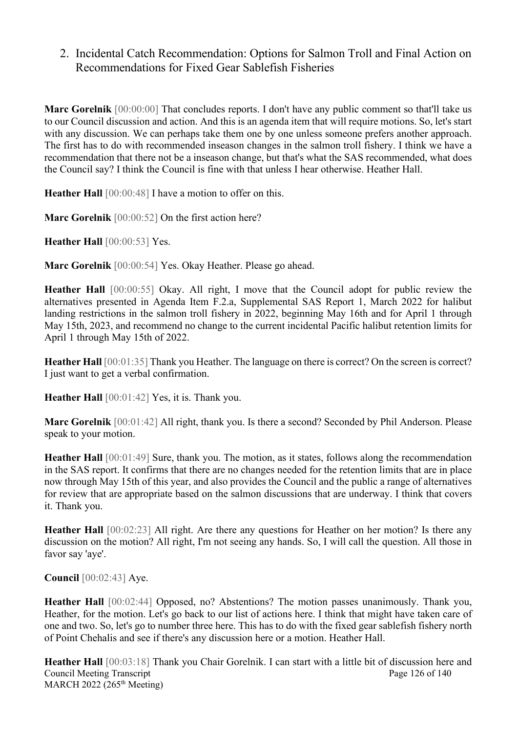## 2. Incidental Catch Recommendation: Options for Salmon Troll and Final Action on Recommendations for Fixed Gear Sablefish Fisheries

**Marc Gorelnik** [00:00:00] That concludes reports. I don't have any public comment so that'll take us to our Council discussion and action. And this is an agenda item that will require motions. So, let's start with any discussion. We can perhaps take them one by one unless someone prefers another approach. The first has to do with recommended inseason changes in the salmon troll fishery. I think we have a recommendation that there not be a inseason change, but that's what the SAS recommended, what does the Council say? I think the Council is fine with that unless I hear otherwise. Heather Hall.

**Heather Hall** [00:00:48] I have a motion to offer on this.

**Marc Gorelnik** [00:00:52] On the first action here?

**Heather Hall** [00:00:53] Yes.

**Marc Gorelnik** [00:00:54] Yes. Okay Heather. Please go ahead.

**Heather Hall** [00:00:55] Okay. All right, I move that the Council adopt for public review the alternatives presented in Agenda Item F.2.a, Supplemental SAS Report 1, March 2022 for halibut landing restrictions in the salmon troll fishery in 2022, beginning May 16th and for April 1 through May 15th, 2023, and recommend no change to the current incidental Pacific halibut retention limits for April 1 through May 15th of 2022.

**Heather Hall** [00:01:35] Thank you Heather. The language on there is correct? On the screen is correct? I just want to get a verbal confirmation.

**Heather Hall** [00:01:42] Yes, it is. Thank you.

**Marc Gorelnik** [00:01:42] All right, thank you. Is there a second? Seconded by Phil Anderson. Please speak to your motion.

**Heather Hall** [00:01:49] Sure, thank you. The motion, as it states, follows along the recommendation in the SAS report. It confirms that there are no changes needed for the retention limits that are in place now through May 15th of this year, and also provides the Council and the public a range of alternatives for review that are appropriate based on the salmon discussions that are underway. I think that covers it. Thank you.

**Heather Hall** [00:02:23] All right. Are there any questions for Heather on her motion? Is there any discussion on the motion? All right, I'm not seeing any hands. So, I will call the question. All those in favor say 'aye'.

**Council** [00:02:43] Aye.

**Heather Hall** [00:02:44] Opposed, no? Abstentions? The motion passes unanimously. Thank you, Heather, for the motion. Let's go back to our list of actions here. I think that might have taken care of one and two. So, let's go to number three here. This has to do with the fixed gear sablefish fishery north of Point Chehalis and see if there's any discussion here or a motion. Heather Hall.

**Heather Hall** [00:03:18] Thank you Chair Gorelnik. I can start with a little bit of discussion here and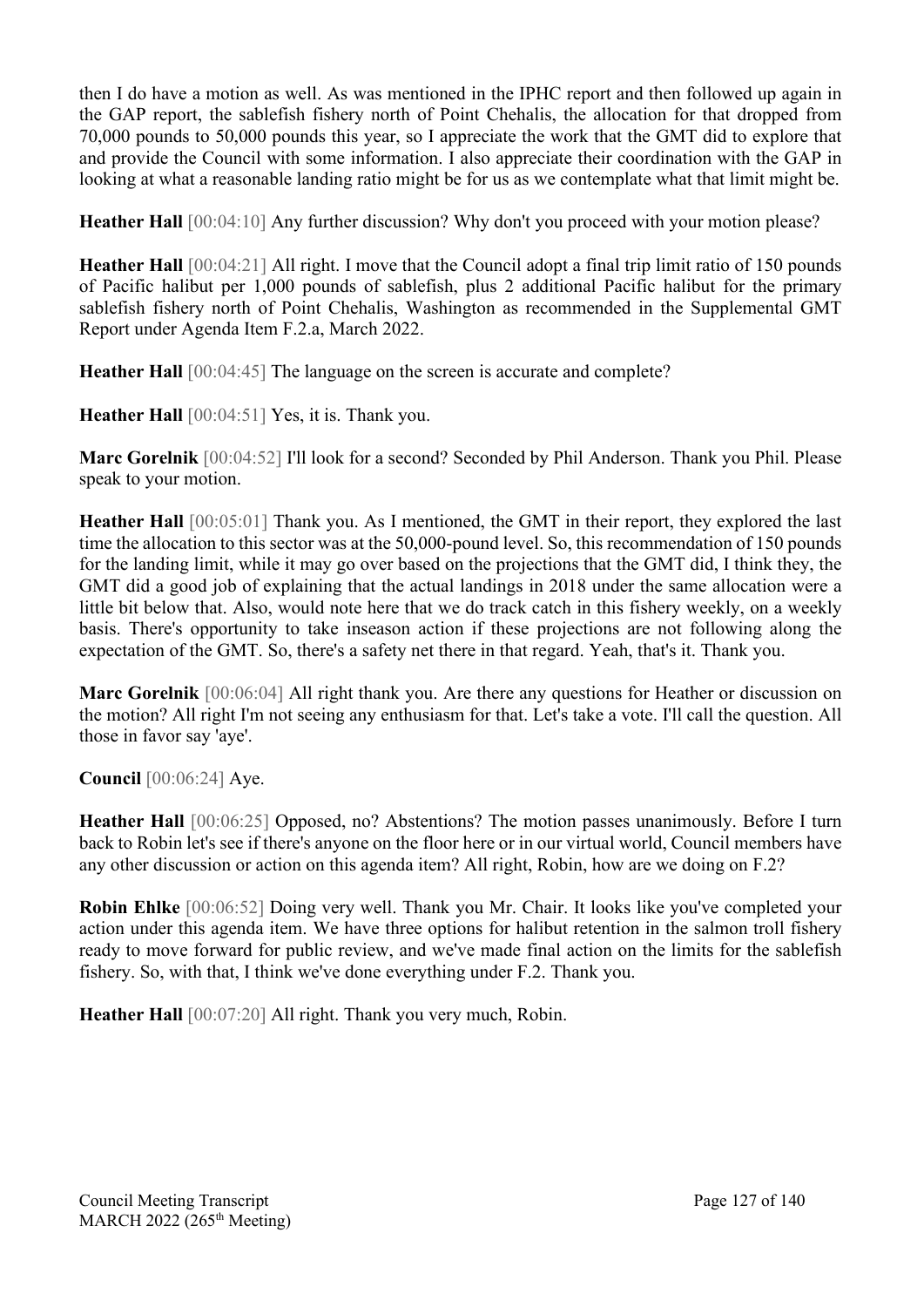then I do have a motion as well. As was mentioned in the IPHC report and then followed up again in the GAP report, the sablefish fishery north of Point Chehalis, the allocation for that dropped from 70,000 pounds to 50,000 pounds this year, so I appreciate the work that the GMT did to explore that and provide the Council with some information. I also appreciate their coordination with the GAP in looking at what a reasonable landing ratio might be for us as we contemplate what that limit might be.

**Heather Hall** [00:04:10] Any further discussion? Why don't you proceed with your motion please?

**Heather Hall** [00:04:21] All right. I move that the Council adopt a final trip limit ratio of 150 pounds of Pacific halibut per 1,000 pounds of sablefish, plus 2 additional Pacific halibut for the primary sablefish fishery north of Point Chehalis, Washington as recommended in the Supplemental GMT Report under Agenda Item F.2.a, March 2022.

**Heather Hall** [00:04:45] The language on the screen is accurate and complete?

**Heather Hall** [00:04:51] Yes, it is. Thank you.

**Marc Gorelnik** [00:04:52] I'll look for a second? Seconded by Phil Anderson. Thank you Phil. Please speak to your motion.

**Heather Hall** [00:05:01] Thank you. As I mentioned, the GMT in their report, they explored the last time the allocation to this sector was at the 50,000-pound level. So, this recommendation of 150 pounds for the landing limit, while it may go over based on the projections that the GMT did, I think they, the GMT did a good job of explaining that the actual landings in 2018 under the same allocation were a little bit below that. Also, would note here that we do track catch in this fishery weekly, on a weekly basis. There's opportunity to take inseason action if these projections are not following along the expectation of the GMT. So, there's a safety net there in that regard. Yeah, that's it. Thank you.

**Marc Gorelnik** [00:06:04] All right thank you. Are there any questions for Heather or discussion on the motion? All right I'm not seeing any enthusiasm for that. Let's take a vote. I'll call the question. All those in favor say 'aye'.

**Council** [00:06:24] Aye.

**Heather Hall** [00:06:25] Opposed, no? Abstentions? The motion passes unanimously. Before I turn back to Robin let's see if there's anyone on the floor here or in our virtual world, Council members have any other discussion or action on this agenda item? All right, Robin, how are we doing on F.2?

**Robin Ehlke** [00:06:52] Doing very well. Thank you Mr. Chair. It looks like you've completed your action under this agenda item. We have three options for halibut retention in the salmon troll fishery ready to move forward for public review, and we've made final action on the limits for the sablefish fishery. So, with that, I think we've done everything under F.2. Thank you.

**Heather Hall** [00:07:20] All right. Thank you very much, Robin.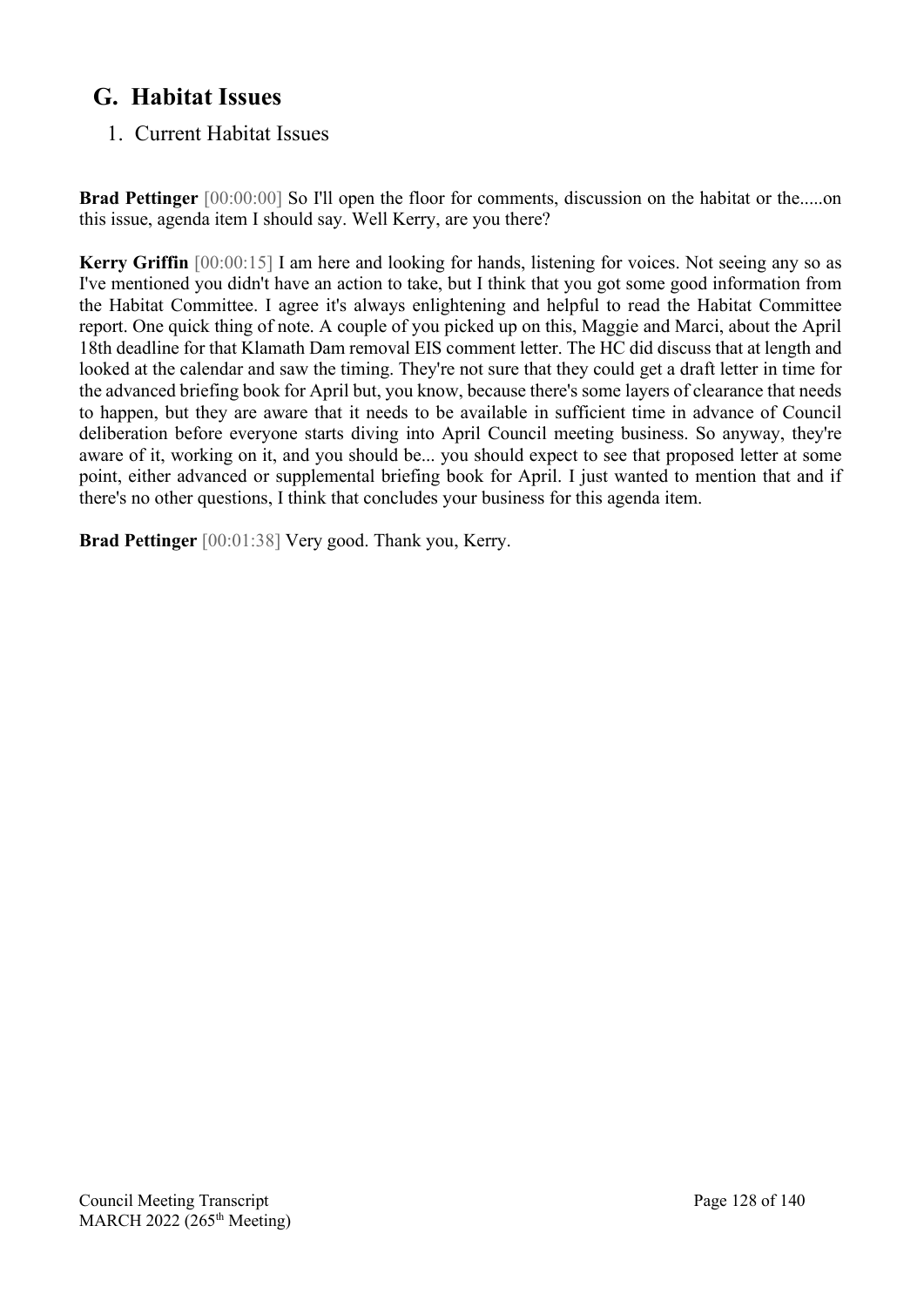## G. Habitat Issues

### 1. Current Habitat Issues

**Brad Pettinger** [00:00:00] So I'll open the floor for comments, discussion on the habitat or the.....on this issue, agenda item I should say. Well Kerry, are you there?

**Kerry Griffin** [00:00:15] I am here and looking for hands, listening for voices. Not seeing any so as I've mentioned you didn't have an action to take, but I think that you got some good information from the Habitat Committee. I agree it's always enlightening and helpful to read the Habitat Committee report. One quick thing of note. A couple of you picked up on this, Maggie and Marci, about the April 18th deadline for that Klamath Dam removal EIS comment letter. The HC did discuss that at length and looked at the calendar and saw the timing. They're not sure that they could get a draft letter in time for the advanced briefing book for April but, you know, because there's some layers of clearance that needs to happen, but they are aware that it needs to be available in sufficient time in advance of Council deliberation before everyone starts diving into April Council meeting business. So anyway, they're aware of it, working on it, and you should be... you should expect to see that proposed letter at some point, either advanced or supplemental briefing book for April. I just wanted to mention that and if there's no other questions, I think that concludes your business for this agenda item.

**Brad Pettinger** [00:01:38] Very good. Thank you, Kerry.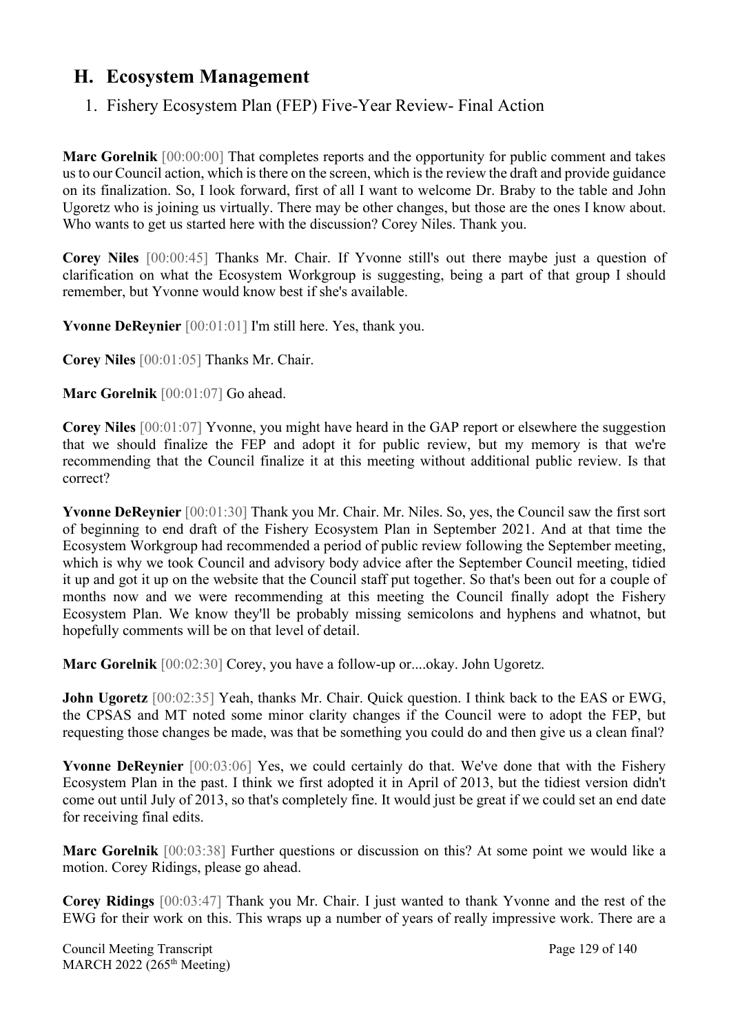## H. Ecosystem Management

### 1. Fishery Ecosystem Plan (FEP) Five-Year Review- Final Action

**Marc Gorelnik** [00:00:00] That completes reports and the opportunity for public comment and takes us to our Council action, which is there on the screen, which is the review the draft and provide guidance on its finalization. So, I look forward, first of all I want to welcome Dr. Braby to the table and John Ugoretz who is joining us virtually. There may be other changes, but those are the ones I know about. Who wants to get us started here with the discussion? Corey Niles. Thank you.

**Corey Niles** [00:00:45] Thanks Mr. Chair. If Yvonne still's out there maybe just a question of clarification on what the Ecosystem Workgroup is suggesting, being a part of that group I should remember, but Yvonne would know best if she's available.

**Yvonne DeReynier** [00:01:01] I'm still here. Yes, thank you.

**Corey Niles** [00:01:05] Thanks Mr. Chair.

**Marc Gorelnik** [00:01:07] Go ahead.

**Corey Niles** [00:01:07] Yvonne, you might have heard in the GAP report or elsewhere the suggestion that we should finalize the FEP and adopt it for public review, but my memory is that we're recommending that the Council finalize it at this meeting without additional public review. Is that correct?

**Yvonne DeReynier** [00:01:30] Thank you Mr. Chair. Mr. Niles. So, yes, the Council saw the first sort of beginning to end draft of the Fishery Ecosystem Plan in September 2021. And at that time the Ecosystem Workgroup had recommended a period of public review following the September meeting, which is why we took Council and advisory body advice after the September Council meeting, tidied it up and got it up on the website that the Council staff put together. So that's been out for a couple of months now and we were recommending at this meeting the Council finally adopt the Fishery Ecosystem Plan. We know they'll be probably missing semicolons and hyphens and whatnot, but hopefully comments will be on that level of detail.

**Marc Gorelnik** [00:02:30] Corey, you have a follow-up or....okay. John Ugoretz.

**John Ugoretz** [00:02:35] Yeah, thanks Mr. Chair. Quick question. I think back to the EAS or EWG, the CPSAS and MT noted some minor clarity changes if the Council were to adopt the FEP, but requesting those changes be made, was that be something you could do and then give us a clean final?

**Yvonne DeReynier** [00:03:06] Yes, we could certainly do that. We've done that with the Fishery Ecosystem Plan in the past. I think we first adopted it in April of 2013, but the tidiest version didn't come out until July of 2013, so that's completely fine. It would just be great if we could set an end date for receiving final edits.

**Marc Gorelnik** [00:03:38] Further questions or discussion on this? At some point we would like a motion. Corey Ridings, please go ahead.

**Corey Ridings** [00:03:47] Thank you Mr. Chair. I just wanted to thank Yvonne and the rest of the EWG for their work on this. This wraps up a number of years of really impressive work. There are a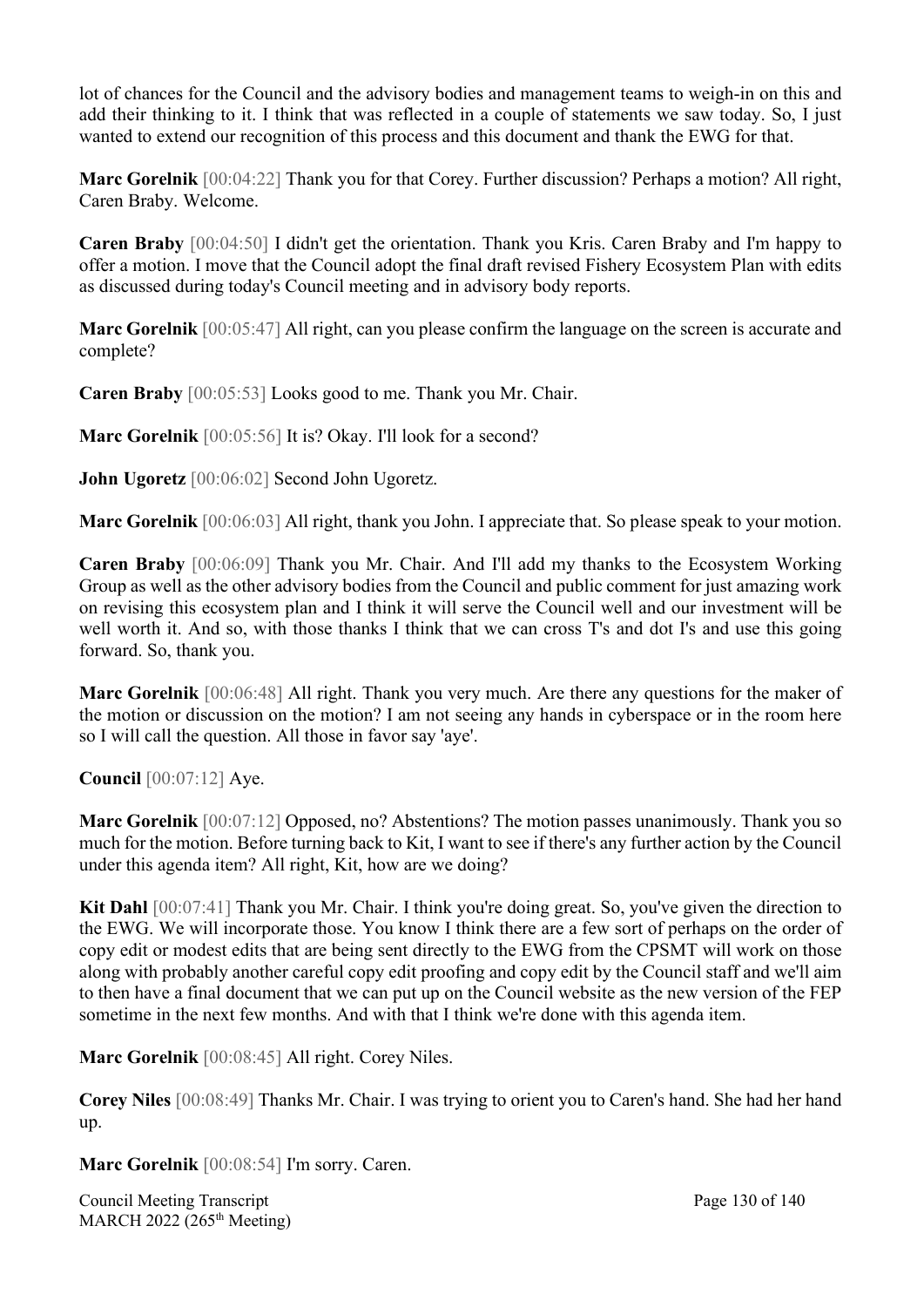lot of chances for the Council and the advisory bodies and management teams to weigh-in on this and add their thinking to it. I think that was reflected in a couple of statements we saw today. So, I just wanted to extend our recognition of this process and this document and thank the EWG for that.

**Marc Gorelnik** [00:04:22] Thank you for that Corey. Further discussion? Perhaps a motion? All right, Caren Braby. Welcome.

**Caren Braby** [00:04:50] I didn't get the orientation. Thank you Kris. Caren Braby and I'm happy to offer a motion. I move that the Council adopt the final draft revised Fishery Ecosystem Plan with edits as discussed during today's Council meeting and in advisory body reports.

**Marc Gorelnik** [00:05:47] All right, can you please confirm the language on the screen is accurate and complete?

**Caren Braby** [00:05:53] Looks good to me. Thank you Mr. Chair.

**Marc Gorelnik** [00:05:56] It is? Okay. I'll look for a second?

**John Ugoretz** [00:06:02] Second John Ugoretz.

**Marc Gorelnik** [00:06:03] All right, thank you John. I appreciate that. So please speak to your motion.

**Caren Braby** [00:06:09] Thank you Mr. Chair. And I'll add my thanks to the Ecosystem Working Group as well as the other advisory bodies from the Council and public comment for just amazing work on revising this ecosystem plan and I think it will serve the Council well and our investment will be well worth it. And so, with those thanks I think that we can cross T's and dot I's and use this going forward. So, thank you.

**Marc Gorelnik** [00:06:48] All right. Thank you very much. Are there any questions for the maker of the motion or discussion on the motion? I am not seeing any hands in cyberspace or in the room here so I will call the question. All those in favor say 'aye'.

**Council** [00:07:12] Aye.

**Marc Gorelnik** [00:07:12] Opposed, no? Abstentions? The motion passes unanimously. Thank you so much for the motion. Before turning back to Kit, I want to see if there's any further action by the Council under this agenda item? All right, Kit, how are we doing?

**Kit Dahl** [00:07:41] Thank you Mr. Chair. I think you're doing great. So, you've given the direction to the EWG. We will incorporate those. You know I think there are a few sort of perhaps on the order of copy edit or modest edits that are being sent directly to the EWG from the CPSMT will work on those along with probably another careful copy edit proofing and copy edit by the Council staff and we'll aim to then have a final document that we can put up on the Council website as the new version of the FEP sometime in the next few months. And with that I think we're done with this agenda item.

**Marc Gorelnik** [00:08:45] All right. Corey Niles.

**Corey Niles** [00:08:49] Thanks Mr. Chair. I was trying to orient you to Caren's hand. She had her hand up.

**Marc Gorelnik** [00:08:54] I'm sorry. Caren.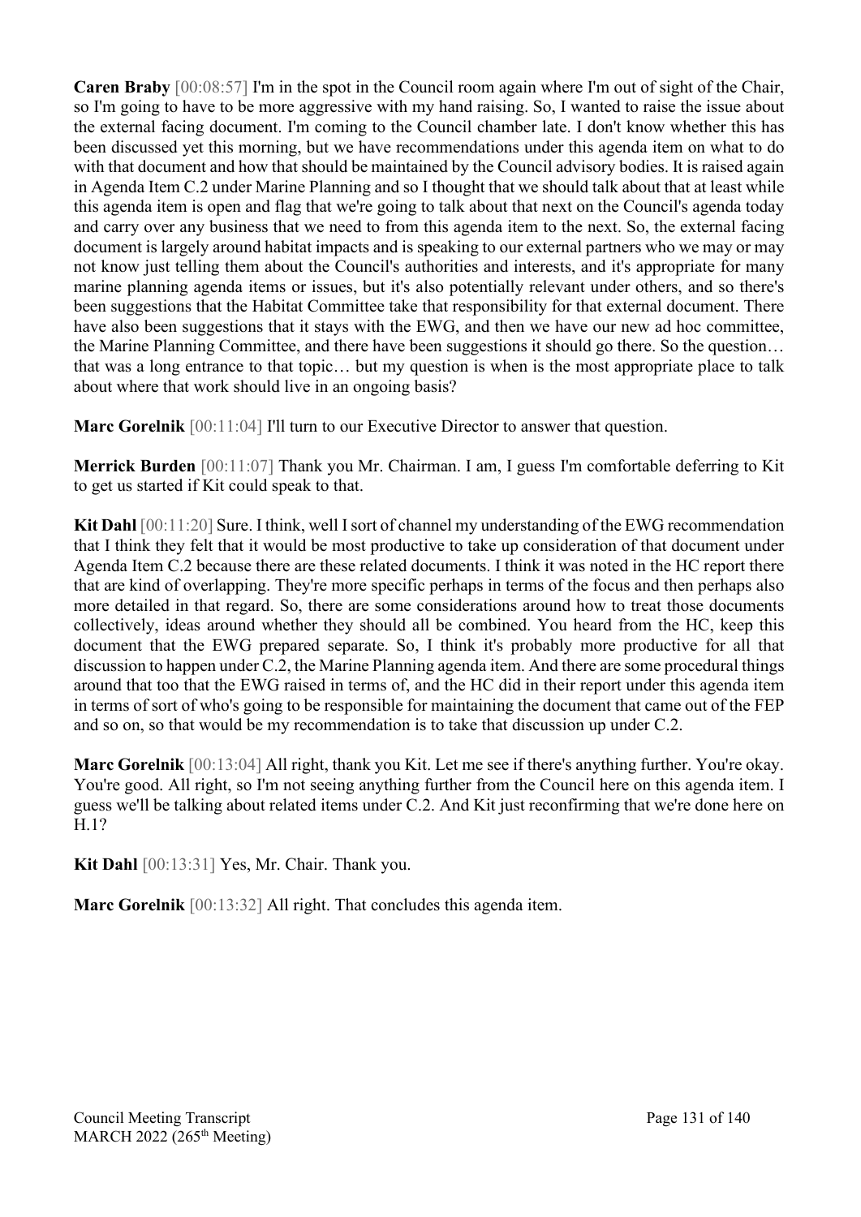**Caren Braby** [00:08:57] I'm in the spot in the Council room again where I'm out of sight of the Chair, so I'm going to have to be more aggressive with my hand raising. So, I wanted to raise the issue about the external facing document. I'm coming to the Council chamber late. I don't know whether this has been discussed yet this morning, but we have recommendations under this agenda item on what to do with that document and how that should be maintained by the Council advisory bodies. It is raised again in Agenda Item C.2 under Marine Planning and so I thought that we should talk about that at least while this agenda item is open and flag that we're going to talk about that next on the Council's agenda today and carry over any business that we need to from this agenda item to the next. So, the external facing document is largely around habitat impacts and is speaking to our external partners who we may or may not know just telling them about the Council's authorities and interests, and it's appropriate for many marine planning agenda items or issues, but it's also potentially relevant under others, and so there's been suggestions that the Habitat Committee take that responsibility for that external document. There have also been suggestions that it stays with the EWG, and then we have our new ad hoc committee, the Marine Planning Committee, and there have been suggestions it should go there. So the question… that was a long entrance to that topic… but my question is when is the most appropriate place to talk about where that work should live in an ongoing basis?

**Marc Gorelnik** [00:11:04] I'll turn to our Executive Director to answer that question.

**Merrick Burden** [00:11:07] Thank you Mr. Chairman. I am, I guess I'm comfortable deferring to Kit to get us started if Kit could speak to that.

**Kit Dahl** [00:11:20] Sure. I think, well I sort of channel my understanding of the EWG recommendation that I think they felt that it would be most productive to take up consideration of that document under Agenda Item C.2 because there are these related documents. I think it was noted in the HC report there that are kind of overlapping. They're more specific perhaps in terms of the focus and then perhaps also more detailed in that regard. So, there are some considerations around how to treat those documents collectively, ideas around whether they should all be combined. You heard from the HC, keep this document that the EWG prepared separate. So, I think it's probably more productive for all that discussion to happen under C.2, the Marine Planning agenda item. And there are some procedural things around that too that the EWG raised in terms of, and the HC did in their report under this agenda item in terms of sort of who's going to be responsible for maintaining the document that came out of the FEP and so on, so that would be my recommendation is to take that discussion up under C.2.

**Marc Gorelnik** [00:13:04] All right, thank you Kit. Let me see if there's anything further. You're okay. You're good. All right, so I'm not seeing anything further from the Council here on this agenda item. I guess we'll be talking about related items under C.2. And Kit just reconfirming that we're done here on H.1?

**Kit Dahl** [00:13:31] Yes, Mr. Chair. Thank you.

**Marc Gorelnik** [00:13:32] All right. That concludes this agenda item.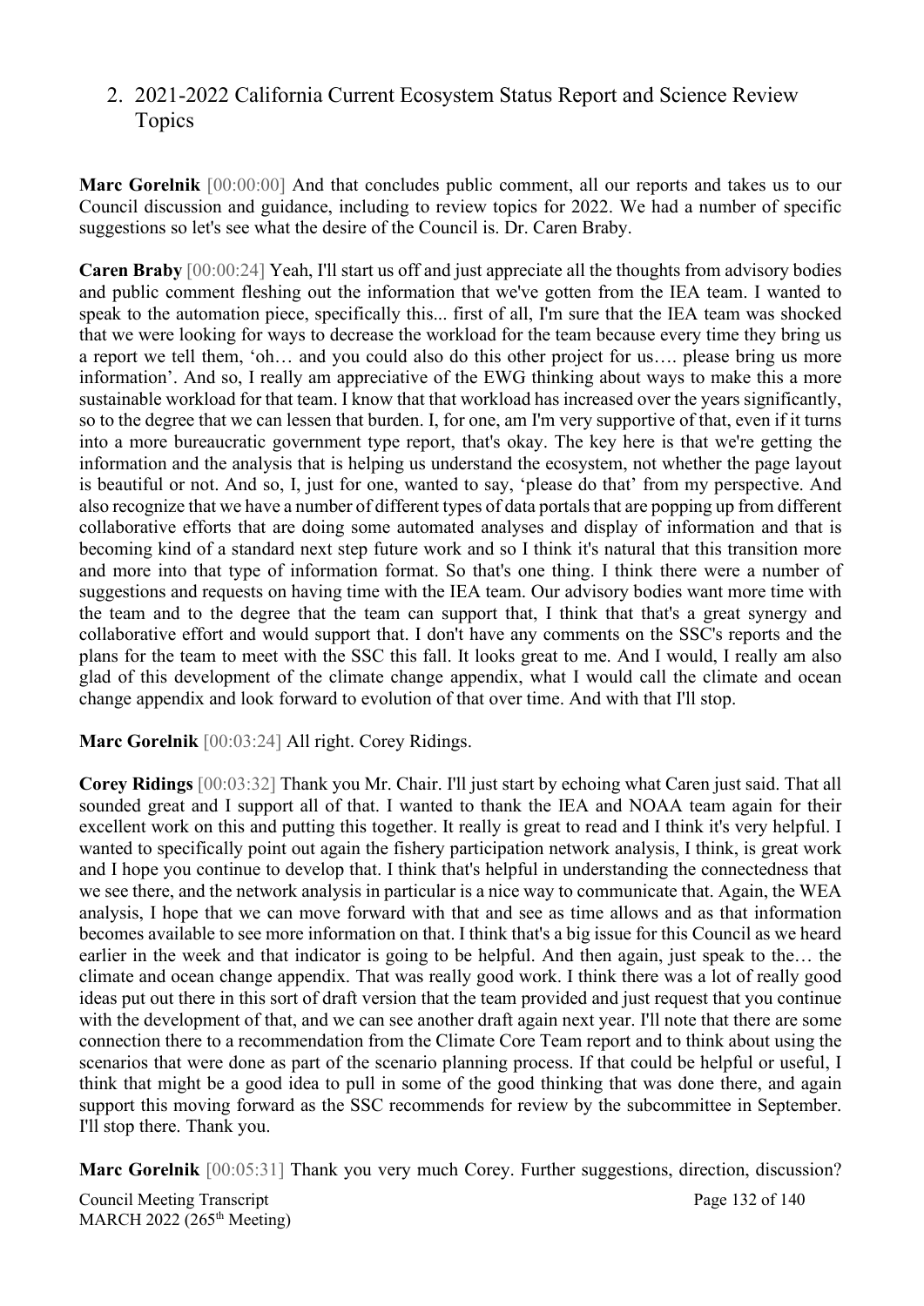## 2. 2021-2022 California Current Ecosystem Status Report and Science Review Topics

**Marc Gorelnik** [00:00:00] And that concludes public comment, all our reports and takes us to our Council discussion and guidance, including to review topics for 2022. We had a number of specific suggestions so let's see what the desire of the Council is. Dr. Caren Braby.

**Caren Braby** [00:00:24] Yeah, I'll start us off and just appreciate all the thoughts from advisory bodies and public comment fleshing out the information that we've gotten from the IEA team. I wanted to speak to the automation piece, specifically this... first of all, I'm sure that the IEA team was shocked that we were looking for ways to decrease the workload for the team because every time they bring us a report we tell them, 'oh… and you could also do this other project for us…. please bring us more information'. And so, I really am appreciative of the EWG thinking about ways to make this a more sustainable workload for that team. I know that that workload has increased over the years significantly, so to the degree that we can lessen that burden. I, for one, am I'm very supportive of that, even if it turns into a more bureaucratic government type report, that's okay. The key here is that we're getting the information and the analysis that is helping us understand the ecosystem, not whether the page layout is beautiful or not. And so, I, just for one, wanted to say, 'please do that' from my perspective. And also recognize that we have a number of different types of data portals that are popping up from different collaborative efforts that are doing some automated analyses and display of information and that is becoming kind of a standard next step future work and so I think it's natural that this transition more and more into that type of information format. So that's one thing. I think there were a number of suggestions and requests on having time with the IEA team. Our advisory bodies want more time with the team and to the degree that the team can support that, I think that that's a great synergy and collaborative effort and would support that. I don't have any comments on the SSC's reports and the plans for the team to meet with the SSC this fall. It looks great to me. And I would, I really am also glad of this development of the climate change appendix, what I would call the climate and ocean change appendix and look forward to evolution of that over time. And with that I'll stop.

**Marc Gorelnik** [00:03:24] All right. Corey Ridings.

**Corey Ridings** [00:03:32] Thank you Mr. Chair. I'll just start by echoing what Caren just said. That all sounded great and I support all of that. I wanted to thank the IEA and NOAA team again for their excellent work on this and putting this together. It really is great to read and I think it's very helpful. I wanted to specifically point out again the fishery participation network analysis, I think, is great work and I hope you continue to develop that. I think that's helpful in understanding the connectedness that we see there, and the network analysis in particular is a nice way to communicate that. Again, the WEA analysis, I hope that we can move forward with that and see as time allows and as that information becomes available to see more information on that. I think that's a big issue for this Council as we heard earlier in the week and that indicator is going to be helpful. And then again, just speak to the… the climate and ocean change appendix. That was really good work. I think there was a lot of really good ideas put out there in this sort of draft version that the team provided and just request that you continue with the development of that, and we can see another draft again next year. I'll note that there are some connection there to a recommendation from the Climate Core Team report and to think about using the scenarios that were done as part of the scenario planning process. If that could be helpful or useful, I think that might be a good idea to pull in some of the good thinking that was done there, and again support this moving forward as the SSC recommends for review by the subcommittee in September. I'll stop there. Thank you.

**Marc Gorelnik** [00:05:31] Thank you very much Corey. Further suggestions, direction, discussion?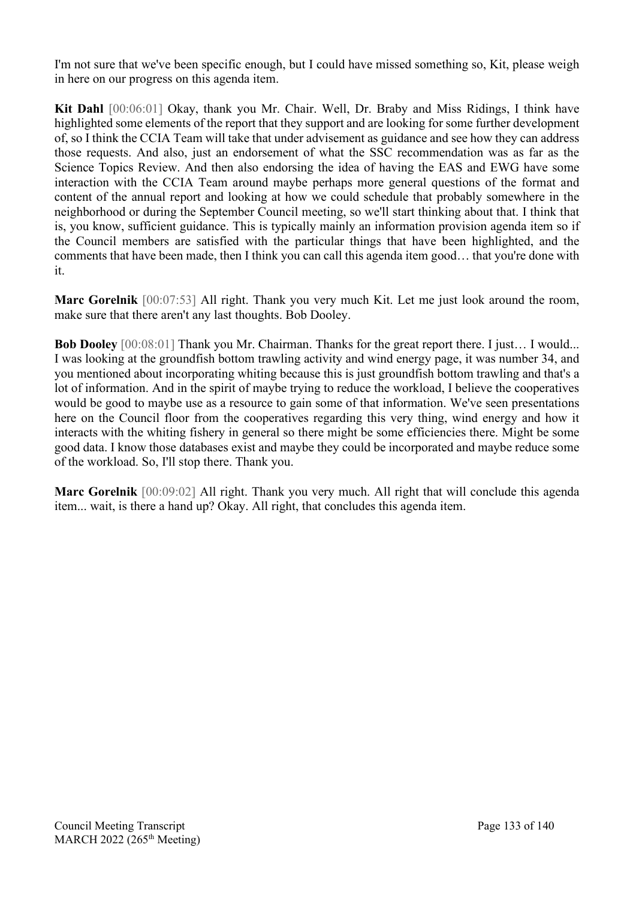I'm not sure that we've been specific enough, but I could have missed something so, Kit, please weigh in here on our progress on this agenda item.

**Kit Dahl** [00:06:01] Okay, thank you Mr. Chair. Well, Dr. Braby and Miss Ridings, I think have highlighted some elements of the report that they support and are looking for some further development of, so I think the CCIA Team will take that under advisement as guidance and see how they can address those requests. And also, just an endorsement of what the SSC recommendation was as far as the Science Topics Review. And then also endorsing the idea of having the EAS and EWG have some interaction with the CCIA Team around maybe perhaps more general questions of the format and content of the annual report and looking at how we could schedule that probably somewhere in the neighborhood or during the September Council meeting, so we'll start thinking about that. I think that is, you know, sufficient guidance. This is typically mainly an information provision agenda item so if the Council members are satisfied with the particular things that have been highlighted, and the comments that have been made, then I think you can call this agenda item good… that you're done with it.

**Marc Gorelnik** [00:07:53] All right. Thank you very much Kit. Let me just look around the room, make sure that there aren't any last thoughts. Bob Dooley.

**Bob Dooley** [00:08:01] Thank you Mr. Chairman. Thanks for the great report there. I just… I would... I was looking at the groundfish bottom trawling activity and wind energy page, it was number 34, and you mentioned about incorporating whiting because this is just groundfish bottom trawling and that's a lot of information. And in the spirit of maybe trying to reduce the workload, I believe the cooperatives would be good to maybe use as a resource to gain some of that information. We've seen presentations here on the Council floor from the cooperatives regarding this very thing, wind energy and how it interacts with the whiting fishery in general so there might be some efficiencies there. Might be some good data. I know those databases exist and maybe they could be incorporated and maybe reduce some of the workload. So, I'll stop there. Thank you.

**Marc Gorelnik** [00:09:02] All right. Thank you very much. All right that will conclude this agenda item... wait, is there a hand up? Okay. All right, that concludes this agenda item.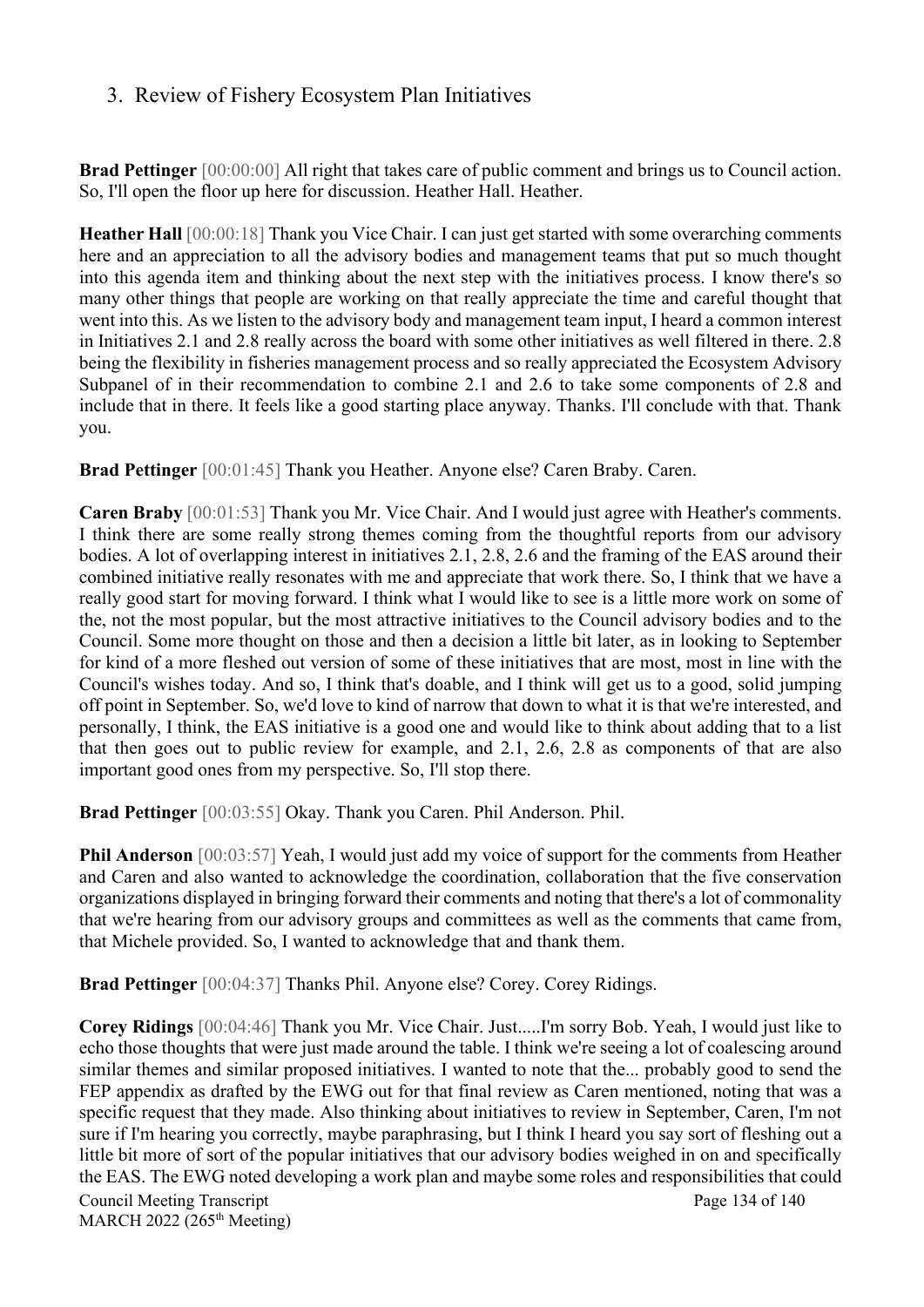## 3. Review of Fishery Ecosystem Plan Initiatives

**Brad Pettinger** [00:00:00] All right that takes care of public comment and brings us to Council action. So, I'll open the floor up here for discussion. Heather Hall. Heather.

**Heather Hall** [00:00:18] Thank you Vice Chair. I can just get started with some overarching comments here and an appreciation to all the advisory bodies and management teams that put so much thought into this agenda item and thinking about the next step with the initiatives process. I know there's so many other things that people are working on that really appreciate the time and careful thought that went into this. As we listen to the advisory body and management team input, I heard a common interest in Initiatives 2.1 and 2.8 really across the board with some other initiatives as well filtered in there. 2.8 being the flexibility in fisheries management process and so really appreciated the Ecosystem Advisory Subpanel of in their recommendation to combine 2.1 and 2.6 to take some components of 2.8 and include that in there. It feels like a good starting place anyway. Thanks. I'll conclude with that. Thank you.

**Brad Pettinger** [00:01:45] Thank you Heather. Anyone else? Caren Braby. Caren.

**Caren Braby** [00:01:53] Thank you Mr. Vice Chair. And I would just agree with Heather's comments. I think there are some really strong themes coming from the thoughtful reports from our advisory bodies. A lot of overlapping interest in initiatives 2.1, 2.8, 2.6 and the framing of the EAS around their combined initiative really resonates with me and appreciate that work there. So, I think that we have a really good start for moving forward. I think what I would like to see is a little more work on some of the, not the most popular, but the most attractive initiatives to the Council advisory bodies and to the Council. Some more thought on those and then a decision a little bit later, as in looking to September for kind of a more fleshed out version of some of these initiatives that are most, most in line with the Council's wishes today. And so, I think that's doable, and I think will get us to a good, solid jumping off point in September. So, we'd love to kind of narrow that down to what it is that we're interested, and personally, I think, the EAS initiative is a good one and would like to think about adding that to a list that then goes out to public review for example, and 2.1, 2.6, 2.8 as components of that are also important good ones from my perspective. So, I'll stop there.

**Brad Pettinger** [00:03:55] Okay. Thank you Caren. Phil Anderson. Phil.

**Phil Anderson** [00:03:57] Yeah, I would just add my voice of support for the comments from Heather and Caren and also wanted to acknowledge the coordination, collaboration that the five conservation organizations displayed in bringing forward their comments and noting that there's a lot of commonality that we're hearing from our advisory groups and committees as well as the comments that came from, that Michele provided. So, I wanted to acknowledge that and thank them.

**Brad Pettinger** [00:04:37] Thanks Phil. Anyone else? Corey. Corey Ridings.

**Corey Ridings** [00:04:46] Thank you Mr. Vice Chair. Just.....I'm sorry Bob. Yeah, I would just like to echo those thoughts that were just made around the table. I think we're seeing a lot of coalescing around similar themes and similar proposed initiatives. I wanted to note that the... probably good to send the FEP appendix as drafted by the EWG out for that final review as Caren mentioned, noting that was a specific request that they made. Also thinking about initiatives to review in September, Caren, I'm not sure if I'm hearing you correctly, maybe paraphrasing, but I think I heard you say sort of fleshing out a little bit more of sort of the popular initiatives that our advisory bodies weighed in on and specifically the EAS. The EWG noted developing a work plan and maybe some roles and responsibilities that could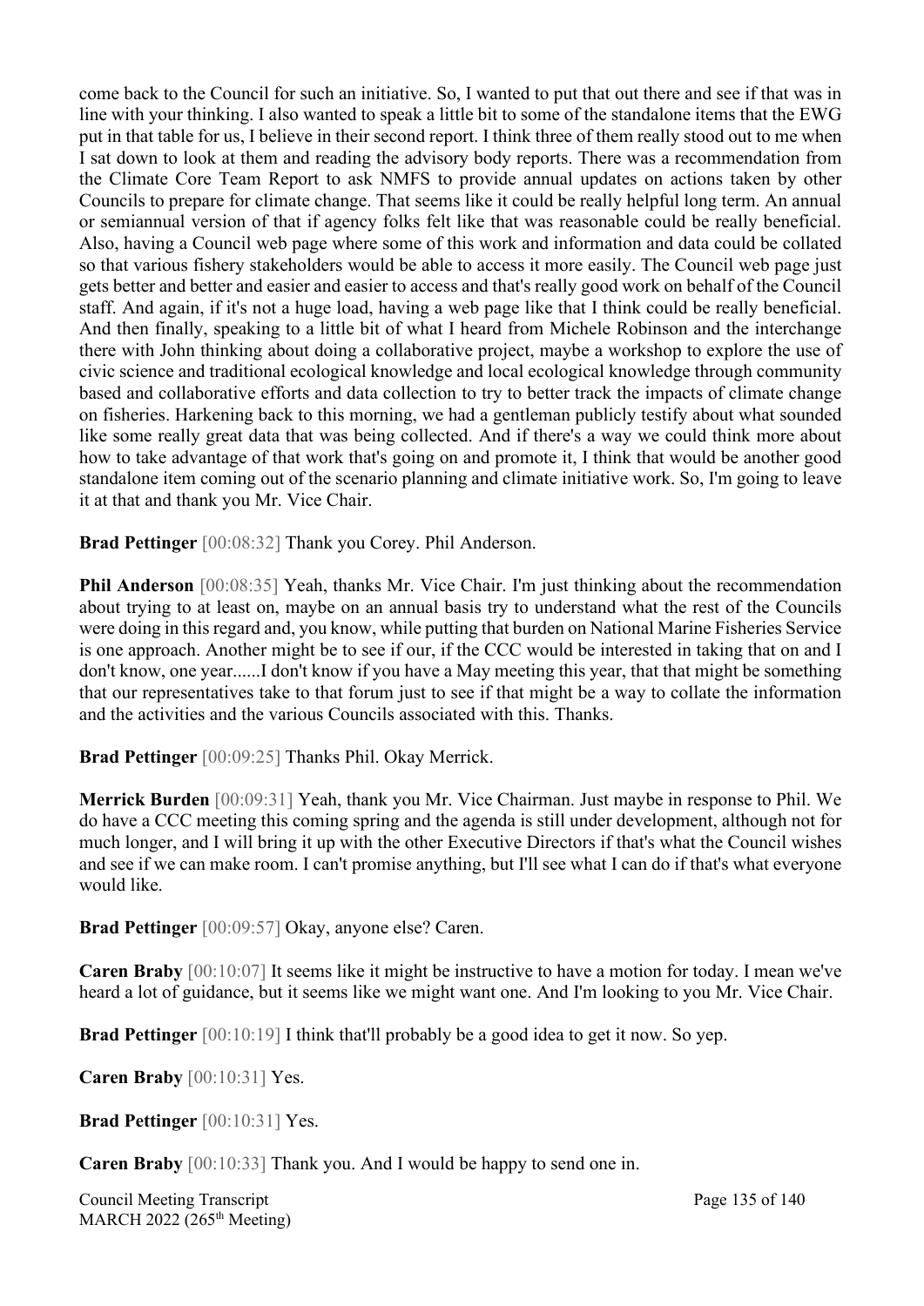come back to the Council for such an initiative. So, I wanted to put that out there and see if that was in line with your thinking. I also wanted to speak a little bit to some of the standalone items that the EWG put in that table for us, I believe in their second report. I think three of them really stood out to me when I sat down to look at them and reading the advisory body reports. There was a recommendation from the Climate Core Team Report to ask NMFS to provide annual updates on actions taken by other Councils to prepare for climate change. That seems like it could be really helpful long term. An annual or semiannual version of that if agency folks felt like that was reasonable could be really beneficial. Also, having a Council web page where some of this work and information and data could be collated so that various fishery stakeholders would be able to access it more easily. The Council web page just gets better and better and easier and easier to access and that's really good work on behalf of the Council staff. And again, if it's not a huge load, having a web page like that I think could be really beneficial. And then finally, speaking to a little bit of what I heard from Michele Robinson and the interchange there with John thinking about doing a collaborative project, maybe a workshop to explore the use of civic science and traditional ecological knowledge and local ecological knowledge through community based and collaborative efforts and data collection to try to better track the impacts of climate change on fisheries. Harkening back to this morning, we had a gentleman publicly testify about what sounded like some really great data that was being collected. And if there's a way we could think more about how to take advantage of that work that's going on and promote it, I think that would be another good standalone item coming out of the scenario planning and climate initiative work. So, I'm going to leave it at that and thank you Mr. Vice Chair.

**Brad Pettinger** [00:08:32] Thank you Corey. Phil Anderson.

**Phil Anderson** [00:08:35] Yeah, thanks Mr. Vice Chair. I'm just thinking about the recommendation about trying to at least on, maybe on an annual basis try to understand what the rest of the Councils were doing in this regard and, you know, while putting that burden on National Marine Fisheries Service is one approach. Another might be to see if our, if the CCC would be interested in taking that on and I don't know, one year......I don't know if you have a May meeting this year, that that might be something that our representatives take to that forum just to see if that might be a way to collate the information and the activities and the various Councils associated with this. Thanks.

**Brad Pettinger** [00:09:25] Thanks Phil. Okay Merrick.

**Merrick Burden** [00:09:31] Yeah, thank you Mr. Vice Chairman. Just maybe in response to Phil. We do have a CCC meeting this coming spring and the agenda is still under development, although not for much longer, and I will bring it up with the other Executive Directors if that's what the Council wishes and see if we can make room. I can't promise anything, but I'll see what I can do if that's what everyone would like.

**Brad Pettinger** [00:09:57] Okay, anyone else? Caren.

**Caren Braby** [00:10:07] It seems like it might be instructive to have a motion for today. I mean we've heard a lot of guidance, but it seems like we might want one. And I'm looking to you Mr. Vice Chair.

**Brad Pettinger** [00:10:19] I think that'll probably be a good idea to get it now. So yep.

**Caren Braby** [00:10:31] Yes.

**Brad Pettinger** [00:10:31] Yes.

**Caren Braby** [00:10:33] Thank you. And I would be happy to send one in.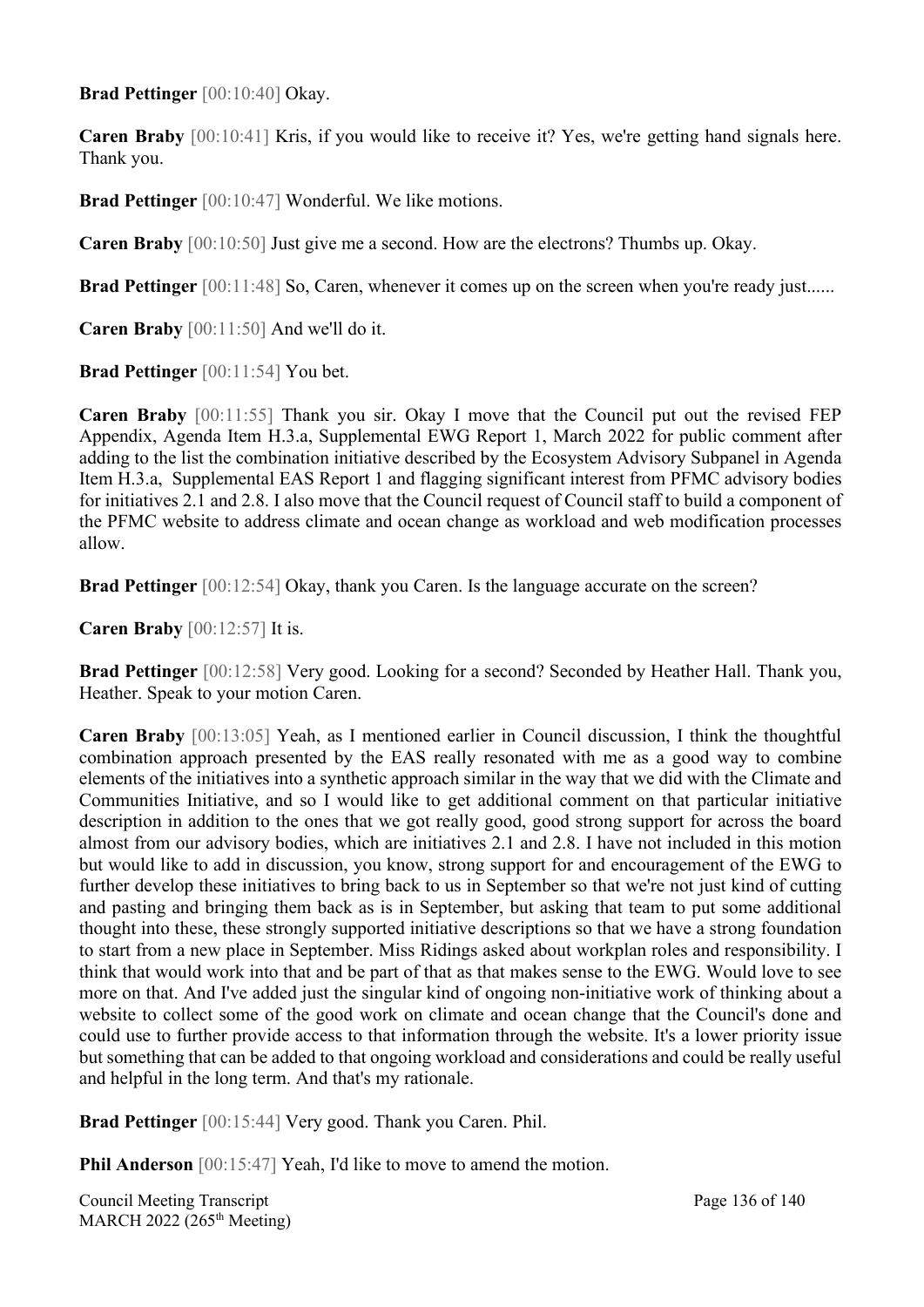**Brad Pettinger** [00:10:40] Okay.

**Caren Braby** [00:10:41] Kris, if you would like to receive it? Yes, we're getting hand signals here. Thank you.

**Brad Pettinger** [00:10:47] Wonderful. We like motions.

**Caren Braby** [00:10:50] Just give me a second. How are the electrons? Thumbs up. Okay.

**Brad Pettinger** [00:11:48] So, Caren, whenever it comes up on the screen when you're ready just......

**Caren Braby** [00:11:50] And we'll do it.

**Brad Pettinger** [00:11:54] You bet.

**Caren Braby** [00:11:55] Thank you sir. Okay I move that the Council put out the revised FEP Appendix, Agenda Item H.3.a, Supplemental EWG Report 1, March 2022 for public comment after adding to the list the combination initiative described by the Ecosystem Advisory Subpanel in Agenda Item H.3.a, Supplemental EAS Report 1 and flagging significant interest from PFMC advisory bodies for initiatives 2.1 and 2.8. I also move that the Council request of Council staff to build a component of the PFMC website to address climate and ocean change as workload and web modification processes allow.

**Brad Pettinger** [00:12:54] Okay, thank you Caren. Is the language accurate on the screen?

**Caren Braby** [00:12:57] It is.

**Brad Pettinger** [00:12:58] Very good. Looking for a second? Seconded by Heather Hall. Thank you, Heather. Speak to your motion Caren.

**Caren Braby** [00:13:05] Yeah, as I mentioned earlier in Council discussion, I think the thoughtful combination approach presented by the EAS really resonated with me as a good way to combine elements of the initiatives into a synthetic approach similar in the way that we did with the Climate and Communities Initiative, and so I would like to get additional comment on that particular initiative description in addition to the ones that we got really good, good strong support for across the board almost from our advisory bodies, which are initiatives 2.1 and 2.8. I have not included in this motion but would like to add in discussion, you know, strong support for and encouragement of the EWG to further develop these initiatives to bring back to us in September so that we're not just kind of cutting and pasting and bringing them back as is in September, but asking that team to put some additional thought into these, these strongly supported initiative descriptions so that we have a strong foundation to start from a new place in September. Miss Ridings asked about workplan roles and responsibility. I think that would work into that and be part of that as that makes sense to the EWG. Would love to see more on that. And I've added just the singular kind of ongoing non-initiative work of thinking about a website to collect some of the good work on climate and ocean change that the Council's done and could use to further provide access to that information through the website. It's a lower priority issue but something that can be added to that ongoing workload and considerations and could be really useful and helpful in the long term. And that's my rationale.

**Brad Pettinger** [00:15:44] Very good. Thank you Caren. Phil.

**Phil Anderson** [00:15:47] Yeah, I'd like to move to amend the motion.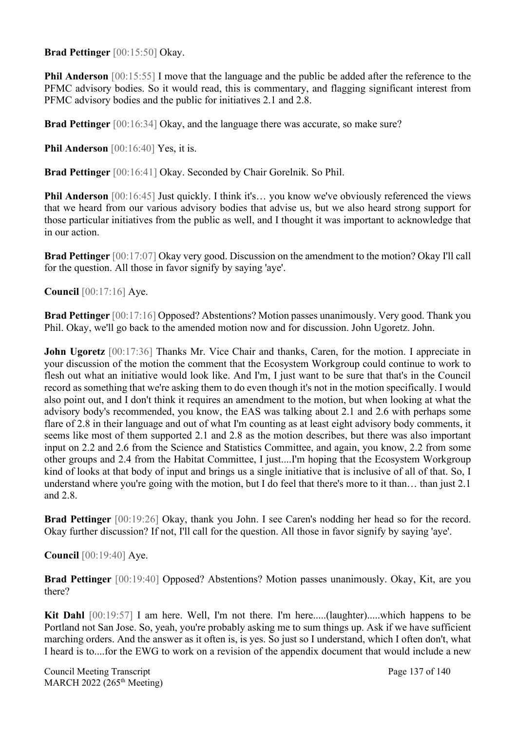**Brad Pettinger** [00:15:50] Okay.

**Phil Anderson** [00:15:55] I move that the language and the public be added after the reference to the PFMC advisory bodies. So it would read, this is commentary, and flagging significant interest from PFMC advisory bodies and the public for initiatives 2.1 and 2.8.

**Brad Pettinger** [00:16:34] Okay, and the language there was accurate, so make sure?

**Phil Anderson** [00:16:40] Yes, it is.

**Brad Pettinger** [00:16:41] Okay. Seconded by Chair Gorelnik. So Phil.

**Phil Anderson** [00:16:45] Just quickly. I think it's… you know we've obviously referenced the views that we heard from our various advisory bodies that advise us, but we also heard strong support for those particular initiatives from the public as well, and I thought it was important to acknowledge that in our action.

**Brad Pettinger** [00:17:07] Okay very good. Discussion on the amendment to the motion? Okay I'll call for the question. All those in favor signify by saying 'aye'.

**Council** [00:17:16] Aye.

**Brad Pettinger** [00:17:16] Opposed? Abstentions? Motion passes unanimously. Very good. Thank you Phil. Okay, we'll go back to the amended motion now and for discussion. John Ugoretz. John.

**John Ugoretz** [00:17:36] Thanks Mr. Vice Chair and thanks, Caren, for the motion. I appreciate in your discussion of the motion the comment that the Ecosystem Workgroup could continue to work to flesh out what an initiative would look like. And I'm, I just want to be sure that that's in the Council record as something that we're asking them to do even though it's not in the motion specifically. I would also point out, and I don't think it requires an amendment to the motion, but when looking at what the advisory body's recommended, you know, the EAS was talking about 2.1 and 2.6 with perhaps some flare of 2.8 in their language and out of what I'm counting as at least eight advisory body comments, it seems like most of them supported 2.1 and 2.8 as the motion describes, but there was also important input on 2.2 and 2.6 from the Science and Statistics Committee, and again, you know, 2.2 from some other groups and 2.4 from the Habitat Committee, I just....I'm hoping that the Ecosystem Workgroup kind of looks at that body of input and brings us a single initiative that is inclusive of all of that. So, I understand where you're going with the motion, but I do feel that there's more to it than… than just 2.1 and 2.8.

**Brad Pettinger** [00:19:26] Okay, thank you John. I see Caren's nodding her head so for the record. Okay further discussion? If not, I'll call for the question. All those in favor signify by saying 'aye'.

**Council** [00:19:40] Aye.

**Brad Pettinger** [00:19:40] Opposed? Abstentions? Motion passes unanimously. Okay, Kit, are you there?

**Kit Dahl** [00:19:57] I am here. Well, I'm not there. I'm here.....(laughter).....which happens to be Portland not San Jose. So, yeah, you're probably asking me to sum things up. Ask if we have sufficient marching orders. And the answer as it often is, is yes. So just so I understand, which I often don't, what I heard is to....for the EWG to work on a revision of the appendix document that would include a new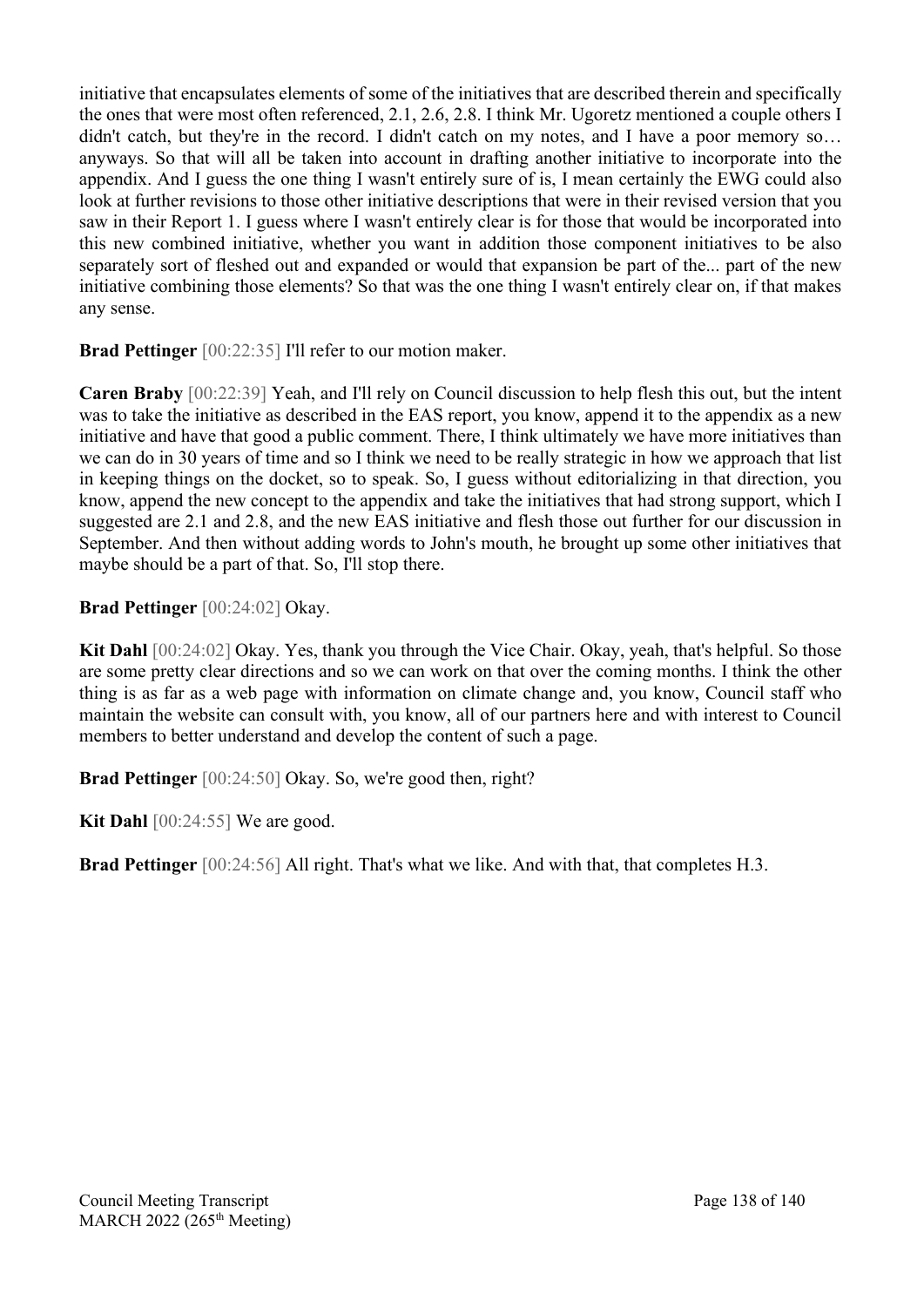initiative that encapsulates elements of some of the initiatives that are described therein and specifically the ones that were most often referenced, 2.1, 2.6, 2.8. I think Mr. Ugoretz mentioned a couple others I didn't catch, but they're in the record. I didn't catch on my notes, and I have a poor memory so… anyways. So that will all be taken into account in drafting another initiative to incorporate into the appendix. And I guess the one thing I wasn't entirely sure of is, I mean certainly the EWG could also look at further revisions to those other initiative descriptions that were in their revised version that you saw in their Report 1. I guess where I wasn't entirely clear is for those that would be incorporated into this new combined initiative, whether you want in addition those component initiatives to be also separately sort of fleshed out and expanded or would that expansion be part of the... part of the new initiative combining those elements? So that was the one thing I wasn't entirely clear on, if that makes any sense.

**Brad Pettinger** [00:22:35] I'll refer to our motion maker.

**Caren Braby** [00:22:39] Yeah, and I'll rely on Council discussion to help flesh this out, but the intent was to take the initiative as described in the EAS report, you know, append it to the appendix as a new initiative and have that good a public comment. There, I think ultimately we have more initiatives than we can do in 30 years of time and so I think we need to be really strategic in how we approach that list in keeping things on the docket, so to speak. So, I guess without editorializing in that direction, you know, append the new concept to the appendix and take the initiatives that had strong support, which I suggested are 2.1 and 2.8, and the new EAS initiative and flesh those out further for our discussion in September. And then without adding words to John's mouth, he brought up some other initiatives that maybe should be a part of that. So, I'll stop there.

**Brad Pettinger** [00:24:02] Okay.

**Kit Dahl** [00:24:02] Okay. Yes, thank you through the Vice Chair. Okay, yeah, that's helpful. So those are some pretty clear directions and so we can work on that over the coming months. I think the other thing is as far as a web page with information on climate change and, you know, Council staff who maintain the website can consult with, you know, all of our partners here and with interest to Council members to better understand and develop the content of such a page.

**Brad Pettinger** [00:24:50] Okay. So, we're good then, right?

**Kit Dahl** [00:24:55] We are good.

**Brad Pettinger** [00:24:56] All right. That's what we like. And with that, that completes H.3.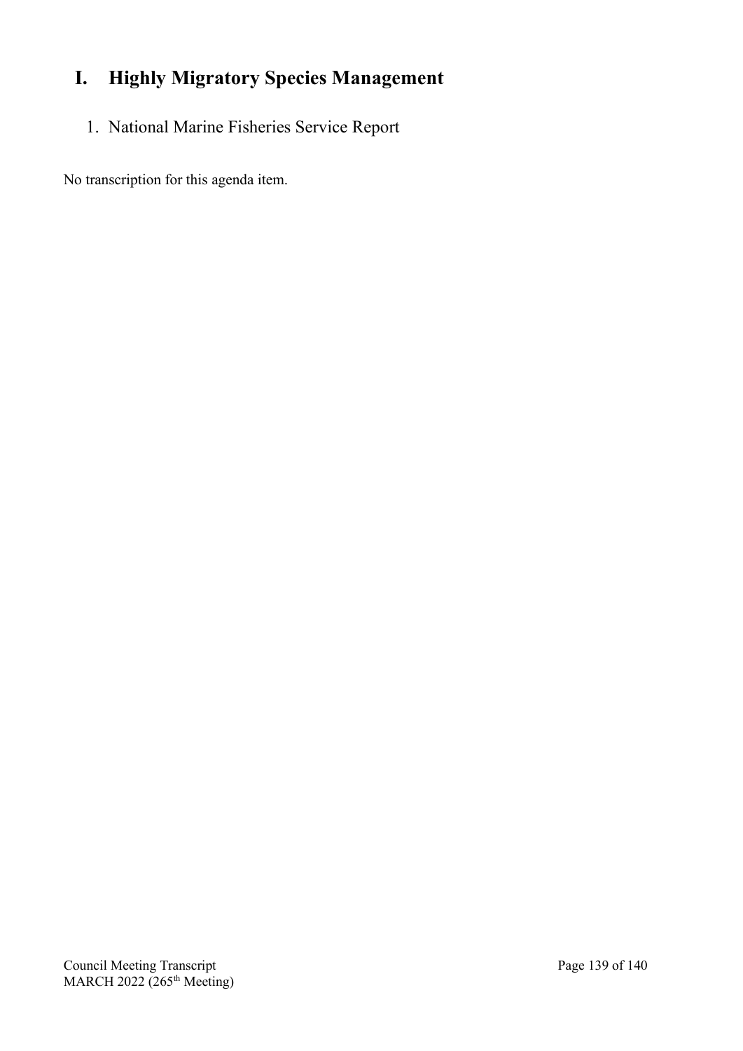# I. Highly Migratory Species Management

## 1. National Marine Fisheries Service Report

No transcription for this agenda item.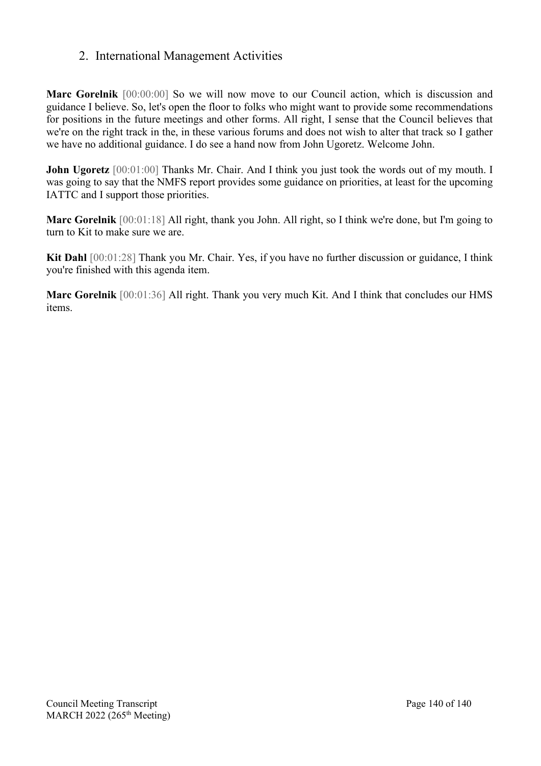## 2. International Management Activities

**Marc Gorelnik** [00:00:00] So we will now move to our Council action, which is discussion and guidance I believe. So, let's open the floor to folks who might want to provide some recommendations for positions in the future meetings and other forms. All right, I sense that the Council believes that we're on the right track in the, in these various forums and does not wish to alter that track so I gather we have no additional guidance. I do see a hand now from John Ugoretz. Welcome John.

**John Ugoretz** [00:01:00] Thanks Mr. Chair. And I think you just took the words out of my mouth. I was going to say that the NMFS report provides some guidance on priorities, at least for the upcoming IATTC and I support those priorities.

**Marc Gorelnik** [00:01:18] All right, thank you John. All right, so I think we're done, but I'm going to turn to Kit to make sure we are.

**Kit Dahl** [00:01:28] Thank you Mr. Chair. Yes, if you have no further discussion or guidance, I think you're finished with this agenda item.

**Marc Gorelnik** [00:01:36] All right. Thank you very much Kit. And I think that concludes our HMS items.